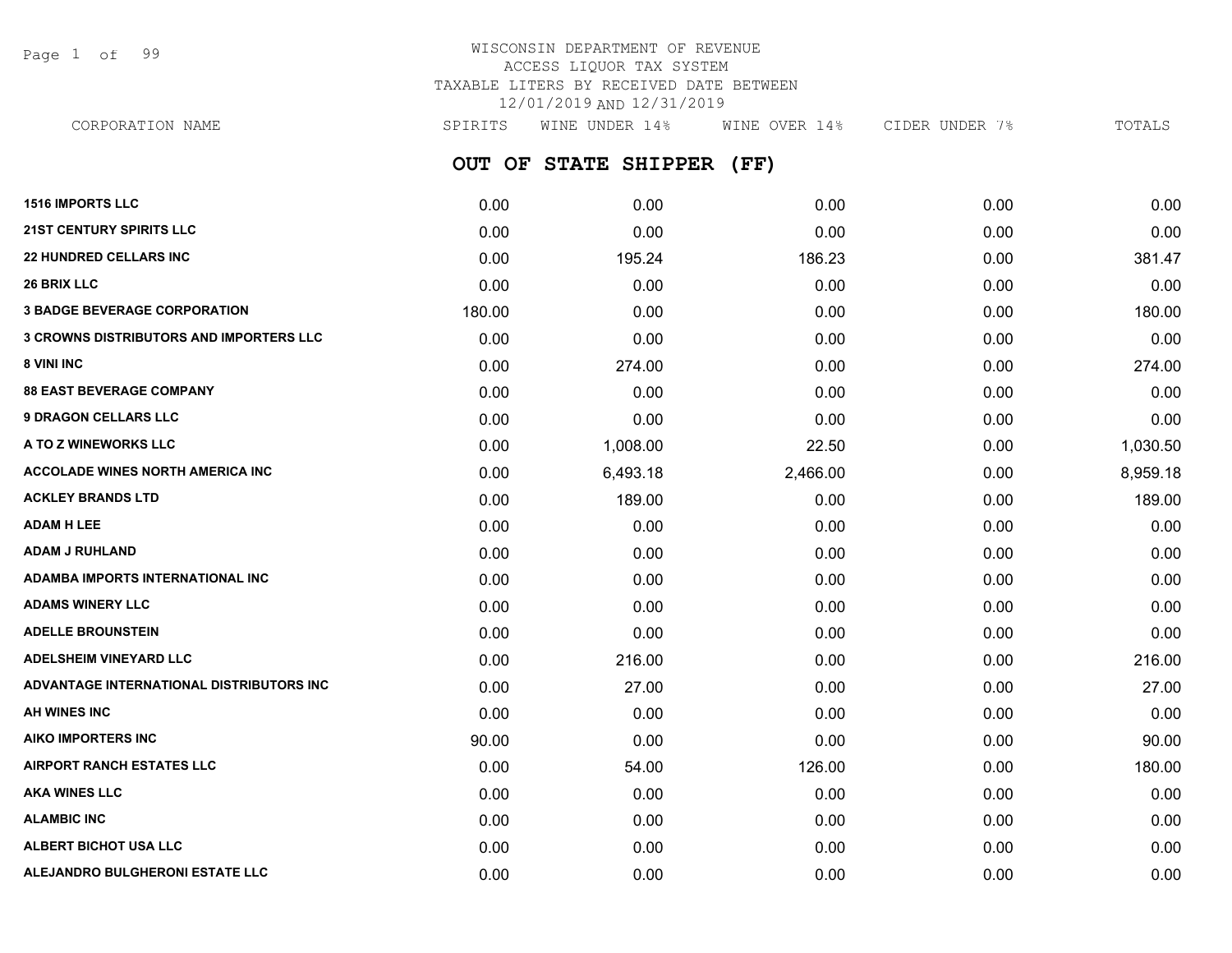WISCONSIN DEPARTMENT OF REVENUE
ACCESS LIQUOR TAX SYSTEM
TAXABLE LITERS BY RECEIVED DATE BETWEEN
12/01/2019 AND 12/31/2019

## OUT OF STATE SHIPPER (FF)

| CORPORATION NAME | SPIRITS | WINE UNDER 14% | WINE OVER 14% | CIDER UNDER 7% | TOTALS |
|---|---|---|---|---|---|
| 1516 IMPORTS LLC | 0.00 | 0.00 | 0.00 | 0.00 | 0.00 |
| 21ST CENTURY SPIRITS LLC | 0.00 | 0.00 | 0.00 | 0.00 | 0.00 |
| 22 HUNDRED CELLARS INC | 0.00 | 195.24 | 186.23 | 0.00 | 381.47 |
| 26 BRIX LLC | 0.00 | 0.00 | 0.00 | 0.00 | 0.00 |
| 3 BADGE BEVERAGE CORPORATION | 180.00 | 0.00 | 0.00 | 0.00 | 180.00 |
| 3 CROWNS DISTRIBUTORS AND IMPORTERS LLC | 0.00 | 0.00 | 0.00 | 0.00 | 0.00 |
| 8 VINI INC | 0.00 | 274.00 | 0.00 | 0.00 | 274.00 |
| 88 EAST BEVERAGE COMPANY | 0.00 | 0.00 | 0.00 | 0.00 | 0.00 |
| 9 DRAGON CELLARS LLC | 0.00 | 0.00 | 0.00 | 0.00 | 0.00 |
| A TO Z WINEWORKS LLC | 0.00 | 1,008.00 | 22.50 | 0.00 | 1,030.50 |
| ACCOLADE WINES NORTH AMERICA INC | 0.00 | 6,493.18 | 2,466.00 | 0.00 | 8,959.18 |
| ACKLEY BRANDS LTD | 0.00 | 189.00 | 0.00 | 0.00 | 189.00 |
| ADAM H LEE | 0.00 | 0.00 | 0.00 | 0.00 | 0.00 |
| ADAM J RUHLAND | 0.00 | 0.00 | 0.00 | 0.00 | 0.00 |
| ADAMBA IMPORTS INTERNATIONAL INC | 0.00 | 0.00 | 0.00 | 0.00 | 0.00 |
| ADAMS WINERY LLC | 0.00 | 0.00 | 0.00 | 0.00 | 0.00 |
| ADELLE BROUNSTEIN | 0.00 | 0.00 | 0.00 | 0.00 | 0.00 |
| ADELSHEIM VINEYARD LLC | 0.00 | 216.00 | 0.00 | 0.00 | 216.00 |
| ADVANTAGE INTERNATIONAL DISTRIBUTORS INC | 0.00 | 27.00 | 0.00 | 0.00 | 27.00 |
| AH WINES INC | 0.00 | 0.00 | 0.00 | 0.00 | 0.00 |
| AIKO IMPORTERS INC | 90.00 | 0.00 | 0.00 | 0.00 | 90.00 |
| AIRPORT RANCH ESTATES LLC | 0.00 | 54.00 | 126.00 | 0.00 | 180.00 |
| AKA WINES LLC | 0.00 | 0.00 | 0.00 | 0.00 | 0.00 |
| ALAMBIC INC | 0.00 | 0.00 | 0.00 | 0.00 | 0.00 |
| ALBERT BICHOT USA LLC | 0.00 | 0.00 | 0.00 | 0.00 | 0.00 |
| ALEJANDRO BULGHERONI ESTATE LLC | 0.00 | 0.00 | 0.00 | 0.00 | 0.00 |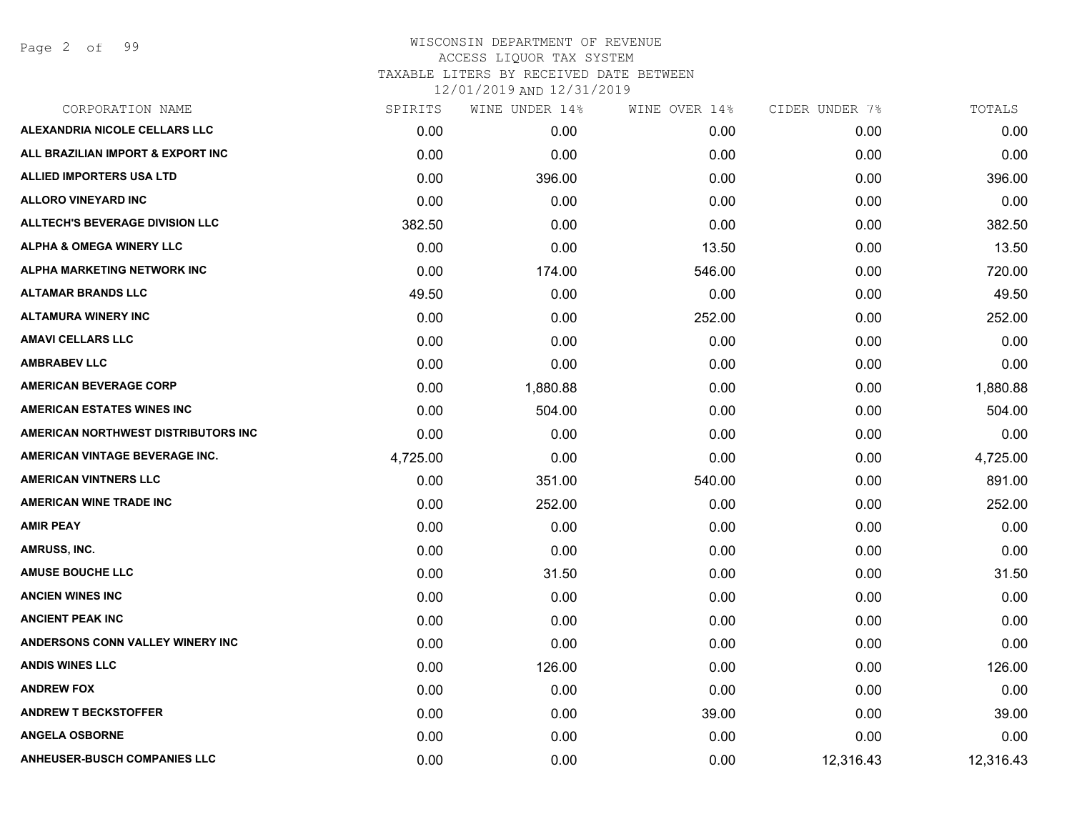# WISCONSIN DEPARTMENT OF REVENUE
## ACCESS LIQUOR TAX SYSTEM
### TAXABLE LITERS BY RECEIVED DATE BETWEEN 12/01/2019 AND 12/31/2019

| CORPORATION NAME | SPIRITS | WINE UNDER 14% | WINE OVER 14% | CIDER UNDER 7% | TOTALS |
|---|---|---|---|---|---|
| ALEXANDRIA NICOLE CELLARS LLC | 0.00 | 0.00 | 0.00 | 0.00 | 0.00 |
| ALL BRAZILIAN IMPORT & EXPORT INC | 0.00 | 0.00 | 0.00 | 0.00 | 0.00 |
| ALLIED IMPORTERS USA LTD | 0.00 | 396.00 | 0.00 | 0.00 | 396.00 |
| ALLORO VINEYARD INC | 0.00 | 0.00 | 0.00 | 0.00 | 0.00 |
| ALLTECH'S BEVERAGE DIVISION LLC | 382.50 | 0.00 | 0.00 | 0.00 | 382.50 |
| ALPHA & OMEGA WINERY LLC | 0.00 | 0.00 | 13.50 | 0.00 | 13.50 |
| ALPHA MARKETING NETWORK INC | 0.00 | 174.00 | 546.00 | 0.00 | 720.00 |
| ALTAMAR BRANDS LLC | 49.50 | 0.00 | 0.00 | 0.00 | 49.50 |
| ALTAMURA WINERY INC | 0.00 | 0.00 | 252.00 | 0.00 | 252.00 |
| AMAVI CELLARS LLC | 0.00 | 0.00 | 0.00 | 0.00 | 0.00 |
| AMBRABEV LLC | 0.00 | 0.00 | 0.00 | 0.00 | 0.00 |
| AMERICAN BEVERAGE CORP | 0.00 | 1,880.88 | 0.00 | 0.00 | 1,880.88 |
| AMERICAN ESTATES WINES INC | 0.00 | 504.00 | 0.00 | 0.00 | 504.00 |
| AMERICAN NORTHWEST DISTRIBUTORS INC | 0.00 | 0.00 | 0.00 | 0.00 | 0.00 |
| AMERICAN VINTAGE BEVERAGE INC. | 4,725.00 | 0.00 | 0.00 | 0.00 | 4,725.00 |
| AMERICAN VINTNERS LLC | 0.00 | 351.00 | 540.00 | 0.00 | 891.00 |
| AMERICAN WINE TRADE INC | 0.00 | 252.00 | 0.00 | 0.00 | 252.00 |
| AMIR PEAY | 0.00 | 0.00 | 0.00 | 0.00 | 0.00 |
| AMRUSS, INC. | 0.00 | 0.00 | 0.00 | 0.00 | 0.00 |
| AMUSE BOUCHE LLC | 0.00 | 31.50 | 0.00 | 0.00 | 31.50 |
| ANCIEN WINES INC | 0.00 | 0.00 | 0.00 | 0.00 | 0.00 |
| ANCIENT PEAK INC | 0.00 | 0.00 | 0.00 | 0.00 | 0.00 |
| ANDERSONS CONN VALLEY WINERY INC | 0.00 | 0.00 | 0.00 | 0.00 | 0.00 |
| ANDIS WINES LLC | 0.00 | 126.00 | 0.00 | 0.00 | 126.00 |
| ANDREW FOX | 0.00 | 0.00 | 0.00 | 0.00 | 0.00 |
| ANDREW T BECKSTOFFER | 0.00 | 0.00 | 39.00 | 0.00 | 39.00 |
| ANGELA OSBORNE | 0.00 | 0.00 | 0.00 | 0.00 | 0.00 |
| ANHEUSER-BUSCH COMPANIES LLC | 0.00 | 0.00 | 0.00 | 12,316.43 | 12,316.43 |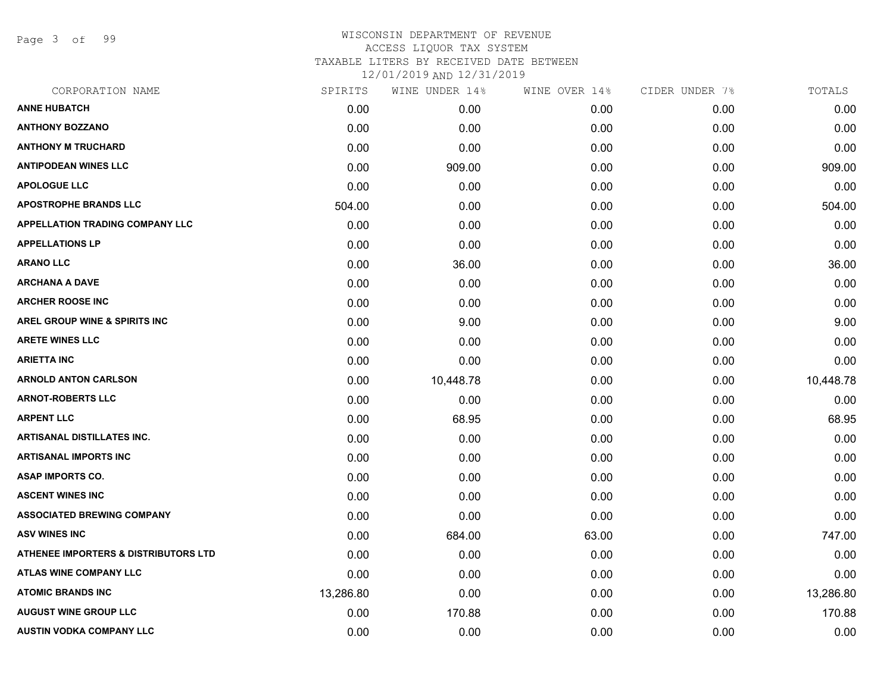# WISCONSIN DEPARTMENT OF REVENUE
ACCESS LIQUOR TAX SYSTEM
TAXABLE LITERS BY RECEIVED DATE BETWEEN
12/01/2019 AND 12/31/2019

| CORPORATION NAME | SPIRITS | WINE UNDER 14% | WINE OVER 14% | CIDER UNDER 7% | TOTALS |
|---|---|---|---|---|---|
| ANNE HUBATCH | 0.00 | 0.00 | 0.00 | 0.00 | 0.00 |
| ANTHONY BOZZANO | 0.00 | 0.00 | 0.00 | 0.00 | 0.00 |
| ANTHONY M TRUCHARD | 0.00 | 0.00 | 0.00 | 0.00 | 0.00 |
| ANTIPODEAN WINES LLC | 0.00 | 909.00 | 0.00 | 0.00 | 909.00 |
| APOLOGUE LLC | 0.00 | 0.00 | 0.00 | 0.00 | 0.00 |
| APOSTROPHE BRANDS LLC | 504.00 | 0.00 | 0.00 | 0.00 | 504.00 |
| APPELLATION TRADING COMPANY LLC | 0.00 | 0.00 | 0.00 | 0.00 | 0.00 |
| APPELLATIONS LP | 0.00 | 0.00 | 0.00 | 0.00 | 0.00 |
| ARANO LLC | 0.00 | 36.00 | 0.00 | 0.00 | 36.00 |
| ARCHANA A DAVE | 0.00 | 0.00 | 0.00 | 0.00 | 0.00 |
| ARCHER ROOSE INC | 0.00 | 0.00 | 0.00 | 0.00 | 0.00 |
| AREL GROUP WINE & SPIRITS INC | 0.00 | 9.00 | 0.00 | 0.00 | 9.00 |
| ARETE WINES LLC | 0.00 | 0.00 | 0.00 | 0.00 | 0.00 |
| ARIETTA INC | 0.00 | 0.00 | 0.00 | 0.00 | 0.00 |
| ARNOLD ANTON CARLSON | 0.00 | 10,448.78 | 0.00 | 0.00 | 10,448.78 |
| ARNOT-ROBERTS LLC | 0.00 | 0.00 | 0.00 | 0.00 | 0.00 |
| ARPENT LLC | 0.00 | 68.95 | 0.00 | 0.00 | 68.95 |
| ARTISANAL DISTILLATES INC. | 0.00 | 0.00 | 0.00 | 0.00 | 0.00 |
| ARTISANAL IMPORTS INC | 0.00 | 0.00 | 0.00 | 0.00 | 0.00 |
| ASAP IMPORTS CO. | 0.00 | 0.00 | 0.00 | 0.00 | 0.00 |
| ASCENT WINES INC | 0.00 | 0.00 | 0.00 | 0.00 | 0.00 |
| ASSOCIATED BREWING COMPANY | 0.00 | 0.00 | 0.00 | 0.00 | 0.00 |
| ASV WINES INC | 0.00 | 684.00 | 63.00 | 0.00 | 747.00 |
| ATHENEE IMPORTERS & DISTRIBUTORS LTD | 0.00 | 0.00 | 0.00 | 0.00 | 0.00 |
| ATLAS WINE COMPANY LLC | 0.00 | 0.00 | 0.00 | 0.00 | 0.00 |
| ATOMIC BRANDS INC | 13,286.80 | 0.00 | 0.00 | 0.00 | 13,286.80 |
| AUGUST WINE GROUP LLC | 0.00 | 170.88 | 0.00 | 0.00 | 170.88 |
| AUSTIN VODKA COMPANY LLC | 0.00 | 0.00 | 0.00 | 0.00 | 0.00 |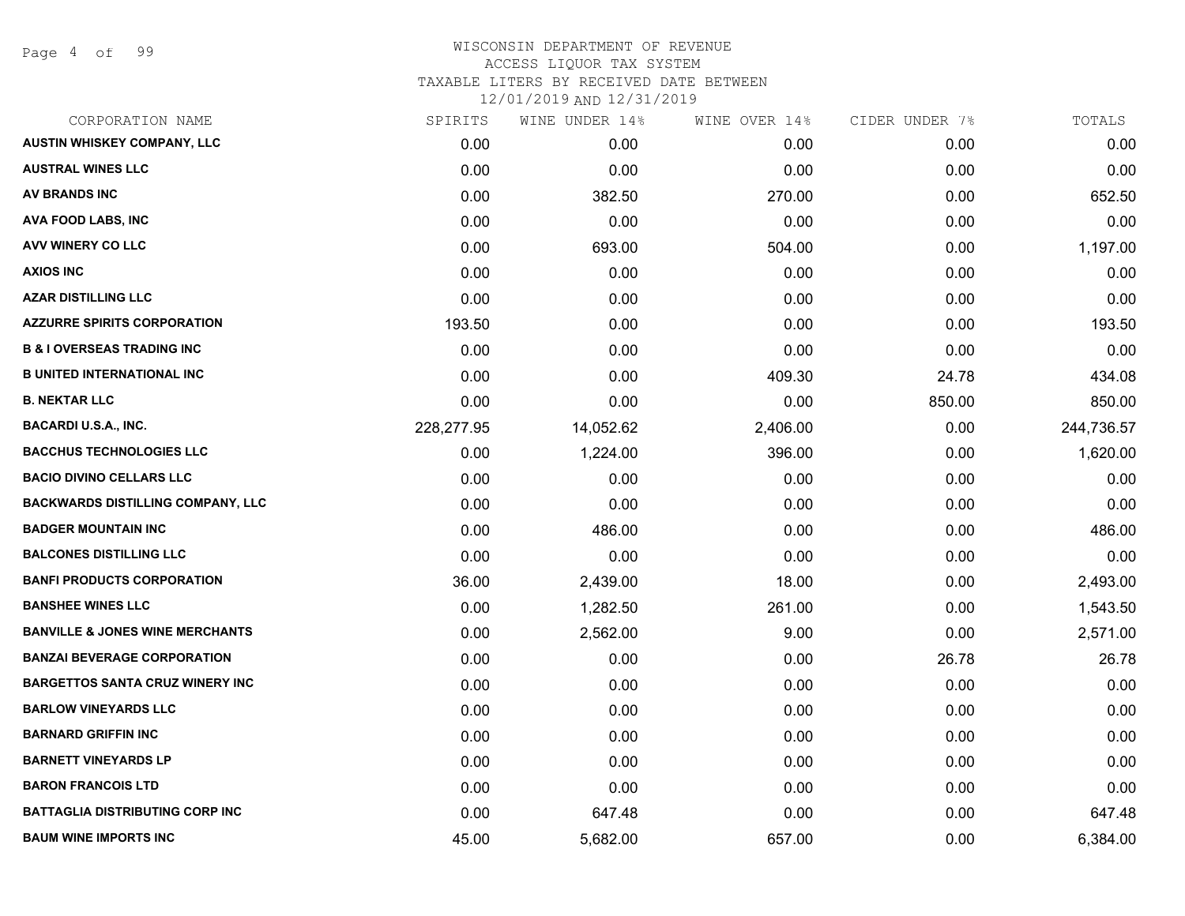WISCONSIN DEPARTMENT OF REVENUE
ACCESS LIQUOR TAX SYSTEM
TAXABLE LITERS BY RECEIVED DATE BETWEEN
12/01/2019 AND 12/31/2019

| CORPORATION NAME | SPIRITS | WINE UNDER 14% | WINE OVER 14% | CIDER UNDER 7% | TOTALS |
|---|---|---|---|---|---|
| AUSTIN WHISKEY COMPANY, LLC | 0.00 | 0.00 | 0.00 | 0.00 | 0.00 |
| AUSTRAL WINES LLC | 0.00 | 0.00 | 0.00 | 0.00 | 0.00 |
| AV BRANDS INC | 0.00 | 382.50 | 270.00 | 0.00 | 652.50 |
| AVA FOOD LABS, INC | 0.00 | 0.00 | 0.00 | 0.00 | 0.00 |
| AVV WINERY CO LLC | 0.00 | 693.00 | 504.00 | 0.00 | 1,197.00 |
| AXIOS INC | 0.00 | 0.00 | 0.00 | 0.00 | 0.00 |
| AZAR DISTILLING LLC | 0.00 | 0.00 | 0.00 | 0.00 | 0.00 |
| AZZURRE SPIRITS CORPORATION | 193.50 | 0.00 | 0.00 | 0.00 | 193.50 |
| B & I OVERSEAS TRADING INC | 0.00 | 0.00 | 0.00 | 0.00 | 0.00 |
| B UNITED INTERNATIONAL INC | 0.00 | 0.00 | 409.30 | 24.78 | 434.08 |
| B. NEKTAR LLC | 0.00 | 0.00 | 0.00 | 850.00 | 850.00 |
| BACARDI U.S.A., INC. | 228,277.95 | 14,052.62 | 2,406.00 | 0.00 | 244,736.57 |
| BACCHUS TECHNOLOGIES LLC | 0.00 | 1,224.00 | 396.00 | 0.00 | 1,620.00 |
| BACIO DIVINO CELLARS LLC | 0.00 | 0.00 | 0.00 | 0.00 | 0.00 |
| BACKWARDS DISTILLING COMPANY, LLC | 0.00 | 0.00 | 0.00 | 0.00 | 0.00 |
| BADGER MOUNTAIN INC | 0.00 | 486.00 | 0.00 | 0.00 | 486.00 |
| BALCONES DISTILLING LLC | 0.00 | 0.00 | 0.00 | 0.00 | 0.00 |
| BANFI PRODUCTS CORPORATION | 36.00 | 2,439.00 | 18.00 | 0.00 | 2,493.00 |
| BANSHEE WINES LLC | 0.00 | 1,282.50 | 261.00 | 0.00 | 1,543.50 |
| BANVILLE & JONES WINE MERCHANTS | 0.00 | 2,562.00 | 9.00 | 0.00 | 2,571.00 |
| BANZAI BEVERAGE CORPORATION | 0.00 | 0.00 | 0.00 | 26.78 | 26.78 |
| BARGETTOS SANTA CRUZ WINERY INC | 0.00 | 0.00 | 0.00 | 0.00 | 0.00 |
| BARLOW VINEYARDS LLC | 0.00 | 0.00 | 0.00 | 0.00 | 0.00 |
| BARNARD GRIFFIN INC | 0.00 | 0.00 | 0.00 | 0.00 | 0.00 |
| BARNETT VINEYARDS LP | 0.00 | 0.00 | 0.00 | 0.00 | 0.00 |
| BARON FRANCOIS LTD | 0.00 | 0.00 | 0.00 | 0.00 | 0.00 |
| BATTAGLIA DISTRIBUTING CORP INC | 0.00 | 647.48 | 0.00 | 0.00 | 647.48 |
| BAUM WINE IMPORTS INC | 45.00 | 5,682.00 | 657.00 | 0.00 | 6,384.00 |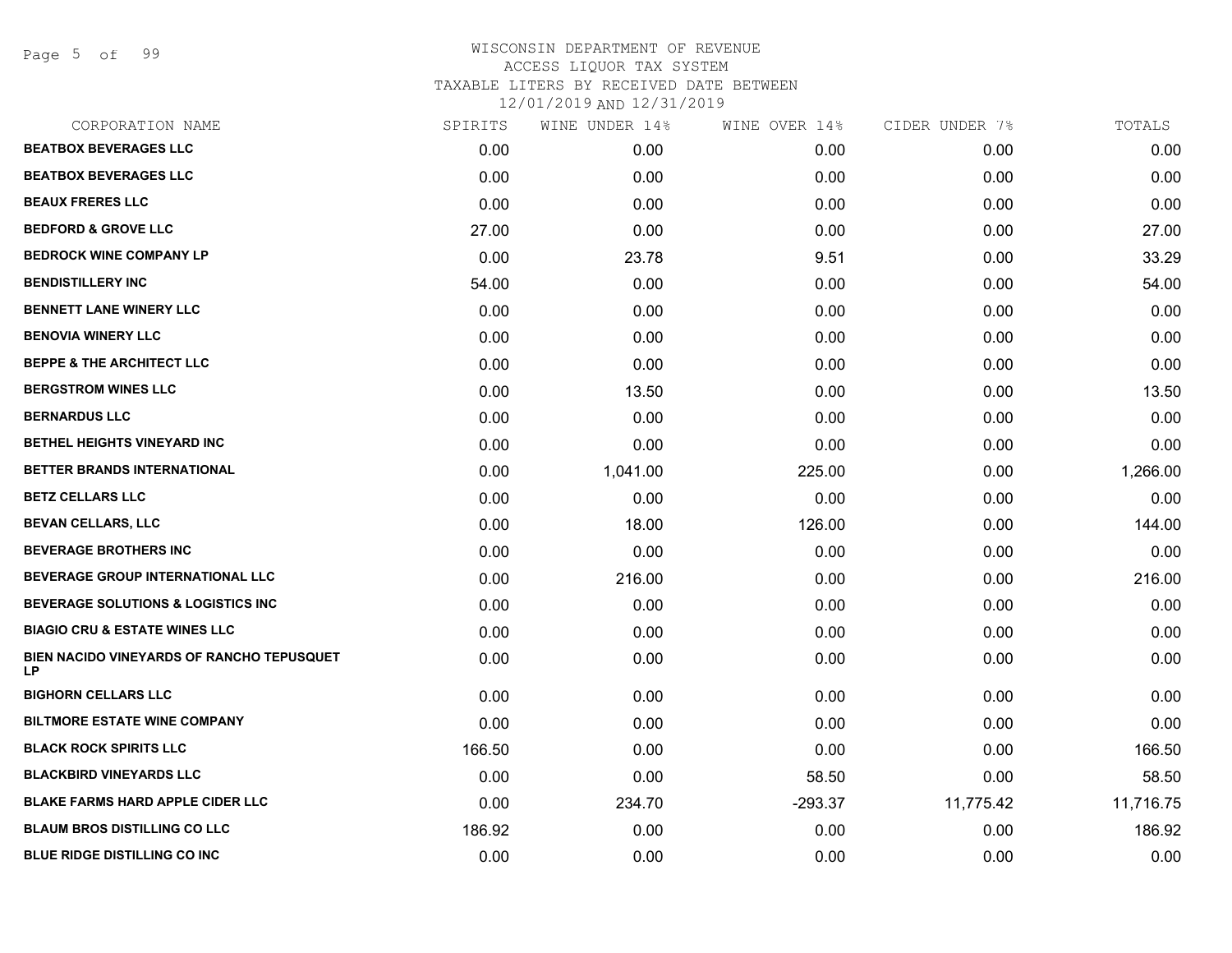# WISCONSIN DEPARTMENT OF REVENUE
## ACCESS LIQUOR TAX SYSTEM
### TAXABLE LITERS BY RECEIVED DATE BETWEEN 12/01/2019 AND 12/31/2019

| CORPORATION NAME | SPIRITS | WINE UNDER 14% | WINE OVER 14% | CIDER UNDER 7% | TOTALS |
|---|---|---|---|---|---|
| BEATBOX BEVERAGES LLC | 0.00 | 0.00 | 0.00 | 0.00 | 0.00 |
| BEATBOX BEVERAGES LLC | 0.00 | 0.00 | 0.00 | 0.00 | 0.00 |
| BEAUX FRERES LLC | 0.00 | 0.00 | 0.00 | 0.00 | 0.00 |
| BEDFORD & GROVE LLC | 27.00 | 0.00 | 0.00 | 0.00 | 27.00 |
| BEDROCK WINE COMPANY LP | 0.00 | 23.78 | 9.51 | 0.00 | 33.29 |
| BENDISTILLERY INC | 54.00 | 0.00 | 0.00 | 0.00 | 54.00 |
| BENNETT LANE WINERY LLC | 0.00 | 0.00 | 0.00 | 0.00 | 0.00 |
| BENOVIA WINERY LLC | 0.00 | 0.00 | 0.00 | 0.00 | 0.00 |
| BEPPE & THE ARCHITECT LLC | 0.00 | 0.00 | 0.00 | 0.00 | 0.00 |
| BERGSTROM WINES LLC | 0.00 | 13.50 | 0.00 | 0.00 | 13.50 |
| BERNARDUS LLC | 0.00 | 0.00 | 0.00 | 0.00 | 0.00 |
| BETHEL HEIGHTS VINEYARD INC | 0.00 | 0.00 | 0.00 | 0.00 | 0.00 |
| BETTER BRANDS INTERNATIONAL | 0.00 | 1,041.00 | 225.00 | 0.00 | 1,266.00 |
| BETZ CELLARS LLC | 0.00 | 0.00 | 0.00 | 0.00 | 0.00 |
| BEVAN CELLARS, LLC | 0.00 | 18.00 | 126.00 | 0.00 | 144.00 |
| BEVERAGE BROTHERS INC | 0.00 | 0.00 | 0.00 | 0.00 | 0.00 |
| BEVERAGE GROUP INTERNATIONAL LLC | 0.00 | 216.00 | 0.00 | 0.00 | 216.00 |
| BEVERAGE SOLUTIONS & LOGISTICS INC | 0.00 | 0.00 | 0.00 | 0.00 | 0.00 |
| BIAGIO CRU & ESTATE WINES LLC | 0.00 | 0.00 | 0.00 | 0.00 | 0.00 |
| BIEN NACIDO VINEYARDS OF RANCHO TEPUSQUET LP | 0.00 | 0.00 | 0.00 | 0.00 | 0.00 |
| BIGHORN CELLARS LLC | 0.00 | 0.00 | 0.00 | 0.00 | 0.00 |
| BILTMORE ESTATE WINE COMPANY | 0.00 | 0.00 | 0.00 | 0.00 | 0.00 |
| BLACK ROCK SPIRITS LLC | 166.50 | 0.00 | 0.00 | 0.00 | 166.50 |
| BLACKBIRD VINEYARDS LLC | 0.00 | 0.00 | 58.50 | 0.00 | 58.50 |
| BLAKE FARMS HARD APPLE CIDER LLC | 0.00 | 234.70 | -293.37 | 11,775.42 | 11,716.75 |
| BLAUM BROS DISTILLING CO LLC | 186.92 | 0.00 | 0.00 | 0.00 | 186.92 |
| BLUE RIDGE DISTILLING CO INC | 0.00 | 0.00 | 0.00 | 0.00 | 0.00 |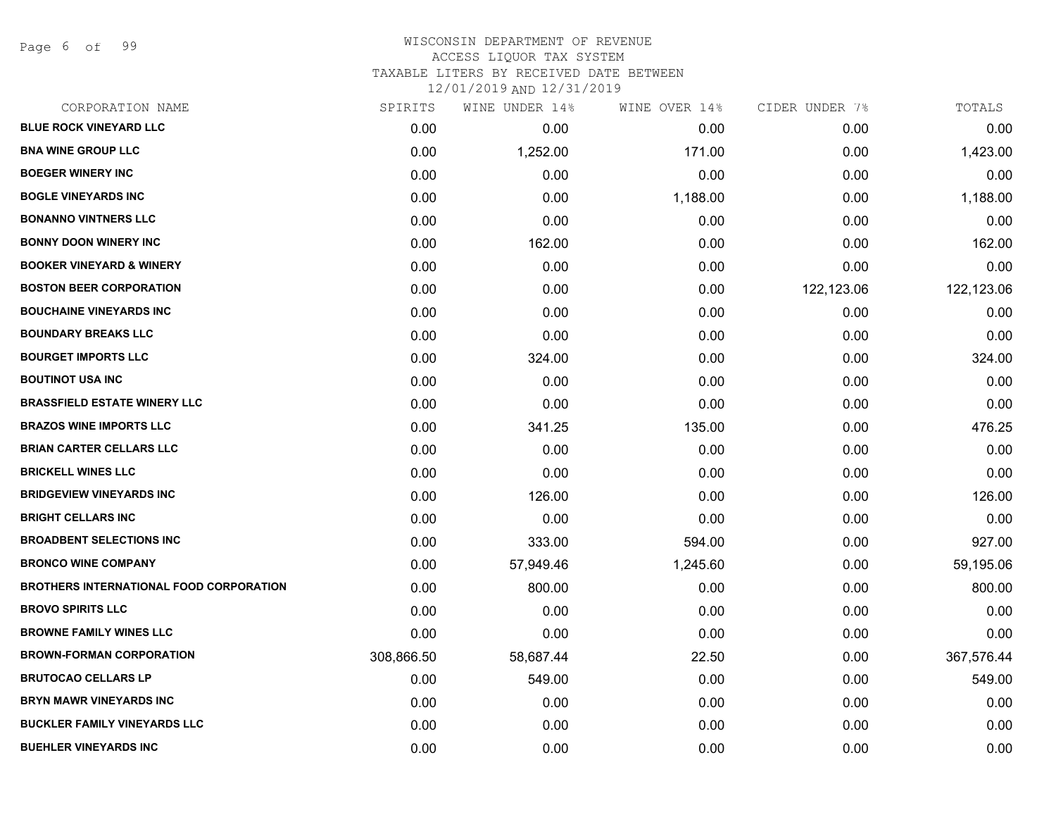WISCONSIN DEPARTMENT OF REVENUE
ACCESS LIQUOR TAX SYSTEM
TAXABLE LITERS BY RECEIVED DATE BETWEEN
12/01/2019 AND 12/31/2019

| CORPORATION NAME | SPIRITS | WINE UNDER 14% | WINE OVER 14% | CIDER UNDER 7% | TOTALS |
|---|---|---|---|---|---|
| BLUE ROCK VINEYARD LLC | 0.00 | 0.00 | 0.00 | 0.00 | 0.00 |
| BNA WINE GROUP LLC | 0.00 | 1,252.00 | 171.00 | 0.00 | 1,423.00 |
| BOEGER WINERY INC | 0.00 | 0.00 | 0.00 | 0.00 | 0.00 |
| BOGLE VINEYARDS INC | 0.00 | 0.00 | 1,188.00 | 0.00 | 1,188.00 |
| BONANNO VINTNERS LLC | 0.00 | 0.00 | 0.00 | 0.00 | 0.00 |
| BONNY DOON WINERY INC | 0.00 | 162.00 | 0.00 | 0.00 | 162.00 |
| BOOKER VINEYARD & WINERY | 0.00 | 0.00 | 0.00 | 0.00 | 0.00 |
| BOSTON BEER CORPORATION | 0.00 | 0.00 | 0.00 | 122,123.06 | 122,123.06 |
| BOUCHAINE VINEYARDS INC | 0.00 | 0.00 | 0.00 | 0.00 | 0.00 |
| BOUNDARY BREAKS LLC | 0.00 | 0.00 | 0.00 | 0.00 | 0.00 |
| BOURGET IMPORTS LLC | 0.00 | 324.00 | 0.00 | 0.00 | 324.00 |
| BOUTINOT USA INC | 0.00 | 0.00 | 0.00 | 0.00 | 0.00 |
| BRASSFIELD ESTATE WINERY LLC | 0.00 | 0.00 | 0.00 | 0.00 | 0.00 |
| BRAZOS WINE IMPORTS LLC | 0.00 | 341.25 | 135.00 | 0.00 | 476.25 |
| BRIAN CARTER CELLARS LLC | 0.00 | 0.00 | 0.00 | 0.00 | 0.00 |
| BRICKELL WINES LLC | 0.00 | 0.00 | 0.00 | 0.00 | 0.00 |
| BRIDGEVIEW VINEYARDS INC | 0.00 | 126.00 | 0.00 | 0.00 | 126.00 |
| BRIGHT CELLARS INC | 0.00 | 0.00 | 0.00 | 0.00 | 0.00 |
| BROADBENT SELECTIONS INC | 0.00 | 333.00 | 594.00 | 0.00 | 927.00 |
| BRONCO WINE COMPANY | 0.00 | 57,949.46 | 1,245.60 | 0.00 | 59,195.06 |
| BROTHERS INTERNATIONAL FOOD CORPORATION | 0.00 | 800.00 | 0.00 | 0.00 | 800.00 |
| BROVO SPIRITS LLC | 0.00 | 0.00 | 0.00 | 0.00 | 0.00 |
| BROWNE FAMILY WINES LLC | 0.00 | 0.00 | 0.00 | 0.00 | 0.00 |
| BROWN-FORMAN CORPORATION | 308,866.50 | 58,687.44 | 22.50 | 0.00 | 367,576.44 |
| BRUTOCAO CELLARS LP | 0.00 | 549.00 | 0.00 | 0.00 | 549.00 |
| BRYN MAWR VINEYARDS INC | 0.00 | 0.00 | 0.00 | 0.00 | 0.00 |
| BUCKLER FAMILY VINEYARDS LLC | 0.00 | 0.00 | 0.00 | 0.00 | 0.00 |
| BUEHLER VINEYARDS INC | 0.00 | 0.00 | 0.00 | 0.00 | 0.00 |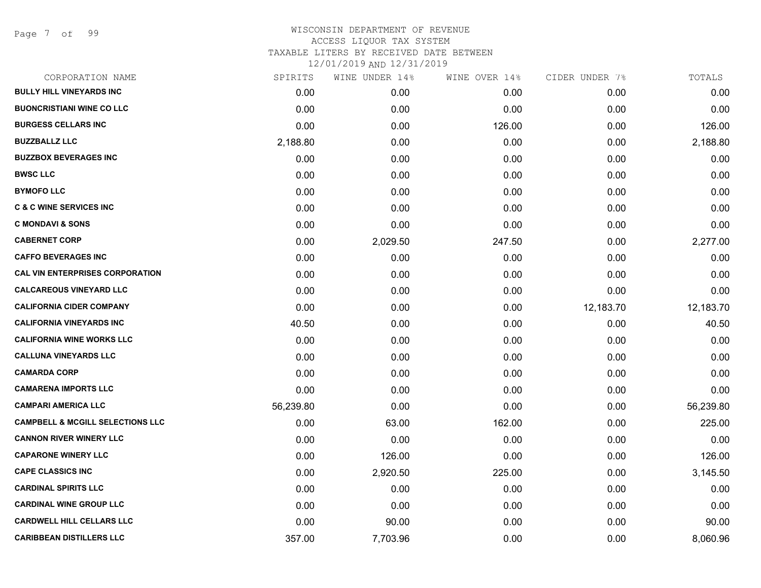WISCONSIN DEPARTMENT OF REVENUE
ACCESS LIQUOR TAX SYSTEM
TAXABLE LITERS BY RECEIVED DATE BETWEEN
12/01/2019 AND 12/31/2019

| CORPORATION NAME | SPIRITS | WINE UNDER 14% | WINE OVER 14% | CIDER UNDER 7% | TOTALS |
|---|---|---|---|---|---|
| BULLY HILL VINEYARDS INC | 0.00 | 0.00 | 0.00 | 0.00 | 0.00 |
| BUONCRISTIANI WINE CO LLC | 0.00 | 0.00 | 0.00 | 0.00 | 0.00 |
| BURGESS CELLARS INC | 0.00 | 0.00 | 126.00 | 0.00 | 126.00 |
| BUZZBALLZ LLC | 2,188.80 | 0.00 | 0.00 | 0.00 | 2,188.80 |
| BUZZBOX BEVERAGES INC | 0.00 | 0.00 | 0.00 | 0.00 | 0.00 |
| BWSC LLC | 0.00 | 0.00 | 0.00 | 0.00 | 0.00 |
| BYMOFO LLC | 0.00 | 0.00 | 0.00 | 0.00 | 0.00 |
| C & C WINE SERVICES INC | 0.00 | 0.00 | 0.00 | 0.00 | 0.00 |
| C MONDAVI & SONS | 0.00 | 0.00 | 0.00 | 0.00 | 0.00 |
| CABERNET CORP | 0.00 | 2,029.50 | 247.50 | 0.00 | 2,277.00 |
| CAFFO BEVERAGES INC | 0.00 | 0.00 | 0.00 | 0.00 | 0.00 |
| CAL VIN ENTERPRISES CORPORATION | 0.00 | 0.00 | 0.00 | 0.00 | 0.00 |
| CALCAREOUS VINEYARD LLC | 0.00 | 0.00 | 0.00 | 0.00 | 0.00 |
| CALIFORNIA CIDER COMPANY | 0.00 | 0.00 | 0.00 | 12,183.70 | 12,183.70 |
| CALIFORNIA VINEYARDS INC | 40.50 | 0.00 | 0.00 | 0.00 | 40.50 |
| CALIFORNIA WINE WORKS LLC | 0.00 | 0.00 | 0.00 | 0.00 | 0.00 |
| CALLUNA VINEYARDS LLC | 0.00 | 0.00 | 0.00 | 0.00 | 0.00 |
| CAMARDA CORP | 0.00 | 0.00 | 0.00 | 0.00 | 0.00 |
| CAMARENA IMPORTS LLC | 0.00 | 0.00 | 0.00 | 0.00 | 0.00 |
| CAMPARI AMERICA LLC | 56,239.80 | 0.00 | 0.00 | 0.00 | 56,239.80 |
| CAMPBELL & MCGILL SELECTIONS LLC | 0.00 | 63.00 | 162.00 | 0.00 | 225.00 |
| CANNON RIVER WINERY LLC | 0.00 | 0.00 | 0.00 | 0.00 | 0.00 |
| CAPARONE WINERY LLC | 0.00 | 126.00 | 0.00 | 0.00 | 126.00 |
| CAPE CLASSICS INC | 0.00 | 2,920.50 | 225.00 | 0.00 | 3,145.50 |
| CARDINAL SPIRITS LLC | 0.00 | 0.00 | 0.00 | 0.00 | 0.00 |
| CARDINAL WINE GROUP LLC | 0.00 | 0.00 | 0.00 | 0.00 | 0.00 |
| CARDWELL HILL CELLARS LLC | 0.00 | 90.00 | 0.00 | 0.00 | 90.00 |
| CARIBBEAN DISTILLERS LLC | 357.00 | 7,703.96 | 0.00 | 0.00 | 8,060.96 |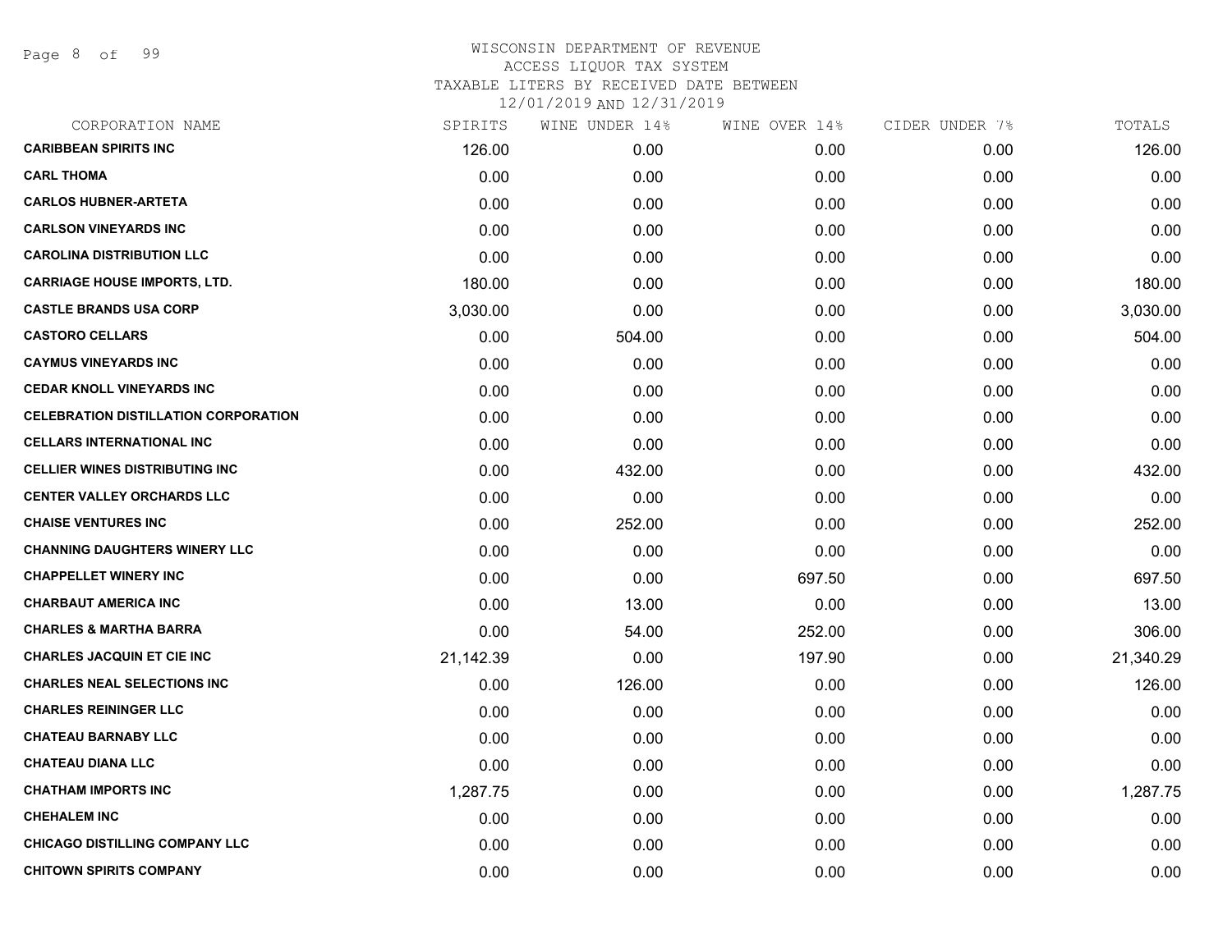WISCONSIN DEPARTMENT OF REVENUE
ACCESS LIQUOR TAX SYSTEM
TAXABLE LITERS BY RECEIVED DATE BETWEEN
12/01/2019 AND 12/31/2019

| CORPORATION NAME | SPIRITS | WINE UNDER 14% | WINE OVER 14% | CIDER UNDER 7% | TOTALS |
|---|---|---|---|---|---|
| **CARIBBEAN SPIRITS INC** | 126.00 | 0.00 | 0.00 | 0.00 | 126.00 |
| **CARL THOMA** | 0.00 | 0.00 | 0.00 | 0.00 | 0.00 |
| **CARLOS HUBNER-ARTETA** | 0.00 | 0.00 | 0.00 | 0.00 | 0.00 |
| **CARLSON VINEYARDS INC** | 0.00 | 0.00 | 0.00 | 0.00 | 0.00 |
| **CAROLINA DISTRIBUTION LLC** | 0.00 | 0.00 | 0.00 | 0.00 | 0.00 |
| **CARRIAGE HOUSE IMPORTS, LTD.** | 180.00 | 0.00 | 0.00 | 0.00 | 180.00 |
| **CASTLE BRANDS USA CORP** | 3,030.00 | 0.00 | 0.00 | 0.00 | 3,030.00 |
| **CASTORO CELLARS** | 0.00 | 504.00 | 0.00 | 0.00 | 504.00 |
| **CAYMUS VINEYARDS INC** | 0.00 | 0.00 | 0.00 | 0.00 | 0.00 |
| **CEDAR KNOLL VINEYARDS INC** | 0.00 | 0.00 | 0.00 | 0.00 | 0.00 |
| **CELEBRATION DISTILLATION CORPORATION** | 0.00 | 0.00 | 0.00 | 0.00 | 0.00 |
| **CELLARS INTERNATIONAL INC** | 0.00 | 0.00 | 0.00 | 0.00 | 0.00 |
| **CELLIER WINES DISTRIBUTING INC** | 0.00 | 432.00 | 0.00 | 0.00 | 432.00 |
| **CENTER VALLEY ORCHARDS LLC** | 0.00 | 0.00 | 0.00 | 0.00 | 0.00 |
| **CHAISE VENTURES INC** | 0.00 | 252.00 | 0.00 | 0.00 | 252.00 |
| **CHANNING DAUGHTERS WINERY LLC** | 0.00 | 0.00 | 0.00 | 0.00 | 0.00 |
| **CHAPPELLET WINERY INC** | 0.00 | 0.00 | 697.50 | 0.00 | 697.50 |
| **CHARBAUT AMERICA INC** | 0.00 | 13.00 | 0.00 | 0.00 | 13.00 |
| **CHARLES & MARTHA BARRA** | 0.00 | 54.00 | 252.00 | 0.00 | 306.00 |
| **CHARLES JACQUIN ET CIE INC** | 21,142.39 | 0.00 | 197.90 | 0.00 | 21,340.29 |
| **CHARLES NEAL SELECTIONS INC** | 0.00 | 126.00 | 0.00 | 0.00 | 126.00 |
| **CHARLES REININGER LLC** | 0.00 | 0.00 | 0.00 | 0.00 | 0.00 |
| **CHATEAU BARNABY LLC** | 0.00 | 0.00 | 0.00 | 0.00 | 0.00 |
| **CHATEAU DIANA LLC** | 0.00 | 0.00 | 0.00 | 0.00 | 0.00 |
| **CHATHAM IMPORTS INC** | 1,287.75 | 0.00 | 0.00 | 0.00 | 1,287.75 |
| **CHEHALEM INC** | 0.00 | 0.00 | 0.00 | 0.00 | 0.00 |
| **CHICAGO DISTILLING COMPANY LLC** | 0.00 | 0.00 | 0.00 | 0.00 | 0.00 |
| **CHITOWN SPIRITS COMPANY** | 0.00 | 0.00 | 0.00 | 0.00 | 0.00 |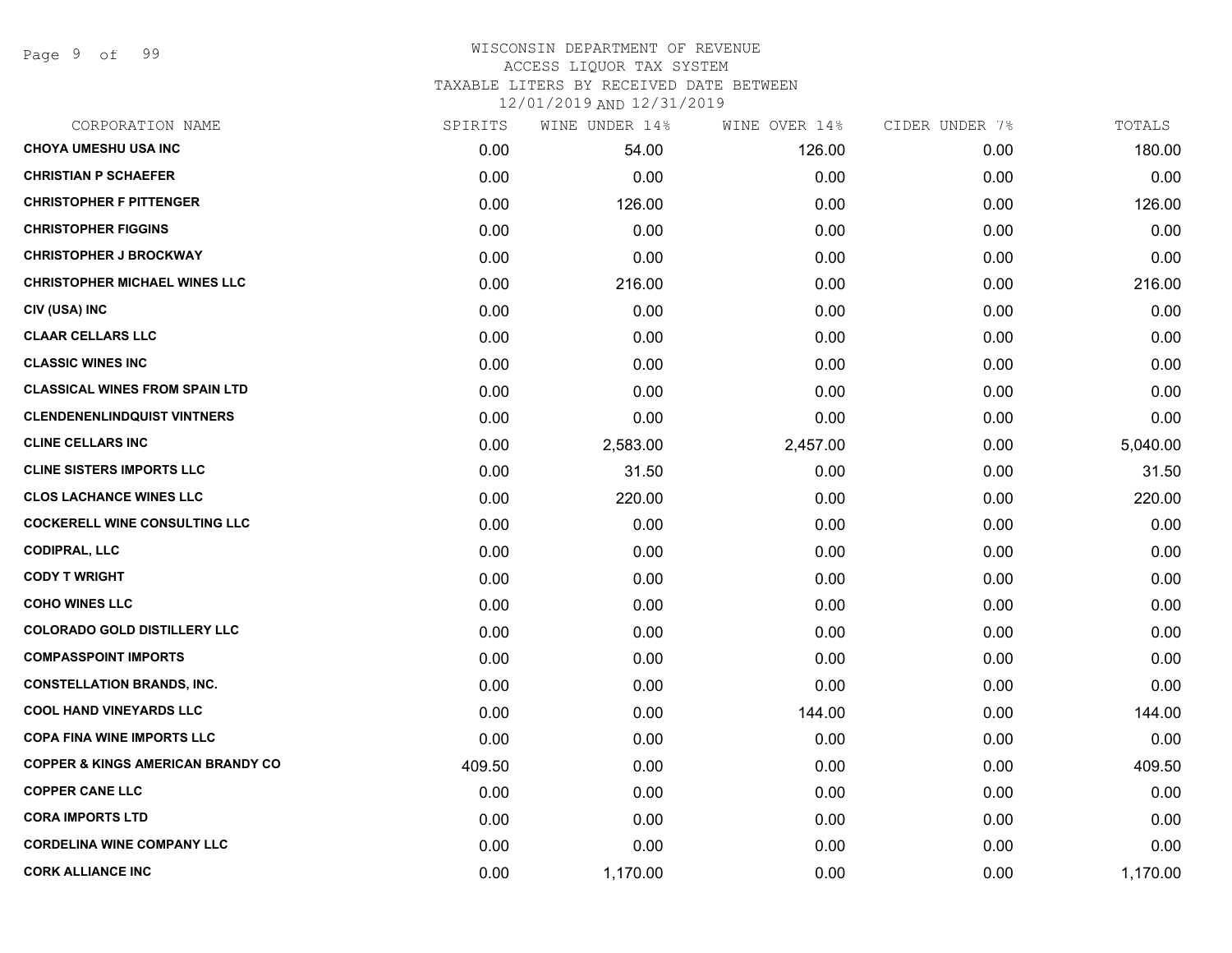# WISCONSIN DEPARTMENT OF REVENUE
## ACCESS LIQUOR TAX SYSTEM
### TAXABLE LITERS BY RECEIVED DATE BETWEEN 12/01/2019 AND 12/31/2019

| CORPORATION NAME | SPIRITS | WINE UNDER 14% | WINE OVER 14% | CIDER UNDER 7% | TOTALS |
|---|---|---|---|---|---|
| **CHOYA UMESHU USA INC** | 0.00 | 54.00 | 126.00 | 0.00 | 180.00 |
| **CHRISTIAN P SCHAEFER** | 0.00 | 0.00 | 0.00 | 0.00 | 0.00 |
| **CHRISTOPHER F PITTENGER** | 0.00 | 126.00 | 0.00 | 0.00 | 126.00 |
| **CHRISTOPHER FIGGINS** | 0.00 | 0.00 | 0.00 | 0.00 | 0.00 |
| **CHRISTOPHER J BROCKWAY** | 0.00 | 0.00 | 0.00 | 0.00 | 0.00 |
| **CHRISTOPHER MICHAEL WINES LLC** | 0.00 | 216.00 | 0.00 | 0.00 | 216.00 |
| **CIV (USA) INC** | 0.00 | 0.00 | 0.00 | 0.00 | 0.00 |
| **CLAAR CELLARS LLC** | 0.00 | 0.00 | 0.00 | 0.00 | 0.00 |
| **CLASSIC WINES INC** | 0.00 | 0.00 | 0.00 | 0.00 | 0.00 |
| **CLASSICAL WINES FROM SPAIN LTD** | 0.00 | 0.00 | 0.00 | 0.00 | 0.00 |
| **CLENDENENLINDQUIST VINTNERS** | 0.00 | 0.00 | 0.00 | 0.00 | 0.00 |
| **CLINE CELLARS INC** | 0.00 | 2,583.00 | 2,457.00 | 0.00 | 5,040.00 |
| **CLINE SISTERS IMPORTS LLC** | 0.00 | 31.50 | 0.00 | 0.00 | 31.50 |
| **CLOS LACHANCE WINES LLC** | 0.00 | 220.00 | 0.00 | 0.00 | 220.00 |
| **COCKERELL WINE CONSULTING LLC** | 0.00 | 0.00 | 0.00 | 0.00 | 0.00 |
| **CODIPRAL, LLC** | 0.00 | 0.00 | 0.00 | 0.00 | 0.00 |
| **CODY T WRIGHT** | 0.00 | 0.00 | 0.00 | 0.00 | 0.00 |
| **COHO WINES LLC** | 0.00 | 0.00 | 0.00 | 0.00 | 0.00 |
| **COLORADO GOLD DISTILLERY LLC** | 0.00 | 0.00 | 0.00 | 0.00 | 0.00 |
| **COMPASSPOINT IMPORTS** | 0.00 | 0.00 | 0.00 | 0.00 | 0.00 |
| **CONSTELLATION BRANDS, INC.** | 0.00 | 0.00 | 0.00 | 0.00 | 0.00 |
| **COOL HAND VINEYARDS LLC** | 0.00 | 0.00 | 144.00 | 0.00 | 144.00 |
| **COPA FINA WINE IMPORTS LLC** | 0.00 | 0.00 | 0.00 | 0.00 | 0.00 |
| **COPPER & KINGS AMERICAN BRANDY CO** | 409.50 | 0.00 | 0.00 | 0.00 | 409.50 |
| **COPPER CANE LLC** | 0.00 | 0.00 | 0.00 | 0.00 | 0.00 |
| **CORA IMPORTS LTD** | 0.00 | 0.00 | 0.00 | 0.00 | 0.00 |
| **CORDELINA WINE COMPANY LLC** | 0.00 | 0.00 | 0.00 | 0.00 | 0.00 |
| **CORK ALLIANCE INC** | 0.00 | 1,170.00 | 0.00 | 0.00 | 1,170.00 |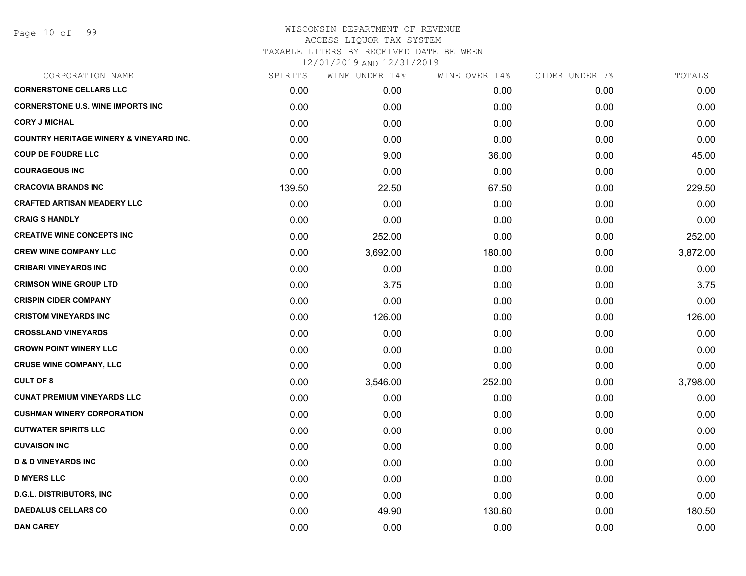WISCONSIN DEPARTMENT OF REVENUE
ACCESS LIQUOR TAX SYSTEM
TAXABLE LITERS BY RECEIVED DATE BETWEEN
12/01/2019 AND 12/31/2019

| CORPORATION NAME | SPIRITS | WINE UNDER 14% | WINE OVER 14% | CIDER UNDER 7% | TOTALS |
|---|---|---|---|---|---|
| CORNERSTONE CELLARS LLC | 0.00 | 0.00 | 0.00 | 0.00 | 0.00 |
| CORNERSTONE U.S. WINE IMPORTS INC | 0.00 | 0.00 | 0.00 | 0.00 | 0.00 |
| CORY J MICHAL | 0.00 | 0.00 | 0.00 | 0.00 | 0.00 |
| COUNTRY HERITAGE WINERY & VINEYARD INC. | 0.00 | 0.00 | 0.00 | 0.00 | 0.00 |
| COUP DE FOUDRE LLC | 0.00 | 9.00 | 36.00 | 0.00 | 45.00 |
| COURAGEOUS INC | 0.00 | 0.00 | 0.00 | 0.00 | 0.00 |
| CRACOVIA BRANDS INC | 139.50 | 22.50 | 67.50 | 0.00 | 229.50 |
| CRAFTED ARTISAN MEADERY LLC | 0.00 | 0.00 | 0.00 | 0.00 | 0.00 |
| CRAIG S HANDLY | 0.00 | 0.00 | 0.00 | 0.00 | 0.00 |
| CREATIVE WINE CONCEPTS INC | 0.00 | 252.00 | 0.00 | 0.00 | 252.00 |
| CREW WINE COMPANY LLC | 0.00 | 3,692.00 | 180.00 | 0.00 | 3,872.00 |
| CRIBARI VINEYARDS INC | 0.00 | 0.00 | 0.00 | 0.00 | 0.00 |
| CRIMSON WINE GROUP LTD | 0.00 | 3.75 | 0.00 | 0.00 | 3.75 |
| CRISPIN CIDER COMPANY | 0.00 | 0.00 | 0.00 | 0.00 | 0.00 |
| CRISTOM VINEYARDS INC | 0.00 | 126.00 | 0.00 | 0.00 | 126.00 |
| CROSSLAND VINEYARDS | 0.00 | 0.00 | 0.00 | 0.00 | 0.00 |
| CROWN POINT WINERY LLC | 0.00 | 0.00 | 0.00 | 0.00 | 0.00 |
| CRUSE WINE COMPANY, LLC | 0.00 | 0.00 | 0.00 | 0.00 | 0.00 |
| CULT OF 8 | 0.00 | 3,546.00 | 252.00 | 0.00 | 3,798.00 |
| CUNAT PREMIUM VINEYARDS LLC | 0.00 | 0.00 | 0.00 | 0.00 | 0.00 |
| CUSHMAN WINERY CORPORATION | 0.00 | 0.00 | 0.00 | 0.00 | 0.00 |
| CUTWATER SPIRITS LLC | 0.00 | 0.00 | 0.00 | 0.00 | 0.00 |
| CUVAISON INC | 0.00 | 0.00 | 0.00 | 0.00 | 0.00 |
| D & D VINEYARDS INC | 0.00 | 0.00 | 0.00 | 0.00 | 0.00 |
| D MYERS LLC | 0.00 | 0.00 | 0.00 | 0.00 | 0.00 |
| D.G.L. DISTRIBUTORS, INC | 0.00 | 0.00 | 0.00 | 0.00 | 0.00 |
| DAEDALUS CELLARS CO | 0.00 | 49.90 | 130.60 | 0.00 | 180.50 |
| DAN CAREY | 0.00 | 0.00 | 0.00 | 0.00 | 0.00 |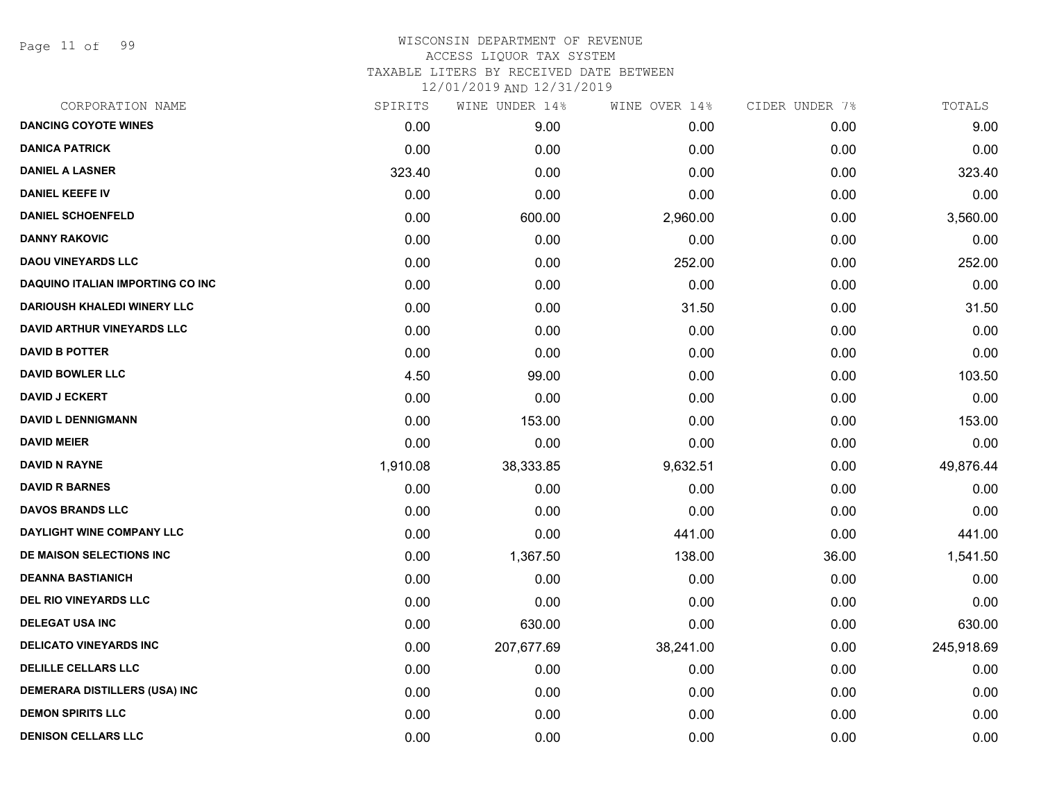WISCONSIN DEPARTMENT OF REVENUE
ACCESS LIQUOR TAX SYSTEM
TAXABLE LITERS BY RECEIVED DATE BETWEEN
12/01/2019 AND 12/31/2019

| CORPORATION NAME | SPIRITS | WINE UNDER 14% | WINE OVER 14% | CIDER UNDER 7% | TOTALS |
|---|---|---|---|---|---|
| DANCING COYOTE WINES | 0.00 | 9.00 | 0.00 | 0.00 | 9.00 |
| DANICA PATRICK | 0.00 | 0.00 | 0.00 | 0.00 | 0.00 |
| DANIEL A LASNER | 323.40 | 0.00 | 0.00 | 0.00 | 323.40 |
| DANIEL KEEFE IV | 0.00 | 0.00 | 0.00 | 0.00 | 0.00 |
| DANIEL SCHOENFELD | 0.00 | 600.00 | 2,960.00 | 0.00 | 3,560.00 |
| DANNY RAKOVIC | 0.00 | 0.00 | 0.00 | 0.00 | 0.00 |
| DAOU VINEYARDS LLC | 0.00 | 0.00 | 252.00 | 0.00 | 252.00 |
| DAQUINO ITALIAN IMPORTING CO INC | 0.00 | 0.00 | 0.00 | 0.00 | 0.00 |
| DARIOUSH KHALEDI WINERY LLC | 0.00 | 0.00 | 31.50 | 0.00 | 31.50 |
| DAVID ARTHUR VINEYARDS LLC | 0.00 | 0.00 | 0.00 | 0.00 | 0.00 |
| DAVID B POTTER | 0.00 | 0.00 | 0.00 | 0.00 | 0.00 |
| DAVID BOWLER LLC | 4.50 | 99.00 | 0.00 | 0.00 | 103.50 |
| DAVID J ECKERT | 0.00 | 0.00 | 0.00 | 0.00 | 0.00 |
| DAVID L DENNIGMANN | 0.00 | 153.00 | 0.00 | 0.00 | 153.00 |
| DAVID MEIER | 0.00 | 0.00 | 0.00 | 0.00 | 0.00 |
| DAVID N RAYNE | 1,910.08 | 38,333.85 | 9,632.51 | 0.00 | 49,876.44 |
| DAVID R BARNES | 0.00 | 0.00 | 0.00 | 0.00 | 0.00 |
| DAVOS BRANDS LLC | 0.00 | 0.00 | 0.00 | 0.00 | 0.00 |
| DAYLIGHT WINE COMPANY LLC | 0.00 | 0.00 | 441.00 | 0.00 | 441.00 |
| DE MAISON SELECTIONS INC | 0.00 | 1,367.50 | 138.00 | 36.00 | 1,541.50 |
| DEANNA BASTIANICH | 0.00 | 0.00 | 0.00 | 0.00 | 0.00 |
| DEL RIO VINEYARDS LLC | 0.00 | 0.00 | 0.00 | 0.00 | 0.00 |
| DELEGAT USA INC | 0.00 | 630.00 | 0.00 | 0.00 | 630.00 |
| DELICATO VINEYARDS INC | 0.00 | 207,677.69 | 38,241.00 | 0.00 | 245,918.69 |
| DELILLE CELLARS LLC | 0.00 | 0.00 | 0.00 | 0.00 | 0.00 |
| DEMERARA DISTILLERS (USA) INC | 0.00 | 0.00 | 0.00 | 0.00 | 0.00 |
| DEMON SPIRITS LLC | 0.00 | 0.00 | 0.00 | 0.00 | 0.00 |
| DENISON CELLARS LLC | 0.00 | 0.00 | 0.00 | 0.00 | 0.00 |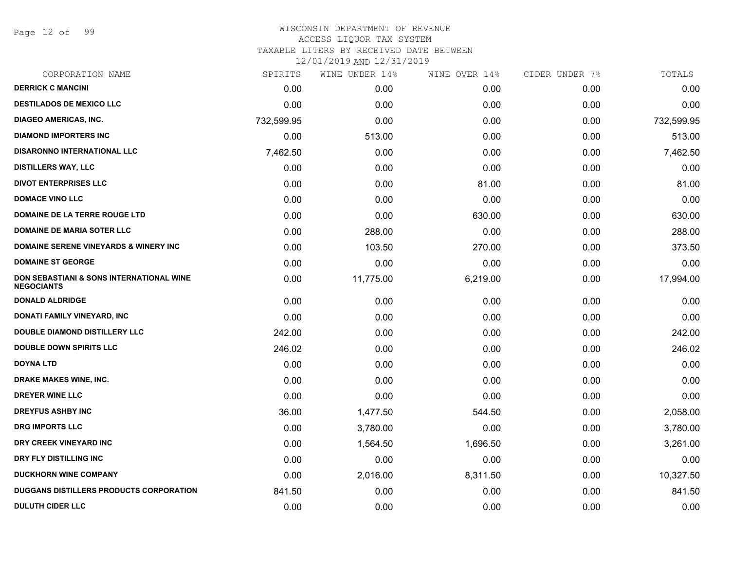# WISCONSIN DEPARTMENT OF REVENUE
ACCESS LIQUOR TAX SYSTEM
TAXABLE LITERS BY RECEIVED DATE BETWEEN
12/01/2019 AND 12/31/2019

| CORPORATION NAME | SPIRITS | WINE UNDER 14% | WINE OVER 14% | CIDER UNDER 7% | TOTALS |
|---|---|---|---|---|---|
| DERRICK C MANCINI | 0.00 | 0.00 | 0.00 | 0.00 | 0.00 |
| DESTILADOS DE MEXICO LLC | 0.00 | 0.00 | 0.00 | 0.00 | 0.00 |
| DIAGEO AMERICAS, INC. | 732,599.95 | 0.00 | 0.00 | 0.00 | 732,599.95 |
| DIAMOND IMPORTERS INC | 0.00 | 513.00 | 0.00 | 0.00 | 513.00 |
| DISARONNO INTERNATIONAL LLC | 7,462.50 | 0.00 | 0.00 | 0.00 | 7,462.50 |
| DISTILLERS WAY, LLC | 0.00 | 0.00 | 0.00 | 0.00 | 0.00 |
| DIVOT ENTERPRISES LLC | 0.00 | 0.00 | 81.00 | 0.00 | 81.00 |
| DOMACE VINO LLC | 0.00 | 0.00 | 0.00 | 0.00 | 0.00 |
| DOMAINE DE LA TERRE ROUGE LTD | 0.00 | 0.00 | 630.00 | 0.00 | 630.00 |
| DOMAINE DE MARIA SOTER LLC | 0.00 | 288.00 | 0.00 | 0.00 | 288.00 |
| DOMAINE SERENE VINEYARDS & WINERY INC | 0.00 | 103.50 | 270.00 | 0.00 | 373.50 |
| DOMAINE ST GEORGE | 0.00 | 0.00 | 0.00 | 0.00 | 0.00 |
| DON SEBASTIANI & SONS INTERNATIONAL WINE NEGOCIANTS | 0.00 | 11,775.00 | 6,219.00 | 0.00 | 17,994.00 |
| DONALD ALDRIDGE | 0.00 | 0.00 | 0.00 | 0.00 | 0.00 |
| DONATI FAMILY VINEYARD, INC | 0.00 | 0.00 | 0.00 | 0.00 | 0.00 |
| DOUBLE DIAMOND DISTILLERY LLC | 242.00 | 0.00 | 0.00 | 0.00 | 242.00 |
| DOUBLE DOWN SPIRITS LLC | 246.02 | 0.00 | 0.00 | 0.00 | 246.02 |
| DOYNA LTD | 0.00 | 0.00 | 0.00 | 0.00 | 0.00 |
| DRAKE MAKES WINE, INC. | 0.00 | 0.00 | 0.00 | 0.00 | 0.00 |
| DREYER WINE LLC | 0.00 | 0.00 | 0.00 | 0.00 | 0.00 |
| DREYFUS ASHBY INC | 36.00 | 1,477.50 | 544.50 | 0.00 | 2,058.00 |
| DRG IMPORTS LLC | 0.00 | 3,780.00 | 0.00 | 0.00 | 3,780.00 |
| DRY CREEK VINEYARD INC | 0.00 | 1,564.50 | 1,696.50 | 0.00 | 3,261.00 |
| DRY FLY DISTILLING INC | 0.00 | 0.00 | 0.00 | 0.00 | 0.00 |
| DUCKHORN WINE COMPANY | 0.00 | 2,016.00 | 8,311.50 | 0.00 | 10,327.50 |
| DUGGANS DISTILLERS PRODUCTS CORPORATION | 841.50 | 0.00 | 0.00 | 0.00 | 841.50 |
| DULUTH CIDER LLC | 0.00 | 0.00 | 0.00 | 0.00 | 0.00 |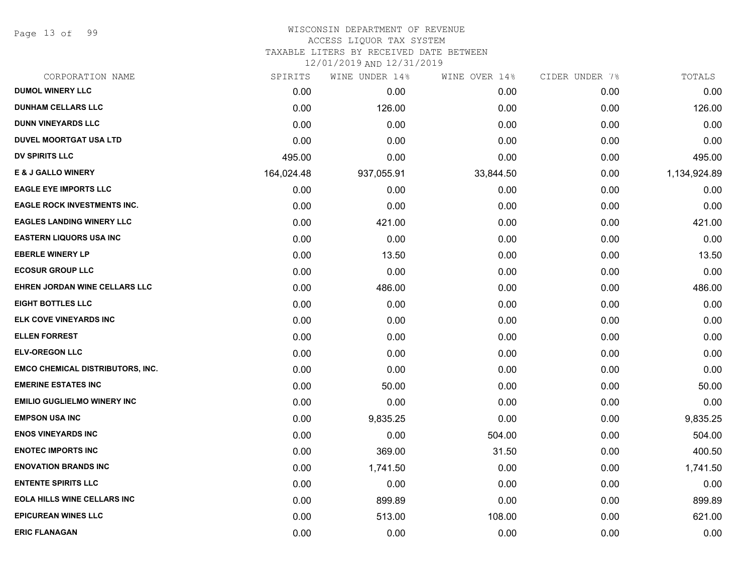# WISCONSIN DEPARTMENT OF REVENUE
ACCESS LIQUOR TAX SYSTEM
TAXABLE LITERS BY RECEIVED DATE BETWEEN
12/01/2019 AND 12/31/2019

| CORPORATION NAME | SPIRITS | WINE UNDER 14% | WINE OVER 14% | CIDER UNDER 7% | TOTALS |
|---|---|---|---|---|---|
| DUMOL WINERY LLC | 0.00 | 0.00 | 0.00 | 0.00 | 0.00 |
| DUNHAM CELLARS LLC | 0.00 | 126.00 | 0.00 | 0.00 | 126.00 |
| DUNN VINEYARDS LLC | 0.00 | 0.00 | 0.00 | 0.00 | 0.00 |
| DUVEL MOORTGAT USA LTD | 0.00 | 0.00 | 0.00 | 0.00 | 0.00 |
| DV SPIRITS LLC | 495.00 | 0.00 | 0.00 | 0.00 | 495.00 |
| E & J GALLO WINERY | 164,024.48 | 937,055.91 | 33,844.50 | 0.00 | 1,134,924.89 |
| EAGLE EYE IMPORTS LLC | 0.00 | 0.00 | 0.00 | 0.00 | 0.00 |
| EAGLE ROCK INVESTMENTS INC. | 0.00 | 0.00 | 0.00 | 0.00 | 0.00 |
| EAGLES LANDING WINERY LLC | 0.00 | 421.00 | 0.00 | 0.00 | 421.00 |
| EASTERN LIQUORS USA INC | 0.00 | 0.00 | 0.00 | 0.00 | 0.00 |
| EBERLE WINERY LP | 0.00 | 13.50 | 0.00 | 0.00 | 13.50 |
| ECOSUR GROUP LLC | 0.00 | 0.00 | 0.00 | 0.00 | 0.00 |
| EHREN JORDAN WINE CELLARS LLC | 0.00 | 486.00 | 0.00 | 0.00 | 486.00 |
| EIGHT BOTTLES LLC | 0.00 | 0.00 | 0.00 | 0.00 | 0.00 |
| ELK COVE VINEYARDS INC | 0.00 | 0.00 | 0.00 | 0.00 | 0.00 |
| ELLEN FORREST | 0.00 | 0.00 | 0.00 | 0.00 | 0.00 |
| ELV-OREGON LLC | 0.00 | 0.00 | 0.00 | 0.00 | 0.00 |
| EMCO CHEMICAL DISTRIBUTORS, INC. | 0.00 | 0.00 | 0.00 | 0.00 | 0.00 |
| EMERINE ESTATES INC | 0.00 | 50.00 | 0.00 | 0.00 | 50.00 |
| EMILIO GUGLIELMO WINERY INC | 0.00 | 0.00 | 0.00 | 0.00 | 0.00 |
| EMPSON USA INC | 0.00 | 9,835.25 | 0.00 | 0.00 | 9,835.25 |
| ENOS VINEYARDS INC | 0.00 | 0.00 | 504.00 | 0.00 | 504.00 |
| ENOTEC IMPORTS INC | 0.00 | 369.00 | 31.50 | 0.00 | 400.50 |
| ENOVATION BRANDS INC | 0.00 | 1,741.50 | 0.00 | 0.00 | 1,741.50 |
| ENTENTE SPIRITS LLC | 0.00 | 0.00 | 0.00 | 0.00 | 0.00 |
| EOLA HILLS WINE CELLARS INC | 0.00 | 899.89 | 0.00 | 0.00 | 899.89 |
| EPICUREAN WINES LLC | 0.00 | 513.00 | 108.00 | 0.00 | 621.00 |
| ERIC FLANAGAN | 0.00 | 0.00 | 0.00 | 0.00 | 0.00 |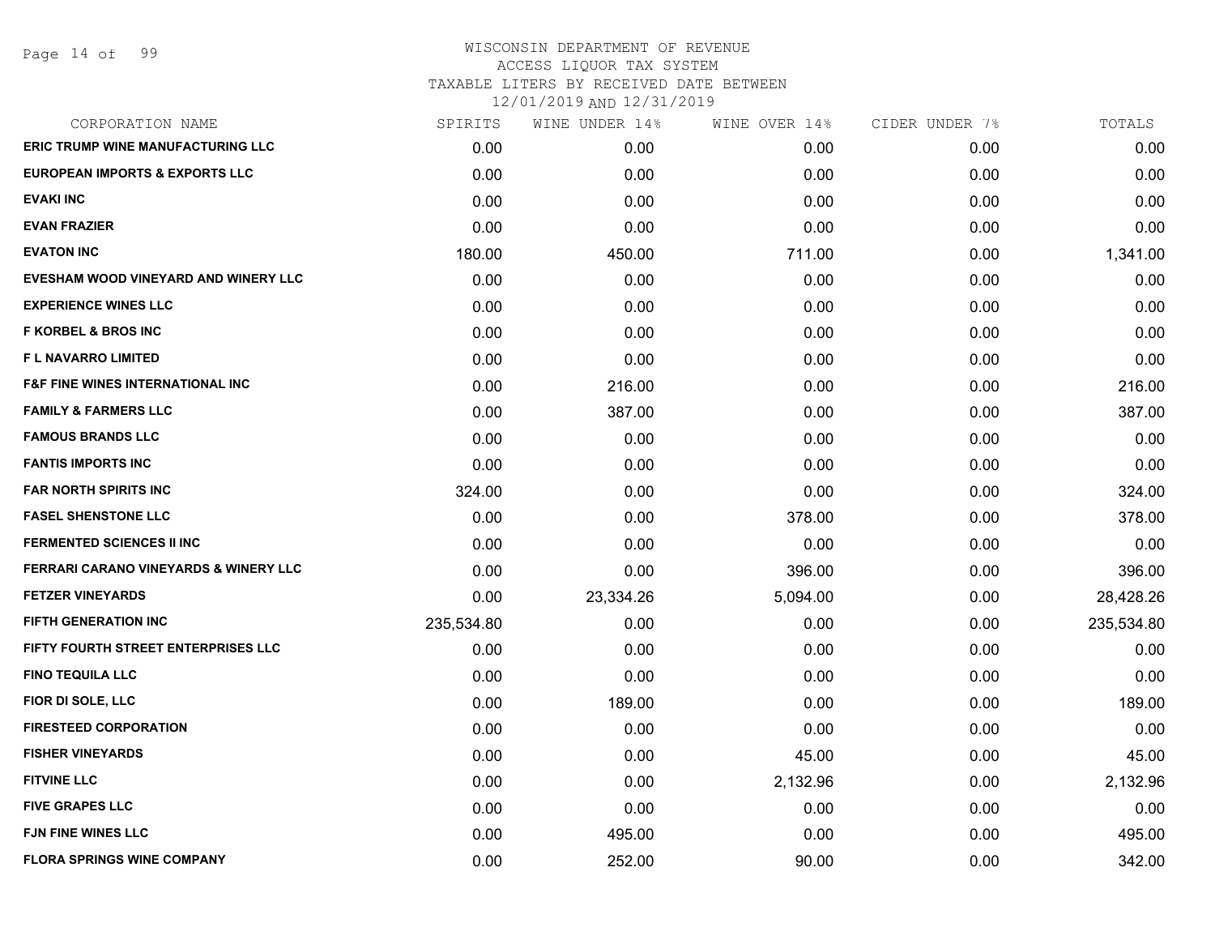# WISCONSIN DEPARTMENT OF REVENUE
## ACCESS LIQUOR TAX SYSTEM
### TAXABLE LITERS BY RECEIVED DATE BETWEEN 12/01/2019 AND 12/31/2019

| CORPORATION NAME | SPIRITS | WINE UNDER 14% | WINE OVER 14% | CIDER UNDER 7% | TOTALS |
|---|---|---|---|---|---|
| ERIC TRUMP WINE MANUFACTURING LLC | 0.00 | 0.00 | 0.00 | 0.00 | 0.00 |
| EUROPEAN IMPORTS & EXPORTS LLC | 0.00 | 0.00 | 0.00 | 0.00 | 0.00 |
| EVAKI INC | 0.00 | 0.00 | 0.00 | 0.00 | 0.00 |
| EVAN FRAZIER | 0.00 | 0.00 | 0.00 | 0.00 | 0.00 |
| EVATON INC | 180.00 | 450.00 | 711.00 | 0.00 | 1,341.00 |
| EVESHAM WOOD VINEYARD AND WINERY LLC | 0.00 | 0.00 | 0.00 | 0.00 | 0.00 |
| EXPERIENCE WINES LLC | 0.00 | 0.00 | 0.00 | 0.00 | 0.00 |
| F KORBEL & BROS INC | 0.00 | 0.00 | 0.00 | 0.00 | 0.00 |
| F L NAVARRO LIMITED | 0.00 | 0.00 | 0.00 | 0.00 | 0.00 |
| F&F FINE WINES INTERNATIONAL INC | 0.00 | 216.00 | 0.00 | 0.00 | 216.00 |
| FAMILY & FARMERS LLC | 0.00 | 387.00 | 0.00 | 0.00 | 387.00 |
| FAMOUS BRANDS LLC | 0.00 | 0.00 | 0.00 | 0.00 | 0.00 |
| FANTIS IMPORTS INC | 0.00 | 0.00 | 0.00 | 0.00 | 0.00 |
| FAR NORTH SPIRITS INC | 324.00 | 0.00 | 0.00 | 0.00 | 324.00 |
| FASEL SHENSTONE LLC | 0.00 | 0.00 | 378.00 | 0.00 | 378.00 |
| FERMENTED SCIENCES II INC | 0.00 | 0.00 | 0.00 | 0.00 | 0.00 |
| FERRARI CARANO VINEYARDS & WINERY LLC | 0.00 | 0.00 | 396.00 | 0.00 | 396.00 |
| FETZER VINEYARDS | 0.00 | 23,334.26 | 5,094.00 | 0.00 | 28,428.26 |
| FIFTH GENERATION INC | 235,534.80 | 0.00 | 0.00 | 0.00 | 235,534.80 |
| FIFTY FOURTH STREET ENTERPRISES LLC | 0.00 | 0.00 | 0.00 | 0.00 | 0.00 |
| FINO TEQUILA LLC | 0.00 | 0.00 | 0.00 | 0.00 | 0.00 |
| FIOR DI SOLE, LLC | 0.00 | 189.00 | 0.00 | 0.00 | 189.00 |
| FIRESTEED CORPORATION | 0.00 | 0.00 | 0.00 | 0.00 | 0.00 |
| FISHER VINEYARDS | 0.00 | 0.00 | 45.00 | 0.00 | 45.00 |
| FITVINE LLC | 0.00 | 0.00 | 2,132.96 | 0.00 | 2,132.96 |
| FIVE GRAPES LLC | 0.00 | 0.00 | 0.00 | 0.00 | 0.00 |
| FJN FINE WINES LLC | 0.00 | 495.00 | 0.00 | 0.00 | 495.00 |
| FLORA SPRINGS WINE COMPANY | 0.00 | 252.00 | 90.00 | 0.00 | 342.00 |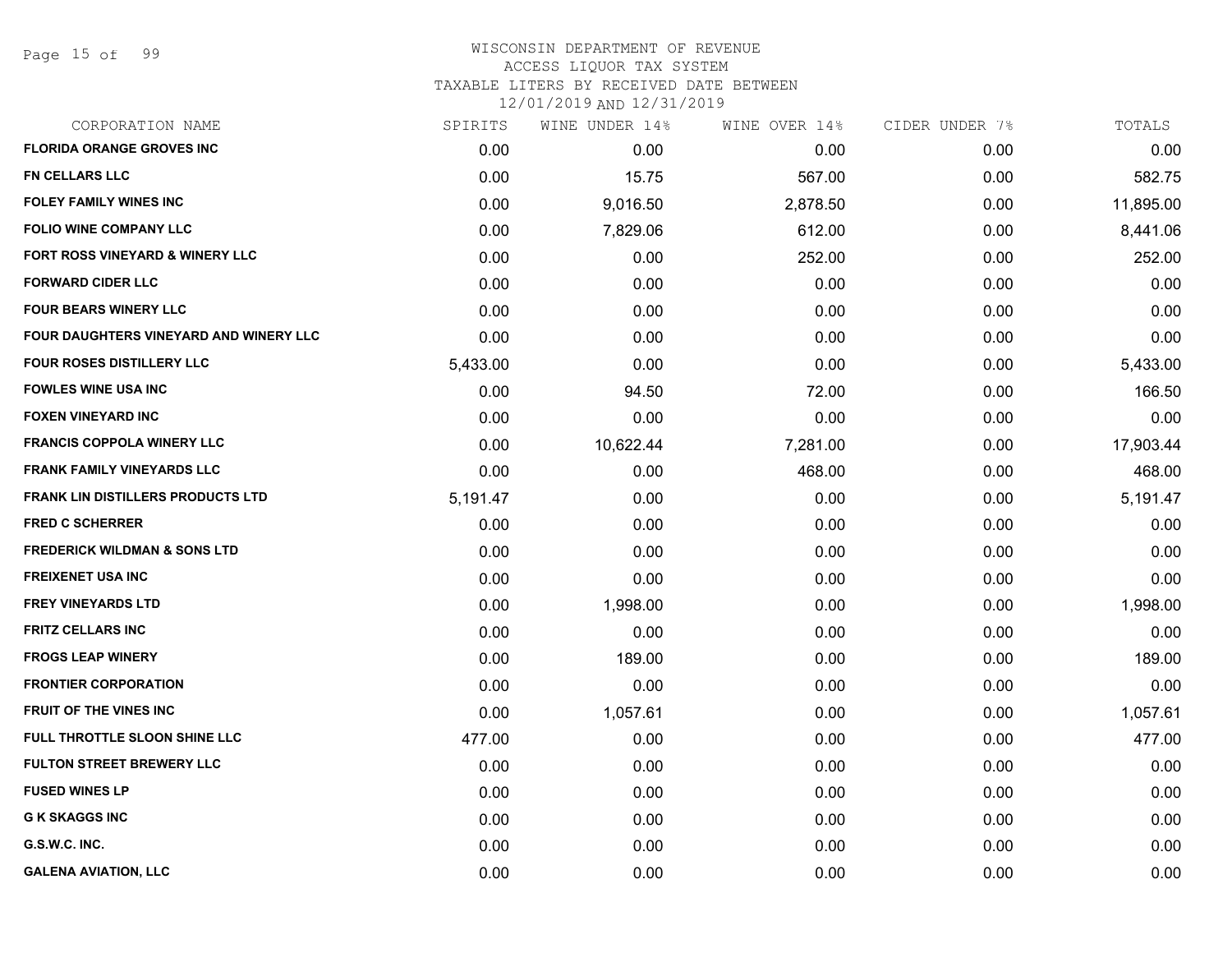# WISCONSIN DEPARTMENT OF REVENUE
ACCESS LIQUOR TAX SYSTEM
TAXABLE LITERS BY RECEIVED DATE BETWEEN
12/01/2019 AND 12/31/2019

| CORPORATION NAME | SPIRITS | WINE UNDER 14% | WINE OVER 14% | CIDER UNDER 7% | TOTALS |
|---|---|---|---|---|---|
| FLORIDA ORANGE GROVES INC | 0.00 | 0.00 | 0.00 | 0.00 | 0.00 |
| FN CELLARS LLC | 0.00 | 15.75 | 567.00 | 0.00 | 582.75 |
| FOLEY FAMILY WINES INC | 0.00 | 9,016.50 | 2,878.50 | 0.00 | 11,895.00 |
| FOLIO WINE COMPANY LLC | 0.00 | 7,829.06 | 612.00 | 0.00 | 8,441.06 |
| FORT ROSS VINEYARD & WINERY LLC | 0.00 | 0.00 | 252.00 | 0.00 | 252.00 |
| FORWARD CIDER LLC | 0.00 | 0.00 | 0.00 | 0.00 | 0.00 |
| FOUR BEARS WINERY LLC | 0.00 | 0.00 | 0.00 | 0.00 | 0.00 |
| FOUR DAUGHTERS VINEYARD AND WINERY LLC | 0.00 | 0.00 | 0.00 | 0.00 | 0.00 |
| FOUR ROSES DISTILLERY LLC | 5,433.00 | 0.00 | 0.00 | 0.00 | 5,433.00 |
| FOWLES WINE USA INC | 0.00 | 94.50 | 72.00 | 0.00 | 166.50 |
| FOXEN VINEYARD INC | 0.00 | 0.00 | 0.00 | 0.00 | 0.00 |
| FRANCIS COPPOLA WINERY LLC | 0.00 | 10,622.44 | 7,281.00 | 0.00 | 17,903.44 |
| FRANK FAMILY VINEYARDS LLC | 0.00 | 0.00 | 468.00 | 0.00 | 468.00 |
| FRANK LIN DISTILLERS PRODUCTS LTD | 5,191.47 | 0.00 | 0.00 | 0.00 | 5,191.47 |
| FRED C SCHERRER | 0.00 | 0.00 | 0.00 | 0.00 | 0.00 |
| FREDERICK WILDMAN & SONS LTD | 0.00 | 0.00 | 0.00 | 0.00 | 0.00 |
| FREIXENET USA INC | 0.00 | 0.00 | 0.00 | 0.00 | 0.00 |
| FREY VINEYARDS LTD | 0.00 | 1,998.00 | 0.00 | 0.00 | 1,998.00 |
| FRITZ CELLARS INC | 0.00 | 0.00 | 0.00 | 0.00 | 0.00 |
| FROGS LEAP WINERY | 0.00 | 189.00 | 0.00 | 0.00 | 189.00 |
| FRONTIER CORPORATION | 0.00 | 0.00 | 0.00 | 0.00 | 0.00 |
| FRUIT OF THE VINES INC | 0.00 | 1,057.61 | 0.00 | 0.00 | 1,057.61 |
| FULL THROTTLE SLOON SHINE LLC | 477.00 | 0.00 | 0.00 | 0.00 | 477.00 |
| FULTON STREET BREWERY LLC | 0.00 | 0.00 | 0.00 | 0.00 | 0.00 |
| FUSED WINES LP | 0.00 | 0.00 | 0.00 | 0.00 | 0.00 |
| G K SKAGGS INC | 0.00 | 0.00 | 0.00 | 0.00 | 0.00 |
| G.S.W.C. INC. | 0.00 | 0.00 | 0.00 | 0.00 | 0.00 |
| GALENA AVIATION, LLC | 0.00 | 0.00 | 0.00 | 0.00 | 0.00 |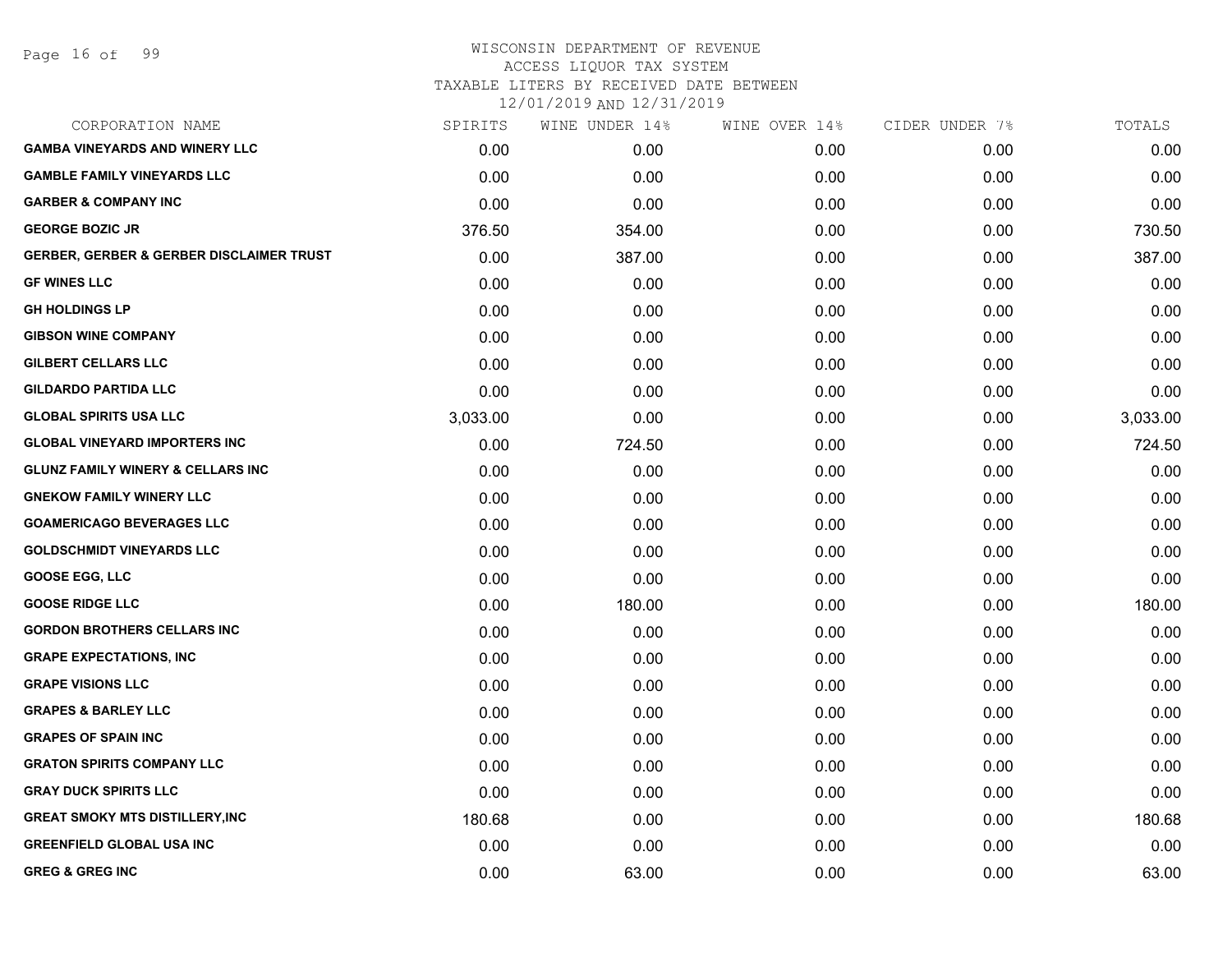# WISCONSIN DEPARTMENT OF REVENUE
## ACCESS LIQUOR TAX SYSTEM
### TAXABLE LITERS BY RECEIVED DATE BETWEEN 12/01/2019 AND 12/31/2019

| CORPORATION NAME | SPIRITS | WINE UNDER 14% | WINE OVER 14% | CIDER UNDER 7% | TOTALS |
|---|---|---|---|---|---|
| GAMBA VINEYARDS AND WINERY LLC | 0.00 | 0.00 | 0.00 | 0.00 | 0.00 |
| GAMBLE FAMILY VINEYARDS LLC | 0.00 | 0.00 | 0.00 | 0.00 | 0.00 |
| GARBER & COMPANY INC | 0.00 | 0.00 | 0.00 | 0.00 | 0.00 |
| GEORGE BOZIC JR | 376.50 | 354.00 | 0.00 | 0.00 | 730.50 |
| GERBER, GERBER & GERBER DISCLAIMER TRUST | 0.00 | 387.00 | 0.00 | 0.00 | 387.00 |
| GF WINES LLC | 0.00 | 0.00 | 0.00 | 0.00 | 0.00 |
| GH HOLDINGS LP | 0.00 | 0.00 | 0.00 | 0.00 | 0.00 |
| GIBSON WINE COMPANY | 0.00 | 0.00 | 0.00 | 0.00 | 0.00 |
| GILBERT CELLARS LLC | 0.00 | 0.00 | 0.00 | 0.00 | 0.00 |
| GILDARDO PARTIDA LLC | 0.00 | 0.00 | 0.00 | 0.00 | 0.00 |
| GLOBAL SPIRITS USA LLC | 3,033.00 | 0.00 | 0.00 | 0.00 | 3,033.00 |
| GLOBAL VINEYARD IMPORTERS INC | 0.00 | 724.50 | 0.00 | 0.00 | 724.50 |
| GLUNZ FAMILY WINERY & CELLARS INC | 0.00 | 0.00 | 0.00 | 0.00 | 0.00 |
| GNEKOW FAMILY WINERY LLC | 0.00 | 0.00 | 0.00 | 0.00 | 0.00 |
| GOAMERICAGO BEVERAGES LLC | 0.00 | 0.00 | 0.00 | 0.00 | 0.00 |
| GOLDSCHMIDT VINEYARDS LLC | 0.00 | 0.00 | 0.00 | 0.00 | 0.00 |
| GOOSE EGG, LLC | 0.00 | 0.00 | 0.00 | 0.00 | 0.00 |
| GOOSE RIDGE LLC | 0.00 | 180.00 | 0.00 | 0.00 | 180.00 |
| GORDON BROTHERS CELLARS INC | 0.00 | 0.00 | 0.00 | 0.00 | 0.00 |
| GRAPE EXPECTATIONS, INC | 0.00 | 0.00 | 0.00 | 0.00 | 0.00 |
| GRAPE VISIONS LLC | 0.00 | 0.00 | 0.00 | 0.00 | 0.00 |
| GRAPES & BARLEY LLC | 0.00 | 0.00 | 0.00 | 0.00 | 0.00 |
| GRAPES OF SPAIN INC | 0.00 | 0.00 | 0.00 | 0.00 | 0.00 |
| GRATON SPIRITS COMPANY LLC | 0.00 | 0.00 | 0.00 | 0.00 | 0.00 |
| GRAY DUCK SPIRITS LLC | 0.00 | 0.00 | 0.00 | 0.00 | 0.00 |
| GREAT SMOKY MTS DISTILLERY,INC | 180.68 | 0.00 | 0.00 | 0.00 | 180.68 |
| GREENFIELD GLOBAL USA INC | 0.00 | 0.00 | 0.00 | 0.00 | 0.00 |
| GREG & GREG INC | 0.00 | 63.00 | 0.00 | 0.00 | 63.00 |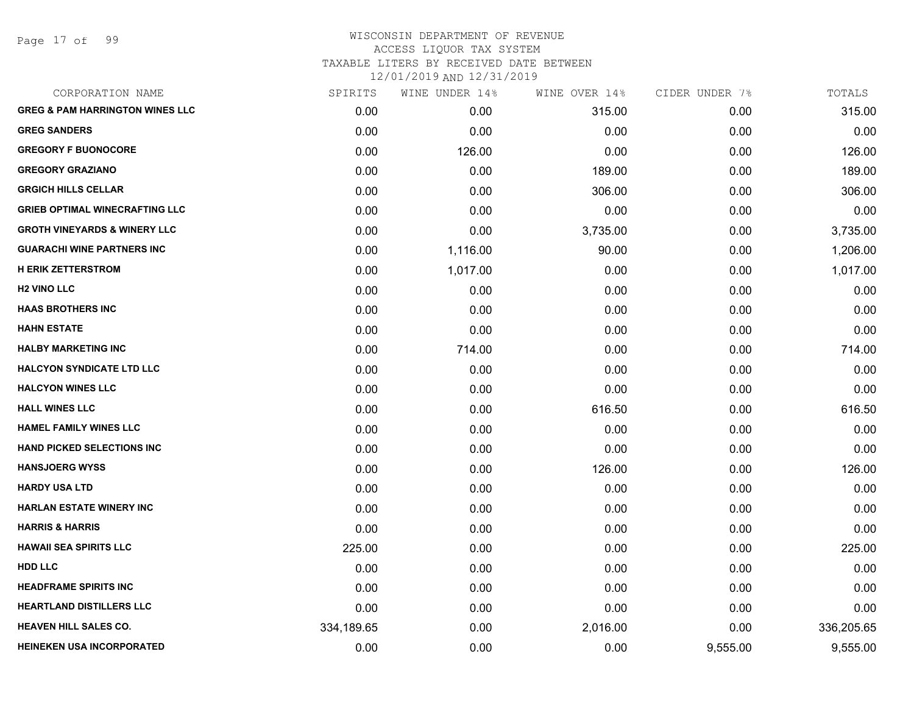WISCONSIN DEPARTMENT OF REVENUE
ACCESS LIQUOR TAX SYSTEM
TAXABLE LITERS BY RECEIVED DATE BETWEEN
12/01/2019 AND 12/31/2019

| CORPORATION NAME | SPIRITS | WINE UNDER 14% | WINE OVER 14% | CIDER UNDER 7% | TOTALS |
|---|---|---|---|---|---|
| GREG & PAM HARRINGTON WINES LLC | 0.00 | 0.00 | 315.00 | 0.00 | 315.00 |
| GREG SANDERS | 0.00 | 0.00 | 0.00 | 0.00 | 0.00 |
| GREGORY F BUONOCORE | 0.00 | 126.00 | 0.00 | 0.00 | 126.00 |
| GREGORY GRAZIANO | 0.00 | 0.00 | 189.00 | 0.00 | 189.00 |
| GRGICH HILLS CELLAR | 0.00 | 0.00 | 306.00 | 0.00 | 306.00 |
| GRIEB OPTIMAL WINECRAFTING LLC | 0.00 | 0.00 | 0.00 | 0.00 | 0.00 |
| GROTH VINEYARDS & WINERY LLC | 0.00 | 0.00 | 3,735.00 | 0.00 | 3,735.00 |
| GUARACHI WINE PARTNERS INC | 0.00 | 1,116.00 | 90.00 | 0.00 | 1,206.00 |
| H ERIK ZETTERSTROM | 0.00 | 1,017.00 | 0.00 | 0.00 | 1,017.00 |
| H2 VINO LLC | 0.00 | 0.00 | 0.00 | 0.00 | 0.00 |
| HAAS BROTHERS INC | 0.00 | 0.00 | 0.00 | 0.00 | 0.00 |
| HAHN ESTATE | 0.00 | 0.00 | 0.00 | 0.00 | 0.00 |
| HALBY MARKETING INC | 0.00 | 714.00 | 0.00 | 0.00 | 714.00 |
| HALCYON SYNDICATE LTD LLC | 0.00 | 0.00 | 0.00 | 0.00 | 0.00 |
| HALCYON WINES LLC | 0.00 | 0.00 | 0.00 | 0.00 | 0.00 |
| HALL WINES LLC | 0.00 | 0.00 | 616.50 | 0.00 | 616.50 |
| HAMEL FAMILY WINES LLC | 0.00 | 0.00 | 0.00 | 0.00 | 0.00 |
| HAND PICKED SELECTIONS INC | 0.00 | 0.00 | 0.00 | 0.00 | 0.00 |
| HANSJOERG WYSS | 0.00 | 0.00 | 126.00 | 0.00 | 126.00 |
| HARDY USA LTD | 0.00 | 0.00 | 0.00 | 0.00 | 0.00 |
| HARLAN ESTATE WINERY INC | 0.00 | 0.00 | 0.00 | 0.00 | 0.00 |
| HARRIS & HARRIS | 0.00 | 0.00 | 0.00 | 0.00 | 0.00 |
| HAWAII SEA SPIRITS LLC | 225.00 | 0.00 | 0.00 | 0.00 | 225.00 |
| HDD LLC | 0.00 | 0.00 | 0.00 | 0.00 | 0.00 |
| HEADFRAME SPIRITS INC | 0.00 | 0.00 | 0.00 | 0.00 | 0.00 |
| HEARTLAND DISTILLERS LLC | 0.00 | 0.00 | 0.00 | 0.00 | 0.00 |
| HEAVEN HILL SALES CO. | 334,189.65 | 0.00 | 2,016.00 | 0.00 | 336,205.65 |
| HEINEKEN USA INCORPORATED | 0.00 | 0.00 | 0.00 | 9,555.00 | 9,555.00 |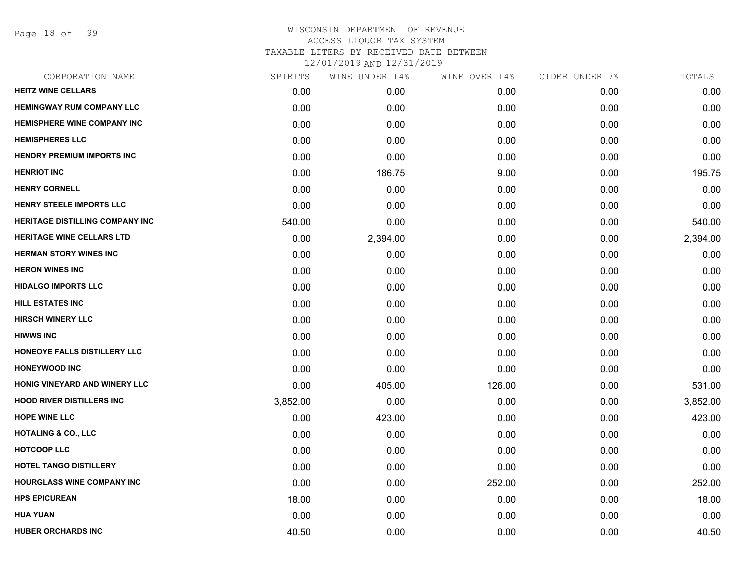WISCONSIN DEPARTMENT OF REVENUE
ACCESS LIQUOR TAX SYSTEM
TAXABLE LITERS BY RECEIVED DATE BETWEEN
12/01/2019 AND 12/31/2019

| CORPORATION NAME | SPIRITS | WINE UNDER 14% | WINE OVER 14% | CIDER UNDER 7% | TOTALS |
|---|---|---|---|---|---|
| HEITZ WINE CELLARS | 0.00 | 0.00 | 0.00 | 0.00 | 0.00 |
| HEMINGWAY RUM COMPANY LLC | 0.00 | 0.00 | 0.00 | 0.00 | 0.00 |
| HEMISPHERE WINE COMPANY INC | 0.00 | 0.00 | 0.00 | 0.00 | 0.00 |
| HEMISPHERES LLC | 0.00 | 0.00 | 0.00 | 0.00 | 0.00 |
| HENDRY PREMIUM IMPORTS INC | 0.00 | 0.00 | 0.00 | 0.00 | 0.00 |
| HENRIOT INC | 0.00 | 186.75 | 9.00 | 0.00 | 195.75 |
| HENRY CORNELL | 0.00 | 0.00 | 0.00 | 0.00 | 0.00 |
| HENRY STEELE IMPORTS LLC | 0.00 | 0.00 | 0.00 | 0.00 | 0.00 |
| HERITAGE DISTILLING COMPANY INC | 540.00 | 0.00 | 0.00 | 0.00 | 540.00 |
| HERITAGE WINE CELLARS LTD | 0.00 | 2,394.00 | 0.00 | 0.00 | 2,394.00 |
| HERMAN STORY WINES INC | 0.00 | 0.00 | 0.00 | 0.00 | 0.00 |
| HERON WINES INC | 0.00 | 0.00 | 0.00 | 0.00 | 0.00 |
| HIDALGO IMPORTS LLC | 0.00 | 0.00 | 0.00 | 0.00 | 0.00 |
| HILL ESTATES INC | 0.00 | 0.00 | 0.00 | 0.00 | 0.00 |
| HIRSCH WINERY LLC | 0.00 | 0.00 | 0.00 | 0.00 | 0.00 |
| HIWWS INC | 0.00 | 0.00 | 0.00 | 0.00 | 0.00 |
| HONEOYE FALLS DISTILLERY LLC | 0.00 | 0.00 | 0.00 | 0.00 | 0.00 |
| HONEYWOOD INC | 0.00 | 0.00 | 0.00 | 0.00 | 0.00 |
| HONIG VINEYARD AND WINERY LLC | 0.00 | 405.00 | 126.00 | 0.00 | 531.00 |
| HOOD RIVER DISTILLERS INC | 3,852.00 | 0.00 | 0.00 | 0.00 | 3,852.00 |
| HOPE WINE LLC | 0.00 | 423.00 | 0.00 | 0.00 | 423.00 |
| HOTALING & CO., LLC | 0.00 | 0.00 | 0.00 | 0.00 | 0.00 |
| HOTCOOP LLC | 0.00 | 0.00 | 0.00 | 0.00 | 0.00 |
| HOTEL TANGO DISTILLERY | 0.00 | 0.00 | 0.00 | 0.00 | 0.00 |
| HOURGLASS WINE COMPANY INC | 0.00 | 0.00 | 252.00 | 0.00 | 252.00 |
| HPS EPICUREAN | 18.00 | 0.00 | 0.00 | 0.00 | 18.00 |
| HUA YUAN | 0.00 | 0.00 | 0.00 | 0.00 | 0.00 |
| HUBER ORCHARDS INC | 40.50 | 0.00 | 0.00 | 0.00 | 40.50 |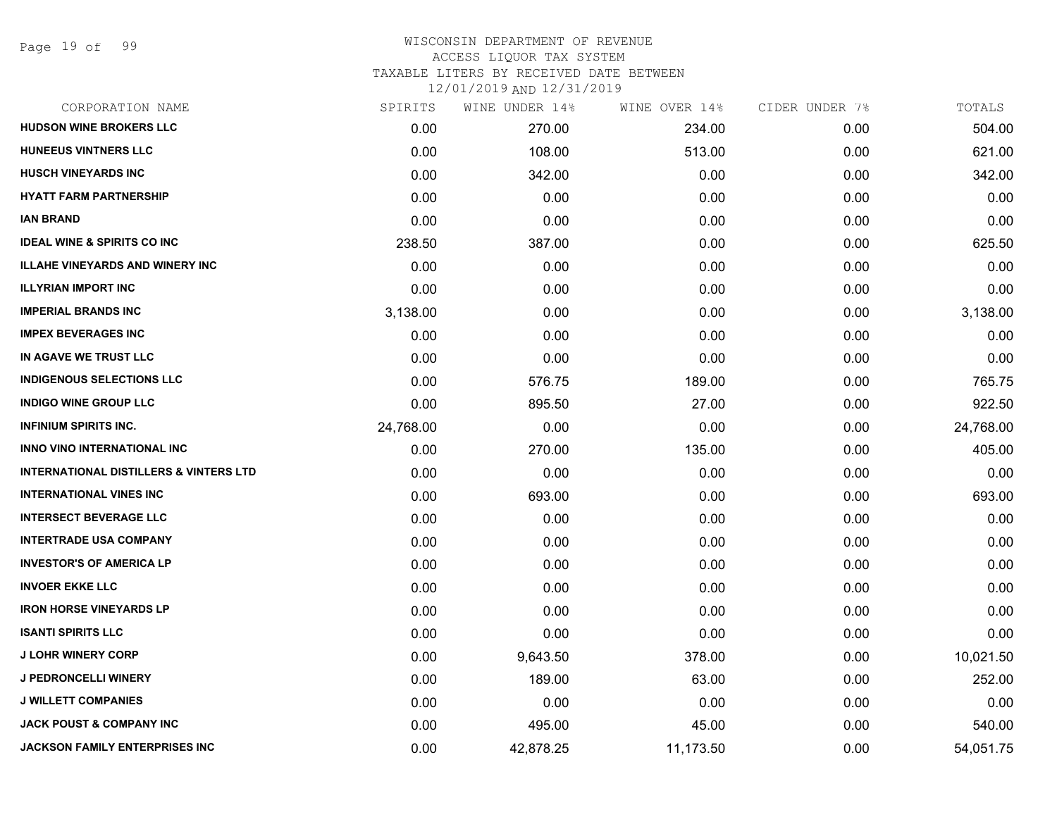WISCONSIN DEPARTMENT OF REVENUE
ACCESS LIQUOR TAX SYSTEM
TAXABLE LITERS BY RECEIVED DATE BETWEEN
12/01/2019 AND 12/31/2019

| CORPORATION NAME | SPIRITS | WINE UNDER 14% | WINE OVER 14% | CIDER UNDER 7% | TOTALS |
|---|---|---|---|---|---|
| **HUDSON WINE BROKERS LLC** | 0.00 | 270.00 | 234.00 | 0.00 | 504.00 |
| **HUNEEUS VINTNERS LLC** | 0.00 | 108.00 | 513.00 | 0.00 | 621.00 |
| **HUSCH VINEYARDS INC** | 0.00 | 342.00 | 0.00 | 0.00 | 342.00 |
| **HYATT FARM PARTNERSHIP** | 0.00 | 0.00 | 0.00 | 0.00 | 0.00 |
| **IAN BRAND** | 0.00 | 0.00 | 0.00 | 0.00 | 0.00 |
| **IDEAL WINE & SPIRITS CO INC** | 238.50 | 387.00 | 0.00 | 0.00 | 625.50 |
| **ILLAHE VINEYARDS AND WINERY INC** | 0.00 | 0.00 | 0.00 | 0.00 | 0.00 |
| **ILLYRIAN IMPORT INC** | 0.00 | 0.00 | 0.00 | 0.00 | 0.00 |
| **IMPERIAL BRANDS INC** | 3,138.00 | 0.00 | 0.00 | 0.00 | 3,138.00 |
| **IMPEX BEVERAGES INC** | 0.00 | 0.00 | 0.00 | 0.00 | 0.00 |
| **IN AGAVE WE TRUST LLC** | 0.00 | 0.00 | 0.00 | 0.00 | 0.00 |
| **INDIGENOUS SELECTIONS LLC** | 0.00 | 576.75 | 189.00 | 0.00 | 765.75 |
| **INDIGO WINE GROUP LLC** | 0.00 | 895.50 | 27.00 | 0.00 | 922.50 |
| **INFINIUM SPIRITS INC.** | 24,768.00 | 0.00 | 0.00 | 0.00 | 24,768.00 |
| **INNO VINO INTERNATIONAL INC** | 0.00 | 270.00 | 135.00 | 0.00 | 405.00 |
| **INTERNATIONAL DISTILLERS & VINTERS LTD** | 0.00 | 0.00 | 0.00 | 0.00 | 0.00 |
| **INTERNATIONAL VINES INC** | 0.00 | 693.00 | 0.00 | 0.00 | 693.00 |
| **INTERSECT BEVERAGE LLC** | 0.00 | 0.00 | 0.00 | 0.00 | 0.00 |
| **INTERTRADE USA COMPANY** | 0.00 | 0.00 | 0.00 | 0.00 | 0.00 |
| **INVESTOR'S OF AMERICA LP** | 0.00 | 0.00 | 0.00 | 0.00 | 0.00 |
| **INVOER EKKE LLC** | 0.00 | 0.00 | 0.00 | 0.00 | 0.00 |
| **IRON HORSE VINEYARDS LP** | 0.00 | 0.00 | 0.00 | 0.00 | 0.00 |
| **ISANTI SPIRITS LLC** | 0.00 | 0.00 | 0.00 | 0.00 | 0.00 |
| **J LOHR WINERY CORP** | 0.00 | 9,643.50 | 378.00 | 0.00 | 10,021.50 |
| **J PEDRONCELLI WINERY** | 0.00 | 189.00 | 63.00 | 0.00 | 252.00 |
| **J WILLETT COMPANIES** | 0.00 | 0.00 | 0.00 | 0.00 | 0.00 |
| **JACK POUST & COMPANY INC** | 0.00 | 495.00 | 45.00 | 0.00 | 540.00 |
| **JACKSON FAMILY ENTERPRISES INC** | 0.00 | 42,878.25 | 11,173.50 | 0.00 | 54,051.75 |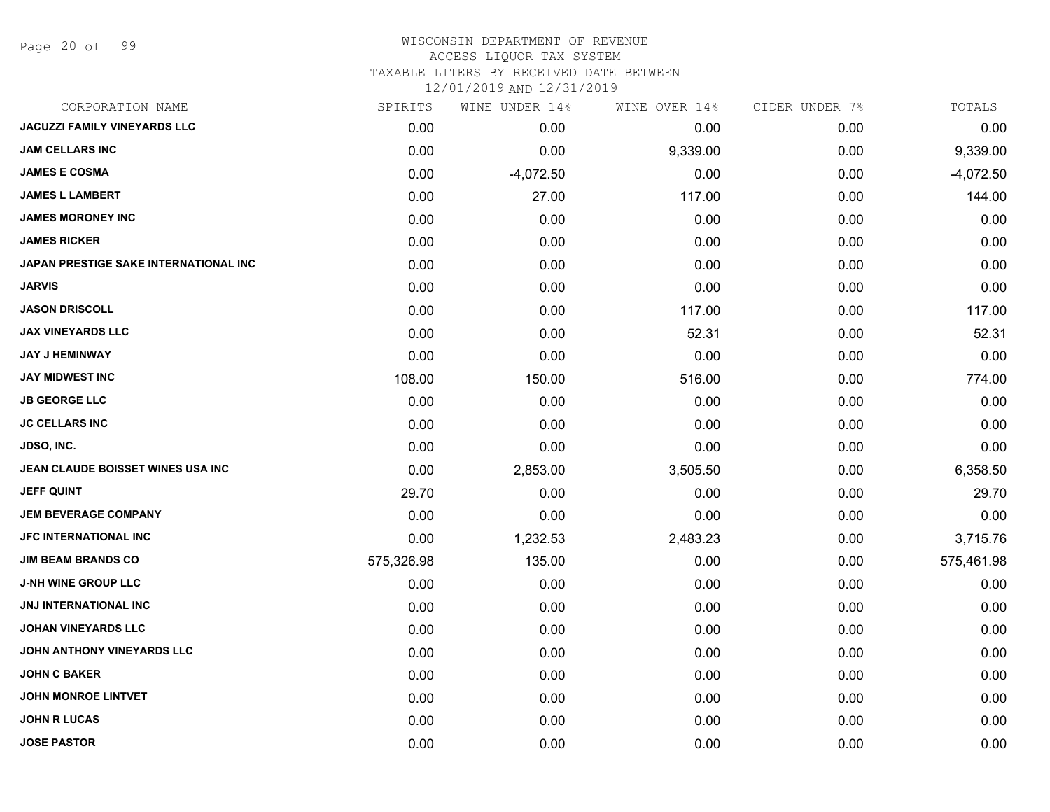# WISCONSIN DEPARTMENT OF REVENUE
## ACCESS LIQUOR TAX SYSTEM
### TAXABLE LITERS BY RECEIVED DATE BETWEEN 12/01/2019 AND 12/31/2019

| CORPORATION NAME | SPIRITS | WINE UNDER 14% | WINE OVER 14% | CIDER UNDER 7% | TOTALS |
|---|---|---|---|---|---|
| JACUZZI FAMILY VINEYARDS LLC | 0.00 | 0.00 | 0.00 | 0.00 | 0.00 |
| JAM CELLARS INC | 0.00 | 0.00 | 9,339.00 | 0.00 | 9,339.00 |
| JAMES E COSMA | 0.00 | -4,072.50 | 0.00 | 0.00 | -4,072.50 |
| JAMES L LAMBERT | 0.00 | 27.00 | 117.00 | 0.00 | 144.00 |
| JAMES MORONEY INC | 0.00 | 0.00 | 0.00 | 0.00 | 0.00 |
| JAMES RICKER | 0.00 | 0.00 | 0.00 | 0.00 | 0.00 |
| JAPAN PRESTIGE SAKE INTERNATIONAL INC | 0.00 | 0.00 | 0.00 | 0.00 | 0.00 |
| JARVIS | 0.00 | 0.00 | 0.00 | 0.00 | 0.00 |
| JASON DRISCOLL | 0.00 | 0.00 | 117.00 | 0.00 | 117.00 |
| JAX VINEYARDS LLC | 0.00 | 0.00 | 52.31 | 0.00 | 52.31 |
| JAY J HEMINWAY | 0.00 | 0.00 | 0.00 | 0.00 | 0.00 |
| JAY MIDWEST INC | 108.00 | 150.00 | 516.00 | 0.00 | 774.00 |
| JB GEORGE LLC | 0.00 | 0.00 | 0.00 | 0.00 | 0.00 |
| JC CELLARS INC | 0.00 | 0.00 | 0.00 | 0.00 | 0.00 |
| JDSO, INC. | 0.00 | 0.00 | 0.00 | 0.00 | 0.00 |
| JEAN CLAUDE BOISSET WINES USA INC | 0.00 | 2,853.00 | 3,505.50 | 0.00 | 6,358.50 |
| JEFF QUINT | 29.70 | 0.00 | 0.00 | 0.00 | 29.70 |
| JEM BEVERAGE COMPANY | 0.00 | 0.00 | 0.00 | 0.00 | 0.00 |
| JFC INTERNATIONAL INC | 0.00 | 1,232.53 | 2,483.23 | 0.00 | 3,715.76 |
| JIM BEAM BRANDS CO | 575,326.98 | 135.00 | 0.00 | 0.00 | 575,461.98 |
| J-NH WINE GROUP LLC | 0.00 | 0.00 | 0.00 | 0.00 | 0.00 |
| JNJ INTERNATIONAL INC | 0.00 | 0.00 | 0.00 | 0.00 | 0.00 |
| JOHAN VINEYARDS LLC | 0.00 | 0.00 | 0.00 | 0.00 | 0.00 |
| JOHN ANTHONY VINEYARDS LLC | 0.00 | 0.00 | 0.00 | 0.00 | 0.00 |
| JOHN C BAKER | 0.00 | 0.00 | 0.00 | 0.00 | 0.00 |
| JOHN MONROE LINTVET | 0.00 | 0.00 | 0.00 | 0.00 | 0.00 |
| JOHN R LUCAS | 0.00 | 0.00 | 0.00 | 0.00 | 0.00 |
| JOSE PASTOR | 0.00 | 0.00 | 0.00 | 0.00 | 0.00 |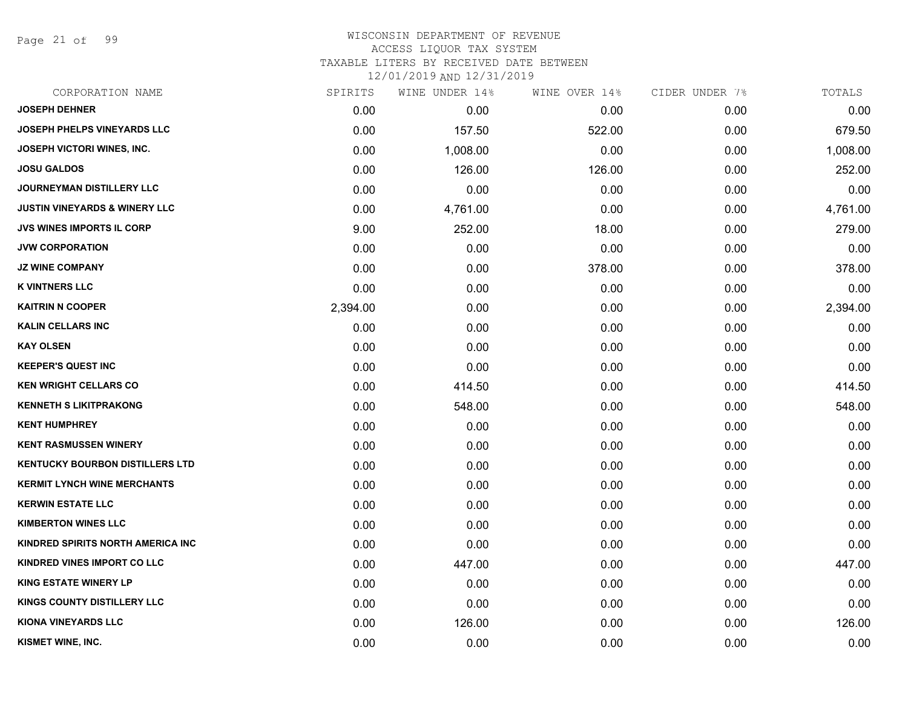WISCONSIN DEPARTMENT OF REVENUE
ACCESS LIQUOR TAX SYSTEM
TAXABLE LITERS BY RECEIVED DATE BETWEEN
12/01/2019 AND 12/31/2019

| CORPORATION NAME | SPIRITS | WINE UNDER 14% | WINE OVER 14% | CIDER UNDER 7% | TOTALS |
|---|---|---|---|---|---|
| JOSEPH DEHNER | 0.00 | 0.00 | 0.00 | 0.00 | 0.00 |
| JOSEPH PHELPS VINEYARDS LLC | 0.00 | 157.50 | 522.00 | 0.00 | 679.50 |
| JOSEPH VICTORI WINES, INC. | 0.00 | 1,008.00 | 0.00 | 0.00 | 1,008.00 |
| JOSU GALDOS | 0.00 | 126.00 | 126.00 | 0.00 | 252.00 |
| JOURNEYMAN DISTILLERY LLC | 0.00 | 0.00 | 0.00 | 0.00 | 0.00 |
| JUSTIN VINEYARDS & WINERY LLC | 0.00 | 4,761.00 | 0.00 | 0.00 | 4,761.00 |
| JVS WINES IMPORTS IL CORP | 9.00 | 252.00 | 18.00 | 0.00 | 279.00 |
| JVW CORPORATION | 0.00 | 0.00 | 0.00 | 0.00 | 0.00 |
| JZ WINE COMPANY | 0.00 | 0.00 | 378.00 | 0.00 | 378.00 |
| K VINTNERS LLC | 0.00 | 0.00 | 0.00 | 0.00 | 0.00 |
| KAITRIN N COOPER | 2,394.00 | 0.00 | 0.00 | 0.00 | 2,394.00 |
| KALIN CELLARS INC | 0.00 | 0.00 | 0.00 | 0.00 | 0.00 |
| KAY OLSEN | 0.00 | 0.00 | 0.00 | 0.00 | 0.00 |
| KEEPER'S QUEST INC | 0.00 | 0.00 | 0.00 | 0.00 | 0.00 |
| KEN WRIGHT CELLARS CO | 0.00 | 414.50 | 0.00 | 0.00 | 414.50 |
| KENNETH S LIKITPRAKONG | 0.00 | 548.00 | 0.00 | 0.00 | 548.00 |
| KENT HUMPHREY | 0.00 | 0.00 | 0.00 | 0.00 | 0.00 |
| KENT RASMUSSEN WINERY | 0.00 | 0.00 | 0.00 | 0.00 | 0.00 |
| KENTUCKY BOURBON DISTILLERS LTD | 0.00 | 0.00 | 0.00 | 0.00 | 0.00 |
| KERMIT LYNCH WINE MERCHANTS | 0.00 | 0.00 | 0.00 | 0.00 | 0.00 |
| KERWIN ESTATE LLC | 0.00 | 0.00 | 0.00 | 0.00 | 0.00 |
| KIMBERTON WINES LLC | 0.00 | 0.00 | 0.00 | 0.00 | 0.00 |
| KINDRED SPIRITS NORTH AMERICA INC | 0.00 | 0.00 | 0.00 | 0.00 | 0.00 |
| KINDRED VINES IMPORT CO LLC | 0.00 | 447.00 | 0.00 | 0.00 | 447.00 |
| KING ESTATE WINERY LP | 0.00 | 0.00 | 0.00 | 0.00 | 0.00 |
| KINGS COUNTY DISTILLERY LLC | 0.00 | 0.00 | 0.00 | 0.00 | 0.00 |
| KIONA VINEYARDS LLC | 0.00 | 126.00 | 0.00 | 0.00 | 126.00 |
| KISMET WINE, INC. | 0.00 | 0.00 | 0.00 | 0.00 | 0.00 |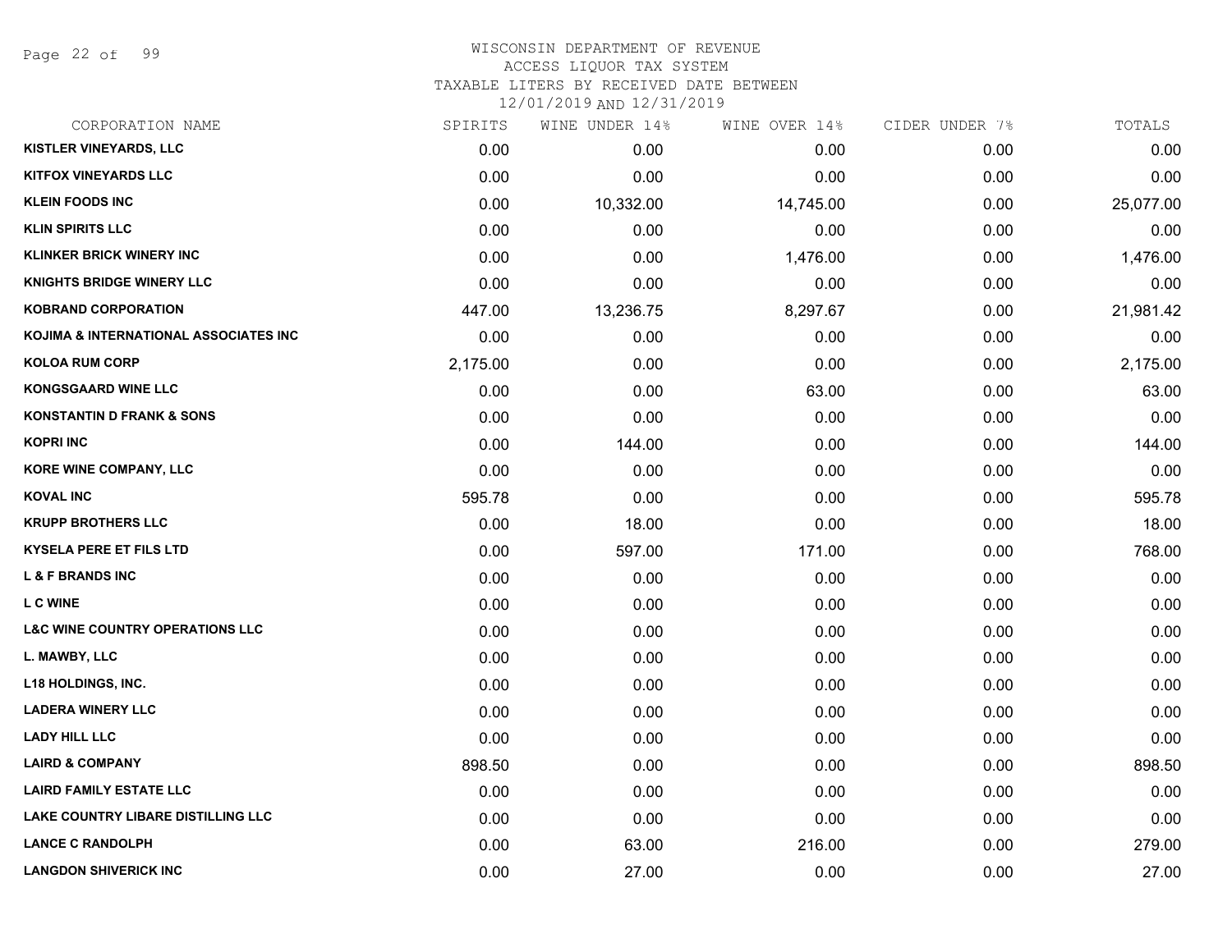WISCONSIN DEPARTMENT OF REVENUE
ACCESS LIQUOR TAX SYSTEM
TAXABLE LITERS BY RECEIVED DATE BETWEEN
12/01/2019 AND 12/31/2019

| CORPORATION NAME | SPIRITS | WINE UNDER 14% | WINE OVER 14% | CIDER UNDER 7% | TOTALS |
|---|---|---|---|---|---|
| KISTLER VINEYARDS, LLC | 0.00 | 0.00 | 0.00 | 0.00 | 0.00 |
| KITFOX VINEYARDS LLC | 0.00 | 0.00 | 0.00 | 0.00 | 0.00 |
| KLEIN FOODS INC | 0.00 | 10,332.00 | 14,745.00 | 0.00 | 25,077.00 |
| KLIN SPIRITS LLC | 0.00 | 0.00 | 0.00 | 0.00 | 0.00 |
| KLINKER BRICK WINERY INC | 0.00 | 0.00 | 1,476.00 | 0.00 | 1,476.00 |
| KNIGHTS BRIDGE WINERY LLC | 0.00 | 0.00 | 0.00 | 0.00 | 0.00 |
| KOBRAND CORPORATION | 447.00 | 13,236.75 | 8,297.67 | 0.00 | 21,981.42 |
| KOJIMA & INTERNATIONAL ASSOCIATES INC | 0.00 | 0.00 | 0.00 | 0.00 | 0.00 |
| KOLOA RUM CORP | 2,175.00 | 0.00 | 0.00 | 0.00 | 2,175.00 |
| KONGSGAARD WINE LLC | 0.00 | 0.00 | 63.00 | 0.00 | 63.00 |
| KONSTANTIN D FRANK & SONS | 0.00 | 0.00 | 0.00 | 0.00 | 0.00 |
| KOPRI INC | 0.00 | 144.00 | 0.00 | 0.00 | 144.00 |
| KORE WINE COMPANY, LLC | 0.00 | 0.00 | 0.00 | 0.00 | 0.00 |
| KOVAL INC | 595.78 | 0.00 | 0.00 | 0.00 | 595.78 |
| KRUPP BROTHERS LLC | 0.00 | 18.00 | 0.00 | 0.00 | 18.00 |
| KYSELA PERE ET FILS LTD | 0.00 | 597.00 | 171.00 | 0.00 | 768.00 |
| L & F BRANDS INC | 0.00 | 0.00 | 0.00 | 0.00 | 0.00 |
| L C WINE | 0.00 | 0.00 | 0.00 | 0.00 | 0.00 |
| L&C WINE COUNTRY OPERATIONS LLC | 0.00 | 0.00 | 0.00 | 0.00 | 0.00 |
| L. MAWBY, LLC | 0.00 | 0.00 | 0.00 | 0.00 | 0.00 |
| L18 HOLDINGS, INC. | 0.00 | 0.00 | 0.00 | 0.00 | 0.00 |
| LADERA WINERY LLC | 0.00 | 0.00 | 0.00 | 0.00 | 0.00 |
| LADY HILL LLC | 0.00 | 0.00 | 0.00 | 0.00 | 0.00 |
| LAIRD & COMPANY | 898.50 | 0.00 | 0.00 | 0.00 | 898.50 |
| LAIRD FAMILY ESTATE LLC | 0.00 | 0.00 | 0.00 | 0.00 | 0.00 |
| LAKE COUNTRY LIBARE DISTILLING LLC | 0.00 | 0.00 | 0.00 | 0.00 | 0.00 |
| LANCE C RANDOLPH | 0.00 | 63.00 | 216.00 | 0.00 | 279.00 |
| LANGDON SHIVERICK INC | 0.00 | 27.00 | 0.00 | 0.00 | 27.00 |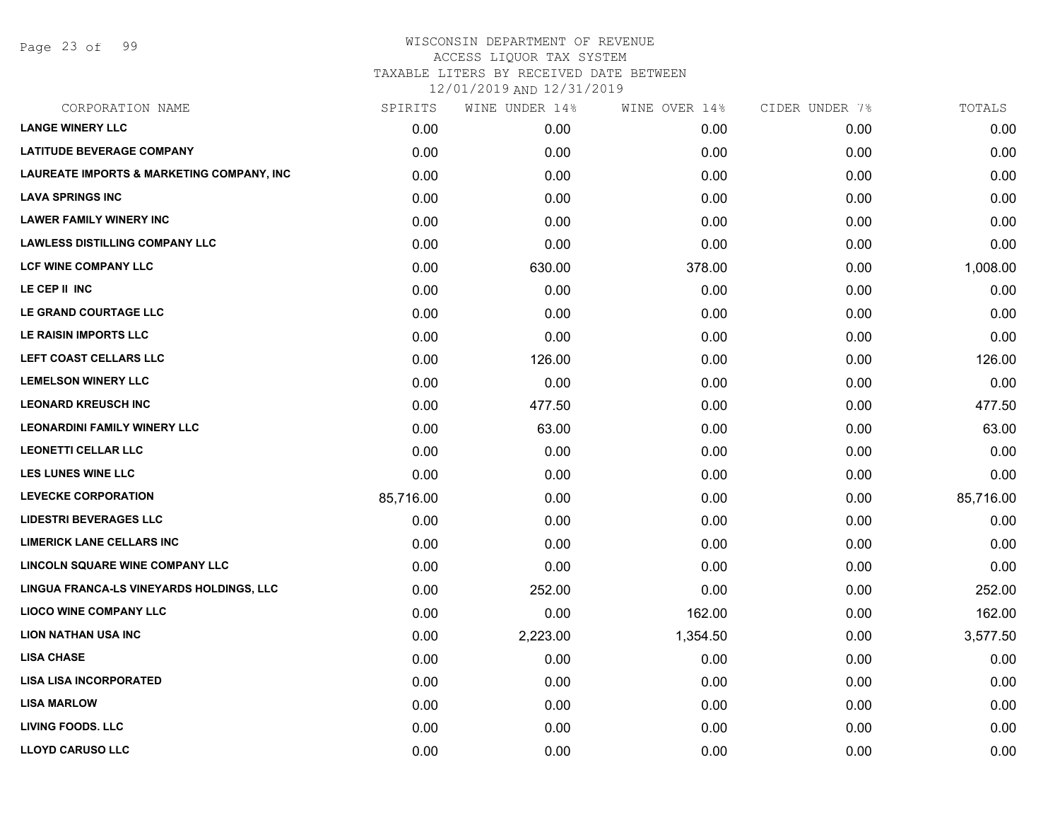WISCONSIN DEPARTMENT OF REVENUE
ACCESS LIQUOR TAX SYSTEM
TAXABLE LITERS BY RECEIVED DATE BETWEEN
12/01/2019 AND 12/31/2019

| CORPORATION NAME | SPIRITS | WINE UNDER 14% | WINE OVER 14% | CIDER UNDER 7% | TOTALS |
|---|---|---|---|---|---|
| **LANGE WINERY LLC** | 0.00 | 0.00 | 0.00 | 0.00 | 0.00 |
| **LATITUDE BEVERAGE COMPANY** | 0.00 | 0.00 | 0.00 | 0.00 | 0.00 |
| **LAUREATE IMPORTS & MARKETING COMPANY, INC** | 0.00 | 0.00 | 0.00 | 0.00 | 0.00 |
| **LAVA SPRINGS INC** | 0.00 | 0.00 | 0.00 | 0.00 | 0.00 |
| **LAWER FAMILY WINERY INC** | 0.00 | 0.00 | 0.00 | 0.00 | 0.00 |
| **LAWLESS DISTILLING COMPANY LLC** | 0.00 | 0.00 | 0.00 | 0.00 | 0.00 |
| **LCF WINE COMPANY LLC** | 0.00 | 630.00 | 378.00 | 0.00 | 1,008.00 |
| **LE CEP II INC** | 0.00 | 0.00 | 0.00 | 0.00 | 0.00 |
| **LE GRAND COURTAGE LLC** | 0.00 | 0.00 | 0.00 | 0.00 | 0.00 |
| **LE RAISIN IMPORTS LLC** | 0.00 | 0.00 | 0.00 | 0.00 | 0.00 |
| **LEFT COAST CELLARS LLC** | 0.00 | 126.00 | 0.00 | 0.00 | 126.00 |
| **LEMELSON WINERY LLC** | 0.00 | 0.00 | 0.00 | 0.00 | 0.00 |
| **LEONARD KREUSCH INC** | 0.00 | 477.50 | 0.00 | 0.00 | 477.50 |
| **LEONARDINI FAMILY WINERY LLC** | 0.00 | 63.00 | 0.00 | 0.00 | 63.00 |
| **LEONETTI CELLAR LLC** | 0.00 | 0.00 | 0.00 | 0.00 | 0.00 |
| **LES LUNES WINE LLC** | 0.00 | 0.00 | 0.00 | 0.00 | 0.00 |
| **LEVECKE CORPORATION** | 85,716.00 | 0.00 | 0.00 | 0.00 | 85,716.00 |
| **LIDESTRI BEVERAGES LLC** | 0.00 | 0.00 | 0.00 | 0.00 | 0.00 |
| **LIMERICK LANE CELLARS INC** | 0.00 | 0.00 | 0.00 | 0.00 | 0.00 |
| **LINCOLN SQUARE WINE COMPANY LLC** | 0.00 | 0.00 | 0.00 | 0.00 | 0.00 |
| **LINGUA FRANCA-LS VINEYARDS HOLDINGS, LLC** | 0.00 | 252.00 | 0.00 | 0.00 | 252.00 |
| **LIOCO WINE COMPANY LLC** | 0.00 | 0.00 | 162.00 | 0.00 | 162.00 |
| **LION NATHAN USA INC** | 0.00 | 2,223.00 | 1,354.50 | 0.00 | 3,577.50 |
| **LISA CHASE** | 0.00 | 0.00 | 0.00 | 0.00 | 0.00 |
| **LISA LISA INCORPORATED** | 0.00 | 0.00 | 0.00 | 0.00 | 0.00 |
| **LISA MARLOW** | 0.00 | 0.00 | 0.00 | 0.00 | 0.00 |
| **LIVING FOODS. LLC** | 0.00 | 0.00 | 0.00 | 0.00 | 0.00 |
| **LLOYD CARUSO LLC** | 0.00 | 0.00 | 0.00 | 0.00 | 0.00 |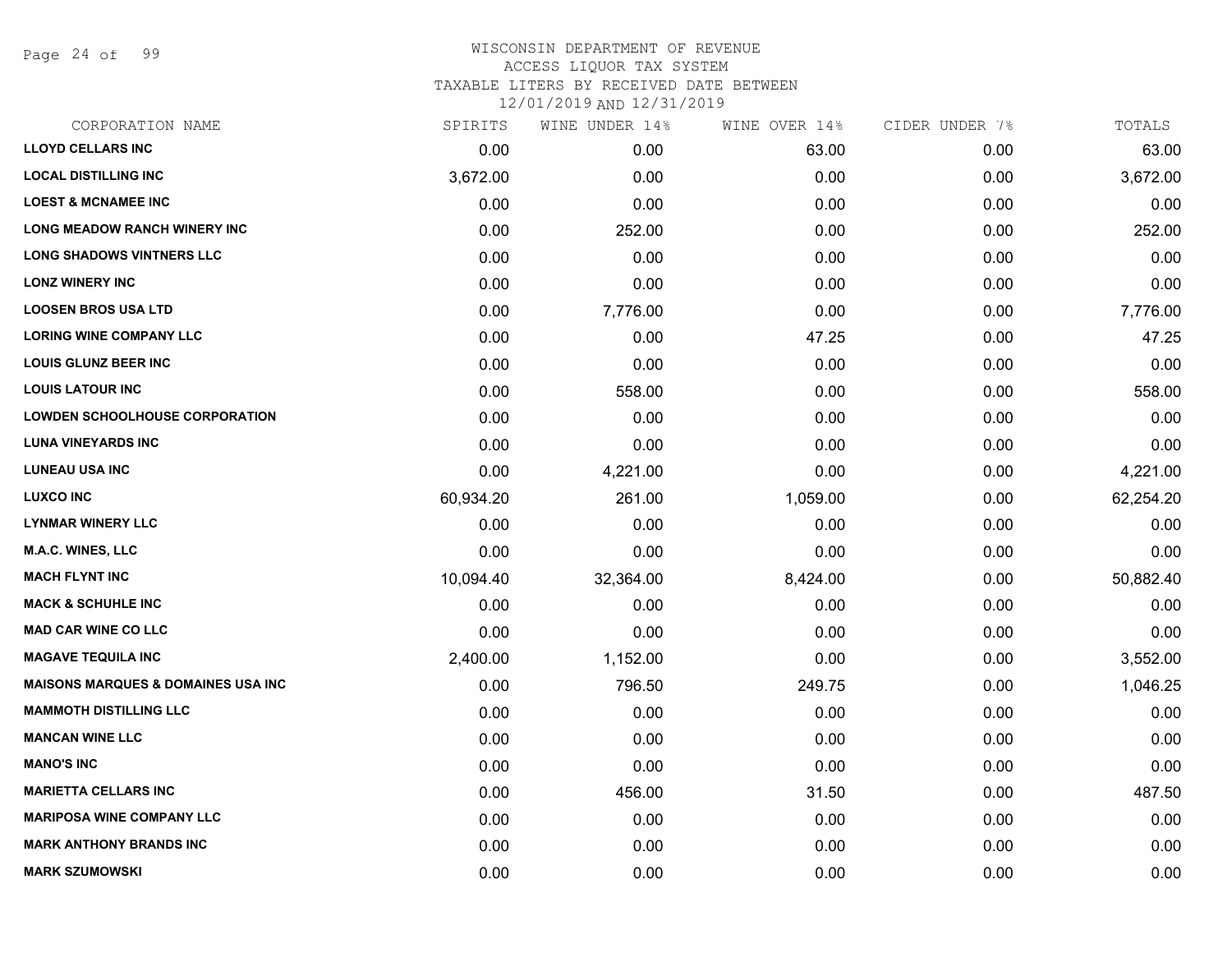WISCONSIN DEPARTMENT OF REVENUE
ACCESS LIQUOR TAX SYSTEM
TAXABLE LITERS BY RECEIVED DATE BETWEEN
12/01/2019 AND 12/31/2019

| CORPORATION NAME | SPIRITS | WINE UNDER 14% | WINE OVER 14% | CIDER UNDER 7% | TOTALS |
|---|---|---|---|---|---|
| LLOYD CELLARS INC | 0.00 | 0.00 | 63.00 | 0.00 | 63.00 |
| LOCAL DISTILLING INC | 3,672.00 | 0.00 | 0.00 | 0.00 | 3,672.00 |
| LOEST & MCNAMEE INC | 0.00 | 0.00 | 0.00 | 0.00 | 0.00 |
| LONG MEADOW RANCH WINERY INC | 0.00 | 252.00 | 0.00 | 0.00 | 252.00 |
| LONG SHADOWS VINTNERS LLC | 0.00 | 0.00 | 0.00 | 0.00 | 0.00 |
| LONZ WINERY INC | 0.00 | 0.00 | 0.00 | 0.00 | 0.00 |
| LOOSEN BROS USA LTD | 0.00 | 7,776.00 | 0.00 | 0.00 | 7,776.00 |
| LORING WINE COMPANY LLC | 0.00 | 0.00 | 47.25 | 0.00 | 47.25 |
| LOUIS GLUNZ BEER INC | 0.00 | 0.00 | 0.00 | 0.00 | 0.00 |
| LOUIS LATOUR INC | 0.00 | 558.00 | 0.00 | 0.00 | 558.00 |
| LOWDEN SCHOOLHOUSE CORPORATION | 0.00 | 0.00 | 0.00 | 0.00 | 0.00 |
| LUNA VINEYARDS INC | 0.00 | 0.00 | 0.00 | 0.00 | 0.00 |
| LUNEAU USA INC | 0.00 | 4,221.00 | 0.00 | 0.00 | 4,221.00 |
| LUXCO INC | 60,934.20 | 261.00 | 1,059.00 | 0.00 | 62,254.20 |
| LYNMAR WINERY LLC | 0.00 | 0.00 | 0.00 | 0.00 | 0.00 |
| M.A.C. WINES, LLC | 0.00 | 0.00 | 0.00 | 0.00 | 0.00 |
| MACH FLYNT INC | 10,094.40 | 32,364.00 | 8,424.00 | 0.00 | 50,882.40 |
| MACK & SCHUHLE INC | 0.00 | 0.00 | 0.00 | 0.00 | 0.00 |
| MAD CAR WINE CO LLC | 0.00 | 0.00 | 0.00 | 0.00 | 0.00 |
| MAGAVE TEQUILA INC | 2,400.00 | 1,152.00 | 0.00 | 0.00 | 3,552.00 |
| MAISONS MARQUES & DOMAINES USA INC | 0.00 | 796.50 | 249.75 | 0.00 | 1,046.25 |
| MAMMOTH DISTILLING LLC | 0.00 | 0.00 | 0.00 | 0.00 | 0.00 |
| MANCAN WINE LLC | 0.00 | 0.00 | 0.00 | 0.00 | 0.00 |
| MANO'S INC | 0.00 | 0.00 | 0.00 | 0.00 | 0.00 |
| MARIETTA CELLARS INC | 0.00 | 456.00 | 31.50 | 0.00 | 487.50 |
| MARIPOSA WINE COMPANY LLC | 0.00 | 0.00 | 0.00 | 0.00 | 0.00 |
| MARK ANTHONY BRANDS INC | 0.00 | 0.00 | 0.00 | 0.00 | 0.00 |
| MARK SZUMOWSKI | 0.00 | 0.00 | 0.00 | 0.00 | 0.00 |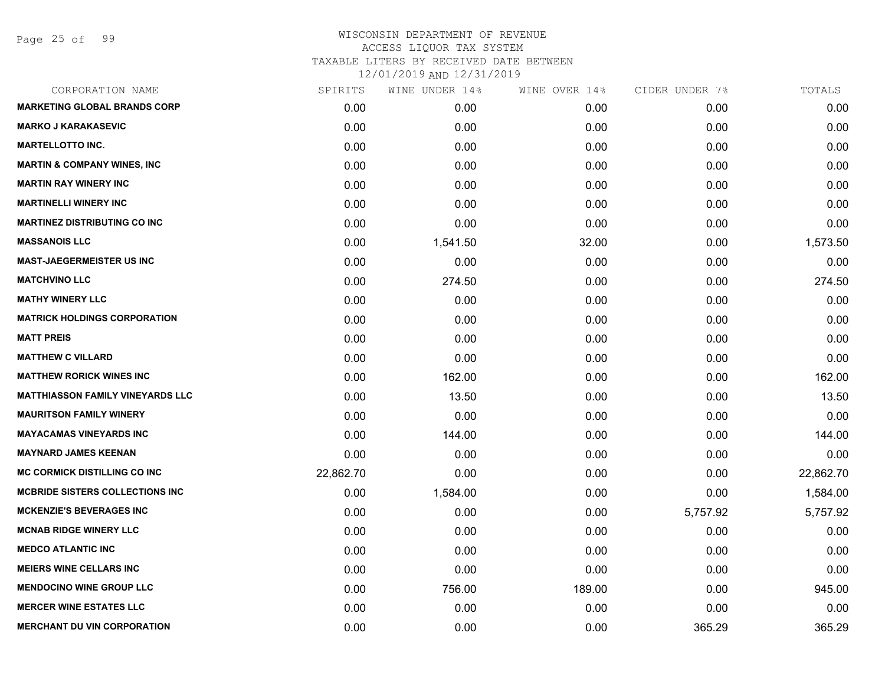WISCONSIN DEPARTMENT OF REVENUE
ACCESS LIQUOR TAX SYSTEM
TAXABLE LITERS BY RECEIVED DATE BETWEEN
12/01/2019 AND 12/31/2019

| CORPORATION NAME | SPIRITS | WINE UNDER 14% | WINE OVER 14% | CIDER UNDER 7% | TOTALS |
|---|---|---|---|---|---|
| MARKETING GLOBAL BRANDS CORP | 0.00 | 0.00 | 0.00 | 0.00 | 0.00 |
| MARKO J KARAKASEVIC | 0.00 | 0.00 | 0.00 | 0.00 | 0.00 |
| MARTELLOTTO INC. | 0.00 | 0.00 | 0.00 | 0.00 | 0.00 |
| MARTIN & COMPANY WINES, INC | 0.00 | 0.00 | 0.00 | 0.00 | 0.00 |
| MARTIN RAY WINERY INC | 0.00 | 0.00 | 0.00 | 0.00 | 0.00 |
| MARTINELLI WINERY INC | 0.00 | 0.00 | 0.00 | 0.00 | 0.00 |
| MARTINEZ DISTRIBUTING CO INC | 0.00 | 0.00 | 0.00 | 0.00 | 0.00 |
| MASSANOIS LLC | 0.00 | 1,541.50 | 32.00 | 0.00 | 1,573.50 |
| MAST-JAEGERMEISTER US INC | 0.00 | 0.00 | 0.00 | 0.00 | 0.00 |
| MATCHVINO LLC | 0.00 | 274.50 | 0.00 | 0.00 | 274.50 |
| MATHY WINERY LLC | 0.00 | 0.00 | 0.00 | 0.00 | 0.00 |
| MATRICK HOLDINGS CORPORATION | 0.00 | 0.00 | 0.00 | 0.00 | 0.00 |
| MATT PREIS | 0.00 | 0.00 | 0.00 | 0.00 | 0.00 |
| MATTHEW C VILLARD | 0.00 | 0.00 | 0.00 | 0.00 | 0.00 |
| MATTHEW RORICK WINES INC | 0.00 | 162.00 | 0.00 | 0.00 | 162.00 |
| MATTHIASSON FAMILY VINEYARDS LLC | 0.00 | 13.50 | 0.00 | 0.00 | 13.50 |
| MAURITSON FAMILY WINERY | 0.00 | 0.00 | 0.00 | 0.00 | 0.00 |
| MAYACAMAS VINEYARDS INC | 0.00 | 144.00 | 0.00 | 0.00 | 144.00 |
| MAYNARD JAMES KEENAN | 0.00 | 0.00 | 0.00 | 0.00 | 0.00 |
| MC CORMICK DISTILLING CO INC | 22,862.70 | 0.00 | 0.00 | 0.00 | 22,862.70 |
| MCBRIDE SISTERS COLLECTIONS INC | 0.00 | 1,584.00 | 0.00 | 0.00 | 1,584.00 |
| MCKENZIE'S BEVERAGES INC | 0.00 | 0.00 | 0.00 | 5,757.92 | 5,757.92 |
| MCNAB RIDGE WINERY LLC | 0.00 | 0.00 | 0.00 | 0.00 | 0.00 |
| MEDCO ATLANTIC INC | 0.00 | 0.00 | 0.00 | 0.00 | 0.00 |
| MEIERS WINE CELLARS INC | 0.00 | 0.00 | 0.00 | 0.00 | 0.00 |
| MENDOCINO WINE GROUP LLC | 0.00 | 756.00 | 189.00 | 0.00 | 945.00 |
| MERCER WINE ESTATES LLC | 0.00 | 0.00 | 0.00 | 0.00 | 0.00 |
| MERCHANT DU VIN CORPORATION | 0.00 | 0.00 | 0.00 | 365.29 | 365.29 |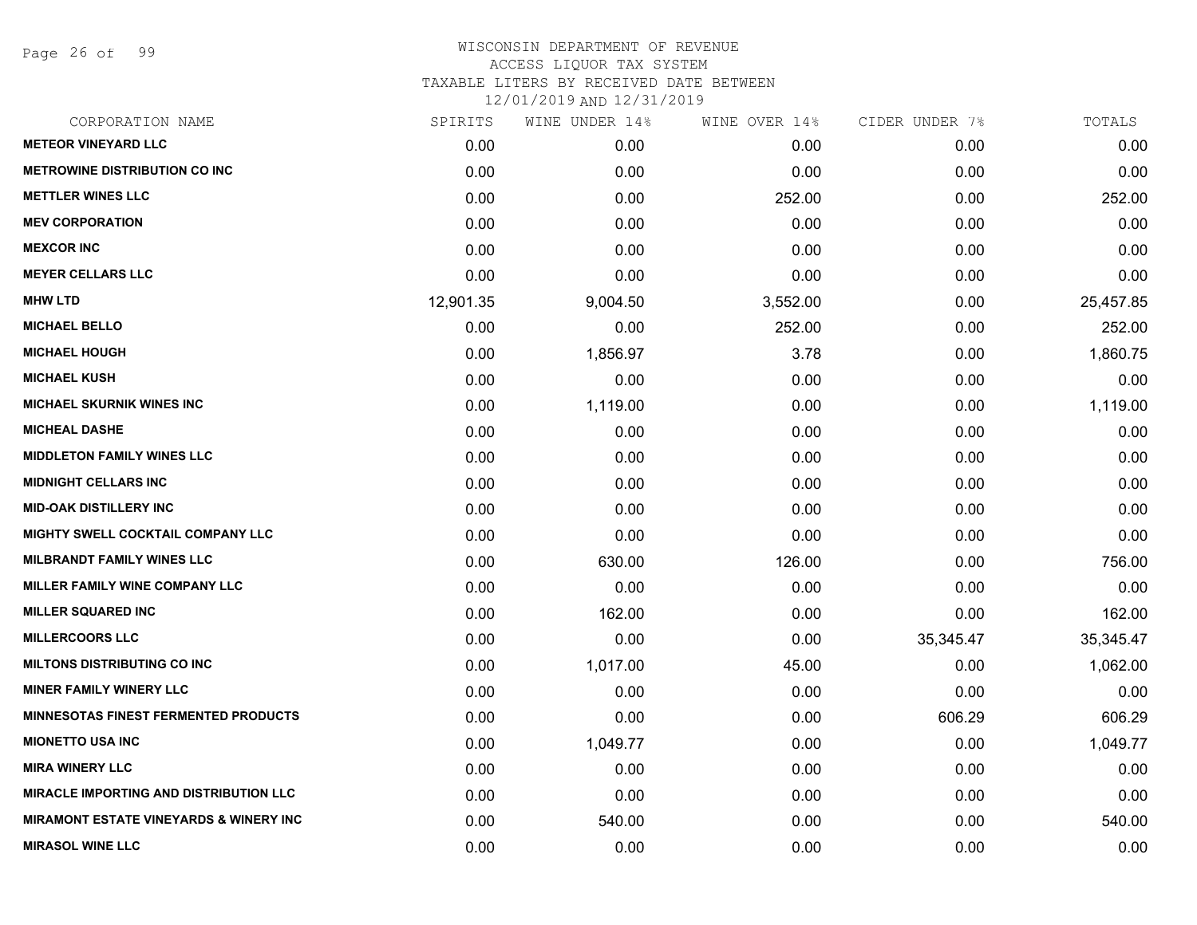WISCONSIN DEPARTMENT OF REVENUE
ACCESS LIQUOR TAX SYSTEM
TAXABLE LITERS BY RECEIVED DATE BETWEEN
12/01/2019 AND 12/31/2019

| CORPORATION NAME | SPIRITS | WINE UNDER 14% | WINE OVER 14% | CIDER UNDER 7% | TOTALS |
|---|---|---|---|---|---|
| METEOR VINEYARD LLC | 0.00 | 0.00 | 0.00 | 0.00 | 0.00 |
| METROWINE DISTRIBUTION CO INC | 0.00 | 0.00 | 0.00 | 0.00 | 0.00 |
| METTLER WINES LLC | 0.00 | 0.00 | 252.00 | 0.00 | 252.00 |
| MEV CORPORATION | 0.00 | 0.00 | 0.00 | 0.00 | 0.00 |
| MEXCOR INC | 0.00 | 0.00 | 0.00 | 0.00 | 0.00 |
| MEYER CELLARS LLC | 0.00 | 0.00 | 0.00 | 0.00 | 0.00 |
| MHW LTD | 12,901.35 | 9,004.50 | 3,552.00 | 0.00 | 25,457.85 |
| MICHAEL BELLO | 0.00 | 0.00 | 252.00 | 0.00 | 252.00 |
| MICHAEL HOUGH | 0.00 | 1,856.97 | 3.78 | 0.00 | 1,860.75 |
| MICHAEL KUSH | 0.00 | 0.00 | 0.00 | 0.00 | 0.00 |
| MICHAEL SKURNIK WINES INC | 0.00 | 1,119.00 | 0.00 | 0.00 | 1,119.00 |
| MICHEAL DASHE | 0.00 | 0.00 | 0.00 | 0.00 | 0.00 |
| MIDDLETON FAMILY WINES LLC | 0.00 | 0.00 | 0.00 | 0.00 | 0.00 |
| MIDNIGHT CELLARS INC | 0.00 | 0.00 | 0.00 | 0.00 | 0.00 |
| MID-OAK DISTILLERY INC | 0.00 | 0.00 | 0.00 | 0.00 | 0.00 |
| MIGHTY SWELL COCKTAIL COMPANY LLC | 0.00 | 0.00 | 0.00 | 0.00 | 0.00 |
| MILBRANDT FAMILY WINES LLC | 0.00 | 630.00 | 126.00 | 0.00 | 756.00 |
| MILLER FAMILY WINE COMPANY LLC | 0.00 | 0.00 | 0.00 | 0.00 | 0.00 |
| MILLER SQUARED INC | 0.00 | 162.00 | 0.00 | 0.00 | 162.00 |
| MILLERCOORS LLC | 0.00 | 0.00 | 0.00 | 35,345.47 | 35,345.47 |
| MILTONS DISTRIBUTING CO INC | 0.00 | 1,017.00 | 45.00 | 0.00 | 1,062.00 |
| MINER FAMILY WINERY LLC | 0.00 | 0.00 | 0.00 | 0.00 | 0.00 |
| MINNESOTAS FINEST FERMENTED PRODUCTS | 0.00 | 0.00 | 0.00 | 606.29 | 606.29 |
| MIONETTO USA INC | 0.00 | 1,049.77 | 0.00 | 0.00 | 1,049.77 |
| MIRA WINERY LLC | 0.00 | 0.00 | 0.00 | 0.00 | 0.00 |
| MIRACLE IMPORTING AND DISTRIBUTION LLC | 0.00 | 0.00 | 0.00 | 0.00 | 0.00 |
| MIRAMONT ESTATE VINEYARDS & WINERY INC | 0.00 | 540.00 | 0.00 | 0.00 | 540.00 |
| MIRASOL WINE LLC | 0.00 | 0.00 | 0.00 | 0.00 | 0.00 |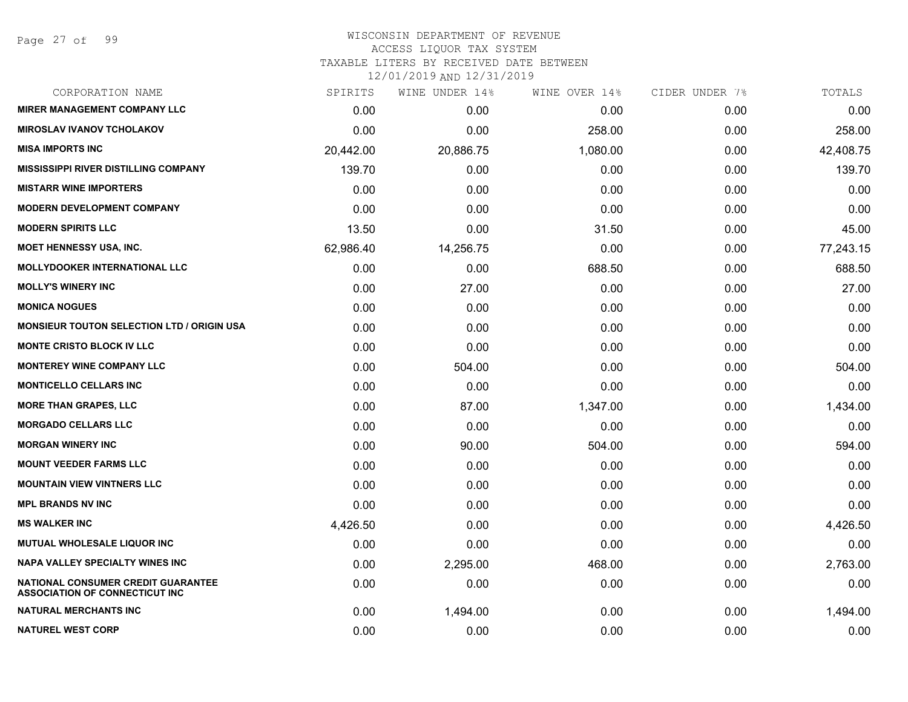WISCONSIN DEPARTMENT OF REVENUE
ACCESS LIQUOR TAX SYSTEM
TAXABLE LITERS BY RECEIVED DATE BETWEEN
12/01/2019 AND 12/31/2019

| CORPORATION NAME | SPIRITS | WINE UNDER 14% | WINE OVER 14% | CIDER UNDER 7% | TOTALS |
|---|---|---|---|---|---|
| MIRER MANAGEMENT COMPANY LLC | 0.00 | 0.00 | 0.00 | 0.00 | 0.00 |
| MIROSLAV IVANOV TCHOLAKOV | 0.00 | 0.00 | 258.00 | 0.00 | 258.00 |
| MISA IMPORTS INC | 20,442.00 | 20,886.75 | 1,080.00 | 0.00 | 42,408.75 |
| MISSISSIPPI RIVER DISTILLING COMPANY | 139.70 | 0.00 | 0.00 | 0.00 | 139.70 |
| MISTARR WINE IMPORTERS | 0.00 | 0.00 | 0.00 | 0.00 | 0.00 |
| MODERN DEVELOPMENT COMPANY | 0.00 | 0.00 | 0.00 | 0.00 | 0.00 |
| MODERN SPIRITS LLC | 13.50 | 0.00 | 31.50 | 0.00 | 45.00 |
| MOET HENNESSY USA, INC. | 62,986.40 | 14,256.75 | 0.00 | 0.00 | 77,243.15 |
| MOLLYDOOKER INTERNATIONAL LLC | 0.00 | 0.00 | 688.50 | 0.00 | 688.50 |
| MOLLY'S WINERY INC | 0.00 | 27.00 | 0.00 | 0.00 | 27.00 |
| MONICA NOGUES | 0.00 | 0.00 | 0.00 | 0.00 | 0.00 |
| MONSIEUR TOUTON SELECTION LTD / ORIGIN USA | 0.00 | 0.00 | 0.00 | 0.00 | 0.00 |
| MONTE CRISTO BLOCK IV LLC | 0.00 | 0.00 | 0.00 | 0.00 | 0.00 |
| MONTEREY WINE COMPANY LLC | 0.00 | 504.00 | 0.00 | 0.00 | 504.00 |
| MONTICELLO CELLARS INC | 0.00 | 0.00 | 0.00 | 0.00 | 0.00 |
| MORE THAN GRAPES, LLC | 0.00 | 87.00 | 1,347.00 | 0.00 | 1,434.00 |
| MORGADO CELLARS LLC | 0.00 | 0.00 | 0.00 | 0.00 | 0.00 |
| MORGAN WINERY INC | 0.00 | 90.00 | 504.00 | 0.00 | 594.00 |
| MOUNT VEEDER FARMS LLC | 0.00 | 0.00 | 0.00 | 0.00 | 0.00 |
| MOUNTAIN VIEW VINTNERS LLC | 0.00 | 0.00 | 0.00 | 0.00 | 0.00 |
| MPL BRANDS NV INC | 0.00 | 0.00 | 0.00 | 0.00 | 0.00 |
| MS WALKER INC | 4,426.50 | 0.00 | 0.00 | 0.00 | 4,426.50 |
| MUTUAL WHOLESALE LIQUOR INC | 0.00 | 0.00 | 0.00 | 0.00 | 0.00 |
| NAPA VALLEY SPECIALTY WINES INC | 0.00 | 2,295.00 | 468.00 | 0.00 | 2,763.00 |
| NATIONAL CONSUMER CREDIT GUARANTEE ASSOCIATION OF CONNECTICUT INC | 0.00 | 0.00 | 0.00 | 0.00 | 0.00 |
| NATURAL MERCHANTS INC | 0.00 | 1,494.00 | 0.00 | 0.00 | 1,494.00 |
| NATUREL WEST CORP | 0.00 | 0.00 | 0.00 | 0.00 | 0.00 |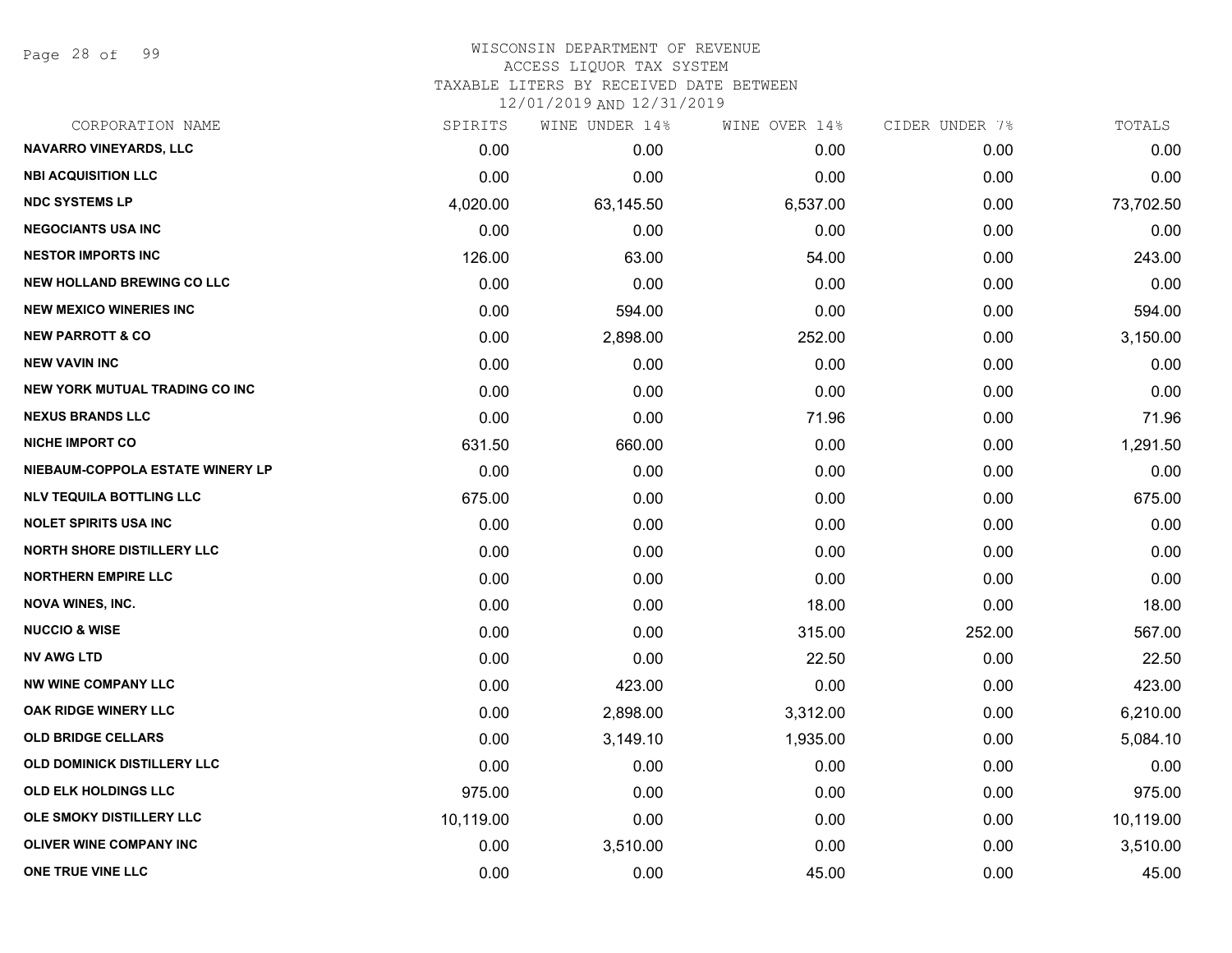WISCONSIN DEPARTMENT OF REVENUE
ACCESS LIQUOR TAX SYSTEM
TAXABLE LITERS BY RECEIVED DATE BETWEEN
12/01/2019 AND 12/31/2019

| CORPORATION NAME | SPIRITS | WINE UNDER 14% | WINE OVER 14% | CIDER UNDER 7% | TOTALS |
|---|---|---|---|---|---|
| NAVARRO VINEYARDS, LLC | 0.00 | 0.00 | 0.00 | 0.00 | 0.00 |
| NBI ACQUISITION LLC | 0.00 | 0.00 | 0.00 | 0.00 | 0.00 |
| NDC SYSTEMS LP | 4,020.00 | 63,145.50 | 6,537.00 | 0.00 | 73,702.50 |
| NEGOCIANTS USA INC | 0.00 | 0.00 | 0.00 | 0.00 | 0.00 |
| NESTOR IMPORTS INC | 126.00 | 63.00 | 54.00 | 0.00 | 243.00 |
| NEW HOLLAND BREWING CO LLC | 0.00 | 0.00 | 0.00 | 0.00 | 0.00 |
| NEW MEXICO WINERIES INC | 0.00 | 594.00 | 0.00 | 0.00 | 594.00 |
| NEW PARROTT & CO | 0.00 | 2,898.00 | 252.00 | 0.00 | 3,150.00 |
| NEW VAVIN INC | 0.00 | 0.00 | 0.00 | 0.00 | 0.00 |
| NEW YORK MUTUAL TRADING CO INC | 0.00 | 0.00 | 0.00 | 0.00 | 0.00 |
| NEXUS BRANDS LLC | 0.00 | 0.00 | 71.96 | 0.00 | 71.96 |
| NICHE IMPORT CO | 631.50 | 660.00 | 0.00 | 0.00 | 1,291.50 |
| NIEBAUM-COPPOLA ESTATE WINERY LP | 0.00 | 0.00 | 0.00 | 0.00 | 0.00 |
| NLV TEQUILA BOTTLING LLC | 675.00 | 0.00 | 0.00 | 0.00 | 675.00 |
| NOLET SPIRITS USA INC | 0.00 | 0.00 | 0.00 | 0.00 | 0.00 |
| NORTH SHORE DISTILLERY LLC | 0.00 | 0.00 | 0.00 | 0.00 | 0.00 |
| NORTHERN EMPIRE LLC | 0.00 | 0.00 | 0.00 | 0.00 | 0.00 |
| NOVA WINES, INC. | 0.00 | 0.00 | 18.00 | 0.00 | 18.00 |
| NUCCIO & WISE | 0.00 | 0.00 | 315.00 | 252.00 | 567.00 |
| NV AWG LTD | 0.00 | 0.00 | 22.50 | 0.00 | 22.50 |
| NW WINE COMPANY LLC | 0.00 | 423.00 | 0.00 | 0.00 | 423.00 |
| OAK RIDGE WINERY LLC | 0.00 | 2,898.00 | 3,312.00 | 0.00 | 6,210.00 |
| OLD BRIDGE CELLARS | 0.00 | 3,149.10 | 1,935.00 | 0.00 | 5,084.10 |
| OLD DOMINICK DISTILLERY LLC | 0.00 | 0.00 | 0.00 | 0.00 | 0.00 |
| OLD ELK HOLDINGS LLC | 975.00 | 0.00 | 0.00 | 0.00 | 975.00 |
| OLE SMOKY DISTILLERY LLC | 10,119.00 | 0.00 | 0.00 | 0.00 | 10,119.00 |
| OLIVER WINE COMPANY INC | 0.00 | 3,510.00 | 0.00 | 0.00 | 3,510.00 |
| ONE TRUE VINE LLC | 0.00 | 0.00 | 45.00 | 0.00 | 45.00 |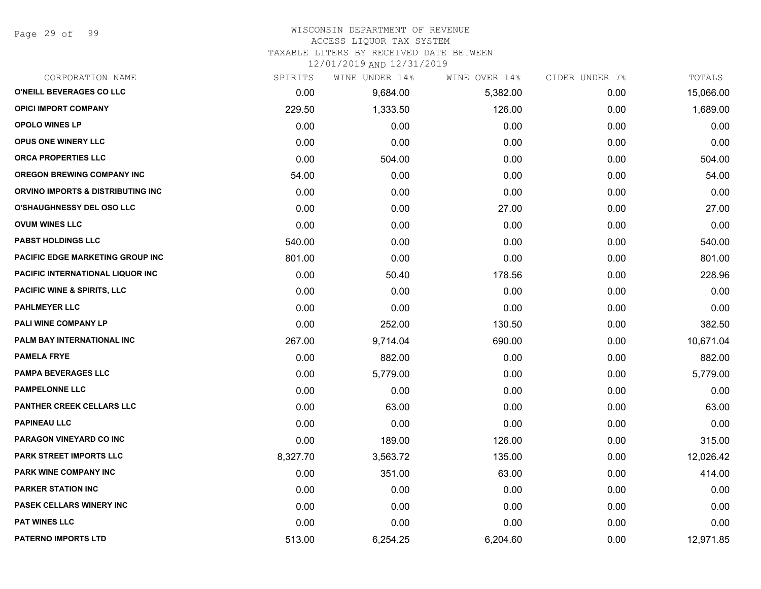# WISCONSIN DEPARTMENT OF REVENUE
ACCESS LIQUOR TAX SYSTEM
TAXABLE LITERS BY RECEIVED DATE BETWEEN
12/01/2019 AND 12/31/2019

| CORPORATION NAME | SPIRITS | WINE UNDER 14% | WINE OVER 14% | CIDER UNDER 7% | TOTALS |
|---|---|---|---|---|---|
| O'NEILL BEVERAGES CO LLC | 0.00 | 9,684.00 | 5,382.00 | 0.00 | 15,066.00 |
| OPICI IMPORT COMPANY | 229.50 | 1,333.50 | 126.00 | 0.00 | 1,689.00 |
| OPOLO WINES LP | 0.00 | 0.00 | 0.00 | 0.00 | 0.00 |
| OPUS ONE WINERY LLC | 0.00 | 0.00 | 0.00 | 0.00 | 0.00 |
| ORCA PROPERTIES LLC | 0.00 | 504.00 | 0.00 | 0.00 | 504.00 |
| OREGON BREWING COMPANY INC | 54.00 | 0.00 | 0.00 | 0.00 | 54.00 |
| ORVINO IMPORTS & DISTRIBUTING INC | 0.00 | 0.00 | 0.00 | 0.00 | 0.00 |
| O'SHAUGHNESSY DEL OSO LLC | 0.00 | 0.00 | 27.00 | 0.00 | 27.00 |
| OVUM WINES LLC | 0.00 | 0.00 | 0.00 | 0.00 | 0.00 |
| PABST HOLDINGS LLC | 540.00 | 0.00 | 0.00 | 0.00 | 540.00 |
| PACIFIC EDGE MARKETING GROUP INC | 801.00 | 0.00 | 0.00 | 0.00 | 801.00 |
| PACIFIC INTERNATIONAL LIQUOR INC | 0.00 | 50.40 | 178.56 | 0.00 | 228.96 |
| PACIFIC WINE & SPIRITS, LLC | 0.00 | 0.00 | 0.00 | 0.00 | 0.00 |
| PAHLMEYER LLC | 0.00 | 0.00 | 0.00 | 0.00 | 0.00 |
| PALI WINE COMPANY LP | 0.00 | 252.00 | 130.50 | 0.00 | 382.50 |
| PALM BAY INTERNATIONAL INC | 267.00 | 9,714.04 | 690.00 | 0.00 | 10,671.04 |
| PAMELA FRYE | 0.00 | 882.00 | 0.00 | 0.00 | 882.00 |
| PAMPA BEVERAGES LLC | 0.00 | 5,779.00 | 0.00 | 0.00 | 5,779.00 |
| PAMPELONNE LLC | 0.00 | 0.00 | 0.00 | 0.00 | 0.00 |
| PANTHER CREEK CELLARS LLC | 0.00 | 63.00 | 0.00 | 0.00 | 63.00 |
| PAPINEAU LLC | 0.00 | 0.00 | 0.00 | 0.00 | 0.00 |
| PARAGON VINEYARD CO INC | 0.00 | 189.00 | 126.00 | 0.00 | 315.00 |
| PARK STREET IMPORTS LLC | 8,327.70 | 3,563.72 | 135.00 | 0.00 | 12,026.42 |
| PARK WINE COMPANY INC | 0.00 | 351.00 | 63.00 | 0.00 | 414.00 |
| PARKER STATION INC | 0.00 | 0.00 | 0.00 | 0.00 | 0.00 |
| PASEK CELLARS WINERY INC | 0.00 | 0.00 | 0.00 | 0.00 | 0.00 |
| PAT WINES LLC | 0.00 | 0.00 | 0.00 | 0.00 | 0.00 |
| PATERNO IMPORTS LTD | 513.00 | 6,254.25 | 6,204.60 | 0.00 | 12,971.85 |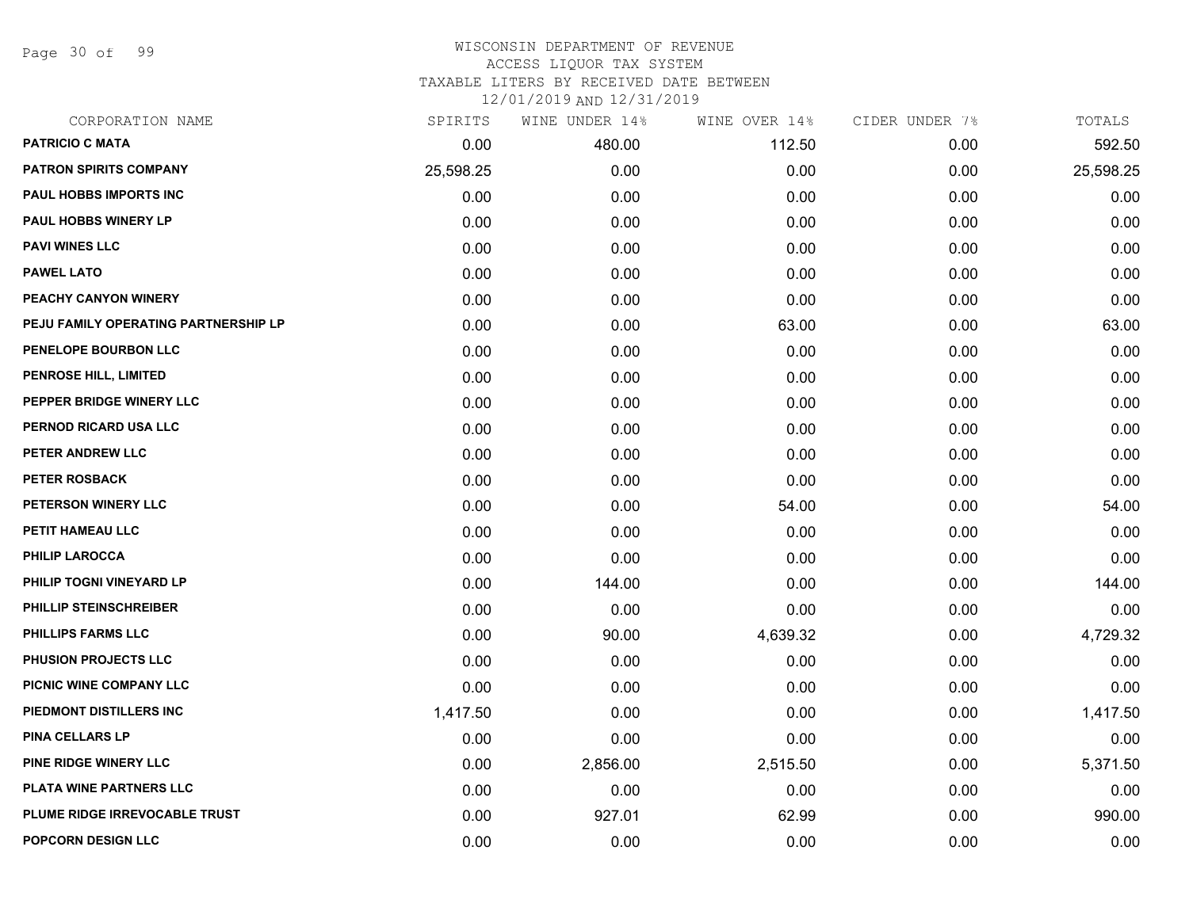# WISCONSIN DEPARTMENT OF REVENUE
## ACCESS LIQUOR TAX SYSTEM
### TAXABLE LITERS BY RECEIVED DATE BETWEEN 12/01/2019 AND 12/31/2019

| CORPORATION NAME | SPIRITS | WINE UNDER 14% | WINE OVER 14% | CIDER UNDER 7% | TOTALS |
|---|---|---|---|---|---|
| PATRICIO C MATA | 0.00 | 480.00 | 112.50 | 0.00 | 592.50 |
| PATRON SPIRITS COMPANY | 25,598.25 | 0.00 | 0.00 | 0.00 | 25,598.25 |
| PAUL HOBBS IMPORTS INC | 0.00 | 0.00 | 0.00 | 0.00 | 0.00 |
| PAUL HOBBS WINERY LP | 0.00 | 0.00 | 0.00 | 0.00 | 0.00 |
| PAVI WINES LLC | 0.00 | 0.00 | 0.00 | 0.00 | 0.00 |
| PAWEL LATO | 0.00 | 0.00 | 0.00 | 0.00 | 0.00 |
| PEACHY CANYON WINERY | 0.00 | 0.00 | 0.00 | 0.00 | 0.00 |
| PEJU FAMILY OPERATING PARTNERSHIP LP | 0.00 | 0.00 | 63.00 | 0.00 | 63.00 |
| PENELOPE BOURBON LLC | 0.00 | 0.00 | 0.00 | 0.00 | 0.00 |
| PENROSE HILL, LIMITED | 0.00 | 0.00 | 0.00 | 0.00 | 0.00 |
| PEPPER BRIDGE WINERY LLC | 0.00 | 0.00 | 0.00 | 0.00 | 0.00 |
| PERNOD RICARD USA LLC | 0.00 | 0.00 | 0.00 | 0.00 | 0.00 |
| PETER ANDREW LLC | 0.00 | 0.00 | 0.00 | 0.00 | 0.00 |
| PETER ROSBACK | 0.00 | 0.00 | 0.00 | 0.00 | 0.00 |
| PETERSON WINERY LLC | 0.00 | 0.00 | 54.00 | 0.00 | 54.00 |
| PETIT HAMEAU LLC | 0.00 | 0.00 | 0.00 | 0.00 | 0.00 |
| PHILIP LAROCCA | 0.00 | 0.00 | 0.00 | 0.00 | 0.00 |
| PHILIP TOGNI VINEYARD LP | 0.00 | 144.00 | 0.00 | 0.00 | 144.00 |
| PHILLIP STEINSCHREIBER | 0.00 | 0.00 | 0.00 | 0.00 | 0.00 |
| PHILLIPS FARMS LLC | 0.00 | 90.00 | 4,639.32 | 0.00 | 4,729.32 |
| PHUSION PROJECTS LLC | 0.00 | 0.00 | 0.00 | 0.00 | 0.00 |
| PICNIC WINE COMPANY LLC | 0.00 | 0.00 | 0.00 | 0.00 | 0.00 |
| PIEDMONT DISTILLERS INC | 1,417.50 | 0.00 | 0.00 | 0.00 | 1,417.50 |
| PINA CELLARS LP | 0.00 | 0.00 | 0.00 | 0.00 | 0.00 |
| PINE RIDGE WINERY LLC | 0.00 | 2,856.00 | 2,515.50 | 0.00 | 5,371.50 |
| PLATA WINE PARTNERS LLC | 0.00 | 0.00 | 0.00 | 0.00 | 0.00 |
| PLUME RIDGE IRREVOCABLE TRUST | 0.00 | 927.01 | 62.99 | 0.00 | 990.00 |
| POPCORN DESIGN LLC | 0.00 | 0.00 | 0.00 | 0.00 | 0.00 |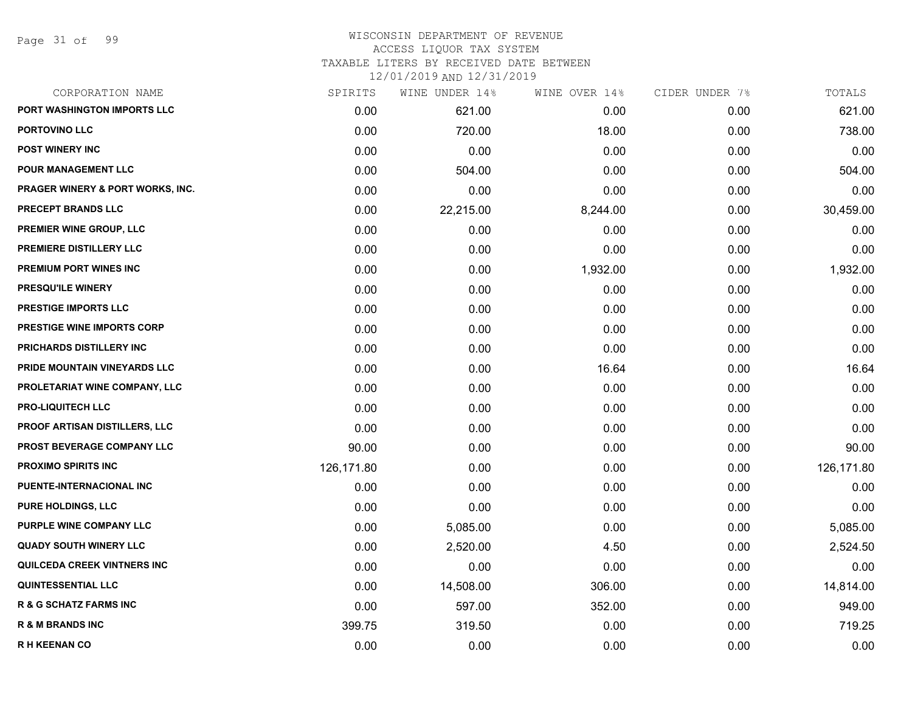# WISCONSIN DEPARTMENT OF REVENUE

ACCESS LIQUOR TAX SYSTEM

TAXABLE LITERS BY RECEIVED DATE BETWEEN

12/01/2019 AND 12/31/2019

| CORPORATION NAME | SPIRITS | WINE UNDER 14% | WINE OVER 14% | CIDER UNDER 7% | TOTALS |
|---|---|---|---|---|---|
| PORT WASHINGTON IMPORTS LLC | 0.00 | 621.00 | 0.00 | 0.00 | 621.00 |
| PORTOVINO LLC | 0.00 | 720.00 | 18.00 | 0.00 | 738.00 |
| POST WINERY INC | 0.00 | 0.00 | 0.00 | 0.00 | 0.00 |
| POUR MANAGEMENT LLC | 0.00 | 504.00 | 0.00 | 0.00 | 504.00 |
| PRAGER WINERY & PORT WORKS, INC. | 0.00 | 0.00 | 0.00 | 0.00 | 0.00 |
| PRECEPT BRANDS LLC | 0.00 | 22,215.00 | 8,244.00 | 0.00 | 30,459.00 |
| PREMIER WINE GROUP, LLC | 0.00 | 0.00 | 0.00 | 0.00 | 0.00 |
| PREMIERE DISTILLERY LLC | 0.00 | 0.00 | 0.00 | 0.00 | 0.00 |
| PREMIUM PORT WINES INC | 0.00 | 0.00 | 1,932.00 | 0.00 | 1,932.00 |
| PRESQU'ILE WINERY | 0.00 | 0.00 | 0.00 | 0.00 | 0.00 |
| PRESTIGE IMPORTS LLC | 0.00 | 0.00 | 0.00 | 0.00 | 0.00 |
| PRESTIGE WINE IMPORTS CORP | 0.00 | 0.00 | 0.00 | 0.00 | 0.00 |
| PRICHARDS DISTILLERY INC | 0.00 | 0.00 | 0.00 | 0.00 | 0.00 |
| PRIDE MOUNTAIN VINEYARDS LLC | 0.00 | 0.00 | 16.64 | 0.00 | 16.64 |
| PROLETARIAT WINE COMPANY, LLC | 0.00 | 0.00 | 0.00 | 0.00 | 0.00 |
| PRO-LIQUITECH LLC | 0.00 | 0.00 | 0.00 | 0.00 | 0.00 |
| PROOF ARTISAN DISTILLERS, LLC | 0.00 | 0.00 | 0.00 | 0.00 | 0.00 |
| PROST BEVERAGE COMPANY LLC | 90.00 | 0.00 | 0.00 | 0.00 | 90.00 |
| PROXIMO SPIRITS INC | 126,171.80 | 0.00 | 0.00 | 0.00 | 126,171.80 |
| PUENTE-INTERNACIONAL INC | 0.00 | 0.00 | 0.00 | 0.00 | 0.00 |
| PURE HOLDINGS, LLC | 0.00 | 0.00 | 0.00 | 0.00 | 0.00 |
| PURPLE WINE COMPANY LLC | 0.00 | 5,085.00 | 0.00 | 0.00 | 5,085.00 |
| QUADY SOUTH WINERY LLC | 0.00 | 2,520.00 | 4.50 | 0.00 | 2,524.50 |
| QUILCEDA CREEK VINTNERS INC | 0.00 | 0.00 | 0.00 | 0.00 | 0.00 |
| QUINTESSENTIAL LLC | 0.00 | 14,508.00 | 306.00 | 0.00 | 14,814.00 |
| R & G SCHATZ FARMS INC | 0.00 | 597.00 | 352.00 | 0.00 | 949.00 |
| R & M BRANDS INC | 399.75 | 319.50 | 0.00 | 0.00 | 719.25 |
| R H KEENAN CO | 0.00 | 0.00 | 0.00 | 0.00 | 0.00 |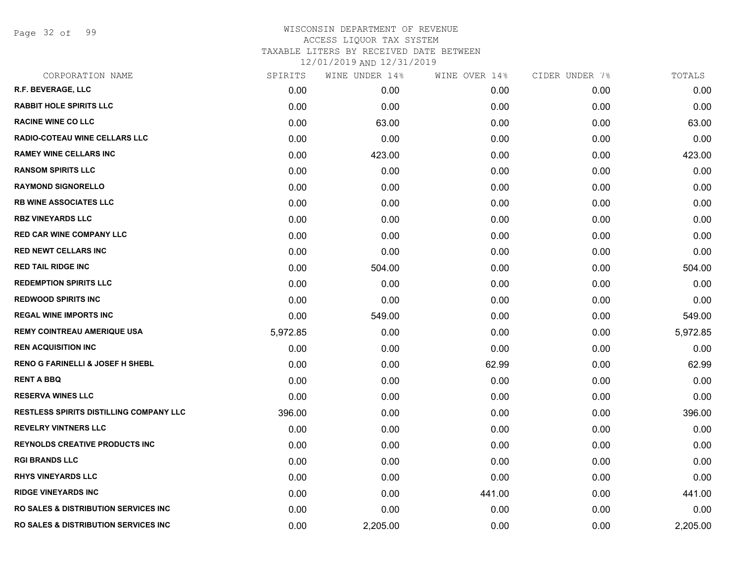WISCONSIN DEPARTMENT OF REVENUE
ACCESS LIQUOR TAX SYSTEM
TAXABLE LITERS BY RECEIVED DATE BETWEEN
12/01/2019 AND 12/31/2019

| CORPORATION NAME | SPIRITS | WINE UNDER 14% | WINE OVER 14% | CIDER UNDER 7% | TOTALS |
|---|---|---|---|---|---|
| R.F. BEVERAGE, LLC | 0.00 | 0.00 | 0.00 | 0.00 | 0.00 |
| RABBIT HOLE SPIRITS LLC | 0.00 | 0.00 | 0.00 | 0.00 | 0.00 |
| RACINE WINE CO LLC | 0.00 | 63.00 | 0.00 | 0.00 | 63.00 |
| RADIO-COTEAU WINE CELLARS LLC | 0.00 | 0.00 | 0.00 | 0.00 | 0.00 |
| RAMEY WINE CELLARS INC | 0.00 | 423.00 | 0.00 | 0.00 | 423.00 |
| RANSOM SPIRITS LLC | 0.00 | 0.00 | 0.00 | 0.00 | 0.00 |
| RAYMOND SIGNORELLO | 0.00 | 0.00 | 0.00 | 0.00 | 0.00 |
| RB WINE ASSOCIATES LLC | 0.00 | 0.00 | 0.00 | 0.00 | 0.00 |
| RBZ VINEYARDS LLC | 0.00 | 0.00 | 0.00 | 0.00 | 0.00 |
| RED CAR WINE COMPANY LLC | 0.00 | 0.00 | 0.00 | 0.00 | 0.00 |
| RED NEWT CELLARS INC | 0.00 | 0.00 | 0.00 | 0.00 | 0.00 |
| RED TAIL RIDGE INC | 0.00 | 504.00 | 0.00 | 0.00 | 504.00 |
| REDEMPTION SPIRITS LLC | 0.00 | 0.00 | 0.00 | 0.00 | 0.00 |
| REDWOOD SPIRITS INC | 0.00 | 0.00 | 0.00 | 0.00 | 0.00 |
| REGAL WINE IMPORTS INC | 0.00 | 549.00 | 0.00 | 0.00 | 549.00 |
| REMY COINTREAU AMERIQUE USA | 5,972.85 | 0.00 | 0.00 | 0.00 | 5,972.85 |
| REN ACQUISITION INC | 0.00 | 0.00 | 0.00 | 0.00 | 0.00 |
| RENO G FARINELLI & JOSEF H SHEBL | 0.00 | 0.00 | 62.99 | 0.00 | 62.99 |
| RENT A BBQ | 0.00 | 0.00 | 0.00 | 0.00 | 0.00 |
| RESERVA WINES LLC | 0.00 | 0.00 | 0.00 | 0.00 | 0.00 |
| RESTLESS SPIRITS DISTILLING COMPANY LLC | 396.00 | 0.00 | 0.00 | 0.00 | 396.00 |
| REVELRY VINTNERS LLC | 0.00 | 0.00 | 0.00 | 0.00 | 0.00 |
| REYNOLDS CREATIVE PRODUCTS INC | 0.00 | 0.00 | 0.00 | 0.00 | 0.00 |
| RGI BRANDS LLC | 0.00 | 0.00 | 0.00 | 0.00 | 0.00 |
| RHYS VINEYARDS LLC | 0.00 | 0.00 | 0.00 | 0.00 | 0.00 |
| RIDGE VINEYARDS INC | 0.00 | 0.00 | 441.00 | 0.00 | 441.00 |
| RO SALES & DISTRIBUTION SERVICES INC | 0.00 | 0.00 | 0.00 | 0.00 | 0.00 |
| RO SALES & DISTRIBUTION SERVICES INC | 0.00 | 2,205.00 | 0.00 | 0.00 | 2,205.00 |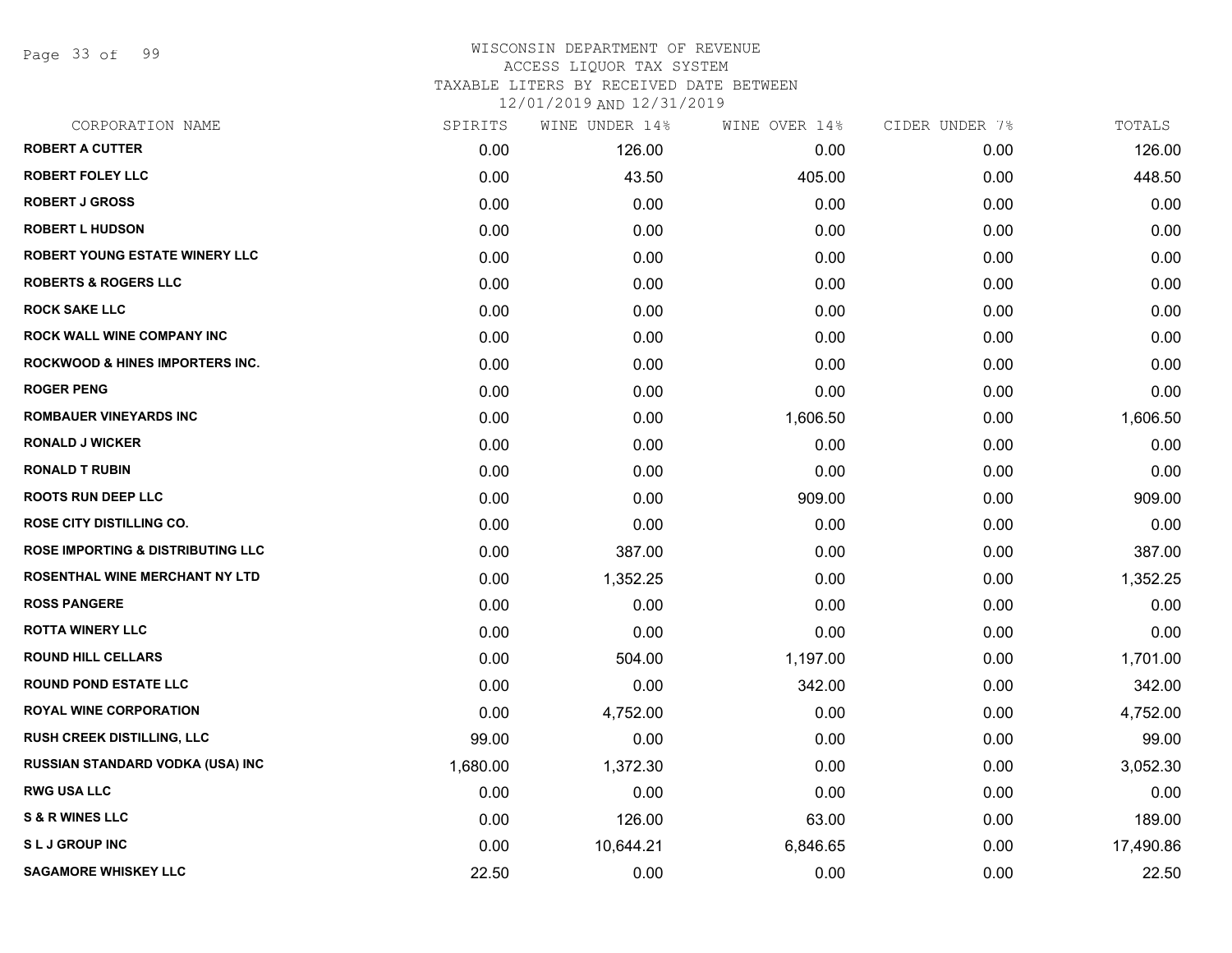# WISCONSIN DEPARTMENT OF REVENUE
## ACCESS LIQUOR TAX SYSTEM
## TAXABLE LITERS BY RECEIVED DATE BETWEEN 12/01/2019 AND 12/31/2019

| CORPORATION NAME | SPIRITS | WINE UNDER 14% | WINE OVER 14% | CIDER UNDER 7% | TOTALS |
|---|---|---|---|---|---|
| ROBERT A CUTTER | 0.00 | 126.00 | 0.00 | 0.00 | 126.00 |
| ROBERT FOLEY LLC | 0.00 | 43.50 | 405.00 | 0.00 | 448.50 |
| ROBERT J GROSS | 0.00 | 0.00 | 0.00 | 0.00 | 0.00 |
| ROBERT L HUDSON | 0.00 | 0.00 | 0.00 | 0.00 | 0.00 |
| ROBERT YOUNG ESTATE WINERY LLC | 0.00 | 0.00 | 0.00 | 0.00 | 0.00 |
| ROBERTS & ROGERS LLC | 0.00 | 0.00 | 0.00 | 0.00 | 0.00 |
| ROCK SAKE LLC | 0.00 | 0.00 | 0.00 | 0.00 | 0.00 |
| ROCK WALL WINE COMPANY INC | 0.00 | 0.00 | 0.00 | 0.00 | 0.00 |
| ROCKWOOD & HINES IMPORTERS INC. | 0.00 | 0.00 | 0.00 | 0.00 | 0.00 |
| ROGER PENG | 0.00 | 0.00 | 0.00 | 0.00 | 0.00 |
| ROMBAUER VINEYARDS INC | 0.00 | 0.00 | 1,606.50 | 0.00 | 1,606.50 |
| RONALD J WICKER | 0.00 | 0.00 | 0.00 | 0.00 | 0.00 |
| RONALD T RUBIN | 0.00 | 0.00 | 0.00 | 0.00 | 0.00 |
| ROOTS RUN DEEP LLC | 0.00 | 0.00 | 909.00 | 0.00 | 909.00 |
| ROSE CITY DISTILLING CO. | 0.00 | 0.00 | 0.00 | 0.00 | 0.00 |
| ROSE IMPORTING & DISTRIBUTING LLC | 0.00 | 387.00 | 0.00 | 0.00 | 387.00 |
| ROSENTHAL WINE MERCHANT NY LTD | 0.00 | 1,352.25 | 0.00 | 0.00 | 1,352.25 |
| ROSS PANGERE | 0.00 | 0.00 | 0.00 | 0.00 | 0.00 |
| ROTTA WINERY LLC | 0.00 | 0.00 | 0.00 | 0.00 | 0.00 |
| ROUND HILL CELLARS | 0.00 | 504.00 | 1,197.00 | 0.00 | 1,701.00 |
| ROUND POND ESTATE LLC | 0.00 | 0.00 | 342.00 | 0.00 | 342.00 |
| ROYAL WINE CORPORATION | 0.00 | 4,752.00 | 0.00 | 0.00 | 4,752.00 |
| RUSH CREEK DISTILLING, LLC | 99.00 | 0.00 | 0.00 | 0.00 | 99.00 |
| RUSSIAN STANDARD VODKA (USA) INC | 1,680.00 | 1,372.30 | 0.00 | 0.00 | 3,052.30 |
| RWG USA LLC | 0.00 | 0.00 | 0.00 | 0.00 | 0.00 |
| S & R WINES LLC | 0.00 | 126.00 | 63.00 | 0.00 | 189.00 |
| S L J GROUP INC | 0.00 | 10,644.21 | 6,846.65 | 0.00 | 17,490.86 |
| SAGAMORE WHISKEY LLC | 22.50 | 0.00 | 0.00 | 0.00 | 22.50 |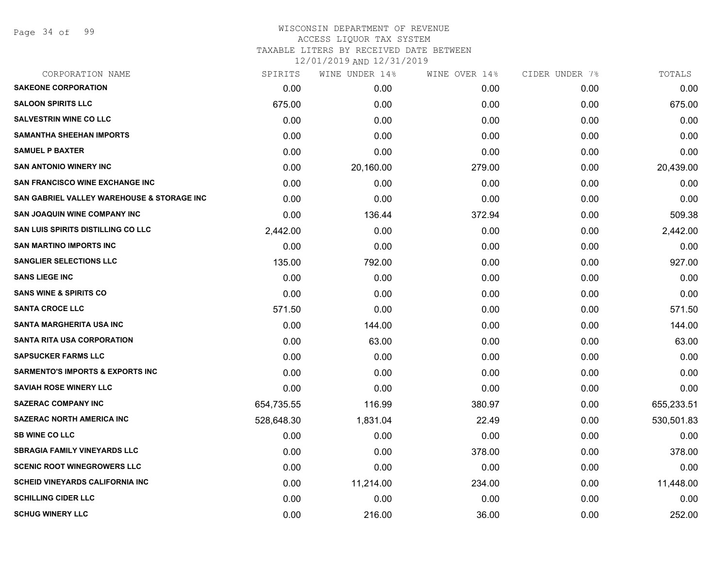WISCONSIN DEPARTMENT OF REVENUE
ACCESS LIQUOR TAX SYSTEM
TAXABLE LITERS BY RECEIVED DATE BETWEEN
12/01/2019 AND 12/31/2019

| CORPORATION NAME | SPIRITS | WINE UNDER 14% | WINE OVER 14% | CIDER UNDER 7% | TOTALS |
|---|---|---|---|---|---|
| SAKEONE CORPORATION | 0.00 | 0.00 | 0.00 | 0.00 | 0.00 |
| SALOON SPIRITS LLC | 675.00 | 0.00 | 0.00 | 0.00 | 675.00 |
| SALVESTRIN WINE CO LLC | 0.00 | 0.00 | 0.00 | 0.00 | 0.00 |
| SAMANTHA SHEEHAN IMPORTS | 0.00 | 0.00 | 0.00 | 0.00 | 0.00 |
| SAMUEL P BAXTER | 0.00 | 0.00 | 0.00 | 0.00 | 0.00 |
| SAN ANTONIO WINERY INC | 0.00 | 20,160.00 | 279.00 | 0.00 | 20,439.00 |
| SAN FRANCISCO WINE EXCHANGE INC | 0.00 | 0.00 | 0.00 | 0.00 | 0.00 |
| SAN GABRIEL VALLEY WAREHOUSE & STORAGE INC | 0.00 | 0.00 | 0.00 | 0.00 | 0.00 |
| SAN JOAQUIN WINE COMPANY INC | 0.00 | 136.44 | 372.94 | 0.00 | 509.38 |
| SAN LUIS SPIRITS DISTILLING CO LLC | 2,442.00 | 0.00 | 0.00 | 0.00 | 2,442.00 |
| SAN MARTINO IMPORTS INC | 0.00 | 0.00 | 0.00 | 0.00 | 0.00 |
| SANGLIER SELECTIONS LLC | 135.00 | 792.00 | 0.00 | 0.00 | 927.00 |
| SANS LIEGE INC | 0.00 | 0.00 | 0.00 | 0.00 | 0.00 |
| SANS WINE & SPIRITS CO | 0.00 | 0.00 | 0.00 | 0.00 | 0.00 |
| SANTA CROCE LLC | 571.50 | 0.00 | 0.00 | 0.00 | 571.50 |
| SANTA MARGHERITA USA INC | 0.00 | 144.00 | 0.00 | 0.00 | 144.00 |
| SANTA RITA USA CORPORATION | 0.00 | 63.00 | 0.00 | 0.00 | 63.00 |
| SAPSUCKER FARMS LLC | 0.00 | 0.00 | 0.00 | 0.00 | 0.00 |
| SARMENTO'S IMPORTS & EXPORTS INC | 0.00 | 0.00 | 0.00 | 0.00 | 0.00 |
| SAVIAH ROSE WINERY LLC | 0.00 | 0.00 | 0.00 | 0.00 | 0.00 |
| SAZERAC COMPANY INC | 654,735.55 | 116.99 | 380.97 | 0.00 | 655,233.51 |
| SAZERAC NORTH AMERICA INC | 528,648.30 | 1,831.04 | 22.49 | 0.00 | 530,501.83 |
| SB WINE CO LLC | 0.00 | 0.00 | 0.00 | 0.00 | 0.00 |
| SBRAGIA FAMILY VINEYARDS LLC | 0.00 | 0.00 | 378.00 | 0.00 | 378.00 |
| SCENIC ROOT WINEGROWERS LLC | 0.00 | 0.00 | 0.00 | 0.00 | 0.00 |
| SCHEID VINEYARDS CALIFORNIA INC | 0.00 | 11,214.00 | 234.00 | 0.00 | 11,448.00 |
| SCHILLING CIDER LLC | 0.00 | 0.00 | 0.00 | 0.00 | 0.00 |
| SCHUG WINERY LLC | 0.00 | 216.00 | 36.00 | 0.00 | 252.00 |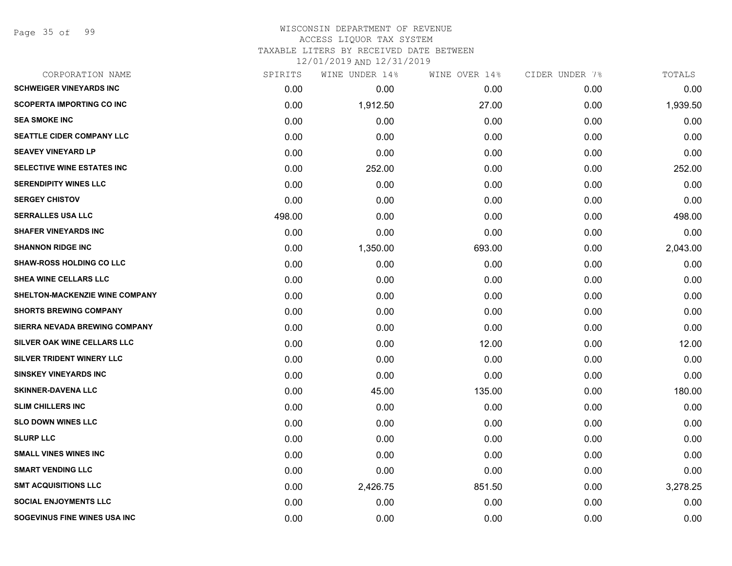WISCONSIN DEPARTMENT OF REVENUE
ACCESS LIQUOR TAX SYSTEM
TAXABLE LITERS BY RECEIVED DATE BETWEEN
12/01/2019 AND 12/31/2019

| CORPORATION NAME | SPIRITS | WINE UNDER 14% | WINE OVER 14% | CIDER UNDER 7% | TOTALS |
|---|---|---|---|---|---|
| SCHWEIGER VINEYARDS INC | 0.00 | 0.00 | 0.00 | 0.00 | 0.00 |
| SCOPERTA IMPORTING CO INC | 0.00 | 1,912.50 | 27.00 | 0.00 | 1,939.50 |
| SEA SMOKE INC | 0.00 | 0.00 | 0.00 | 0.00 | 0.00 |
| SEATTLE CIDER COMPANY LLC | 0.00 | 0.00 | 0.00 | 0.00 | 0.00 |
| SEAVEY VINEYARD LP | 0.00 | 0.00 | 0.00 | 0.00 | 0.00 |
| SELECTIVE WINE ESTATES INC | 0.00 | 252.00 | 0.00 | 0.00 | 252.00 |
| SERENDIPITY WINES LLC | 0.00 | 0.00 | 0.00 | 0.00 | 0.00 |
| SERGEY CHISTOV | 0.00 | 0.00 | 0.00 | 0.00 | 0.00 |
| SERRALLES USA LLC | 498.00 | 0.00 | 0.00 | 0.00 | 498.00 |
| SHAFER VINEYARDS INC | 0.00 | 0.00 | 0.00 | 0.00 | 0.00 |
| SHANNON RIDGE INC | 0.00 | 1,350.00 | 693.00 | 0.00 | 2,043.00 |
| SHAW-ROSS HOLDING CO LLC | 0.00 | 0.00 | 0.00 | 0.00 | 0.00 |
| SHEA WINE CELLARS LLC | 0.00 | 0.00 | 0.00 | 0.00 | 0.00 |
| SHELTON-MACKENZIE WINE COMPANY | 0.00 | 0.00 | 0.00 | 0.00 | 0.00 |
| SHORTS BREWING COMPANY | 0.00 | 0.00 | 0.00 | 0.00 | 0.00 |
| SIERRA NEVADA BREWING COMPANY | 0.00 | 0.00 | 0.00 | 0.00 | 0.00 |
| SILVER OAK WINE CELLARS LLC | 0.00 | 0.00 | 12.00 | 0.00 | 12.00 |
| SILVER TRIDENT WINERY LLC | 0.00 | 0.00 | 0.00 | 0.00 | 0.00 |
| SINSKEY VINEYARDS INC | 0.00 | 0.00 | 0.00 | 0.00 | 0.00 |
| SKINNER-DAVENA LLC | 0.00 | 45.00 | 135.00 | 0.00 | 180.00 |
| SLIM CHILLERS INC | 0.00 | 0.00 | 0.00 | 0.00 | 0.00 |
| SLO DOWN WINES LLC | 0.00 | 0.00 | 0.00 | 0.00 | 0.00 |
| SLURP LLC | 0.00 | 0.00 | 0.00 | 0.00 | 0.00 |
| SMALL VINES WINES INC | 0.00 | 0.00 | 0.00 | 0.00 | 0.00 |
| SMART VENDING LLC | 0.00 | 0.00 | 0.00 | 0.00 | 0.00 |
| SMT ACQUISITIONS LLC | 0.00 | 2,426.75 | 851.50 | 0.00 | 3,278.25 |
| SOCIAL ENJOYMENTS LLC | 0.00 | 0.00 | 0.00 | 0.00 | 0.00 |
| SOGEVINUS FINE WINES USA INC | 0.00 | 0.00 | 0.00 | 0.00 | 0.00 |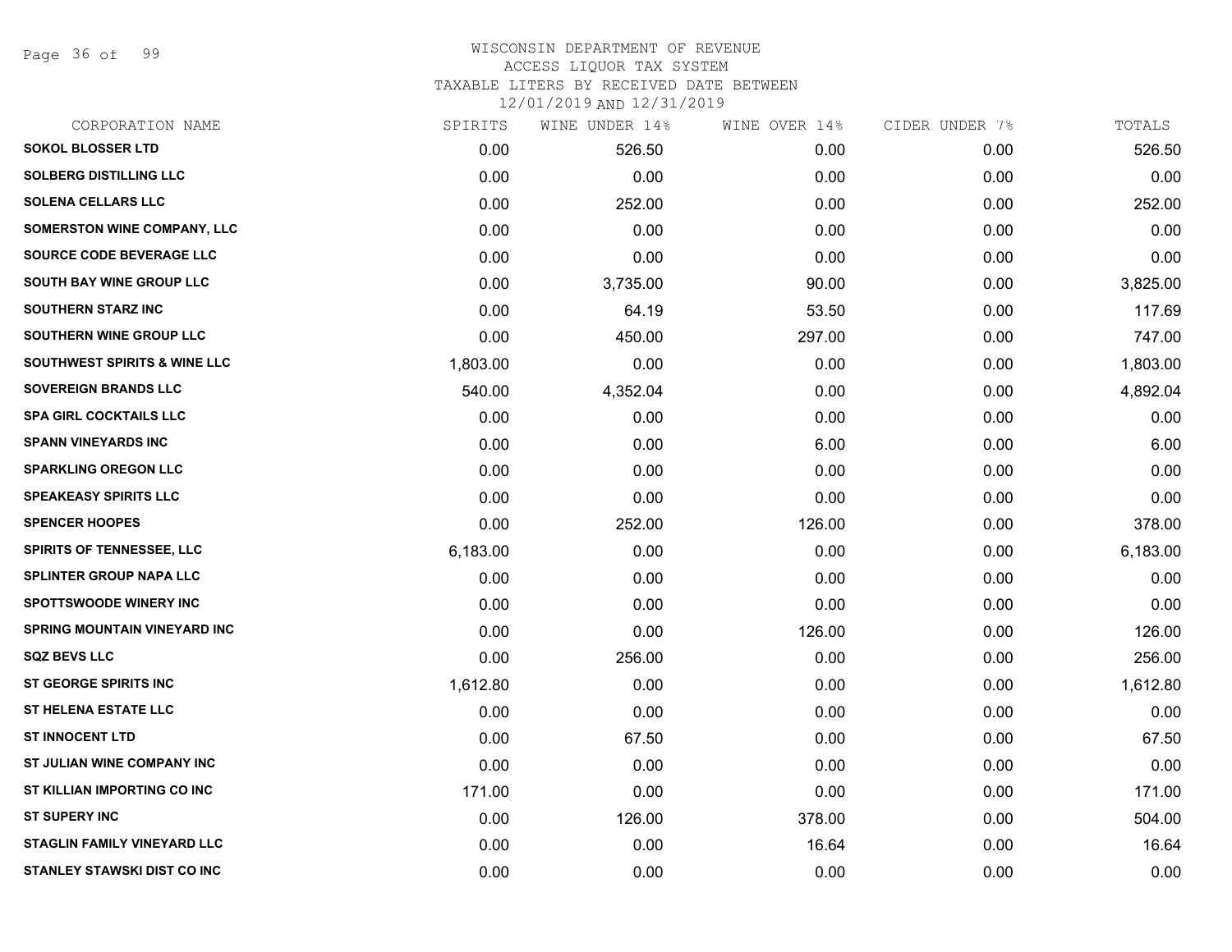WISCONSIN DEPARTMENT OF REVENUE
ACCESS LIQUOR TAX SYSTEM
TAXABLE LITERS BY RECEIVED DATE BETWEEN
12/01/2019 AND 12/31/2019

| CORPORATION NAME | SPIRITS | WINE UNDER 14% | WINE OVER 14% | CIDER UNDER 7% | TOTALS |
|---|---|---|---|---|---|
| SOKOL BLOSSER LTD | 0.00 | 526.50 | 0.00 | 0.00 | 526.50 |
| SOLBERG DISTILLING LLC | 0.00 | 0.00 | 0.00 | 0.00 | 0.00 |
| SOLENA CELLARS LLC | 0.00 | 252.00 | 0.00 | 0.00 | 252.00 |
| SOMERSTON WINE COMPANY, LLC | 0.00 | 0.00 | 0.00 | 0.00 | 0.00 |
| SOURCE CODE BEVERAGE LLC | 0.00 | 0.00 | 0.00 | 0.00 | 0.00 |
| SOUTH BAY WINE GROUP LLC | 0.00 | 3,735.00 | 90.00 | 0.00 | 3,825.00 |
| SOUTHERN STARZ INC | 0.00 | 64.19 | 53.50 | 0.00 | 117.69 |
| SOUTHERN WINE GROUP LLC | 0.00 | 450.00 | 297.00 | 0.00 | 747.00 |
| SOUTHWEST SPIRITS & WINE LLC | 1,803.00 | 0.00 | 0.00 | 0.00 | 1,803.00 |
| SOVEREIGN BRANDS LLC | 540.00 | 4,352.04 | 0.00 | 0.00 | 4,892.04 |
| SPA GIRL COCKTAILS LLC | 0.00 | 0.00 | 0.00 | 0.00 | 0.00 |
| SPANN VINEYARDS INC | 0.00 | 0.00 | 6.00 | 0.00 | 6.00 |
| SPARKLING OREGON LLC | 0.00 | 0.00 | 0.00 | 0.00 | 0.00 |
| SPEAKEASY SPIRITS LLC | 0.00 | 0.00 | 0.00 | 0.00 | 0.00 |
| SPENCER HOOPES | 0.00 | 252.00 | 126.00 | 0.00 | 378.00 |
| SPIRITS OF TENNESSEE, LLC | 6,183.00 | 0.00 | 0.00 | 0.00 | 6,183.00 |
| SPLINTER GROUP NAPA LLC | 0.00 | 0.00 | 0.00 | 0.00 | 0.00 |
| SPOTTSWOODE WINERY INC | 0.00 | 0.00 | 0.00 | 0.00 | 0.00 |
| SPRING MOUNTAIN VINEYARD INC | 0.00 | 0.00 | 126.00 | 0.00 | 126.00 |
| SQZ BEVS LLC | 0.00 | 256.00 | 0.00 | 0.00 | 256.00 |
| ST GEORGE SPIRITS INC | 1,612.80 | 0.00 | 0.00 | 0.00 | 1,612.80 |
| ST HELENA ESTATE LLC | 0.00 | 0.00 | 0.00 | 0.00 | 0.00 |
| ST INNOCENT LTD | 0.00 | 67.50 | 0.00 | 0.00 | 67.50 |
| ST JULIAN WINE COMPANY INC | 0.00 | 0.00 | 0.00 | 0.00 | 0.00 |
| ST KILLIAN IMPORTING CO INC | 171.00 | 0.00 | 0.00 | 0.00 | 171.00 |
| ST SUPERY INC | 0.00 | 126.00 | 378.00 | 0.00 | 504.00 |
| STAGLIN FAMILY VINEYARD LLC | 0.00 | 0.00 | 16.64 | 0.00 | 16.64 |
| STANLEY STAWSKI DIST CO INC | 0.00 | 0.00 | 0.00 | 0.00 | 0.00 |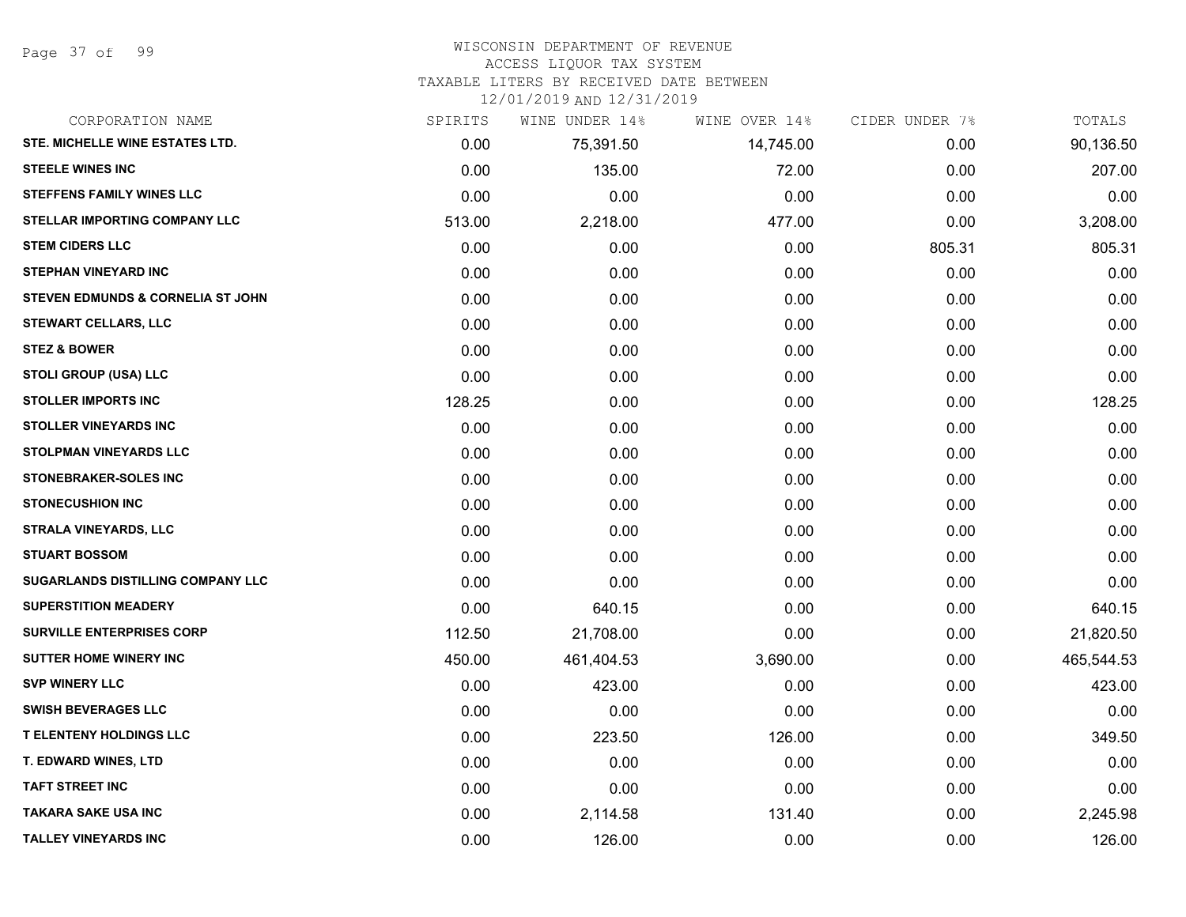WISCONSIN DEPARTMENT OF REVENUE
ACCESS LIQUOR TAX SYSTEM
TAXABLE LITERS BY RECEIVED DATE BETWEEN
12/01/2019 AND 12/31/2019

| CORPORATION NAME | SPIRITS | WINE UNDER 14% | WINE OVER 14% | CIDER UNDER 7% | TOTALS |
|---|---|---|---|---|---|
| STE. MICHELLE WINE ESTATES LTD. | 0.00 | 75,391.50 | 14,745.00 | 0.00 | 90,136.50 |
| STEELE WINES INC | 0.00 | 135.00 | 72.00 | 0.00 | 207.00 |
| STEFFENS FAMILY WINES LLC | 0.00 | 0.00 | 0.00 | 0.00 | 0.00 |
| STELLAR IMPORTING COMPANY LLC | 513.00 | 2,218.00 | 477.00 | 0.00 | 3,208.00 |
| STEM CIDERS LLC | 0.00 | 0.00 | 0.00 | 805.31 | 805.31 |
| STEPHAN VINEYARD INC | 0.00 | 0.00 | 0.00 | 0.00 | 0.00 |
| STEVEN EDMUNDS & CORNELIA ST JOHN | 0.00 | 0.00 | 0.00 | 0.00 | 0.00 |
| STEWART CELLARS, LLC | 0.00 | 0.00 | 0.00 | 0.00 | 0.00 |
| STEZ & BOWER | 0.00 | 0.00 | 0.00 | 0.00 | 0.00 |
| STOLI GROUP (USA) LLC | 0.00 | 0.00 | 0.00 | 0.00 | 0.00 |
| STOLLER IMPORTS INC | 128.25 | 0.00 | 0.00 | 0.00 | 128.25 |
| STOLLER VINEYARDS INC | 0.00 | 0.00 | 0.00 | 0.00 | 0.00 |
| STOLPMAN VINEYARDS LLC | 0.00 | 0.00 | 0.00 | 0.00 | 0.00 |
| STONEBRAKER-SOLES INC | 0.00 | 0.00 | 0.00 | 0.00 | 0.00 |
| STONECUSHION INC | 0.00 | 0.00 | 0.00 | 0.00 | 0.00 |
| STRALA VINEYARDS, LLC | 0.00 | 0.00 | 0.00 | 0.00 | 0.00 |
| STUART BOSSOM | 0.00 | 0.00 | 0.00 | 0.00 | 0.00 |
| SUGARLANDS DISTILLING COMPANY LLC | 0.00 | 0.00 | 0.00 | 0.00 | 0.00 |
| SUPERSTITION MEADERY | 0.00 | 640.15 | 0.00 | 0.00 | 640.15 |
| SURVILLE ENTERPRISES CORP | 112.50 | 21,708.00 | 0.00 | 0.00 | 21,820.50 |
| SUTTER HOME WINERY INC | 450.00 | 461,404.53 | 3,690.00 | 0.00 | 465,544.53 |
| SVP WINERY LLC | 0.00 | 423.00 | 0.00 | 0.00 | 423.00 |
| SWISH BEVERAGES LLC | 0.00 | 0.00 | 0.00 | 0.00 | 0.00 |
| T ELENTENY HOLDINGS LLC | 0.00 | 223.50 | 126.00 | 0.00 | 349.50 |
| T. EDWARD WINES, LTD | 0.00 | 0.00 | 0.00 | 0.00 | 0.00 |
| TAFT STREET INC | 0.00 | 0.00 | 0.00 | 0.00 | 0.00 |
| TAKARA SAKE USA INC | 0.00 | 2,114.58 | 131.40 | 0.00 | 2,245.98 |
| TALLEY VINEYARDS INC | 0.00 | 126.00 | 0.00 | 0.00 | 126.00 |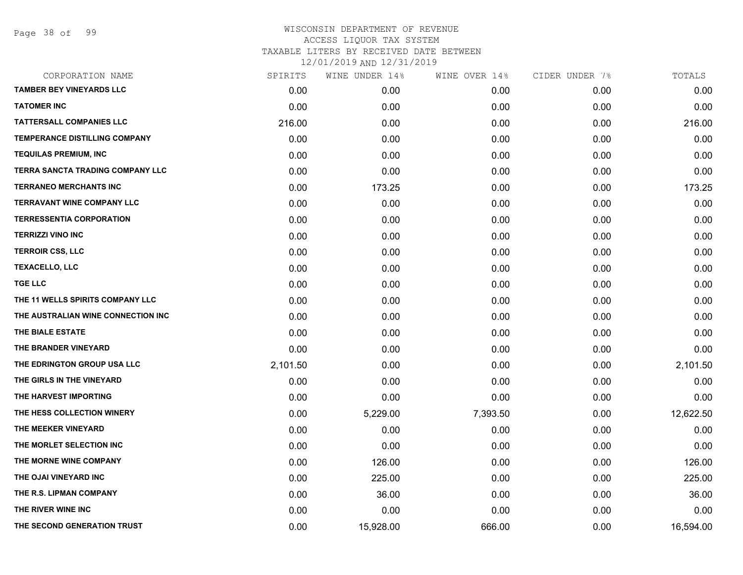# WISCONSIN DEPARTMENT OF REVENUE
## ACCESS LIQUOR TAX SYSTEM
### TAXABLE LITERS BY RECEIVED DATE BETWEEN 12/01/2019 AND 12/31/2019

| CORPORATION NAME | SPIRITS | WINE UNDER 14% | WINE OVER 14% | CIDER UNDER 7% | TOTALS |
|---|---|---|---|---|---|
| TAMBER BEY VINEYARDS LLC | 0.00 | 0.00 | 0.00 | 0.00 | 0.00 |
| TATOMER INC | 0.00 | 0.00 | 0.00 | 0.00 | 0.00 |
| TATTERSALL COMPANIES LLC | 216.00 | 0.00 | 0.00 | 0.00 | 216.00 |
| TEMPERANCE DISTILLING COMPANY | 0.00 | 0.00 | 0.00 | 0.00 | 0.00 |
| TEQUILAS PREMIUM, INC | 0.00 | 0.00 | 0.00 | 0.00 | 0.00 |
| TERRA SANCTA TRADING COMPANY LLC | 0.00 | 0.00 | 0.00 | 0.00 | 0.00 |
| TERRANEO MERCHANTS INC | 0.00 | 173.25 | 0.00 | 0.00 | 173.25 |
| TERRAVANT WINE COMPANY LLC | 0.00 | 0.00 | 0.00 | 0.00 | 0.00 |
| TERRESSENTIA CORPORATION | 0.00 | 0.00 | 0.00 | 0.00 | 0.00 |
| TERRIZZI VINO INC | 0.00 | 0.00 | 0.00 | 0.00 | 0.00 |
| TERROIR CSS, LLC | 0.00 | 0.00 | 0.00 | 0.00 | 0.00 |
| TEXACELLO, LLC | 0.00 | 0.00 | 0.00 | 0.00 | 0.00 |
| TGE LLC | 0.00 | 0.00 | 0.00 | 0.00 | 0.00 |
| THE 11 WELLS SPIRITS COMPANY LLC | 0.00 | 0.00 | 0.00 | 0.00 | 0.00 |
| THE AUSTRALIAN WINE CONNECTION INC | 0.00 | 0.00 | 0.00 | 0.00 | 0.00 |
| THE BIALE ESTATE | 0.00 | 0.00 | 0.00 | 0.00 | 0.00 |
| THE BRANDER VINEYARD | 0.00 | 0.00 | 0.00 | 0.00 | 0.00 |
| THE EDRINGTON GROUP USA LLC | 2,101.50 | 0.00 | 0.00 | 0.00 | 2,101.50 |
| THE GIRLS IN THE VINEYARD | 0.00 | 0.00 | 0.00 | 0.00 | 0.00 |
| THE HARVEST IMPORTING | 0.00 | 0.00 | 0.00 | 0.00 | 0.00 |
| THE HESS COLLECTION WINERY | 0.00 | 5,229.00 | 7,393.50 | 0.00 | 12,622.50 |
| THE MEEKER VINEYARD | 0.00 | 0.00 | 0.00 | 0.00 | 0.00 |
| THE MORLET SELECTION INC | 0.00 | 0.00 | 0.00 | 0.00 | 0.00 |
| THE MORNE WINE COMPANY | 0.00 | 126.00 | 0.00 | 0.00 | 126.00 |
| THE OJAI VINEYARD INC | 0.00 | 225.00 | 0.00 | 0.00 | 225.00 |
| THE R.S. LIPMAN COMPANY | 0.00 | 36.00 | 0.00 | 0.00 | 36.00 |
| THE RIVER WINE INC | 0.00 | 0.00 | 0.00 | 0.00 | 0.00 |
| THE SECOND GENERATION TRUST | 0.00 | 15,928.00 | 666.00 | 0.00 | 16,594.00 |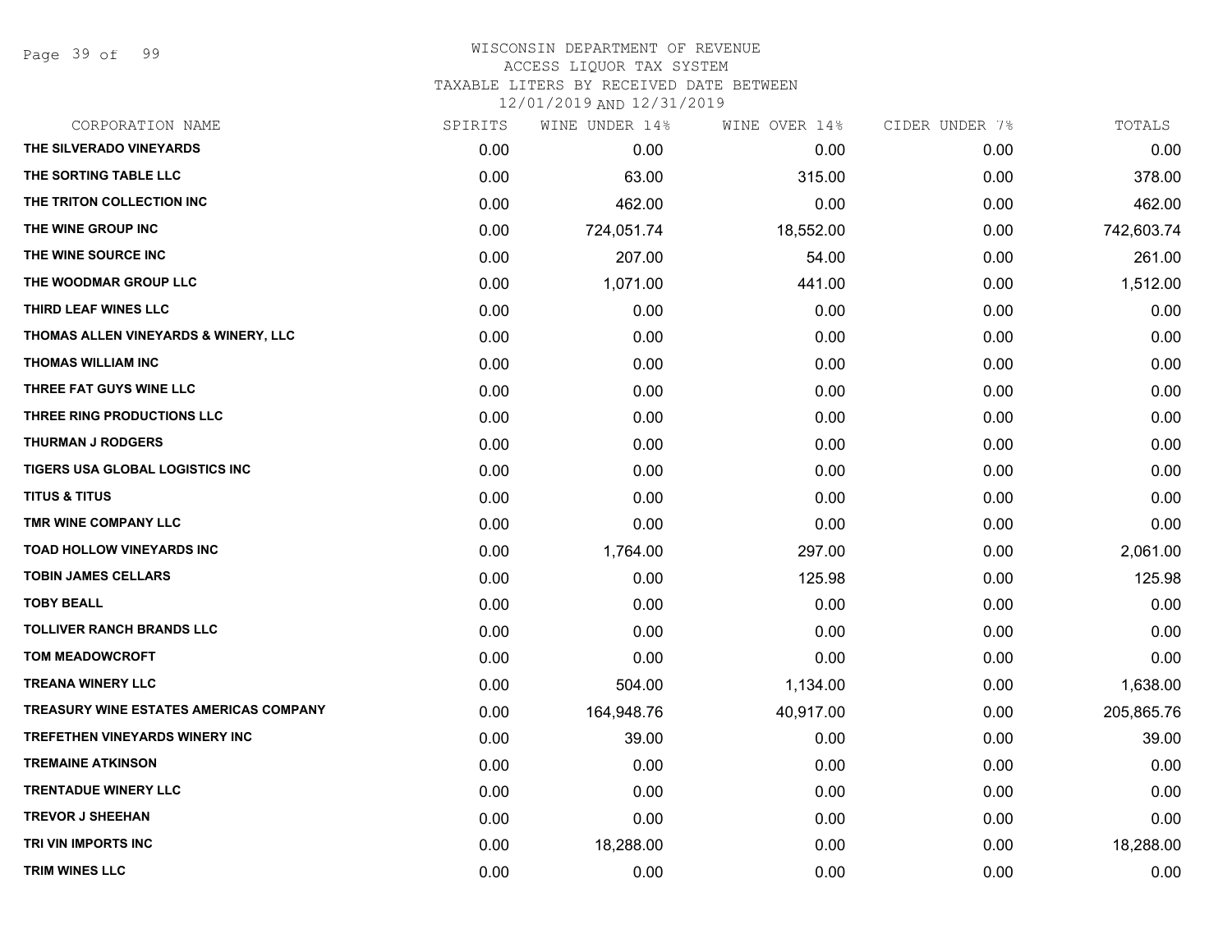WISCONSIN DEPARTMENT OF REVENUE
ACCESS LIQUOR TAX SYSTEM
TAXABLE LITERS BY RECEIVED DATE BETWEEN
12/01/2019 AND 12/31/2019

| CORPORATION NAME | SPIRITS | WINE UNDER 14% | WINE OVER 14% | CIDER UNDER 7% | TOTALS |
|---|---|---|---|---|---|
| THE SILVERADO VINEYARDS | 0.00 | 0.00 | 0.00 | 0.00 | 0.00 |
| THE SORTING TABLE LLC | 0.00 | 63.00 | 315.00 | 0.00 | 378.00 |
| THE TRITON COLLECTION INC | 0.00 | 462.00 | 0.00 | 0.00 | 462.00 |
| THE WINE GROUP INC | 0.00 | 724,051.74 | 18,552.00 | 0.00 | 742,603.74 |
| THE WINE SOURCE INC | 0.00 | 207.00 | 54.00 | 0.00 | 261.00 |
| THE WOODMAR GROUP LLC | 0.00 | 1,071.00 | 441.00 | 0.00 | 1,512.00 |
| THIRD LEAF WINES LLC | 0.00 | 0.00 | 0.00 | 0.00 | 0.00 |
| THOMAS ALLEN VINEYARDS & WINERY, LLC | 0.00 | 0.00 | 0.00 | 0.00 | 0.00 |
| THOMAS WILLIAM INC | 0.00 | 0.00 | 0.00 | 0.00 | 0.00 |
| THREE FAT GUYS WINE LLC | 0.00 | 0.00 | 0.00 | 0.00 | 0.00 |
| THREE RING PRODUCTIONS LLC | 0.00 | 0.00 | 0.00 | 0.00 | 0.00 |
| THURMAN J RODGERS | 0.00 | 0.00 | 0.00 | 0.00 | 0.00 |
| TIGERS USA GLOBAL LOGISTICS INC | 0.00 | 0.00 | 0.00 | 0.00 | 0.00 |
| TITUS & TITUS | 0.00 | 0.00 | 0.00 | 0.00 | 0.00 |
| TMR WINE COMPANY LLC | 0.00 | 0.00 | 0.00 | 0.00 | 0.00 |
| TOAD HOLLOW VINEYARDS INC | 0.00 | 1,764.00 | 297.00 | 0.00 | 2,061.00 |
| TOBIN JAMES CELLARS | 0.00 | 0.00 | 125.98 | 0.00 | 125.98 |
| TOBY BEALL | 0.00 | 0.00 | 0.00 | 0.00 | 0.00 |
| TOLLIVER RANCH BRANDS LLC | 0.00 | 0.00 | 0.00 | 0.00 | 0.00 |
| TOM MEADOWCROFT | 0.00 | 0.00 | 0.00 | 0.00 | 0.00 |
| TREANA WINERY LLC | 0.00 | 504.00 | 1,134.00 | 0.00 | 1,638.00 |
| TREASURY WINE ESTATES AMERICAS COMPANY | 0.00 | 164,948.76 | 40,917.00 | 0.00 | 205,865.76 |
| TREFETHEN VINEYARDS WINERY INC | 0.00 | 39.00 | 0.00 | 0.00 | 39.00 |
| TREMAINE ATKINSON | 0.00 | 0.00 | 0.00 | 0.00 | 0.00 |
| TRENTADUE WINERY LLC | 0.00 | 0.00 | 0.00 | 0.00 | 0.00 |
| TREVOR J SHEEHAN | 0.00 | 0.00 | 0.00 | 0.00 | 0.00 |
| TRI VIN IMPORTS INC | 0.00 | 18,288.00 | 0.00 | 0.00 | 18,288.00 |
| TRIM WINES LLC | 0.00 | 0.00 | 0.00 | 0.00 | 0.00 |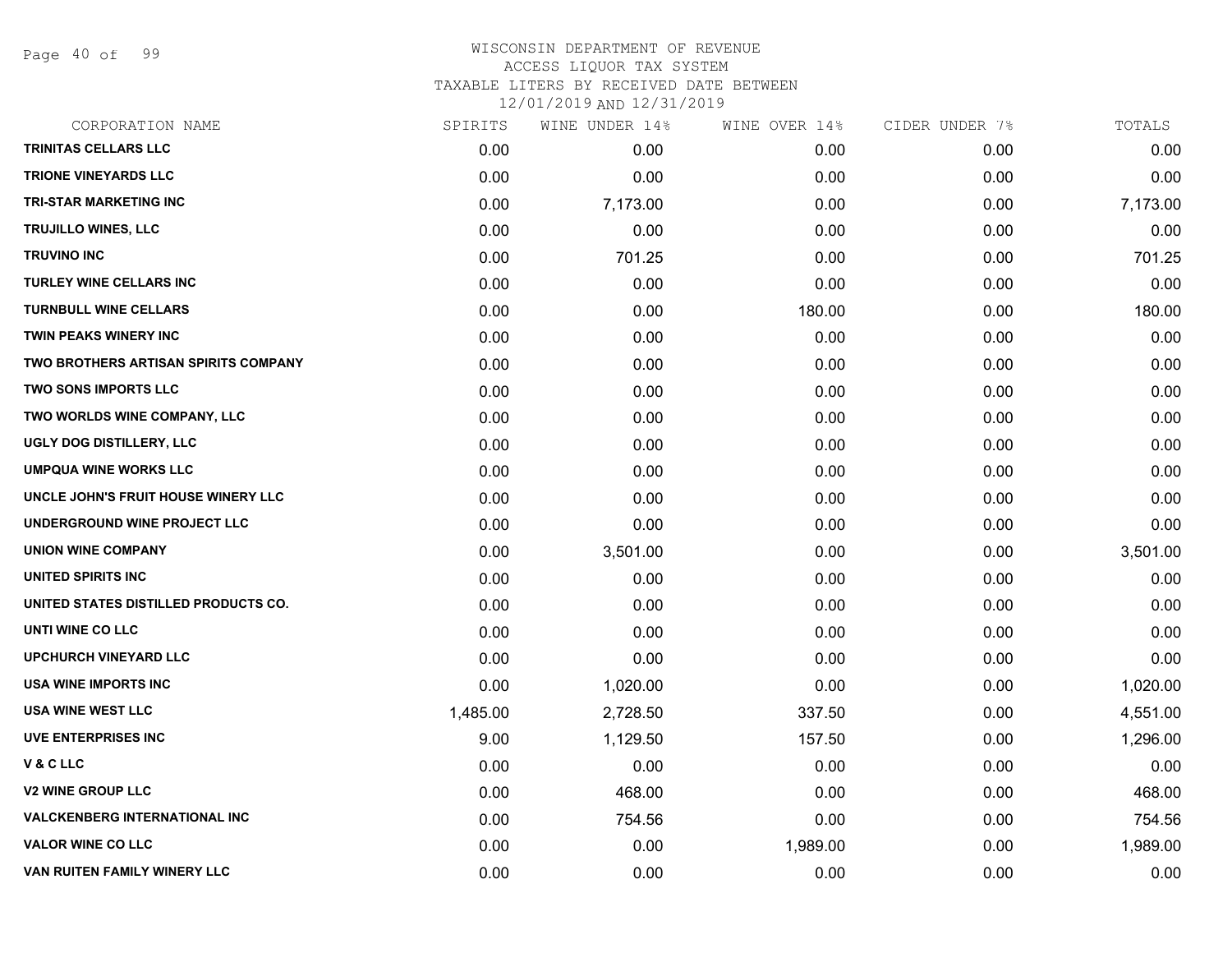WISCONSIN DEPARTMENT OF REVENUE
ACCESS LIQUOR TAX SYSTEM
TAXABLE LITERS BY RECEIVED DATE BETWEEN
12/01/2019 AND 12/31/2019

| CORPORATION NAME | SPIRITS | WINE UNDER 14% | WINE OVER 14% | CIDER UNDER 7% | TOTALS |
|---|---|---|---|---|---|
| TRINITAS CELLARS LLC | 0.00 | 0.00 | 0.00 | 0.00 | 0.00 |
| TRIONE VINEYARDS LLC | 0.00 | 0.00 | 0.00 | 0.00 | 0.00 |
| TRI-STAR MARKETING INC | 0.00 | 7,173.00 | 0.00 | 0.00 | 7,173.00 |
| TRUJILLO WINES, LLC | 0.00 | 0.00 | 0.00 | 0.00 | 0.00 |
| TRUVINO INC | 0.00 | 701.25 | 0.00 | 0.00 | 701.25 |
| TURLEY WINE CELLARS INC | 0.00 | 0.00 | 0.00 | 0.00 | 0.00 |
| TURNBULL WINE CELLARS | 0.00 | 0.00 | 180.00 | 0.00 | 180.00 |
| TWIN PEAKS WINERY INC | 0.00 | 0.00 | 0.00 | 0.00 | 0.00 |
| TWO BROTHERS ARTISAN SPIRITS COMPANY | 0.00 | 0.00 | 0.00 | 0.00 | 0.00 |
| TWO SONS IMPORTS LLC | 0.00 | 0.00 | 0.00 | 0.00 | 0.00 |
| TWO WORLDS WINE COMPANY, LLC | 0.00 | 0.00 | 0.00 | 0.00 | 0.00 |
| UGLY DOG DISTILLERY, LLC | 0.00 | 0.00 | 0.00 | 0.00 | 0.00 |
| UMPQUA WINE WORKS LLC | 0.00 | 0.00 | 0.00 | 0.00 | 0.00 |
| UNCLE JOHN'S FRUIT HOUSE WINERY LLC | 0.00 | 0.00 | 0.00 | 0.00 | 0.00 |
| UNDERGROUND WINE PROJECT LLC | 0.00 | 0.00 | 0.00 | 0.00 | 0.00 |
| UNION WINE COMPANY | 0.00 | 3,501.00 | 0.00 | 0.00 | 3,501.00 |
| UNITED SPIRITS INC | 0.00 | 0.00 | 0.00 | 0.00 | 0.00 |
| UNITED STATES DISTILLED PRODUCTS CO. | 0.00 | 0.00 | 0.00 | 0.00 | 0.00 |
| UNTI WINE CO LLC | 0.00 | 0.00 | 0.00 | 0.00 | 0.00 |
| UPCHURCH VINEYARD LLC | 0.00 | 0.00 | 0.00 | 0.00 | 0.00 |
| USA WINE IMPORTS INC | 0.00 | 1,020.00 | 0.00 | 0.00 | 1,020.00 |
| USA WINE WEST LLC | 1,485.00 | 2,728.50 | 337.50 | 0.00 | 4,551.00 |
| UVE ENTERPRISES INC | 9.00 | 1,129.50 | 157.50 | 0.00 | 1,296.00 |
| V & C LLC | 0.00 | 0.00 | 0.00 | 0.00 | 0.00 |
| V2 WINE GROUP LLC | 0.00 | 468.00 | 0.00 | 0.00 | 468.00 |
| VALCKENBERG INTERNATIONAL INC | 0.00 | 754.56 | 0.00 | 0.00 | 754.56 |
| VALOR WINE CO LLC | 0.00 | 0.00 | 1,989.00 | 0.00 | 1,989.00 |
| VAN RUITEN FAMILY WINERY LLC | 0.00 | 0.00 | 0.00 | 0.00 | 0.00 |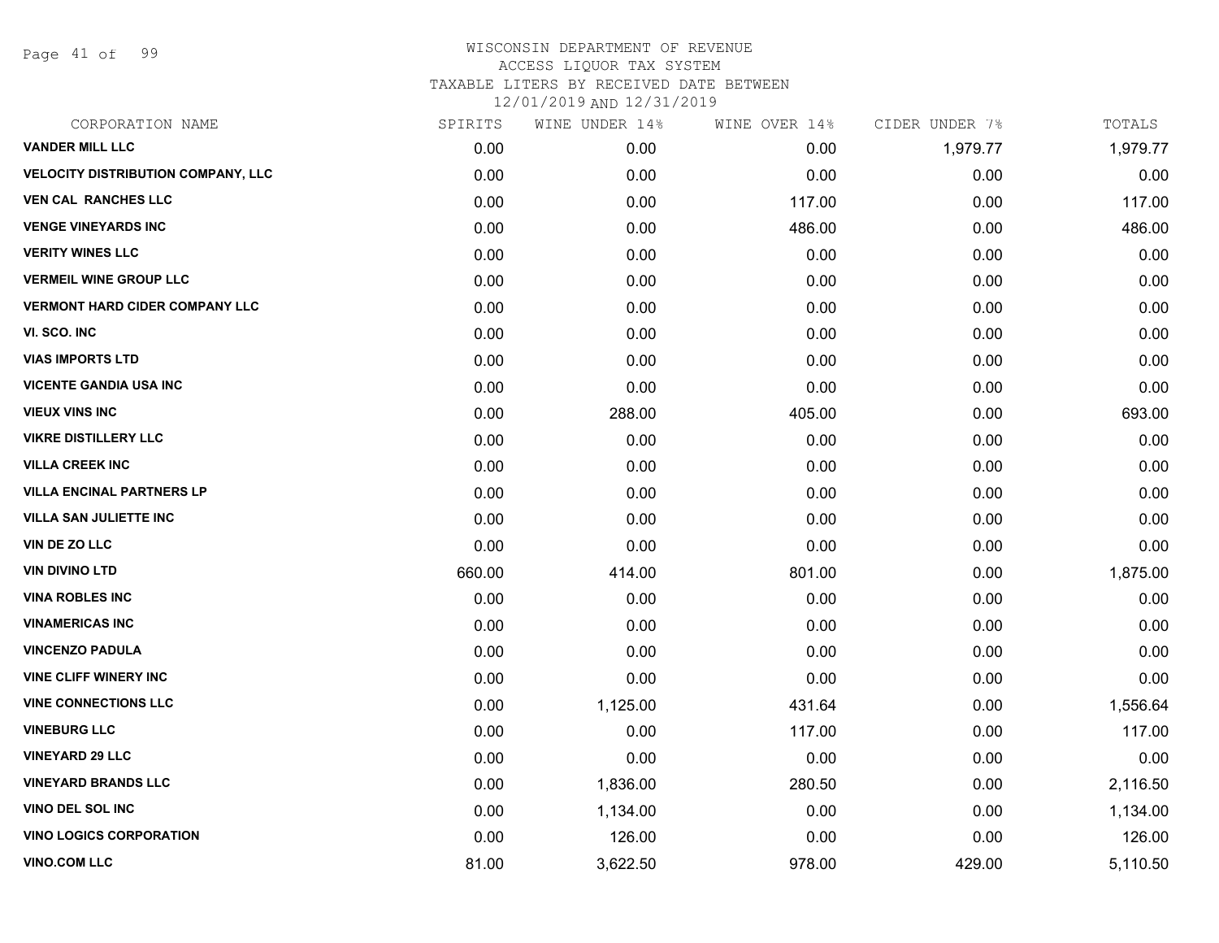WISCONSIN DEPARTMENT OF REVENUE
ACCESS LIQUOR TAX SYSTEM
TAXABLE LITERS BY RECEIVED DATE BETWEEN
12/01/2019 AND 12/31/2019

| CORPORATION NAME | SPIRITS | WINE UNDER 14% | WINE OVER 14% | CIDER UNDER 7% | TOTALS |
|---|---|---|---|---|---|
| VANDER MILL LLC | 0.00 | 0.00 | 0.00 | 1,979.77 | 1,979.77 |
| VELOCITY DISTRIBUTION COMPANY, LLC | 0.00 | 0.00 | 0.00 | 0.00 | 0.00 |
| VEN CAL RANCHES LLC | 0.00 | 0.00 | 117.00 | 0.00 | 117.00 |
| VENGE VINEYARDS INC | 0.00 | 0.00 | 486.00 | 0.00 | 486.00 |
| VERITY WINES LLC | 0.00 | 0.00 | 0.00 | 0.00 | 0.00 |
| VERMEIL WINE GROUP LLC | 0.00 | 0.00 | 0.00 | 0.00 | 0.00 |
| VERMONT HARD CIDER COMPANY LLC | 0.00 | 0.00 | 0.00 | 0.00 | 0.00 |
| VI. SCO. INC | 0.00 | 0.00 | 0.00 | 0.00 | 0.00 |
| VIAS IMPORTS LTD | 0.00 | 0.00 | 0.00 | 0.00 | 0.00 |
| VICENTE GANDIA USA INC | 0.00 | 0.00 | 0.00 | 0.00 | 0.00 |
| VIEUX VINS INC | 0.00 | 288.00 | 405.00 | 0.00 | 693.00 |
| VIKRE DISTILLERY LLC | 0.00 | 0.00 | 0.00 | 0.00 | 0.00 |
| VILLA CREEK INC | 0.00 | 0.00 | 0.00 | 0.00 | 0.00 |
| VILLA ENCINAL PARTNERS LP | 0.00 | 0.00 | 0.00 | 0.00 | 0.00 |
| VILLA SAN JULIETTE INC | 0.00 | 0.00 | 0.00 | 0.00 | 0.00 |
| VIN DE ZO LLC | 0.00 | 0.00 | 0.00 | 0.00 | 0.00 |
| VIN DIVINO LTD | 660.00 | 414.00 | 801.00 | 0.00 | 1,875.00 |
| VINA ROBLES INC | 0.00 | 0.00 | 0.00 | 0.00 | 0.00 |
| VINAMERICAS INC | 0.00 | 0.00 | 0.00 | 0.00 | 0.00 |
| VINCENZO PADULA | 0.00 | 0.00 | 0.00 | 0.00 | 0.00 |
| VINE CLIFF WINERY INC | 0.00 | 0.00 | 0.00 | 0.00 | 0.00 |
| VINE CONNECTIONS LLC | 0.00 | 1,125.00 | 431.64 | 0.00 | 1,556.64 |
| VINEBURG LLC | 0.00 | 0.00 | 117.00 | 0.00 | 117.00 |
| VINEYARD 29 LLC | 0.00 | 0.00 | 0.00 | 0.00 | 0.00 |
| VINEYARD BRANDS LLC | 0.00 | 1,836.00 | 280.50 | 0.00 | 2,116.50 |
| VINO DEL SOL INC | 0.00 | 1,134.00 | 0.00 | 0.00 | 1,134.00 |
| VINO LOGICS CORPORATION | 0.00 | 126.00 | 0.00 | 0.00 | 126.00 |
| VINO.COM LLC | 81.00 | 3,622.50 | 978.00 | 429.00 | 5,110.50 |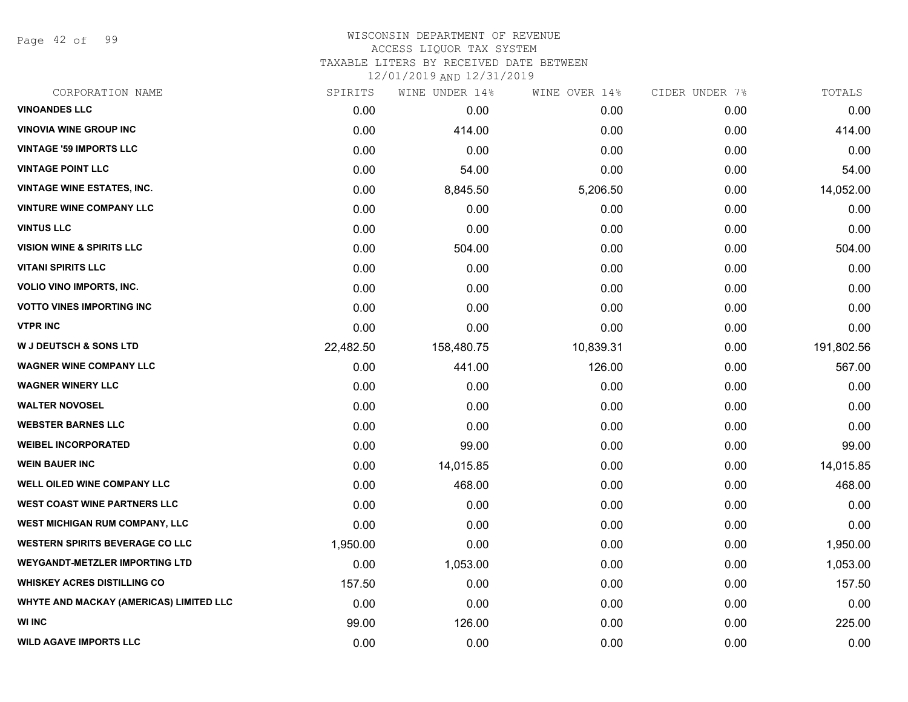# WISCONSIN DEPARTMENT OF REVENUE
## ACCESS LIQUOR TAX SYSTEM
### TAXABLE LITERS BY RECEIVED DATE BETWEEN 12/01/2019 AND 12/31/2019

| CORPORATION NAME | SPIRITS | WINE UNDER 14% | WINE OVER 14% | CIDER UNDER 7% | TOTALS |
|---|---|---|---|---|---|
| VINOANDES LLC | 0.00 | 0.00 | 0.00 | 0.00 | 0.00 |
| VINOVIA WINE GROUP INC | 0.00 | 414.00 | 0.00 | 0.00 | 414.00 |
| VINTAGE '59 IMPORTS LLC | 0.00 | 0.00 | 0.00 | 0.00 | 0.00 |
| VINTAGE POINT LLC | 0.00 | 54.00 | 0.00 | 0.00 | 54.00 |
| VINTAGE WINE ESTATES, INC. | 0.00 | 8,845.50 | 5,206.50 | 0.00 | 14,052.00 |
| VINTURE WINE COMPANY LLC | 0.00 | 0.00 | 0.00 | 0.00 | 0.00 |
| VINTUS LLC | 0.00 | 0.00 | 0.00 | 0.00 | 0.00 |
| VISION WINE & SPIRITS LLC | 0.00 | 504.00 | 0.00 | 0.00 | 504.00 |
| VITANI SPIRITS LLC | 0.00 | 0.00 | 0.00 | 0.00 | 0.00 |
| VOLIO VINO IMPORTS, INC. | 0.00 | 0.00 | 0.00 | 0.00 | 0.00 |
| VOTTO VINES IMPORTING INC | 0.00 | 0.00 | 0.00 | 0.00 | 0.00 |
| VTPR INC | 0.00 | 0.00 | 0.00 | 0.00 | 0.00 |
| W J DEUTSCH & SONS LTD | 22,482.50 | 158,480.75 | 10,839.31 | 0.00 | 191,802.56 |
| WAGNER WINE COMPANY LLC | 0.00 | 441.00 | 126.00 | 0.00 | 567.00 |
| WAGNER WINERY LLC | 0.00 | 0.00 | 0.00 | 0.00 | 0.00 |
| WALTER NOVOSEL | 0.00 | 0.00 | 0.00 | 0.00 | 0.00 |
| WEBSTER BARNES LLC | 0.00 | 0.00 | 0.00 | 0.00 | 0.00 |
| WEIBEL INCORPORATED | 0.00 | 99.00 | 0.00 | 0.00 | 99.00 |
| WEIN BAUER INC | 0.00 | 14,015.85 | 0.00 | 0.00 | 14,015.85 |
| WELL OILED WINE COMPANY LLC | 0.00 | 468.00 | 0.00 | 0.00 | 468.00 |
| WEST COAST WINE PARTNERS LLC | 0.00 | 0.00 | 0.00 | 0.00 | 0.00 |
| WEST MICHIGAN RUM COMPANY, LLC | 0.00 | 0.00 | 0.00 | 0.00 | 0.00 |
| WESTERN SPIRITS BEVERAGE CO LLC | 1,950.00 | 0.00 | 0.00 | 0.00 | 1,950.00 |
| WEYGANDT-METZLER IMPORTING LTD | 0.00 | 1,053.00 | 0.00 | 0.00 | 1,053.00 |
| WHISKEY ACRES DISTILLING CO | 157.50 | 0.00 | 0.00 | 0.00 | 157.50 |
| WHYTE AND MACKAY (AMERICAS) LIMITED LLC | 0.00 | 0.00 | 0.00 | 0.00 | 0.00 |
| WI INC | 99.00 | 126.00 | 0.00 | 0.00 | 225.00 |
| WILD AGAVE IMPORTS LLC | 0.00 | 0.00 | 0.00 | 0.00 | 0.00 |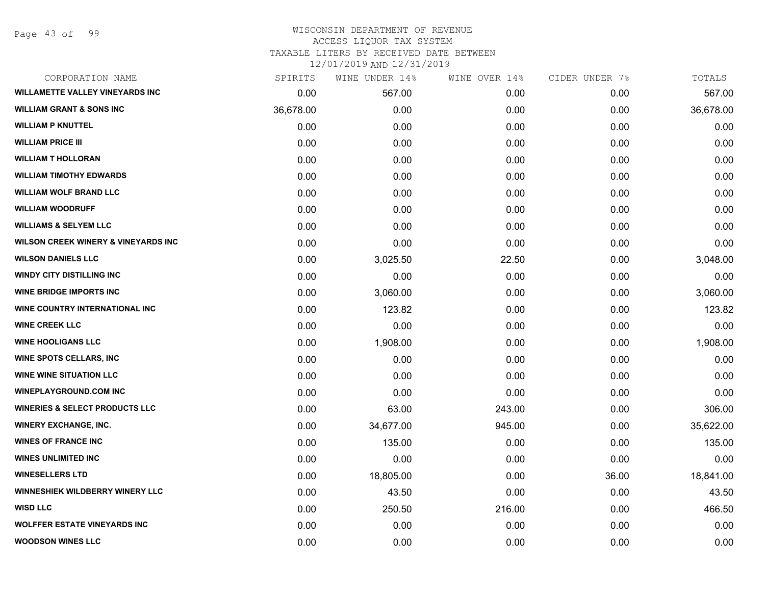WISCONSIN DEPARTMENT OF REVENUE
ACCESS LIQUOR TAX SYSTEM
TAXABLE LITERS BY RECEIVED DATE BETWEEN
12/01/2019 AND 12/31/2019

| CORPORATION NAME | SPIRITS | WINE UNDER 14% | WINE OVER 14% | CIDER UNDER 7% | TOTALS |
|---|---|---|---|---|---|
| WILLAMETTE VALLEY VINEYARDS INC | 0.00 | 567.00 | 0.00 | 0.00 | 567.00 |
| WILLIAM GRANT & SONS INC | 36,678.00 | 0.00 | 0.00 | 0.00 | 36,678.00 |
| WILLIAM P KNUTTEL | 0.00 | 0.00 | 0.00 | 0.00 | 0.00 |
| WILLIAM PRICE III | 0.00 | 0.00 | 0.00 | 0.00 | 0.00 |
| WILLIAM T HOLLORAN | 0.00 | 0.00 | 0.00 | 0.00 | 0.00 |
| WILLIAM TIMOTHY EDWARDS | 0.00 | 0.00 | 0.00 | 0.00 | 0.00 |
| WILLIAM WOLF BRAND LLC | 0.00 | 0.00 | 0.00 | 0.00 | 0.00 |
| WILLIAM WOODRUFF | 0.00 | 0.00 | 0.00 | 0.00 | 0.00 |
| WILLIAMS & SELYEM LLC | 0.00 | 0.00 | 0.00 | 0.00 | 0.00 |
| WILSON CREEK WINERY & VINEYARDS INC | 0.00 | 0.00 | 0.00 | 0.00 | 0.00 |
| WILSON DANIELS LLC | 0.00 | 3,025.50 | 22.50 | 0.00 | 3,048.00 |
| WINDY CITY DISTILLING INC | 0.00 | 0.00 | 0.00 | 0.00 | 0.00 |
| WINE BRIDGE IMPORTS INC | 0.00 | 3,060.00 | 0.00 | 0.00 | 3,060.00 |
| WINE COUNTRY INTERNATIONAL INC | 0.00 | 123.82 | 0.00 | 0.00 | 123.82 |
| WINE CREEK LLC | 0.00 | 0.00 | 0.00 | 0.00 | 0.00 |
| WINE HOOLIGANS LLC | 0.00 | 1,908.00 | 0.00 | 0.00 | 1,908.00 |
| WINE SPOTS CELLARS, INC | 0.00 | 0.00 | 0.00 | 0.00 | 0.00 |
| WINE WINE SITUATION LLC | 0.00 | 0.00 | 0.00 | 0.00 | 0.00 |
| WINEPLAYGROUND.COM INC | 0.00 | 0.00 | 0.00 | 0.00 | 0.00 |
| WINERIES & SELECT PRODUCTS LLC | 0.00 | 63.00 | 243.00 | 0.00 | 306.00 |
| WINERY EXCHANGE, INC. | 0.00 | 34,677.00 | 945.00 | 0.00 | 35,622.00 |
| WINES OF FRANCE INC | 0.00 | 135.00 | 0.00 | 0.00 | 135.00 |
| WINES UNLIMITED INC | 0.00 | 0.00 | 0.00 | 0.00 | 0.00 |
| WINESELLERS LTD | 0.00 | 18,805.00 | 0.00 | 36.00 | 18,841.00 |
| WINNESHIEK WILDBERRY WINERY LLC | 0.00 | 43.50 | 0.00 | 0.00 | 43.50 |
| WISD LLC | 0.00 | 250.50 | 216.00 | 0.00 | 466.50 |
| WOLFFER ESTATE VINEYARDS INC | 0.00 | 0.00 | 0.00 | 0.00 | 0.00 |
| WOODSON WINES LLC | 0.00 | 0.00 | 0.00 | 0.00 | 0.00 |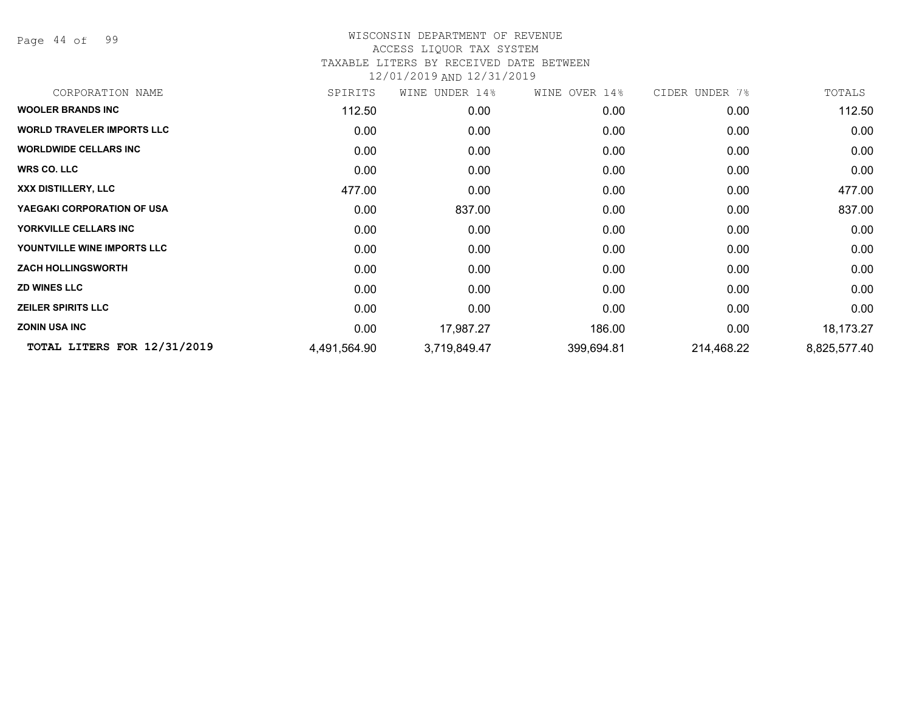# WISCONSIN DEPARTMENT OF REVENUE

ACCESS LIQUOR TAX SYSTEM

TAXABLE LITERS BY RECEIVED DATE BETWEEN

12/01/2019 AND 12/31/2019

| CORPORATION NAME | SPIRITS | WINE UNDER 14% | WINE OVER 14% | CIDER UNDER 7% | TOTALS |
|---|---|---|---|---|---|
| **WOOLER BRANDS INC** | 112.50 | 0.00 | 0.00 | 0.00 | 112.50 |
| **WORLD TRAVELER IMPORTS LLC** | 0.00 | 0.00 | 0.00 | 0.00 | 0.00 |
| **WORLDWIDE CELLARS INC** | 0.00 | 0.00 | 0.00 | 0.00 | 0.00 |
| **WRS CO. LLC** | 0.00 | 0.00 | 0.00 | 0.00 | 0.00 |
| **XXX DISTILLERY, LLC** | 477.00 | 0.00 | 0.00 | 0.00 | 477.00 |
| **YAEGAKI CORPORATION OF USA** | 0.00 | 837.00 | 0.00 | 0.00 | 837.00 |
| **YORKVILLE CELLARS INC** | 0.00 | 0.00 | 0.00 | 0.00 | 0.00 |
| **YOUNTVILLE WINE IMPORTS LLC** | 0.00 | 0.00 | 0.00 | 0.00 | 0.00 |
| **ZACH HOLLINGSWORTH** | 0.00 | 0.00 | 0.00 | 0.00 | 0.00 |
| **ZD WINES LLC** | 0.00 | 0.00 | 0.00 | 0.00 | 0.00 |
| **ZEILER SPIRITS LLC** | 0.00 | 0.00 | 0.00 | 0.00 | 0.00 |
| **ZONIN USA INC** | 0.00 | 17,987.27 | 186.00 | 0.00 | 18,173.27 |
| **TOTAL LITERS FOR 12/31/2019** | 4,491,564.90 | 3,719,849.47 | 399,694.81 | 214,468.22 | 8,825,577.40 |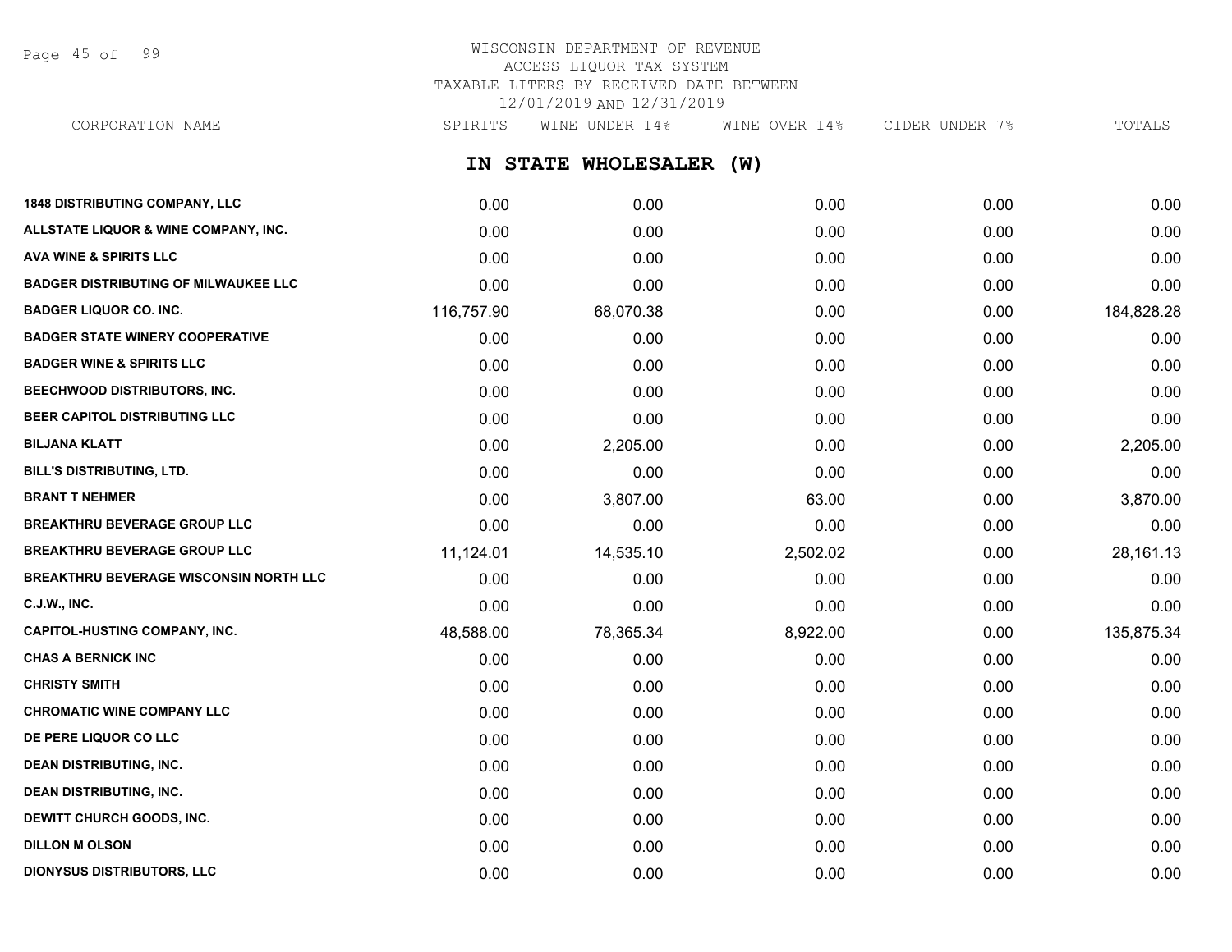# WISCONSIN DEPARTMENT OF REVENUE
## ACCESS LIQUOR TAX SYSTEM
## TAXABLE LITERS BY RECEIVED DATE BETWEEN 12/01/2019 AND 12/31/2019

## IN STATE WHOLESALER (W)

| CORPORATION NAME | SPIRITS | WINE UNDER 14% | WINE OVER 14% | CIDER UNDER 7% | TOTALS |
|---|---|---|---|---|---|
| 1848 DISTRIBUTING COMPANY, LLC | 0.00 | 0.00 | 0.00 | 0.00 | 0.00 |
| ALLSTATE LIQUOR & WINE COMPANY, INC. | 0.00 | 0.00 | 0.00 | 0.00 | 0.00 |
| AVA WINE & SPIRITS LLC | 0.00 | 0.00 | 0.00 | 0.00 | 0.00 |
| BADGER DISTRIBUTING OF MILWAUKEE LLC | 0.00 | 0.00 | 0.00 | 0.00 | 0.00 |
| BADGER LIQUOR CO. INC. | 116,757.90 | 68,070.38 | 0.00 | 0.00 | 184,828.28 |
| BADGER STATE WINERY COOPERATIVE | 0.00 | 0.00 | 0.00 | 0.00 | 0.00 |
| BADGER WINE & SPIRITS LLC | 0.00 | 0.00 | 0.00 | 0.00 | 0.00 |
| BEECHWOOD DISTRIBUTORS, INC. | 0.00 | 0.00 | 0.00 | 0.00 | 0.00 |
| BEER CAPITOL DISTRIBUTING LLC | 0.00 | 0.00 | 0.00 | 0.00 | 0.00 |
| BILJANA KLATT | 0.00 | 2,205.00 | 0.00 | 0.00 | 2,205.00 |
| BILL'S DISTRIBUTING, LTD. | 0.00 | 0.00 | 0.00 | 0.00 | 0.00 |
| BRANT T NEHMER | 0.00 | 3,807.00 | 63.00 | 0.00 | 3,870.00 |
| BREAKTHRU BEVERAGE GROUP LLC | 0.00 | 0.00 | 0.00 | 0.00 | 0.00 |
| BREAKTHRU BEVERAGE GROUP LLC | 11,124.01 | 14,535.10 | 2,502.02 | 0.00 | 28,161.13 |
| BREAKTHRU BEVERAGE WISCONSIN NORTH LLC | 0.00 | 0.00 | 0.00 | 0.00 | 0.00 |
| C.J.W., INC. | 0.00 | 0.00 | 0.00 | 0.00 | 0.00 |
| CAPITOL-HUSTING COMPANY, INC. | 48,588.00 | 78,365.34 | 8,922.00 | 0.00 | 135,875.34 |
| CHAS A BERNICK INC | 0.00 | 0.00 | 0.00 | 0.00 | 0.00 |
| CHRISTY SMITH | 0.00 | 0.00 | 0.00 | 0.00 | 0.00 |
| CHROMATIC WINE COMPANY LLC | 0.00 | 0.00 | 0.00 | 0.00 | 0.00 |
| DE PERE LIQUOR CO LLC | 0.00 | 0.00 | 0.00 | 0.00 | 0.00 |
| DEAN DISTRIBUTING, INC. | 0.00 | 0.00 | 0.00 | 0.00 | 0.00 |
| DEAN DISTRIBUTING, INC. | 0.00 | 0.00 | 0.00 | 0.00 | 0.00 |
| DEWITT CHURCH GOODS, INC. | 0.00 | 0.00 | 0.00 | 0.00 | 0.00 |
| DILLON M OLSON | 0.00 | 0.00 | 0.00 | 0.00 | 0.00 |
| DIONYSUS DISTRIBUTORS, LLC | 0.00 | 0.00 | 0.00 | 0.00 | 0.00 |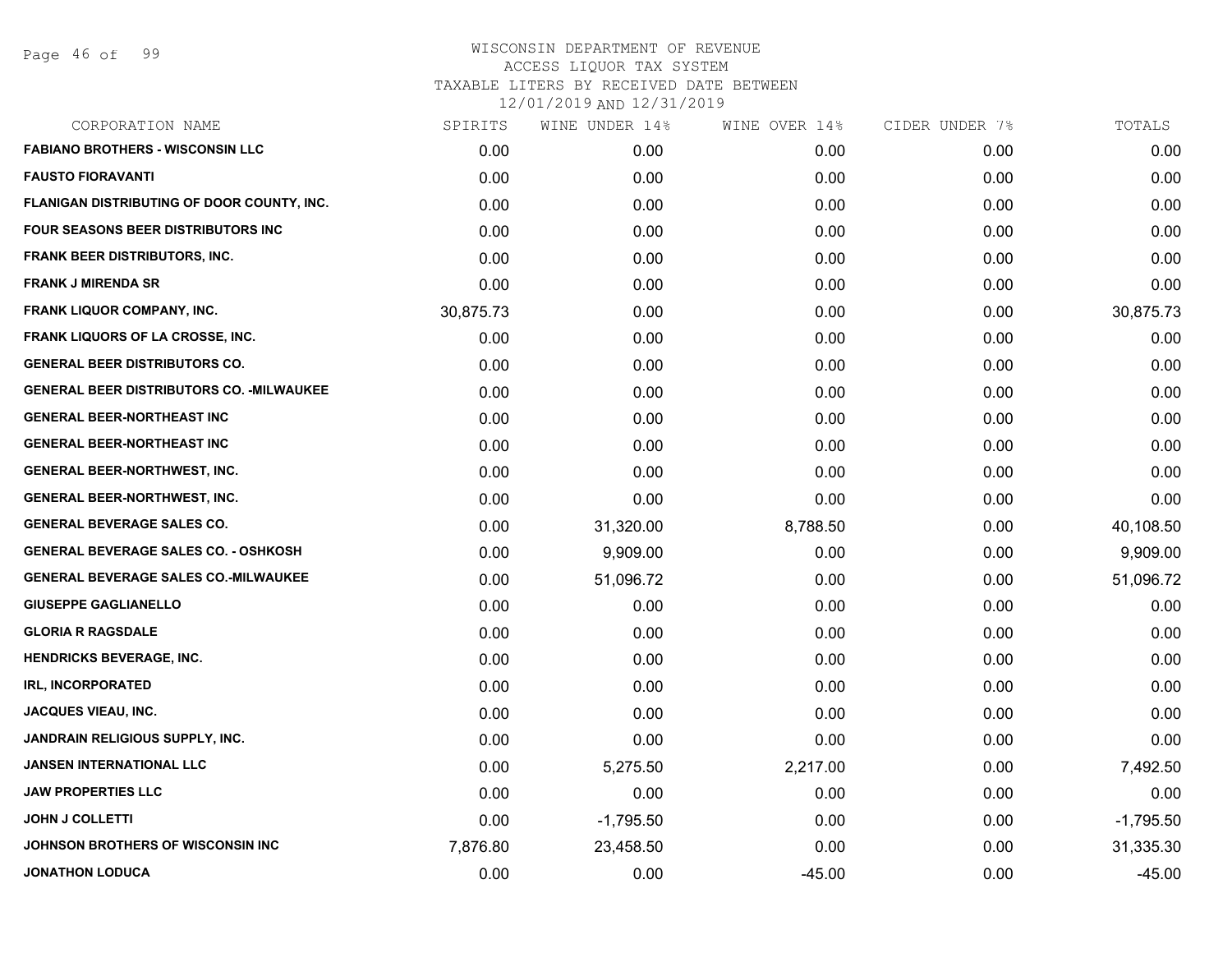# WISCONSIN DEPARTMENT OF REVENUE
## ACCESS LIQUOR TAX SYSTEM
### TAXABLE LITERS BY RECEIVED DATE BETWEEN 12/01/2019 AND 12/31/2019

| CORPORATION NAME | SPIRITS | WINE UNDER 14% | WINE OVER 14% | CIDER UNDER 7% | TOTALS |
|---|---|---|---|---|---|
| FABIANO BROTHERS - WISCONSIN LLC | 0.00 | 0.00 | 0.00 | 0.00 | 0.00 |
| FAUSTO FIORAVANTI | 0.00 | 0.00 | 0.00 | 0.00 | 0.00 |
| FLANIGAN DISTRIBUTING OF DOOR COUNTY, INC. | 0.00 | 0.00 | 0.00 | 0.00 | 0.00 |
| FOUR SEASONS BEER DISTRIBUTORS INC | 0.00 | 0.00 | 0.00 | 0.00 | 0.00 |
| FRANK BEER DISTRIBUTORS, INC. | 0.00 | 0.00 | 0.00 | 0.00 | 0.00 |
| FRANK J MIRENDA SR | 0.00 | 0.00 | 0.00 | 0.00 | 0.00 |
| FRANK LIQUOR COMPANY, INC. | 30,875.73 | 0.00 | 0.00 | 0.00 | 30,875.73 |
| FRANK LIQUORS OF LA CROSSE, INC. | 0.00 | 0.00 | 0.00 | 0.00 | 0.00 |
| GENERAL BEER DISTRIBUTORS CO. | 0.00 | 0.00 | 0.00 | 0.00 | 0.00 |
| GENERAL BEER DISTRIBUTORS CO. -MILWAUKEE | 0.00 | 0.00 | 0.00 | 0.00 | 0.00 |
| GENERAL BEER-NORTHEAST INC | 0.00 | 0.00 | 0.00 | 0.00 | 0.00 |
| GENERAL BEER-NORTHEAST INC | 0.00 | 0.00 | 0.00 | 0.00 | 0.00 |
| GENERAL BEER-NORTHWEST, INC. | 0.00 | 0.00 | 0.00 | 0.00 | 0.00 |
| GENERAL BEER-NORTHWEST, INC. | 0.00 | 0.00 | 0.00 | 0.00 | 0.00 |
| GENERAL BEVERAGE SALES CO. | 0.00 | 31,320.00 | 8,788.50 | 0.00 | 40,108.50 |
| GENERAL BEVERAGE SALES CO. - OSHKOSH | 0.00 | 9,909.00 | 0.00 | 0.00 | 9,909.00 |
| GENERAL BEVERAGE SALES CO.-MILWAUKEE | 0.00 | 51,096.72 | 0.00 | 0.00 | 51,096.72 |
| GIUSEPPE GAGLIANELLO | 0.00 | 0.00 | 0.00 | 0.00 | 0.00 |
| GLORIA R RAGSDALE | 0.00 | 0.00 | 0.00 | 0.00 | 0.00 |
| HENDRICKS BEVERAGE, INC. | 0.00 | 0.00 | 0.00 | 0.00 | 0.00 |
| IRL, INCORPORATED | 0.00 | 0.00 | 0.00 | 0.00 | 0.00 |
| JACQUES VIEAU, INC. | 0.00 | 0.00 | 0.00 | 0.00 | 0.00 |
| JANDRAIN RELIGIOUS SUPPLY, INC. | 0.00 | 0.00 | 0.00 | 0.00 | 0.00 |
| JANSEN INTERNATIONAL LLC | 0.00 | 5,275.50 | 2,217.00 | 0.00 | 7,492.50 |
| JAW PROPERTIES LLC | 0.00 | 0.00 | 0.00 | 0.00 | 0.00 |
| JOHN J COLLETTI | 0.00 | -1,795.50 | 0.00 | 0.00 | -1,795.50 |
| JOHNSON BROTHERS OF WISCONSIN INC | 7,876.80 | 23,458.50 | 0.00 | 0.00 | 31,335.30 |
| JONATHON LODUCA | 0.00 | 0.00 | -45.00 | 0.00 | -45.00 |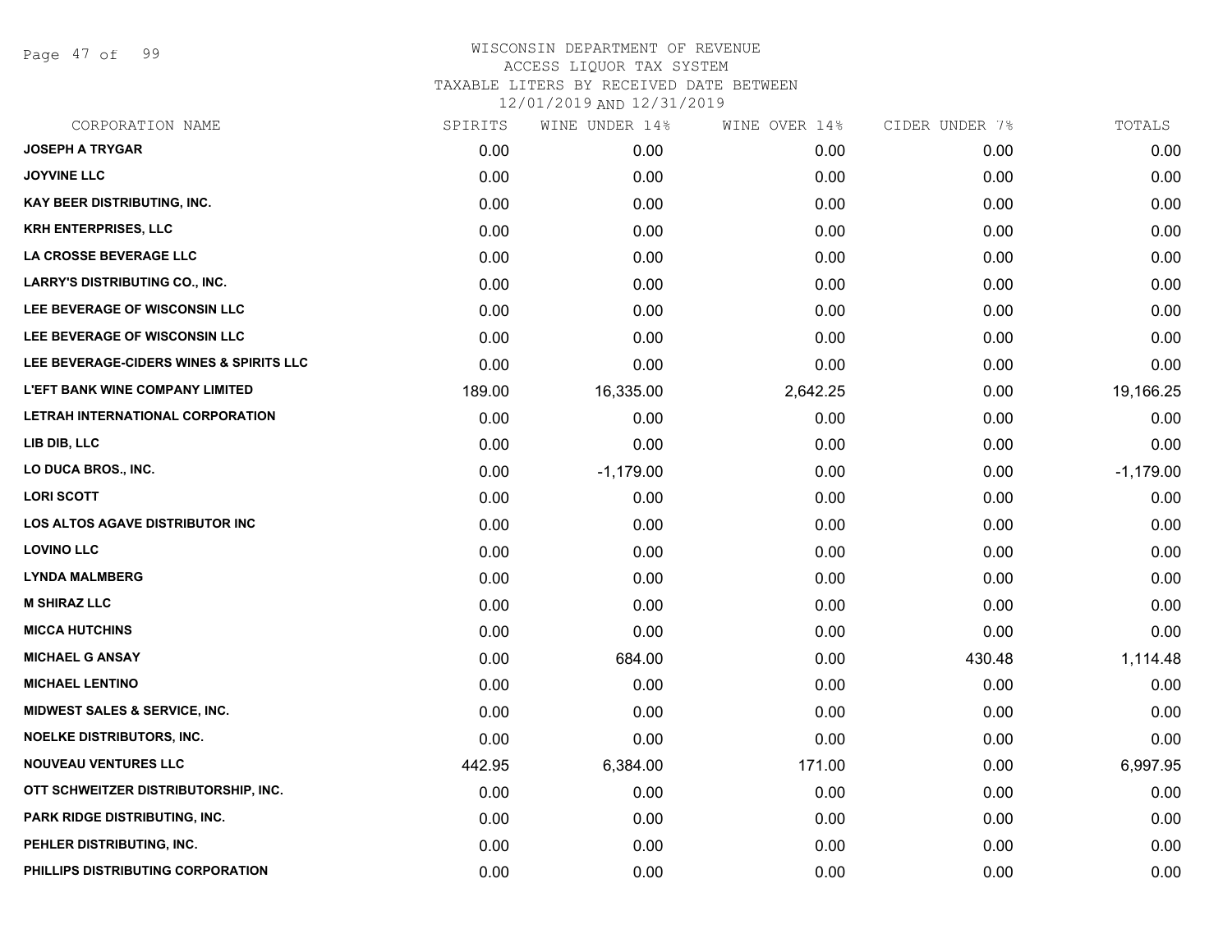WISCONSIN DEPARTMENT OF REVENUE
ACCESS LIQUOR TAX SYSTEM
TAXABLE LITERS BY RECEIVED DATE BETWEEN
12/01/2019 AND 12/31/2019

| CORPORATION NAME | SPIRITS | WINE UNDER 14% | WINE OVER 14% | CIDER UNDER 7% | TOTALS |
|---|---|---|---|---|---|
| JOSEPH A TRYGAR | 0.00 | 0.00 | 0.00 | 0.00 | 0.00 |
| JOYVINE LLC | 0.00 | 0.00 | 0.00 | 0.00 | 0.00 |
| KAY BEER DISTRIBUTING, INC. | 0.00 | 0.00 | 0.00 | 0.00 | 0.00 |
| KRH ENTERPRISES, LLC | 0.00 | 0.00 | 0.00 | 0.00 | 0.00 |
| LA CROSSE BEVERAGE LLC | 0.00 | 0.00 | 0.00 | 0.00 | 0.00 |
| LARRY'S DISTRIBUTING CO., INC. | 0.00 | 0.00 | 0.00 | 0.00 | 0.00 |
| LEE BEVERAGE OF WISCONSIN LLC | 0.00 | 0.00 | 0.00 | 0.00 | 0.00 |
| LEE BEVERAGE OF WISCONSIN LLC | 0.00 | 0.00 | 0.00 | 0.00 | 0.00 |
| LEE BEVERAGE-CIDERS WINES & SPIRITS LLC | 0.00 | 0.00 | 0.00 | 0.00 | 0.00 |
| L'EFT BANK WINE COMPANY LIMITED | 189.00 | 16,335.00 | 2,642.25 | 0.00 | 19,166.25 |
| LETRAH INTERNATIONAL CORPORATION | 0.00 | 0.00 | 0.00 | 0.00 | 0.00 |
| LIB DIB, LLC | 0.00 | 0.00 | 0.00 | 0.00 | 0.00 |
| LO DUCA BROS., INC. | 0.00 | -1,179.00 | 0.00 | 0.00 | -1,179.00 |
| LORI SCOTT | 0.00 | 0.00 | 0.00 | 0.00 | 0.00 |
| LOS ALTOS AGAVE DISTRIBUTOR INC | 0.00 | 0.00 | 0.00 | 0.00 | 0.00 |
| LOVINO LLC | 0.00 | 0.00 | 0.00 | 0.00 | 0.00 |
| LYNDA MALMBERG | 0.00 | 0.00 | 0.00 | 0.00 | 0.00 |
| M SHIRAZ LLC | 0.00 | 0.00 | 0.00 | 0.00 | 0.00 |
| MICCA HUTCHINS | 0.00 | 0.00 | 0.00 | 0.00 | 0.00 |
| MICHAEL G ANSAY | 0.00 | 684.00 | 0.00 | 430.48 | 1,114.48 |
| MICHAEL LENTINO | 0.00 | 0.00 | 0.00 | 0.00 | 0.00 |
| MIDWEST SALES & SERVICE, INC. | 0.00 | 0.00 | 0.00 | 0.00 | 0.00 |
| NOELKE DISTRIBUTORS, INC. | 0.00 | 0.00 | 0.00 | 0.00 | 0.00 |
| NOUVEAU VENTURES LLC | 442.95 | 6,384.00 | 171.00 | 0.00 | 6,997.95 |
| OTT SCHWEITZER DISTRIBUTORSHIP, INC. | 0.00 | 0.00 | 0.00 | 0.00 | 0.00 |
| PARK RIDGE DISTRIBUTING, INC. | 0.00 | 0.00 | 0.00 | 0.00 | 0.00 |
| PEHLER DISTRIBUTING, INC. | 0.00 | 0.00 | 0.00 | 0.00 | 0.00 |
| PHILLIPS DISTRIBUTING CORPORATION | 0.00 | 0.00 | 0.00 | 0.00 | 0.00 |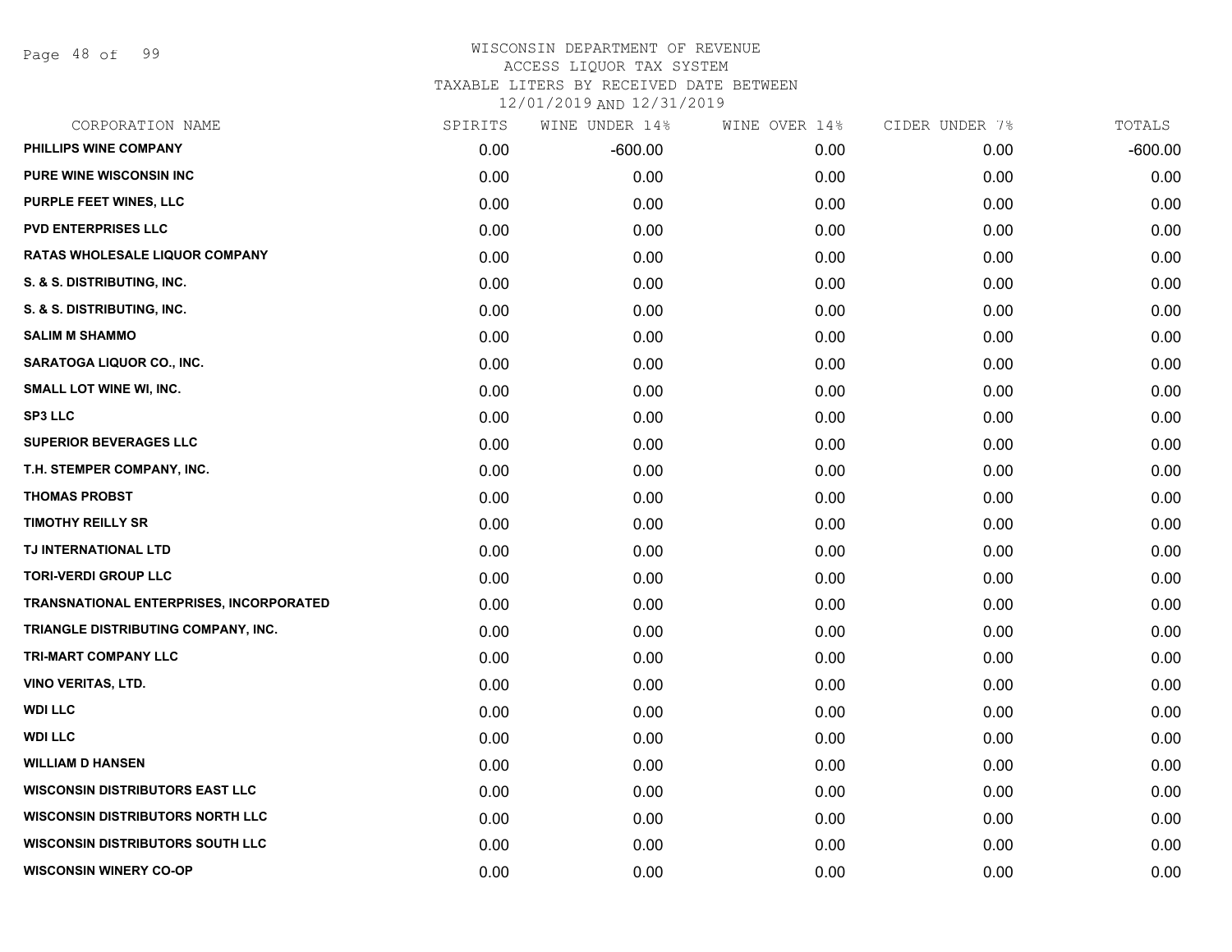WISCONSIN DEPARTMENT OF REVENUE
ACCESS LIQUOR TAX SYSTEM
TAXABLE LITERS BY RECEIVED DATE BETWEEN
12/01/2019 AND 12/31/2019

| CORPORATION NAME | SPIRITS | WINE UNDER 14% | WINE OVER 14% | CIDER UNDER 7% | TOTALS |
|---|---|---|---|---|---|
| PHILLIPS WINE COMPANY | 0.00 | -600.00 | 0.00 | 0.00 | -600.00 |
| PURE WINE WISCONSIN INC | 0.00 | 0.00 | 0.00 | 0.00 | 0.00 |
| PURPLE FEET WINES, LLC | 0.00 | 0.00 | 0.00 | 0.00 | 0.00 |
| PVD ENTERPRISES LLC | 0.00 | 0.00 | 0.00 | 0.00 | 0.00 |
| RATAS WHOLESALE LIQUOR COMPANY | 0.00 | 0.00 | 0.00 | 0.00 | 0.00 |
| S. & S. DISTRIBUTING, INC. | 0.00 | 0.00 | 0.00 | 0.00 | 0.00 |
| S. & S. DISTRIBUTING, INC. | 0.00 | 0.00 | 0.00 | 0.00 | 0.00 |
| SALIM M SHAMMO | 0.00 | 0.00 | 0.00 | 0.00 | 0.00 |
| SARATOGA LIQUOR CO., INC. | 0.00 | 0.00 | 0.00 | 0.00 | 0.00 |
| SMALL LOT WINE WI, INC. | 0.00 | 0.00 | 0.00 | 0.00 | 0.00 |
| SP3 LLC | 0.00 | 0.00 | 0.00 | 0.00 | 0.00 |
| SUPERIOR BEVERAGES LLC | 0.00 | 0.00 | 0.00 | 0.00 | 0.00 |
| T.H. STEMPER COMPANY, INC. | 0.00 | 0.00 | 0.00 | 0.00 | 0.00 |
| THOMAS PROBST | 0.00 | 0.00 | 0.00 | 0.00 | 0.00 |
| TIMOTHY REILLY SR | 0.00 | 0.00 | 0.00 | 0.00 | 0.00 |
| TJ INTERNATIONAL LTD | 0.00 | 0.00 | 0.00 | 0.00 | 0.00 |
| TORI-VERDI GROUP LLC | 0.00 | 0.00 | 0.00 | 0.00 | 0.00 |
| TRANSNATIONAL ENTERPRISES, INCORPORATED | 0.00 | 0.00 | 0.00 | 0.00 | 0.00 |
| TRIANGLE DISTRIBUTING COMPANY, INC. | 0.00 | 0.00 | 0.00 | 0.00 | 0.00 |
| TRI-MART COMPANY LLC | 0.00 | 0.00 | 0.00 | 0.00 | 0.00 |
| VINO VERITAS, LTD. | 0.00 | 0.00 | 0.00 | 0.00 | 0.00 |
| WDI LLC | 0.00 | 0.00 | 0.00 | 0.00 | 0.00 |
| WDI LLC | 0.00 | 0.00 | 0.00 | 0.00 | 0.00 |
| WILLIAM D HANSEN | 0.00 | 0.00 | 0.00 | 0.00 | 0.00 |
| WISCONSIN DISTRIBUTORS EAST LLC | 0.00 | 0.00 | 0.00 | 0.00 | 0.00 |
| WISCONSIN DISTRIBUTORS NORTH LLC | 0.00 | 0.00 | 0.00 | 0.00 | 0.00 |
| WISCONSIN DISTRIBUTORS SOUTH LLC | 0.00 | 0.00 | 0.00 | 0.00 | 0.00 |
| WISCONSIN WINERY CO-OP | 0.00 | 0.00 | 0.00 | 0.00 | 0.00 |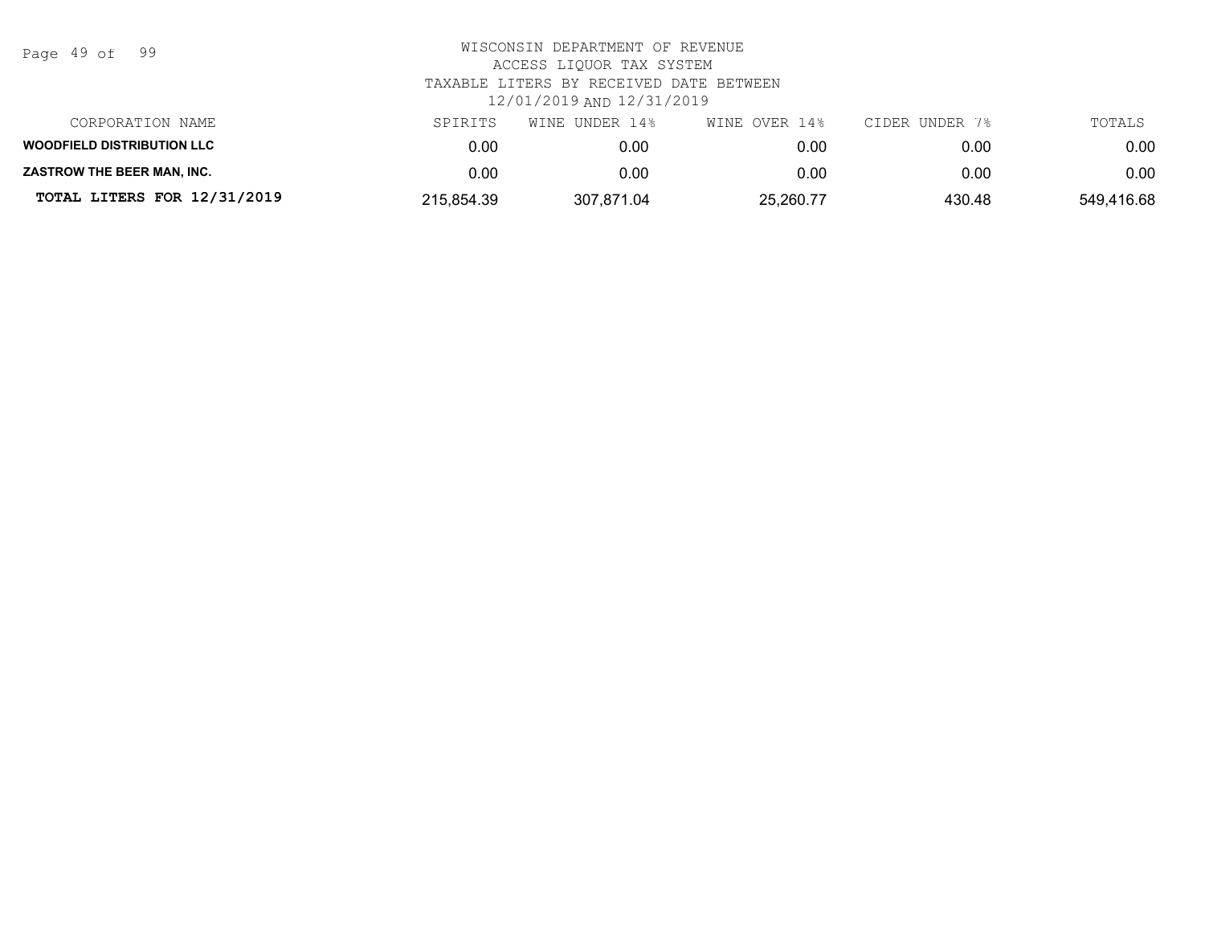WISCONSIN DEPARTMENT OF REVENUE
ACCESS LIQUOR TAX SYSTEM
TAXABLE LITERS BY RECEIVED DATE BETWEEN
12/01/2019 AND 12/31/2019

| CORPORATION NAME | SPIRITS | WINE UNDER 14% | WINE OVER 14% | CIDER UNDER 7% | TOTALS |
|---|---|---|---|---|---|
| **WOODFIELD DISTRIBUTION LLC** | 0.00 | 0.00 | 0.00 | 0.00 | 0.00 |
| **ZASTROW THE BEER MAN, INC.** | 0.00 | 0.00 | 0.00 | 0.00 | 0.00 |
| **TOTAL LITERS FOR 12/31/2019** | 215,854.39 | 307,871.04 | 25,260.77 | 430.48 | 549,416.68 |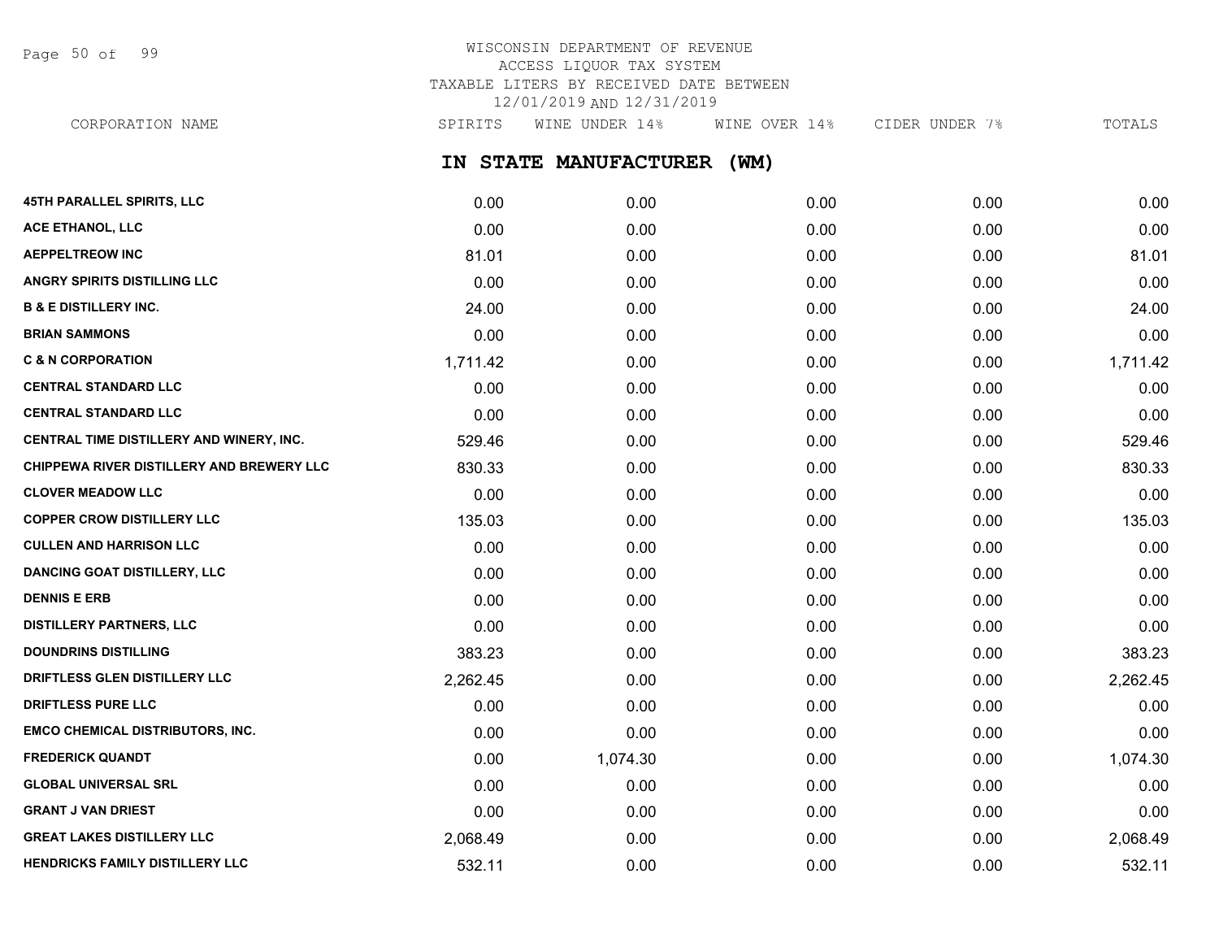# WISCONSIN DEPARTMENT OF REVENUE
ACCESS LIQUOR TAX SYSTEM
TAXABLE LITERS BY RECEIVED DATE BETWEEN
12/01/2019 AND 12/31/2019

## IN STATE MANUFACTURER (WM)

| CORPORATION NAME | SPIRITS | WINE UNDER 14% | WINE OVER 14% | CIDER UNDER 7% | TOTALS |
|---|---|---|---|---|---|
| 45TH PARALLEL SPIRITS, LLC | 0.00 | 0.00 | 0.00 | 0.00 | 0.00 |
| ACE ETHANOL, LLC | 0.00 | 0.00 | 0.00 | 0.00 | 0.00 |
| AEPPELTREOW INC | 81.01 | 0.00 | 0.00 | 0.00 | 81.01 |
| ANGRY SPIRITS DISTILLING LLC | 0.00 | 0.00 | 0.00 | 0.00 | 0.00 |
| B & E DISTILLERY INC. | 24.00 | 0.00 | 0.00 | 0.00 | 24.00 |
| BRIAN SAMMONS | 0.00 | 0.00 | 0.00 | 0.00 | 0.00 |
| C & N CORPORATION | 1,711.42 | 0.00 | 0.00 | 0.00 | 1,711.42 |
| CENTRAL STANDARD LLC | 0.00 | 0.00 | 0.00 | 0.00 | 0.00 |
| CENTRAL STANDARD LLC | 0.00 | 0.00 | 0.00 | 0.00 | 0.00 |
| CENTRAL TIME DISTILLERY AND WINERY, INC. | 529.46 | 0.00 | 0.00 | 0.00 | 529.46 |
| CHIPPEWA RIVER DISTILLERY AND BREWERY LLC | 830.33 | 0.00 | 0.00 | 0.00 | 830.33 |
| CLOVER MEADOW LLC | 0.00 | 0.00 | 0.00 | 0.00 | 0.00 |
| COPPER CROW DISTILLERY LLC | 135.03 | 0.00 | 0.00 | 0.00 | 135.03 |
| CULLEN AND HARRISON LLC | 0.00 | 0.00 | 0.00 | 0.00 | 0.00 |
| DANCING GOAT DISTILLERY, LLC | 0.00 | 0.00 | 0.00 | 0.00 | 0.00 |
| DENNIS E ERB | 0.00 | 0.00 | 0.00 | 0.00 | 0.00 |
| DISTILLERY PARTNERS, LLC | 0.00 | 0.00 | 0.00 | 0.00 | 0.00 |
| DOUNDRINS DISTILLING | 383.23 | 0.00 | 0.00 | 0.00 | 383.23 |
| DRIFTLESS GLEN DISTILLERY LLC | 2,262.45 | 0.00 | 0.00 | 0.00 | 2,262.45 |
| DRIFTLESS PURE LLC | 0.00 | 0.00 | 0.00 | 0.00 | 0.00 |
| EMCO CHEMICAL DISTRIBUTORS, INC. | 0.00 | 0.00 | 0.00 | 0.00 | 0.00 |
| FREDERICK QUANDT | 0.00 | 1,074.30 | 0.00 | 0.00 | 1,074.30 |
| GLOBAL UNIVERSAL SRL | 0.00 | 0.00 | 0.00 | 0.00 | 0.00 |
| GRANT J VAN DRIEST | 0.00 | 0.00 | 0.00 | 0.00 | 0.00 |
| GREAT LAKES DISTILLERY LLC | 2,068.49 | 0.00 | 0.00 | 0.00 | 2,068.49 |
| HENDRICKS FAMILY DISTILLERY LLC | 532.11 | 0.00 | 0.00 | 0.00 | 532.11 |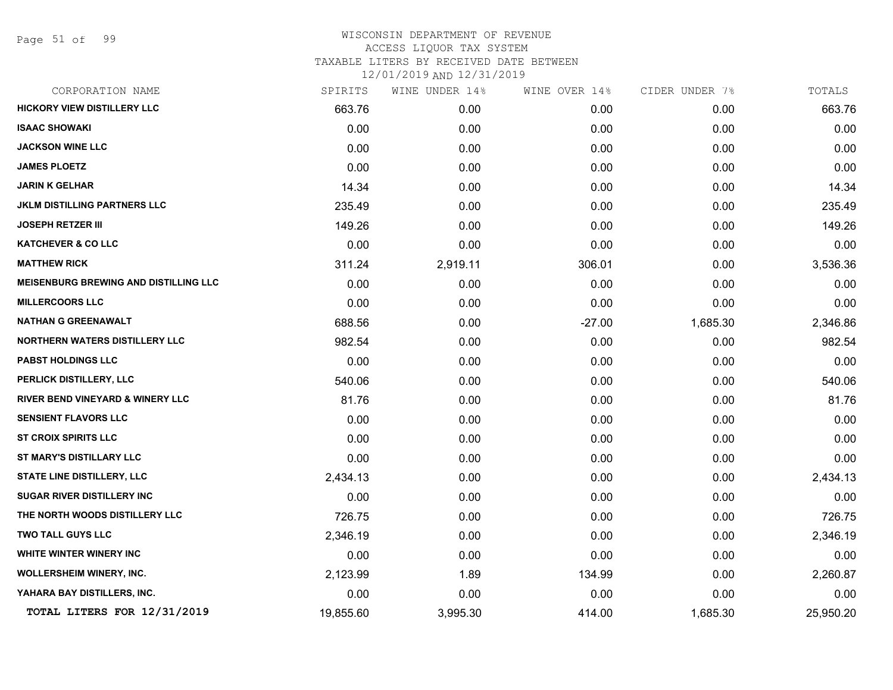# WISCONSIN DEPARTMENT OF REVENUE
## ACCESS LIQUOR TAX SYSTEM
### TAXABLE LITERS BY RECEIVED DATE BETWEEN 12/01/2019 AND 12/31/2019

| CORPORATION NAME | SPIRITS | WINE UNDER 14% | WINE OVER 14% | CIDER UNDER 7% | TOTALS |
|---|---|---|---|---|---|
| HICKORY VIEW DISTILLERY LLC | 663.76 | 0.00 | 0.00 | 0.00 | 663.76 |
| ISAAC SHOWAKI | 0.00 | 0.00 | 0.00 | 0.00 | 0.00 |
| JACKSON WINE LLC | 0.00 | 0.00 | 0.00 | 0.00 | 0.00 |
| JAMES PLOETZ | 0.00 | 0.00 | 0.00 | 0.00 | 0.00 |
| JARIN K GELHAR | 14.34 | 0.00 | 0.00 | 0.00 | 14.34 |
| JKLM DISTILLING PARTNERS LLC | 235.49 | 0.00 | 0.00 | 0.00 | 235.49 |
| JOSEPH RETZER III | 149.26 | 0.00 | 0.00 | 0.00 | 149.26 |
| KATCHEVER & CO LLC | 0.00 | 0.00 | 0.00 | 0.00 | 0.00 |
| MATTHEW RICK | 311.24 | 2,919.11 | 306.01 | 0.00 | 3,536.36 |
| MEISENBURG BREWING AND DISTILLING LLC | 0.00 | 0.00 | 0.00 | 0.00 | 0.00 |
| MILLERCOORS LLC | 0.00 | 0.00 | 0.00 | 0.00 | 0.00 |
| NATHAN G GREENAWALT | 688.56 | 0.00 | -27.00 | 1,685.30 | 2,346.86 |
| NORTHERN WATERS DISTILLERY LLC | 982.54 | 0.00 | 0.00 | 0.00 | 982.54 |
| PABST HOLDINGS LLC | 0.00 | 0.00 | 0.00 | 0.00 | 0.00 |
| PERLICK DISTILLERY, LLC | 540.06 | 0.00 | 0.00 | 0.00 | 540.06 |
| RIVER BEND VINEYARD & WINERY LLC | 81.76 | 0.00 | 0.00 | 0.00 | 81.76 |
| SENSIENT FLAVORS LLC | 0.00 | 0.00 | 0.00 | 0.00 | 0.00 |
| ST CROIX SPIRITS LLC | 0.00 | 0.00 | 0.00 | 0.00 | 0.00 |
| ST MARY'S DISTILLARY LLC | 0.00 | 0.00 | 0.00 | 0.00 | 0.00 |
| STATE LINE DISTILLERY, LLC | 2,434.13 | 0.00 | 0.00 | 0.00 | 2,434.13 |
| SUGAR RIVER DISTILLERY INC | 0.00 | 0.00 | 0.00 | 0.00 | 0.00 |
| THE NORTH WOODS DISTILLERY LLC | 726.75 | 0.00 | 0.00 | 0.00 | 726.75 |
| TWO TALL GUYS LLC | 2,346.19 | 0.00 | 0.00 | 0.00 | 2,346.19 |
| WHITE WINTER WINERY INC | 0.00 | 0.00 | 0.00 | 0.00 | 0.00 |
| WOLLERSHEIM WINERY, INC. | 2,123.99 | 1.89 | 134.99 | 0.00 | 2,260.87 |
| YAHARA BAY DISTILLERS, INC. | 0.00 | 0.00 | 0.00 | 0.00 | 0.00 |
| **TOTAL LITERS FOR 12/31/2019** | 19,855.60 | 3,995.30 | 414.00 | 1,685.30 | 25,950.20 |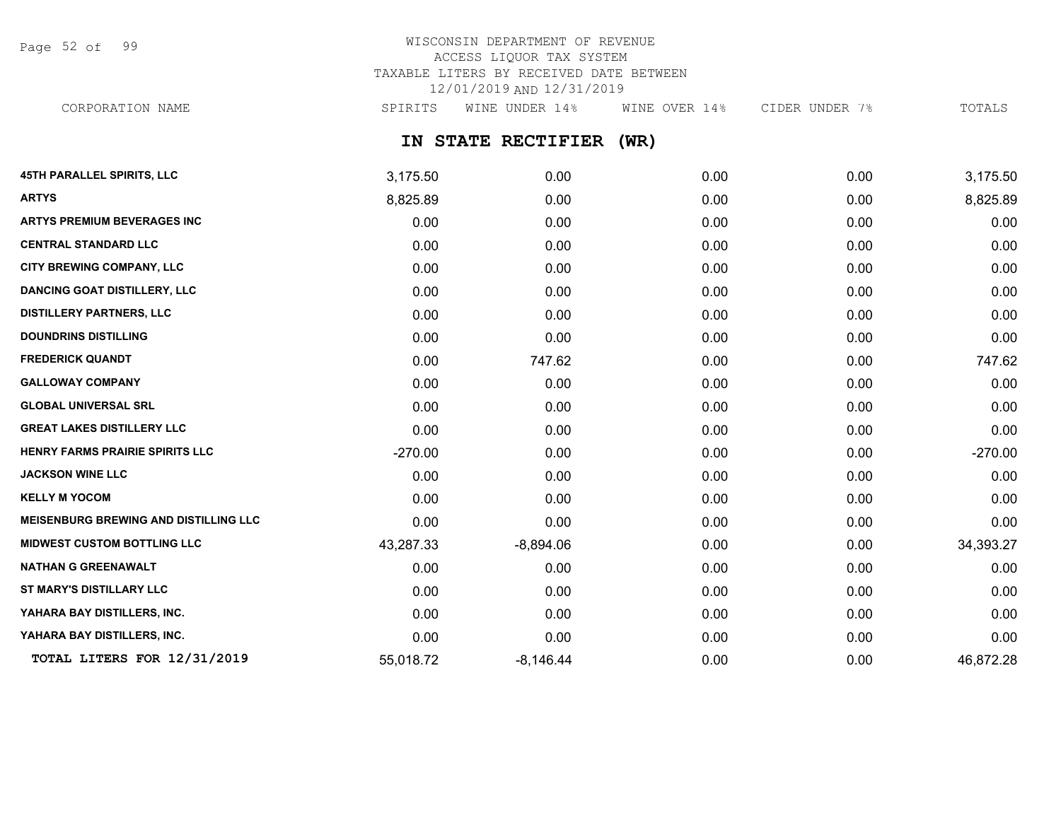WISCONSIN DEPARTMENT OF REVENUE
ACCESS LIQUOR TAX SYSTEM
TAXABLE LITERS BY RECEIVED DATE BETWEEN
12/01/2019 AND 12/31/2019

## IN STATE RECTIFIER (WR)

| CORPORATION NAME | SPIRITS | WINE UNDER 14% | WINE OVER 14% | CIDER UNDER 7% | TOTALS |
|---|---|---|---|---|---|
| 45TH PARALLEL SPIRITS, LLC | 3,175.50 | 0.00 | 0.00 | 0.00 | 3,175.50 |
| ARTYS | 8,825.89 | 0.00 | 0.00 | 0.00 | 8,825.89 |
| ARTYS PREMIUM BEVERAGES INC | 0.00 | 0.00 | 0.00 | 0.00 | 0.00 |
| CENTRAL STANDARD LLC | 0.00 | 0.00 | 0.00 | 0.00 | 0.00 |
| CITY BREWING COMPANY, LLC | 0.00 | 0.00 | 0.00 | 0.00 | 0.00 |
| DANCING GOAT DISTILLERY, LLC | 0.00 | 0.00 | 0.00 | 0.00 | 0.00 |
| DISTILLERY PARTNERS, LLC | 0.00 | 0.00 | 0.00 | 0.00 | 0.00 |
| DOUNDRINS DISTILLING | 0.00 | 0.00 | 0.00 | 0.00 | 0.00 |
| FREDERICK QUANDT | 0.00 | 747.62 | 0.00 | 0.00 | 747.62 |
| GALLOWAY COMPANY | 0.00 | 0.00 | 0.00 | 0.00 | 0.00 |
| GLOBAL UNIVERSAL SRL | 0.00 | 0.00 | 0.00 | 0.00 | 0.00 |
| GREAT LAKES DISTILLERY LLC | 0.00 | 0.00 | 0.00 | 0.00 | 0.00 |
| HENRY FARMS PRAIRIE SPIRITS LLC | -270.00 | 0.00 | 0.00 | 0.00 | -270.00 |
| JACKSON WINE LLC | 0.00 | 0.00 | 0.00 | 0.00 | 0.00 |
| KELLY M YOCOM | 0.00 | 0.00 | 0.00 | 0.00 | 0.00 |
| MEISENBURG BREWING AND DISTILLING LLC | 0.00 | 0.00 | 0.00 | 0.00 | 0.00 |
| MIDWEST CUSTOM BOTTLING LLC | 43,287.33 | -8,894.06 | 0.00 | 0.00 | 34,393.27 |
| NATHAN G GREENAWALT | 0.00 | 0.00 | 0.00 | 0.00 | 0.00 |
| ST MARY'S DISTILLARY LLC | 0.00 | 0.00 | 0.00 | 0.00 | 0.00 |
| YAHARA BAY DISTILLERS, INC. | 0.00 | 0.00 | 0.00 | 0.00 | 0.00 |
| YAHARA BAY DISTILLERS, INC. | 0.00 | 0.00 | 0.00 | 0.00 | 0.00 |
| **TOTAL LITERS FOR 12/31/2019** | 55,018.72 | -8,146.44 | 0.00 | 0.00 | 46,872.28 |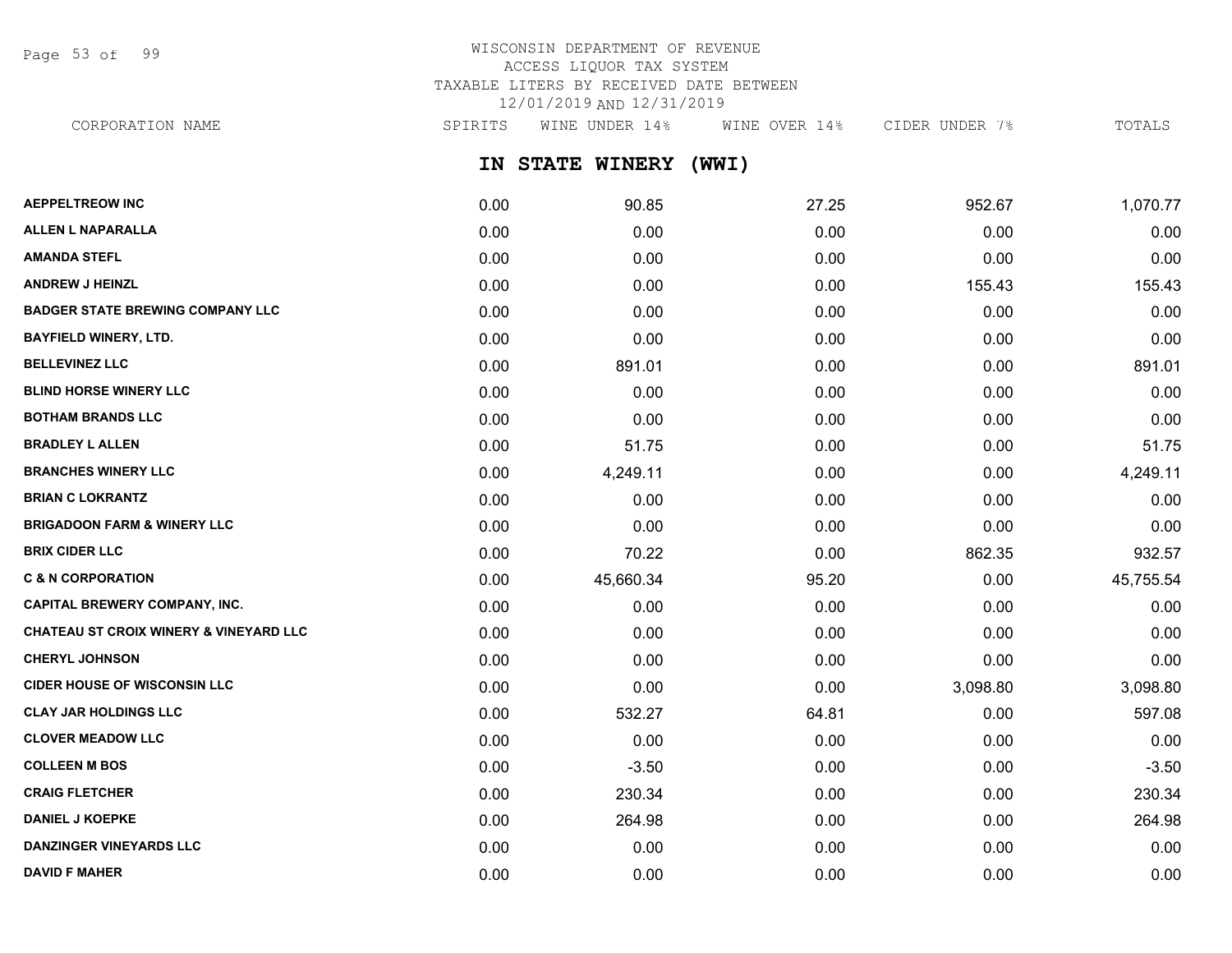# WISCONSIN DEPARTMENT OF REVENUE
## ACCESS LIQUOR TAX SYSTEM
## TAXABLE LITERS BY RECEIVED DATE BETWEEN 12/01/2019 AND 12/31/2019

## IN STATE WINERY (WWI)

| CORPORATION NAME | SPIRITS | WINE UNDER 14% | WINE OVER 14% | CIDER UNDER 7% | TOTALS |
|---|---|---|---|---|---|
| AEPPELTREOW INC | 0.00 | 90.85 | 27.25 | 952.67 | 1,070.77 |
| ALLEN L NAPARALLA | 0.00 | 0.00 | 0.00 | 0.00 | 0.00 |
| AMANDA STEFL | 0.00 | 0.00 | 0.00 | 0.00 | 0.00 |
| ANDREW J HEINZL | 0.00 | 0.00 | 0.00 | 155.43 | 155.43 |
| BADGER STATE BREWING COMPANY LLC | 0.00 | 0.00 | 0.00 | 0.00 | 0.00 |
| BAYFIELD WINERY, LTD. | 0.00 | 0.00 | 0.00 | 0.00 | 0.00 |
| BELLEVINEZ LLC | 0.00 | 891.01 | 0.00 | 0.00 | 891.01 |
| BLIND HORSE WINERY LLC | 0.00 | 0.00 | 0.00 | 0.00 | 0.00 |
| BOTHAM BRANDS LLC | 0.00 | 0.00 | 0.00 | 0.00 | 0.00 |
| BRADLEY L ALLEN | 0.00 | 51.75 | 0.00 | 0.00 | 51.75 |
| BRANCHES WINERY LLC | 0.00 | 4,249.11 | 0.00 | 0.00 | 4,249.11 |
| BRIAN C LOKRANTZ | 0.00 | 0.00 | 0.00 | 0.00 | 0.00 |
| BRIGADOON FARM & WINERY LLC | 0.00 | 0.00 | 0.00 | 0.00 | 0.00 |
| BRIX CIDER LLC | 0.00 | 70.22 | 0.00 | 862.35 | 932.57 |
| C & N CORPORATION | 0.00 | 45,660.34 | 95.20 | 0.00 | 45,755.54 |
| CAPITAL BREWERY COMPANY, INC. | 0.00 | 0.00 | 0.00 | 0.00 | 0.00 |
| CHATEAU ST CROIX WINERY & VINEYARD LLC | 0.00 | 0.00 | 0.00 | 0.00 | 0.00 |
| CHERYL JOHNSON | 0.00 | 0.00 | 0.00 | 0.00 | 0.00 |
| CIDER HOUSE OF WISCONSIN LLC | 0.00 | 0.00 | 0.00 | 3,098.80 | 3,098.80 |
| CLAY JAR HOLDINGS LLC | 0.00 | 532.27 | 64.81 | 0.00 | 597.08 |
| CLOVER MEADOW LLC | 0.00 | 0.00 | 0.00 | 0.00 | 0.00 |
| COLLEEN M BOS | 0.00 | -3.50 | 0.00 | 0.00 | -3.50 |
| CRAIG FLETCHER | 0.00 | 230.34 | 0.00 | 0.00 | 230.34 |
| DANIEL J KOEPKE | 0.00 | 264.98 | 0.00 | 0.00 | 264.98 |
| DANZINGER VINEYARDS LLC | 0.00 | 0.00 | 0.00 | 0.00 | 0.00 |
| DAVID F MAHER | 0.00 | 0.00 | 0.00 | 0.00 | 0.00 |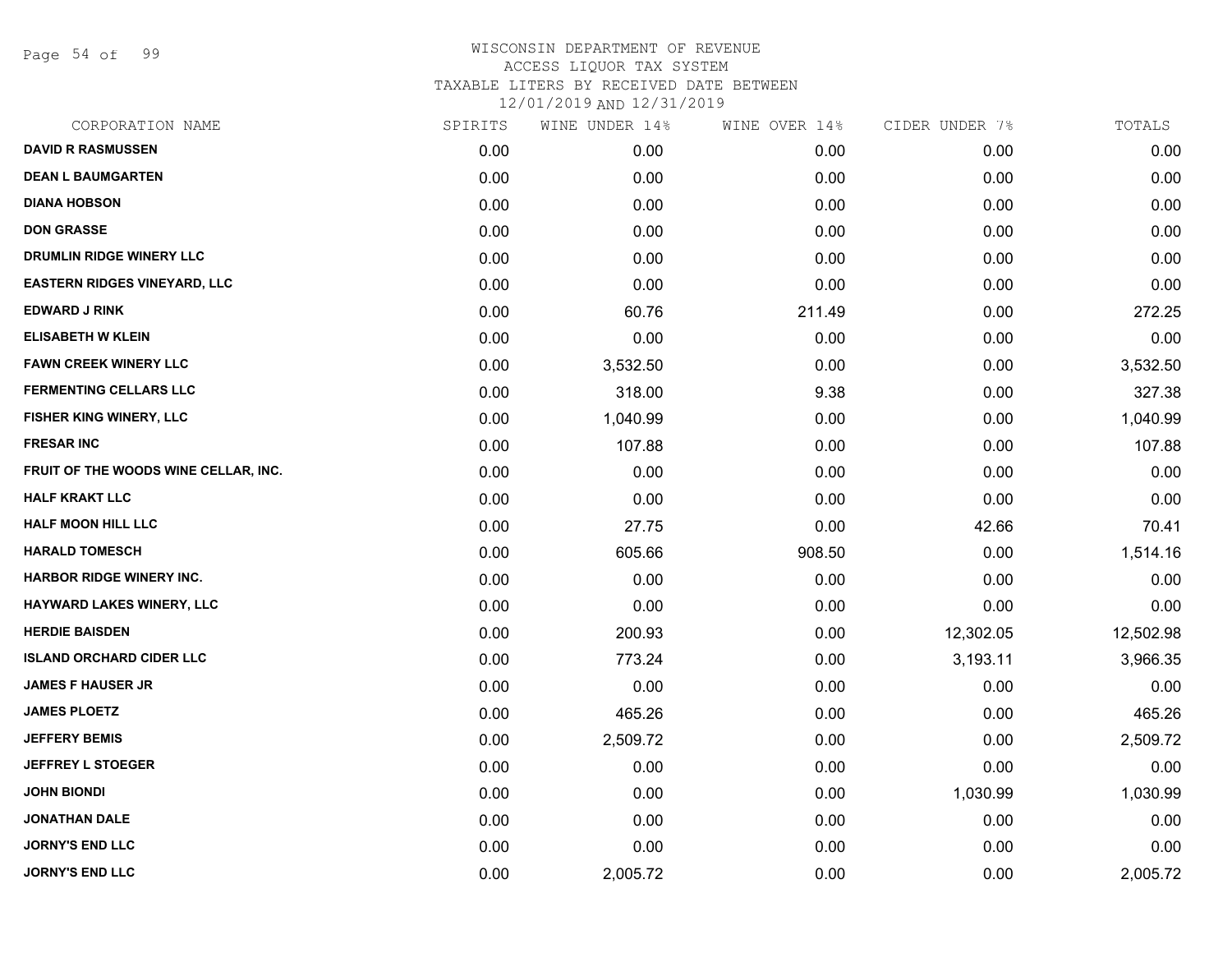# WISCONSIN DEPARTMENT OF REVENUE

ACCESS LIQUOR TAX SYSTEM

TAXABLE LITERS BY RECEIVED DATE BETWEEN

12/01/2019 AND 12/31/2019

| CORPORATION NAME | SPIRITS | WINE UNDER 14% | WINE OVER 14% | CIDER UNDER 7% | TOTALS |
|---|---|---|---|---|---|
| DAVID R RASMUSSEN | 0.00 | 0.00 | 0.00 | 0.00 | 0.00 |
| DEAN L BAUMGARTEN | 0.00 | 0.00 | 0.00 | 0.00 | 0.00 |
| DIANA HOBSON | 0.00 | 0.00 | 0.00 | 0.00 | 0.00 |
| DON GRASSE | 0.00 | 0.00 | 0.00 | 0.00 | 0.00 |
| DRUMLIN RIDGE WINERY LLC | 0.00 | 0.00 | 0.00 | 0.00 | 0.00 |
| EASTERN RIDGES VINEYARD, LLC | 0.00 | 0.00 | 0.00 | 0.00 | 0.00 |
| EDWARD J RINK | 0.00 | 60.76 | 211.49 | 0.00 | 272.25 |
| ELISABETH W KLEIN | 0.00 | 0.00 | 0.00 | 0.00 | 0.00 |
| FAWN CREEK WINERY LLC | 0.00 | 3,532.50 | 0.00 | 0.00 | 3,532.50 |
| FERMENTING CELLARS LLC | 0.00 | 318.00 | 9.38 | 0.00 | 327.38 |
| FISHER KING WINERY, LLC | 0.00 | 1,040.99 | 0.00 | 0.00 | 1,040.99 |
| FRESAR INC | 0.00 | 107.88 | 0.00 | 0.00 | 107.88 |
| FRUIT OF THE WOODS WINE CELLAR, INC. | 0.00 | 0.00 | 0.00 | 0.00 | 0.00 |
| HALF KRAKT LLC | 0.00 | 0.00 | 0.00 | 0.00 | 0.00 |
| HALF MOON HILL LLC | 0.00 | 27.75 | 0.00 | 42.66 | 70.41 |
| HARALD TOMESCH | 0.00 | 605.66 | 908.50 | 0.00 | 1,514.16 |
| HARBOR RIDGE WINERY INC. | 0.00 | 0.00 | 0.00 | 0.00 | 0.00 |
| HAYWARD LAKES WINERY, LLC | 0.00 | 0.00 | 0.00 | 0.00 | 0.00 |
| HERDIE BAISDEN | 0.00 | 200.93 | 0.00 | 12,302.05 | 12,502.98 |
| ISLAND ORCHARD CIDER LLC | 0.00 | 773.24 | 0.00 | 3,193.11 | 3,966.35 |
| JAMES F HAUSER JR | 0.00 | 0.00 | 0.00 | 0.00 | 0.00 |
| JAMES PLOETZ | 0.00 | 465.26 | 0.00 | 0.00 | 465.26 |
| JEFFERY BEMIS | 0.00 | 2,509.72 | 0.00 | 0.00 | 2,509.72 |
| JEFFREY L STOEGER | 0.00 | 0.00 | 0.00 | 0.00 | 0.00 |
| JOHN BIONDI | 0.00 | 0.00 | 0.00 | 1,030.99 | 1,030.99 |
| JONATHAN DALE | 0.00 | 0.00 | 0.00 | 0.00 | 0.00 |
| JORNY'S END LLC | 0.00 | 0.00 | 0.00 | 0.00 | 0.00 |
| JORNY'S END LLC | 0.00 | 2,005.72 | 0.00 | 0.00 | 2,005.72 |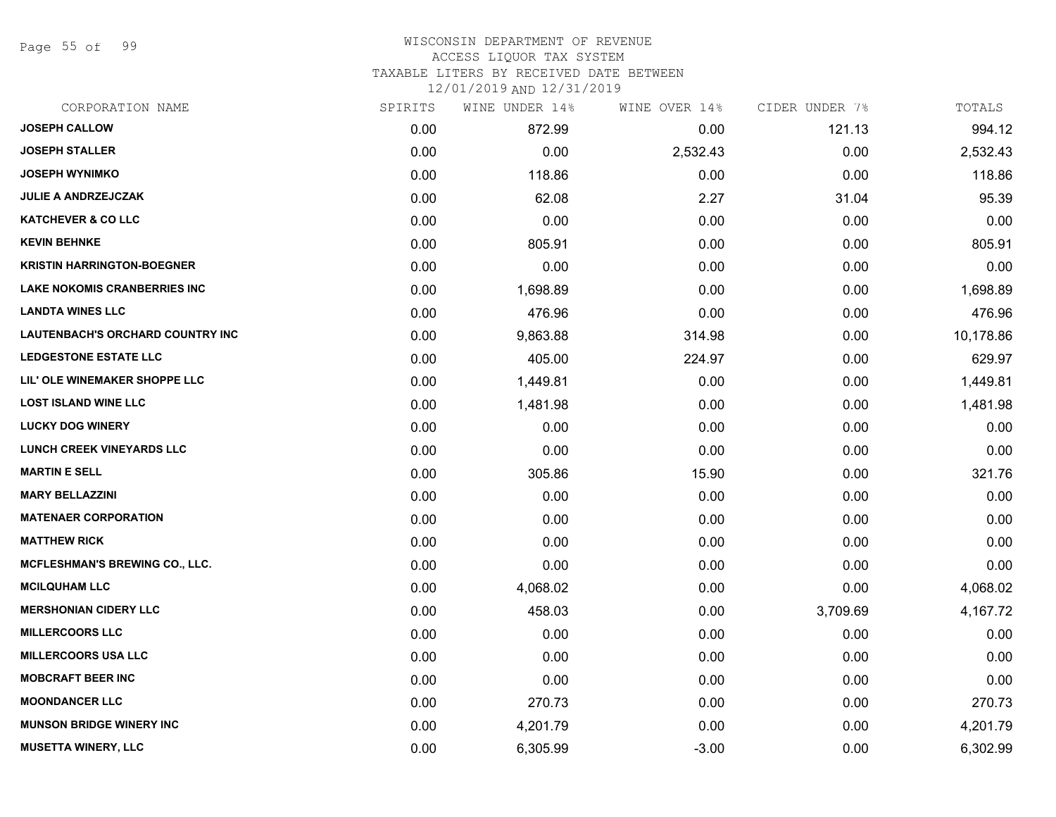WISCONSIN DEPARTMENT OF REVENUE
ACCESS LIQUOR TAX SYSTEM
TAXABLE LITERS BY RECEIVED DATE BETWEEN
12/01/2019 AND 12/31/2019

| CORPORATION NAME | SPIRITS | WINE UNDER 14% | WINE OVER 14% | CIDER UNDER 7% | TOTALS |
|---|---|---|---|---|---|
| **JOSEPH CALLOW** | 0.00 | 872.99 | 0.00 | 121.13 | 994.12 |
| **JOSEPH STALLER** | 0.00 | 0.00 | 2,532.43 | 0.00 | 2,532.43 |
| **JOSEPH WYNIMKO** | 0.00 | 118.86 | 0.00 | 0.00 | 118.86 |
| **JULIE A ANDRZEJCZAK** | 0.00 | 62.08 | 2.27 | 31.04 | 95.39 |
| **KATCHEVER & CO LLC** | 0.00 | 0.00 | 0.00 | 0.00 | 0.00 |
| **KEVIN BEHNKE** | 0.00 | 805.91 | 0.00 | 0.00 | 805.91 |
| **KRISTIN HARRINGTON-BOEGNER** | 0.00 | 0.00 | 0.00 | 0.00 | 0.00 |
| **LAKE NOKOMIS CRANBERRIES INC** | 0.00 | 1,698.89 | 0.00 | 0.00 | 1,698.89 |
| **LANDTA WINES LLC** | 0.00 | 476.96 | 0.00 | 0.00 | 476.96 |
| **LAUTENBACH'S ORCHARD COUNTRY INC** | 0.00 | 9,863.88 | 314.98 | 0.00 | 10,178.86 |
| **LEDGESTONE ESTATE LLC** | 0.00 | 405.00 | 224.97 | 0.00 | 629.97 |
| **LIL' OLE WINEMAKER SHOPPE LLC** | 0.00 | 1,449.81 | 0.00 | 0.00 | 1,449.81 |
| **LOST ISLAND WINE LLC** | 0.00 | 1,481.98 | 0.00 | 0.00 | 1,481.98 |
| **LUCKY DOG WINERY** | 0.00 | 0.00 | 0.00 | 0.00 | 0.00 |
| **LUNCH CREEK VINEYARDS LLC** | 0.00 | 0.00 | 0.00 | 0.00 | 0.00 |
| **MARTIN E SELL** | 0.00 | 305.86 | 15.90 | 0.00 | 321.76 |
| **MARY BELLAZZINI** | 0.00 | 0.00 | 0.00 | 0.00 | 0.00 |
| **MATENAER CORPORATION** | 0.00 | 0.00 | 0.00 | 0.00 | 0.00 |
| **MATTHEW RICK** | 0.00 | 0.00 | 0.00 | 0.00 | 0.00 |
| **MCFLESHMAN'S BREWING CO., LLC.** | 0.00 | 0.00 | 0.00 | 0.00 | 0.00 |
| **MCILQUHAM LLC** | 0.00 | 4,068.02 | 0.00 | 0.00 | 4,068.02 |
| **MERSHONIAN CIDERY LLC** | 0.00 | 458.03 | 0.00 | 3,709.69 | 4,167.72 |
| **MILLERCOORS LLC** | 0.00 | 0.00 | 0.00 | 0.00 | 0.00 |
| **MILLERCOORS USA LLC** | 0.00 | 0.00 | 0.00 | 0.00 | 0.00 |
| **MOBCRAFT BEER INC** | 0.00 | 0.00 | 0.00 | 0.00 | 0.00 |
| **MOONDANCER LLC** | 0.00 | 270.73 | 0.00 | 0.00 | 270.73 |
| **MUNSON BRIDGE WINERY INC** | 0.00 | 4,201.79 | 0.00 | 0.00 | 4,201.79 |
| **MUSETTA WINERY, LLC** | 0.00 | 6,305.99 | -3.00 | 0.00 | 6,302.99 |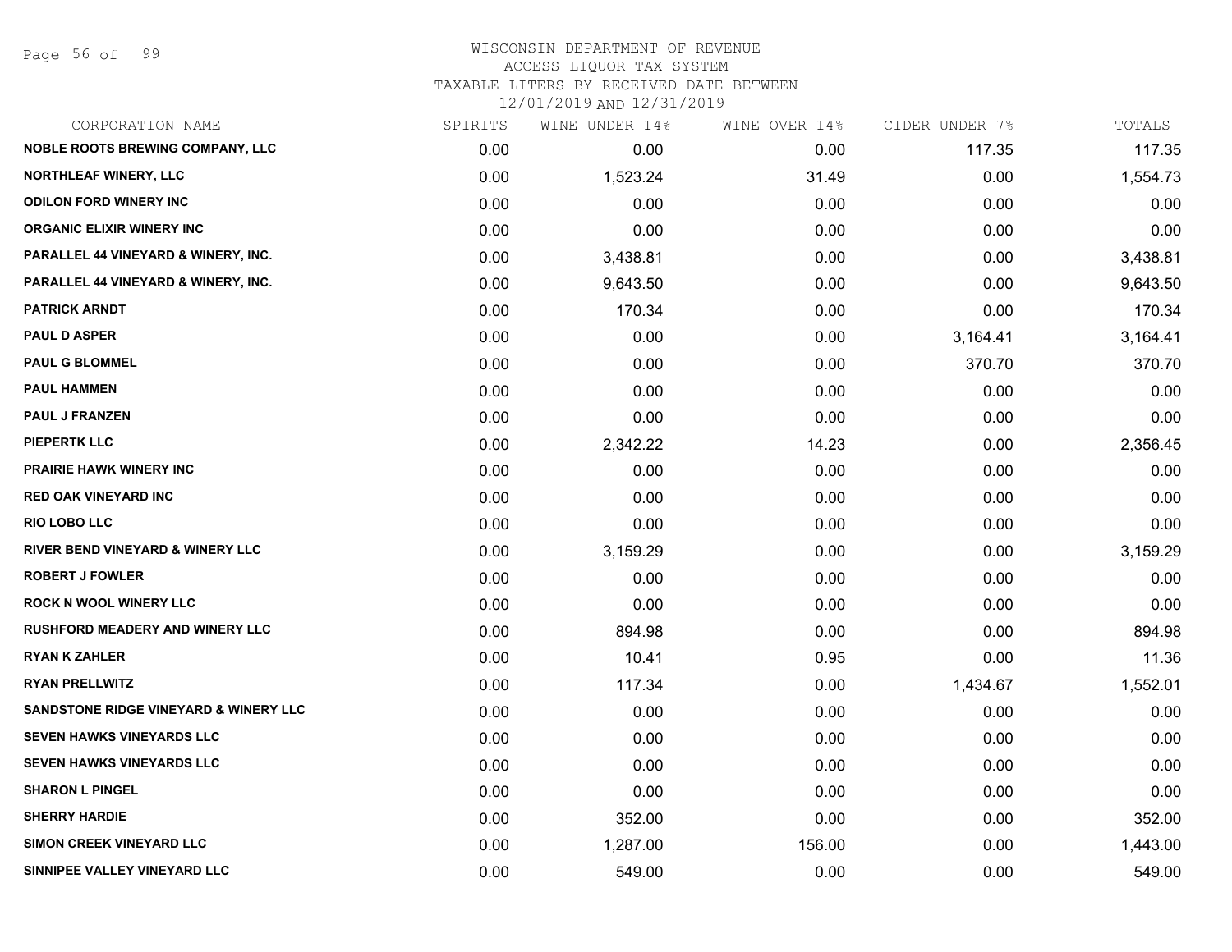WISCONSIN DEPARTMENT OF REVENUE
ACCESS LIQUOR TAX SYSTEM
TAXABLE LITERS BY RECEIVED DATE BETWEEN
12/01/2019 AND 12/31/2019

| CORPORATION NAME | SPIRITS | WINE UNDER 14% | WINE OVER 14% | CIDER UNDER 7% | TOTALS |
|---|---|---|---|---|---|
| NOBLE ROOTS BREWING COMPANY, LLC | 0.00 | 0.00 | 0.00 | 117.35 | 117.35 |
| NORTHLEAF WINERY, LLC | 0.00 | 1,523.24 | 31.49 | 0.00 | 1,554.73 |
| ODILON FORD WINERY INC | 0.00 | 0.00 | 0.00 | 0.00 | 0.00 |
| ORGANIC ELIXIR WINERY INC | 0.00 | 0.00 | 0.00 | 0.00 | 0.00 |
| PARALLEL 44 VINEYARD & WINERY, INC. | 0.00 | 3,438.81 | 0.00 | 0.00 | 3,438.81 |
| PARALLEL 44 VINEYARD & WINERY, INC. | 0.00 | 9,643.50 | 0.00 | 0.00 | 9,643.50 |
| PATRICK ARNDT | 0.00 | 170.34 | 0.00 | 0.00 | 170.34 |
| PAUL D ASPER | 0.00 | 0.00 | 0.00 | 3,164.41 | 3,164.41 |
| PAUL G BLOMMEL | 0.00 | 0.00 | 0.00 | 370.70 | 370.70 |
| PAUL HAMMEN | 0.00 | 0.00 | 0.00 | 0.00 | 0.00 |
| PAUL J FRANZEN | 0.00 | 0.00 | 0.00 | 0.00 | 0.00 |
| PIEPERTK LLC | 0.00 | 2,342.22 | 14.23 | 0.00 | 2,356.45 |
| PRAIRIE HAWK WINERY INC | 0.00 | 0.00 | 0.00 | 0.00 | 0.00 |
| RED OAK VINEYARD INC | 0.00 | 0.00 | 0.00 | 0.00 | 0.00 |
| RIO LOBO LLC | 0.00 | 0.00 | 0.00 | 0.00 | 0.00 |
| RIVER BEND VINEYARD & WINERY LLC | 0.00 | 3,159.29 | 0.00 | 0.00 | 3,159.29 |
| ROBERT J FOWLER | 0.00 | 0.00 | 0.00 | 0.00 | 0.00 |
| ROCK N WOOL WINERY LLC | 0.00 | 0.00 | 0.00 | 0.00 | 0.00 |
| RUSHFORD MEADERY AND WINERY LLC | 0.00 | 894.98 | 0.00 | 0.00 | 894.98 |
| RYAN K ZAHLER | 0.00 | 10.41 | 0.95 | 0.00 | 11.36 |
| RYAN PRELLWITZ | 0.00 | 117.34 | 0.00 | 1,434.67 | 1,552.01 |
| SANDSTONE RIDGE VINEYARD & WINERY LLC | 0.00 | 0.00 | 0.00 | 0.00 | 0.00 |
| SEVEN HAWKS VINEYARDS LLC | 0.00 | 0.00 | 0.00 | 0.00 | 0.00 |
| SEVEN HAWKS VINEYARDS LLC | 0.00 | 0.00 | 0.00 | 0.00 | 0.00 |
| SHARON L PINGEL | 0.00 | 0.00 | 0.00 | 0.00 | 0.00 |
| SHERRY HARDIE | 0.00 | 352.00 | 0.00 | 0.00 | 352.00 |
| SIMON CREEK VINEYARD LLC | 0.00 | 1,287.00 | 156.00 | 0.00 | 1,443.00 |
| SINNIPEE VALLEY VINEYARD LLC | 0.00 | 549.00 | 0.00 | 0.00 | 549.00 |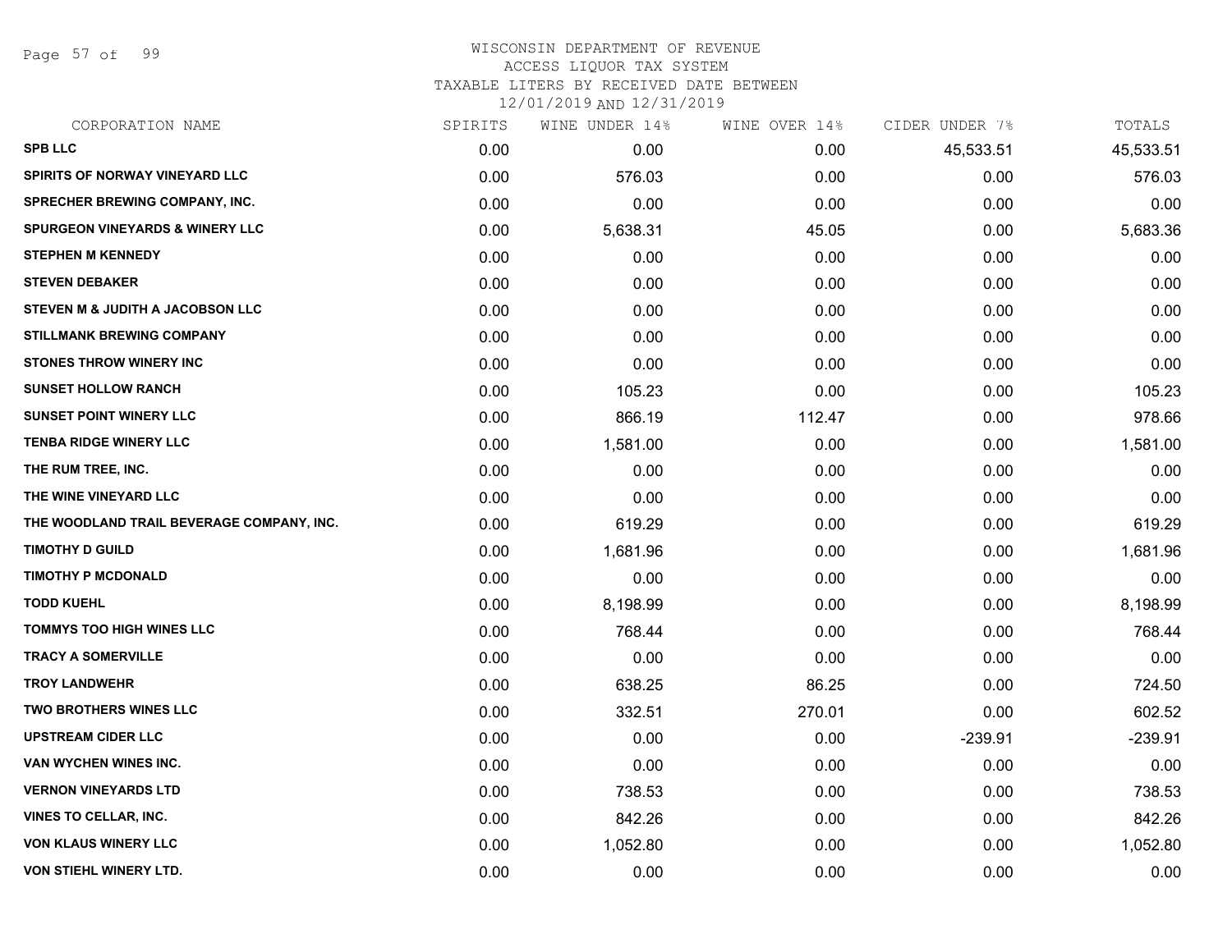WISCONSIN DEPARTMENT OF REVENUE
ACCESS LIQUOR TAX SYSTEM
TAXABLE LITERS BY RECEIVED DATE BETWEEN
12/01/2019 AND 12/31/2019

| CORPORATION NAME | SPIRITS | WINE UNDER 14% | WINE OVER 14% | CIDER UNDER 7% | TOTALS |
|---|---|---|---|---|---|
| SPB LLC | 0.00 | 0.00 | 0.00 | 45,533.51 | 45,533.51 |
| SPIRITS OF NORWAY VINEYARD LLC | 0.00 | 576.03 | 0.00 | 0.00 | 576.03 |
| SPRECHER BREWING COMPANY, INC. | 0.00 | 0.00 | 0.00 | 0.00 | 0.00 |
| SPURGEON VINEYARDS & WINERY LLC | 0.00 | 5,638.31 | 45.05 | 0.00 | 5,683.36 |
| STEPHEN M KENNEDY | 0.00 | 0.00 | 0.00 | 0.00 | 0.00 |
| STEVEN DEBAKER | 0.00 | 0.00 | 0.00 | 0.00 | 0.00 |
| STEVEN M & JUDITH A JACOBSON LLC | 0.00 | 0.00 | 0.00 | 0.00 | 0.00 |
| STILLMANK BREWING COMPANY | 0.00 | 0.00 | 0.00 | 0.00 | 0.00 |
| STONES THROW WINERY INC | 0.00 | 0.00 | 0.00 | 0.00 | 0.00 |
| SUNSET HOLLOW RANCH | 0.00 | 105.23 | 0.00 | 0.00 | 105.23 |
| SUNSET POINT WINERY LLC | 0.00 | 866.19 | 112.47 | 0.00 | 978.66 |
| TENBA RIDGE WINERY LLC | 0.00 | 1,581.00 | 0.00 | 0.00 | 1,581.00 |
| THE RUM TREE, INC. | 0.00 | 0.00 | 0.00 | 0.00 | 0.00 |
| THE WINE VINEYARD LLC | 0.00 | 0.00 | 0.00 | 0.00 | 0.00 |
| THE WOODLAND TRAIL BEVERAGE COMPANY, INC. | 0.00 | 619.29 | 0.00 | 0.00 | 619.29 |
| TIMOTHY D GUILD | 0.00 | 1,681.96 | 0.00 | 0.00 | 1,681.96 |
| TIMOTHY P MCDONALD | 0.00 | 0.00 | 0.00 | 0.00 | 0.00 |
| TODD KUEHL | 0.00 | 8,198.99 | 0.00 | 0.00 | 8,198.99 |
| TOMMYS TOO HIGH WINES LLC | 0.00 | 768.44 | 0.00 | 0.00 | 768.44 |
| TRACY A SOMERVILLE | 0.00 | 0.00 | 0.00 | 0.00 | 0.00 |
| TROY LANDWEHR | 0.00 | 638.25 | 86.25 | 0.00 | 724.50 |
| TWO BROTHERS WINES LLC | 0.00 | 332.51 | 270.01 | 0.00 | 602.52 |
| UPSTREAM CIDER LLC | 0.00 | 0.00 | 0.00 | -239.91 | -239.91 |
| VAN WYCHEN WINES INC. | 0.00 | 0.00 | 0.00 | 0.00 | 0.00 |
| VERNON VINEYARDS LTD | 0.00 | 738.53 | 0.00 | 0.00 | 738.53 |
| VINES TO CELLAR, INC. | 0.00 | 842.26 | 0.00 | 0.00 | 842.26 |
| VON KLAUS WINERY LLC | 0.00 | 1,052.80 | 0.00 | 0.00 | 1,052.80 |
| VON STIEHL WINERY LTD. | 0.00 | 0.00 | 0.00 | 0.00 | 0.00 |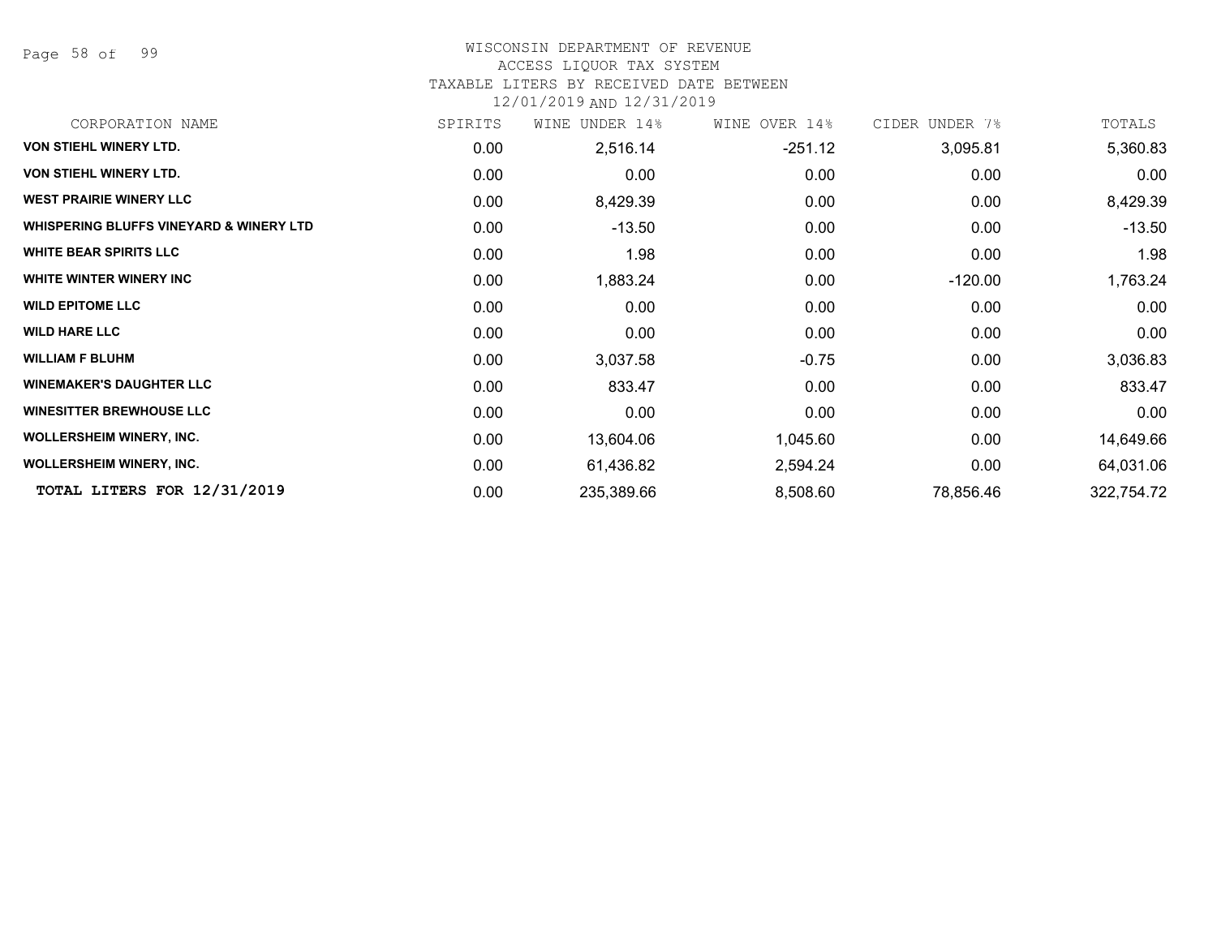# WISCONSIN DEPARTMENT OF REVENUE

ACCESS LIQUOR TAX SYSTEM

TAXABLE LITERS BY RECEIVED DATE BETWEEN

12/01/2019 AND 12/31/2019

| CORPORATION NAME | SPIRITS | WINE UNDER 14% | WINE OVER 14% | CIDER UNDER 7% | TOTALS |
|---|---|---|---|---|---|
| **VON STIEHL WINERY LTD.** | 0.00 | 2,516.14 | -251.12 | 3,095.81 | 5,360.83 |
| **VON STIEHL WINERY LTD.** | 0.00 | 0.00 | 0.00 | 0.00 | 0.00 |
| **WEST PRAIRIE WINERY LLC** | 0.00 | 8,429.39 | 0.00 | 0.00 | 8,429.39 |
| **WHISPERING BLUFFS VINEYARD & WINERY LTD** | 0.00 | -13.50 | 0.00 | 0.00 | -13.50 |
| **WHITE BEAR SPIRITS LLC** | 0.00 | 1.98 | 0.00 | 0.00 | 1.98 |
| **WHITE WINTER WINERY INC** | 0.00 | 1,883.24 | 0.00 | -120.00 | 1,763.24 |
| **WILD EPITOME LLC** | 0.00 | 0.00 | 0.00 | 0.00 | 0.00 |
| **WILD HARE LLC** | 0.00 | 0.00 | 0.00 | 0.00 | 0.00 |
| **WILLIAM F BLUHM** | 0.00 | 3,037.58 | -0.75 | 0.00 | 3,036.83 |
| **WINEMAKER'S DAUGHTER LLC** | 0.00 | 833.47 | 0.00 | 0.00 | 833.47 |
| **WINESITTER BREWHOUSE LLC** | 0.00 | 0.00 | 0.00 | 0.00 | 0.00 |
| **WOLLERSHEIM WINERY, INC.** | 0.00 | 13,604.06 | 1,045.60 | 0.00 | 14,649.66 |
| **WOLLERSHEIM WINERY, INC.** | 0.00 | 61,436.82 | 2,594.24 | 0.00 | 64,031.06 |
| **TOTAL LITERS FOR 12/31/2019** | 0.00 | 235,389.66 | 8,508.60 | 78,856.46 | 322,754.72 |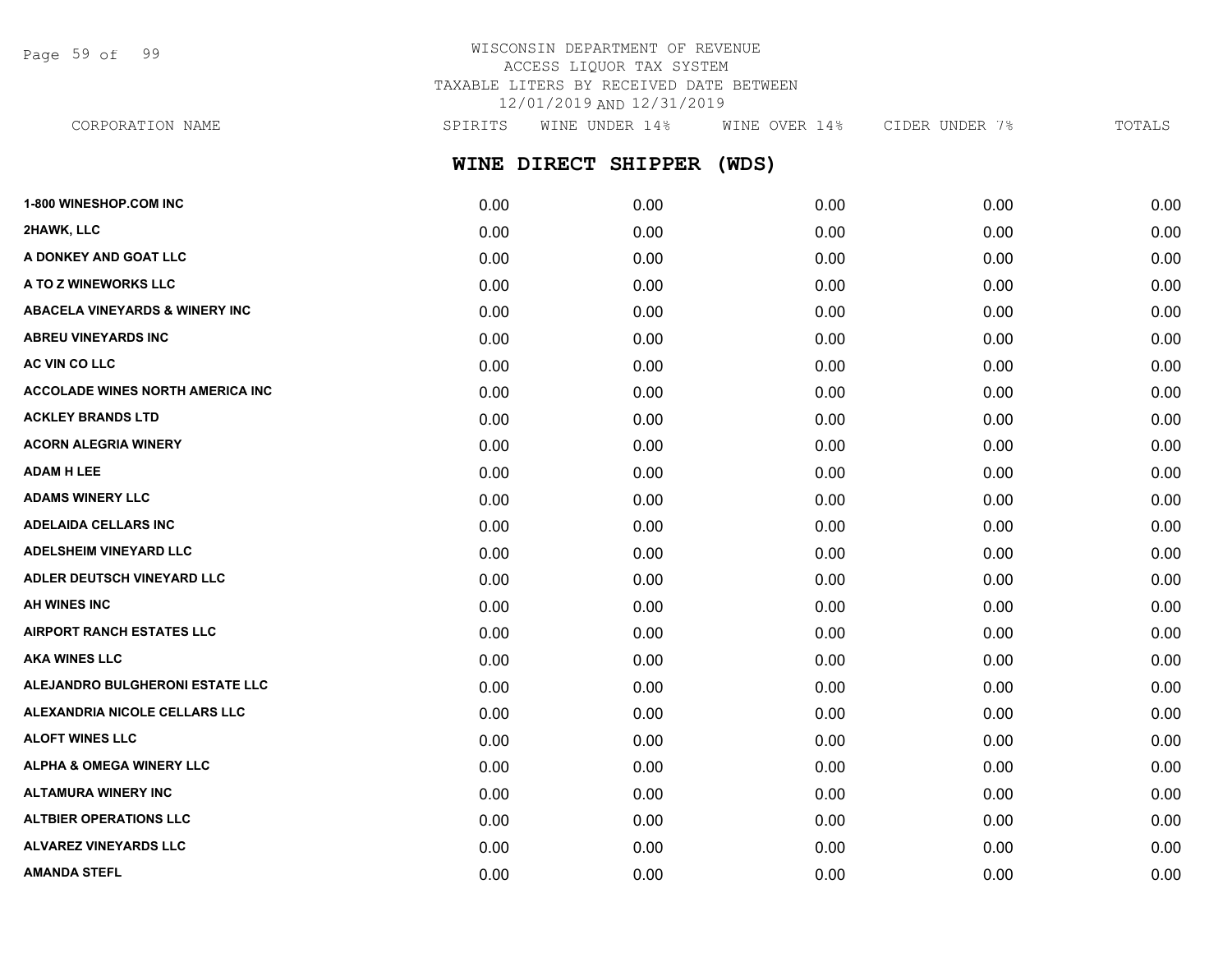WISCONSIN DEPARTMENT OF REVENUE
ACCESS LIQUOR TAX SYSTEM
TAXABLE LITERS BY RECEIVED DATE BETWEEN
12/01/2019 AND 12/31/2019

## WINE DIRECT SHIPPER (WDS)

| CORPORATION NAME | SPIRITS | WINE UNDER 14% | WINE OVER 14% | CIDER UNDER 7% | TOTALS |
|---|---|---|---|---|---|
| 1-800 WINESHOP.COM INC | 0.00 | 0.00 | 0.00 | 0.00 | 0.00 |
| 2HAWK, LLC | 0.00 | 0.00 | 0.00 | 0.00 | 0.00 |
| A DONKEY AND GOAT LLC | 0.00 | 0.00 | 0.00 | 0.00 | 0.00 |
| A TO Z WINEWORKS LLC | 0.00 | 0.00 | 0.00 | 0.00 | 0.00 |
| ABACELA VINEYARDS & WINERY INC | 0.00 | 0.00 | 0.00 | 0.00 | 0.00 |
| ABREU VINEYARDS INC | 0.00 | 0.00 | 0.00 | 0.00 | 0.00 |
| AC VIN CO LLC | 0.00 | 0.00 | 0.00 | 0.00 | 0.00 |
| ACCOLADE WINES NORTH AMERICA INC | 0.00 | 0.00 | 0.00 | 0.00 | 0.00 |
| ACKLEY BRANDS LTD | 0.00 | 0.00 | 0.00 | 0.00 | 0.00 |
| ACORN ALEGRIA WINERY | 0.00 | 0.00 | 0.00 | 0.00 | 0.00 |
| ADAM H LEE | 0.00 | 0.00 | 0.00 | 0.00 | 0.00 |
| ADAMS WINERY LLC | 0.00 | 0.00 | 0.00 | 0.00 | 0.00 |
| ADELAIDA CELLARS INC | 0.00 | 0.00 | 0.00 | 0.00 | 0.00 |
| ADELSHEIM VINEYARD LLC | 0.00 | 0.00 | 0.00 | 0.00 | 0.00 |
| ADLER DEUTSCH VINEYARD LLC | 0.00 | 0.00 | 0.00 | 0.00 | 0.00 |
| AH WINES INC | 0.00 | 0.00 | 0.00 | 0.00 | 0.00 |
| AIRPORT RANCH ESTATES LLC | 0.00 | 0.00 | 0.00 | 0.00 | 0.00 |
| AKA WINES LLC | 0.00 | 0.00 | 0.00 | 0.00 | 0.00 |
| ALEJANDRO BULGHERONI ESTATE LLC | 0.00 | 0.00 | 0.00 | 0.00 | 0.00 |
| ALEXANDRIA NICOLE CELLARS LLC | 0.00 | 0.00 | 0.00 | 0.00 | 0.00 |
| ALOFT WINES LLC | 0.00 | 0.00 | 0.00 | 0.00 | 0.00 |
| ALPHA & OMEGA WINERY LLC | 0.00 | 0.00 | 0.00 | 0.00 | 0.00 |
| ALTAMURA WINERY INC | 0.00 | 0.00 | 0.00 | 0.00 | 0.00 |
| ALTBIER OPERATIONS LLC | 0.00 | 0.00 | 0.00 | 0.00 | 0.00 |
| ALVAREZ VINEYARDS LLC | 0.00 | 0.00 | 0.00 | 0.00 | 0.00 |
| AMANDA STEFL | 0.00 | 0.00 | 0.00 | 0.00 | 0.00 |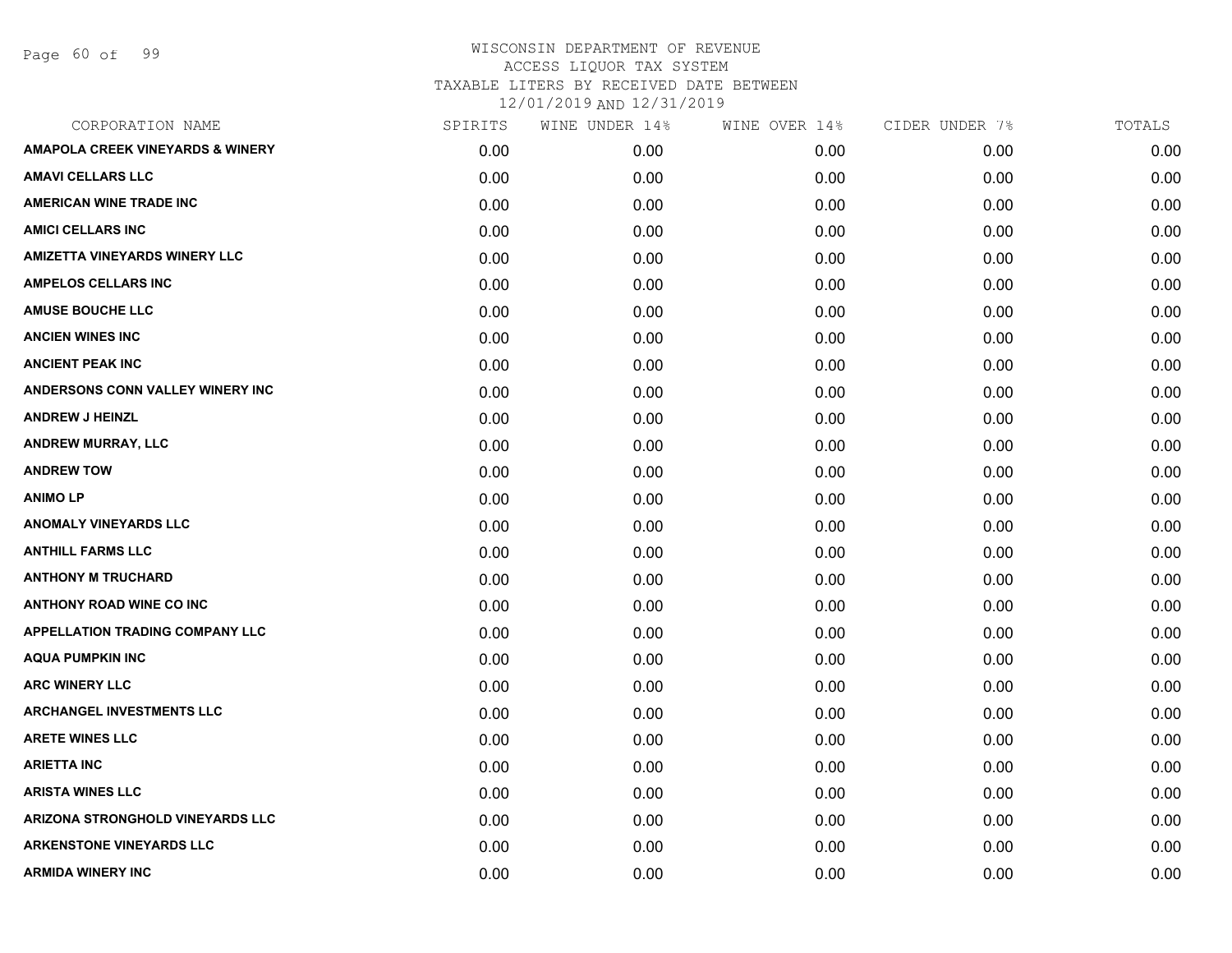WISCONSIN DEPARTMENT OF REVENUE
ACCESS LIQUOR TAX SYSTEM
TAXABLE LITERS BY RECEIVED DATE BETWEEN
12/01/2019 AND 12/31/2019

| CORPORATION NAME | SPIRITS | WINE UNDER 14% | WINE OVER 14% | CIDER UNDER 7% | TOTALS |
|---|---|---|---|---|---|
| AMAPOLA CREEK VINEYARDS & WINERY | 0.00 | 0.00 | 0.00 | 0.00 | 0.00 |
| AMAVI CELLARS LLC | 0.00 | 0.00 | 0.00 | 0.00 | 0.00 |
| AMERICAN WINE TRADE INC | 0.00 | 0.00 | 0.00 | 0.00 | 0.00 |
| AMICI CELLARS INC | 0.00 | 0.00 | 0.00 | 0.00 | 0.00 |
| AMIZETTA VINEYARDS WINERY LLC | 0.00 | 0.00 | 0.00 | 0.00 | 0.00 |
| AMPELOS CELLARS INC | 0.00 | 0.00 | 0.00 | 0.00 | 0.00 |
| AMUSE BOUCHE LLC | 0.00 | 0.00 | 0.00 | 0.00 | 0.00 |
| ANCIEN WINES INC | 0.00 | 0.00 | 0.00 | 0.00 | 0.00 |
| ANCIENT PEAK INC | 0.00 | 0.00 | 0.00 | 0.00 | 0.00 |
| ANDERSONS CONN VALLEY WINERY INC | 0.00 | 0.00 | 0.00 | 0.00 | 0.00 |
| ANDREW J HEINZL | 0.00 | 0.00 | 0.00 | 0.00 | 0.00 |
| ANDREW MURRAY, LLC | 0.00 | 0.00 | 0.00 | 0.00 | 0.00 |
| ANDREW TOW | 0.00 | 0.00 | 0.00 | 0.00 | 0.00 |
| ANIMO LP | 0.00 | 0.00 | 0.00 | 0.00 | 0.00 |
| ANOMALY VINEYARDS LLC | 0.00 | 0.00 | 0.00 | 0.00 | 0.00 |
| ANTHILL FARMS LLC | 0.00 | 0.00 | 0.00 | 0.00 | 0.00 |
| ANTHONY M TRUCHARD | 0.00 | 0.00 | 0.00 | 0.00 | 0.00 |
| ANTHONY ROAD WINE CO INC | 0.00 | 0.00 | 0.00 | 0.00 | 0.00 |
| APPELLATION TRADING COMPANY LLC | 0.00 | 0.00 | 0.00 | 0.00 | 0.00 |
| AQUA PUMPKIN INC | 0.00 | 0.00 | 0.00 | 0.00 | 0.00 |
| ARC WINERY LLC | 0.00 | 0.00 | 0.00 | 0.00 | 0.00 |
| ARCHANGEL INVESTMENTS LLC | 0.00 | 0.00 | 0.00 | 0.00 | 0.00 |
| ARETE WINES LLC | 0.00 | 0.00 | 0.00 | 0.00 | 0.00 |
| ARIETTA INC | 0.00 | 0.00 | 0.00 | 0.00 | 0.00 |
| ARISTA WINES LLC | 0.00 | 0.00 | 0.00 | 0.00 | 0.00 |
| ARIZONA STRONGHOLD VINEYARDS LLC | 0.00 | 0.00 | 0.00 | 0.00 | 0.00 |
| ARKENSTONE VINEYARDS LLC | 0.00 | 0.00 | 0.00 | 0.00 | 0.00 |
| ARMIDA WINERY INC | 0.00 | 0.00 | 0.00 | 0.00 | 0.00 |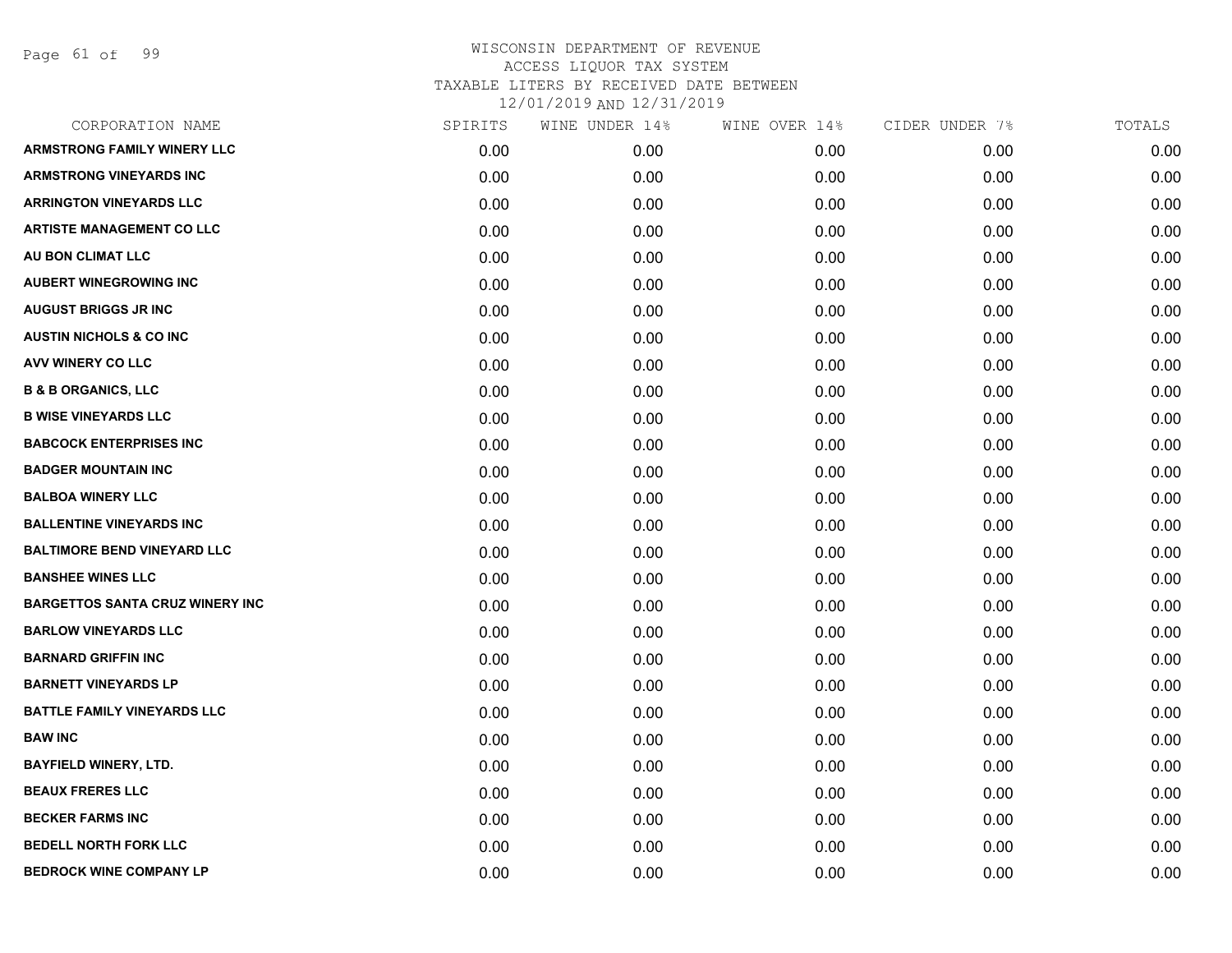# WISCONSIN DEPARTMENT OF REVENUE
## ACCESS LIQUOR TAX SYSTEM
### TAXABLE LITERS BY RECEIVED DATE BETWEEN 12/01/2019 AND 12/31/2019

| CORPORATION NAME | SPIRITS | WINE UNDER 14% | WINE OVER 14% | CIDER UNDER 7% | TOTALS |
|---|---|---|---|---|---|
| ARMSTRONG FAMILY WINERY LLC | 0.00 | 0.00 | 0.00 | 0.00 | 0.00 |
| ARMSTRONG VINEYARDS INC | 0.00 | 0.00 | 0.00 | 0.00 | 0.00 |
| ARRINGTON VINEYARDS LLC | 0.00 | 0.00 | 0.00 | 0.00 | 0.00 |
| ARTISTE MANAGEMENT CO LLC | 0.00 | 0.00 | 0.00 | 0.00 | 0.00 |
| AU BON CLIMAT LLC | 0.00 | 0.00 | 0.00 | 0.00 | 0.00 |
| AUBERT WINEGROWING INC | 0.00 | 0.00 | 0.00 | 0.00 | 0.00 |
| AUGUST BRIGGS JR INC | 0.00 | 0.00 | 0.00 | 0.00 | 0.00 |
| AUSTIN NICHOLS & CO INC | 0.00 | 0.00 | 0.00 | 0.00 | 0.00 |
| AVV WINERY CO LLC | 0.00 | 0.00 | 0.00 | 0.00 | 0.00 |
| B & B ORGANICS, LLC | 0.00 | 0.00 | 0.00 | 0.00 | 0.00 |
| B WISE VINEYARDS LLC | 0.00 | 0.00 | 0.00 | 0.00 | 0.00 |
| BABCOCK ENTERPRISES INC | 0.00 | 0.00 | 0.00 | 0.00 | 0.00 |
| BADGER MOUNTAIN INC | 0.00 | 0.00 | 0.00 | 0.00 | 0.00 |
| BALBOA WINERY LLC | 0.00 | 0.00 | 0.00 | 0.00 | 0.00 |
| BALLENTINE VINEYARDS INC | 0.00 | 0.00 | 0.00 | 0.00 | 0.00 |
| BALTIMORE BEND VINEYARD LLC | 0.00 | 0.00 | 0.00 | 0.00 | 0.00 |
| BANSHEE WINES LLC | 0.00 | 0.00 | 0.00 | 0.00 | 0.00 |
| BARGETTOS SANTA CRUZ WINERY INC | 0.00 | 0.00 | 0.00 | 0.00 | 0.00 |
| BARLOW VINEYARDS LLC | 0.00 | 0.00 | 0.00 | 0.00 | 0.00 |
| BARNARD GRIFFIN INC | 0.00 | 0.00 | 0.00 | 0.00 | 0.00 |
| BARNETT VINEYARDS LP | 0.00 | 0.00 | 0.00 | 0.00 | 0.00 |
| BATTLE FAMILY VINEYARDS LLC | 0.00 | 0.00 | 0.00 | 0.00 | 0.00 |
| BAW INC | 0.00 | 0.00 | 0.00 | 0.00 | 0.00 |
| BAYFIELD WINERY, LTD. | 0.00 | 0.00 | 0.00 | 0.00 | 0.00 |
| BEAUX FRERES LLC | 0.00 | 0.00 | 0.00 | 0.00 | 0.00 |
| BECKER FARMS INC | 0.00 | 0.00 | 0.00 | 0.00 | 0.00 |
| BEDELL NORTH FORK LLC | 0.00 | 0.00 | 0.00 | 0.00 | 0.00 |
| BEDROCK WINE COMPANY LP | 0.00 | 0.00 | 0.00 | 0.00 | 0.00 |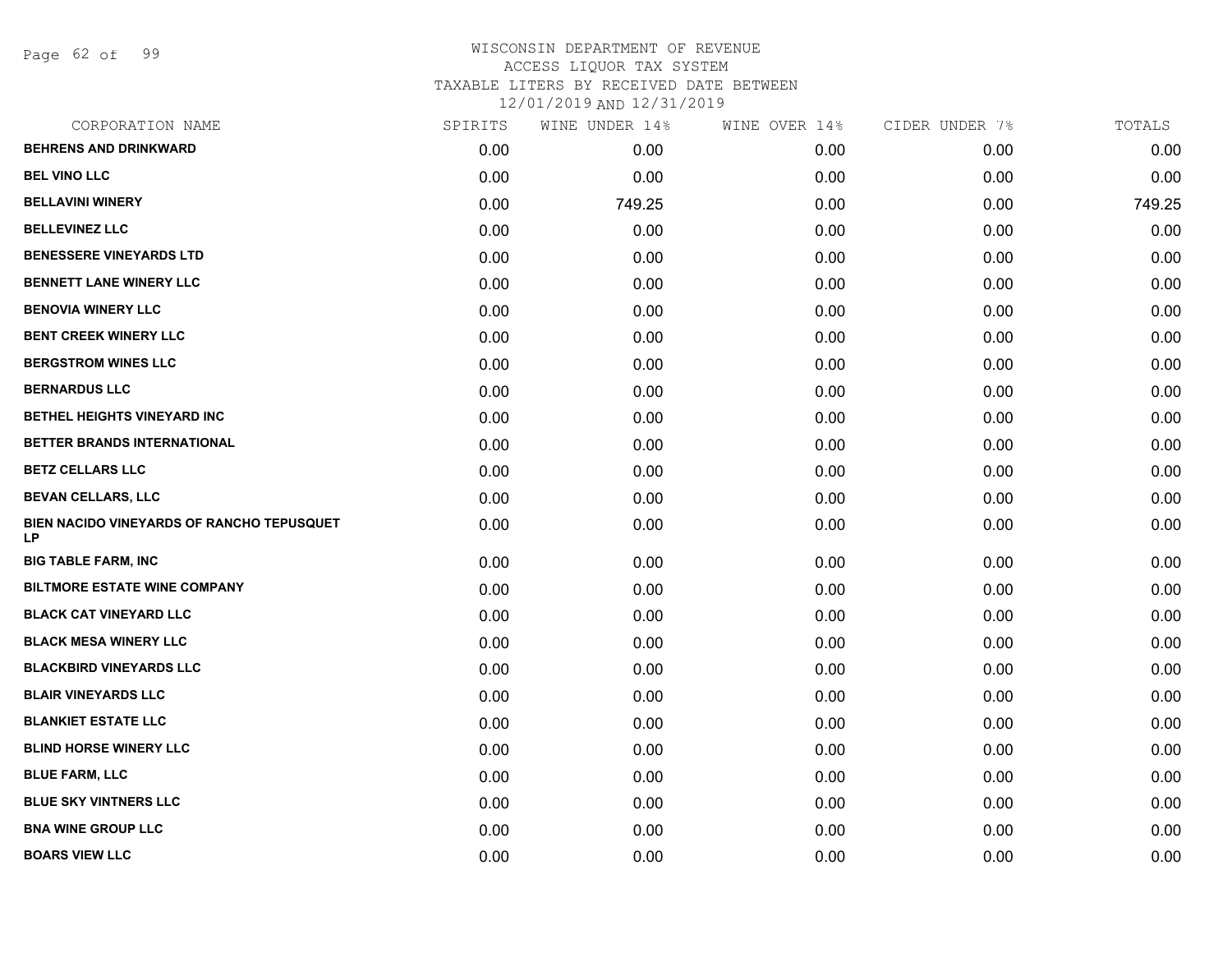# WISCONSIN DEPARTMENT OF REVENUE
## ACCESS LIQUOR TAX SYSTEM
## TAXABLE LITERS BY RECEIVED DATE BETWEEN
## 12/01/2019 AND 12/31/2019

| CORPORATION NAME | SPIRITS | WINE UNDER 14% | WINE OVER 14% | CIDER UNDER 7% | TOTALS |
|---|---|---|---|---|---|
| BEHRENS AND DRINKWARD | 0.00 | 0.00 | 0.00 | 0.00 | 0.00 |
| BEL VINO LLC | 0.00 | 0.00 | 0.00 | 0.00 | 0.00 |
| BELLAVINI WINERY | 0.00 | 749.25 | 0.00 | 0.00 | 749.25 |
| BELLEVINEZ LLC | 0.00 | 0.00 | 0.00 | 0.00 | 0.00 |
| BENESSERE VINEYARDS LTD | 0.00 | 0.00 | 0.00 | 0.00 | 0.00 |
| BENNETT LANE WINERY LLC | 0.00 | 0.00 | 0.00 | 0.00 | 0.00 |
| BENOVIA WINERY LLC | 0.00 | 0.00 | 0.00 | 0.00 | 0.00 |
| BENT CREEK WINERY LLC | 0.00 | 0.00 | 0.00 | 0.00 | 0.00 |
| BERGSTROM WINES LLC | 0.00 | 0.00 | 0.00 | 0.00 | 0.00 |
| BERNARDUS LLC | 0.00 | 0.00 | 0.00 | 0.00 | 0.00 |
| BETHEL HEIGHTS VINEYARD INC | 0.00 | 0.00 | 0.00 | 0.00 | 0.00 |
| BETTER BRANDS INTERNATIONAL | 0.00 | 0.00 | 0.00 | 0.00 | 0.00 |
| BETZ CELLARS LLC | 0.00 | 0.00 | 0.00 | 0.00 | 0.00 |
| BEVAN CELLARS, LLC | 0.00 | 0.00 | 0.00 | 0.00 | 0.00 |
| BIEN NACIDO VINEYARDS OF RANCHO TEPUSQUET LP | 0.00 | 0.00 | 0.00 | 0.00 | 0.00 |
| BIG TABLE FARM, INC | 0.00 | 0.00 | 0.00 | 0.00 | 0.00 |
| BILTMORE ESTATE WINE COMPANY | 0.00 | 0.00 | 0.00 | 0.00 | 0.00 |
| BLACK CAT VINEYARD LLC | 0.00 | 0.00 | 0.00 | 0.00 | 0.00 |
| BLACK MESA WINERY LLC | 0.00 | 0.00 | 0.00 | 0.00 | 0.00 |
| BLACKBIRD VINEYARDS LLC | 0.00 | 0.00 | 0.00 | 0.00 | 0.00 |
| BLAIR VINEYARDS LLC | 0.00 | 0.00 | 0.00 | 0.00 | 0.00 |
| BLANKIET ESTATE LLC | 0.00 | 0.00 | 0.00 | 0.00 | 0.00 |
| BLIND HORSE WINERY LLC | 0.00 | 0.00 | 0.00 | 0.00 | 0.00 |
| BLUE FARM, LLC | 0.00 | 0.00 | 0.00 | 0.00 | 0.00 |
| BLUE SKY VINTNERS LLC | 0.00 | 0.00 | 0.00 | 0.00 | 0.00 |
| BNA WINE GROUP LLC | 0.00 | 0.00 | 0.00 | 0.00 | 0.00 |
| BOARS VIEW LLC | 0.00 | 0.00 | 0.00 | 0.00 | 0.00 |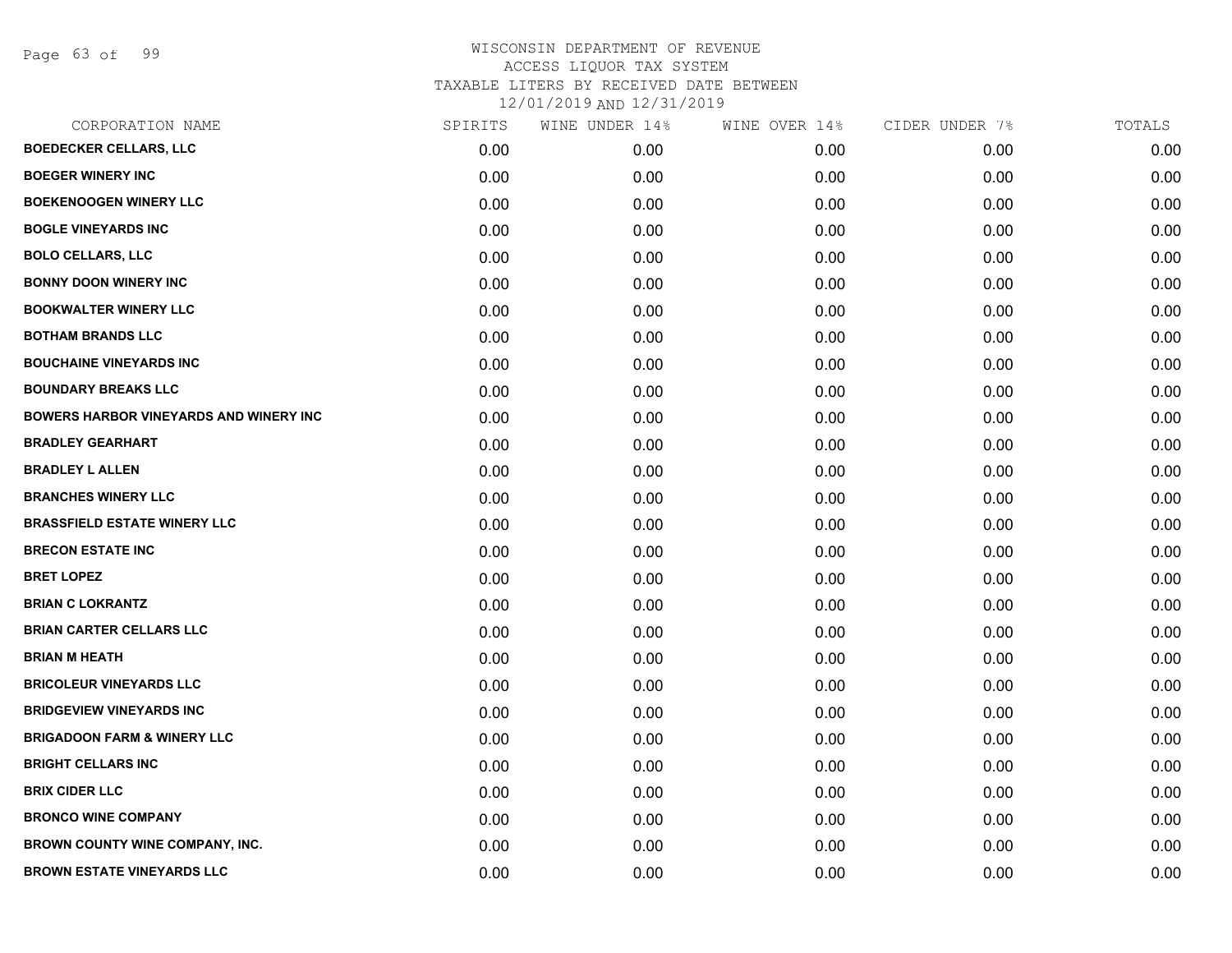# WISCONSIN DEPARTMENT OF REVENUE
## ACCESS LIQUOR TAX SYSTEM
## TAXABLE LITERS BY RECEIVED DATE BETWEEN 12/01/2019 AND 12/31/2019

| CORPORATION NAME | SPIRITS | WINE UNDER 14% | WINE OVER 14% | CIDER UNDER 7% | TOTALS |
|---|---|---|---|---|---|
| BOEDECKER CELLARS, LLC | 0.00 | 0.00 | 0.00 | 0.00 | 0.00 |
| BOEGER WINERY INC | 0.00 | 0.00 | 0.00 | 0.00 | 0.00 |
| BOEKENOOGEN WINERY LLC | 0.00 | 0.00 | 0.00 | 0.00 | 0.00 |
| BOGLE VINEYARDS INC | 0.00 | 0.00 | 0.00 | 0.00 | 0.00 |
| BOLO CELLARS, LLC | 0.00 | 0.00 | 0.00 | 0.00 | 0.00 |
| BONNY DOON WINERY INC | 0.00 | 0.00 | 0.00 | 0.00 | 0.00 |
| BOOKWALTER WINERY LLC | 0.00 | 0.00 | 0.00 | 0.00 | 0.00 |
| BOTHAM BRANDS LLC | 0.00 | 0.00 | 0.00 | 0.00 | 0.00 |
| BOUCHAINE VINEYARDS INC | 0.00 | 0.00 | 0.00 | 0.00 | 0.00 |
| BOUNDARY BREAKS LLC | 0.00 | 0.00 | 0.00 | 0.00 | 0.00 |
| BOWERS HARBOR VINEYARDS AND WINERY INC | 0.00 | 0.00 | 0.00 | 0.00 | 0.00 |
| BRADLEY GEARHART | 0.00 | 0.00 | 0.00 | 0.00 | 0.00 |
| BRADLEY L ALLEN | 0.00 | 0.00 | 0.00 | 0.00 | 0.00 |
| BRANCHES WINERY LLC | 0.00 | 0.00 | 0.00 | 0.00 | 0.00 |
| BRASSFIELD ESTATE WINERY LLC | 0.00 | 0.00 | 0.00 | 0.00 | 0.00 |
| BRECON ESTATE INC | 0.00 | 0.00 | 0.00 | 0.00 | 0.00 |
| BRET LOPEZ | 0.00 | 0.00 | 0.00 | 0.00 | 0.00 |
| BRIAN C LOKRANTZ | 0.00 | 0.00 | 0.00 | 0.00 | 0.00 |
| BRIAN CARTER CELLARS LLC | 0.00 | 0.00 | 0.00 | 0.00 | 0.00 |
| BRIAN M HEATH | 0.00 | 0.00 | 0.00 | 0.00 | 0.00 |
| BRICOLEUR VINEYARDS LLC | 0.00 | 0.00 | 0.00 | 0.00 | 0.00 |
| BRIDGEVIEW VINEYARDS INC | 0.00 | 0.00 | 0.00 | 0.00 | 0.00 |
| BRIGADOON FARM & WINERY LLC | 0.00 | 0.00 | 0.00 | 0.00 | 0.00 |
| BRIGHT CELLARS INC | 0.00 | 0.00 | 0.00 | 0.00 | 0.00 |
| BRIX CIDER LLC | 0.00 | 0.00 | 0.00 | 0.00 | 0.00 |
| BRONCO WINE COMPANY | 0.00 | 0.00 | 0.00 | 0.00 | 0.00 |
| BROWN COUNTY WINE COMPANY, INC. | 0.00 | 0.00 | 0.00 | 0.00 | 0.00 |
| BROWN ESTATE VINEYARDS LLC | 0.00 | 0.00 | 0.00 | 0.00 | 0.00 |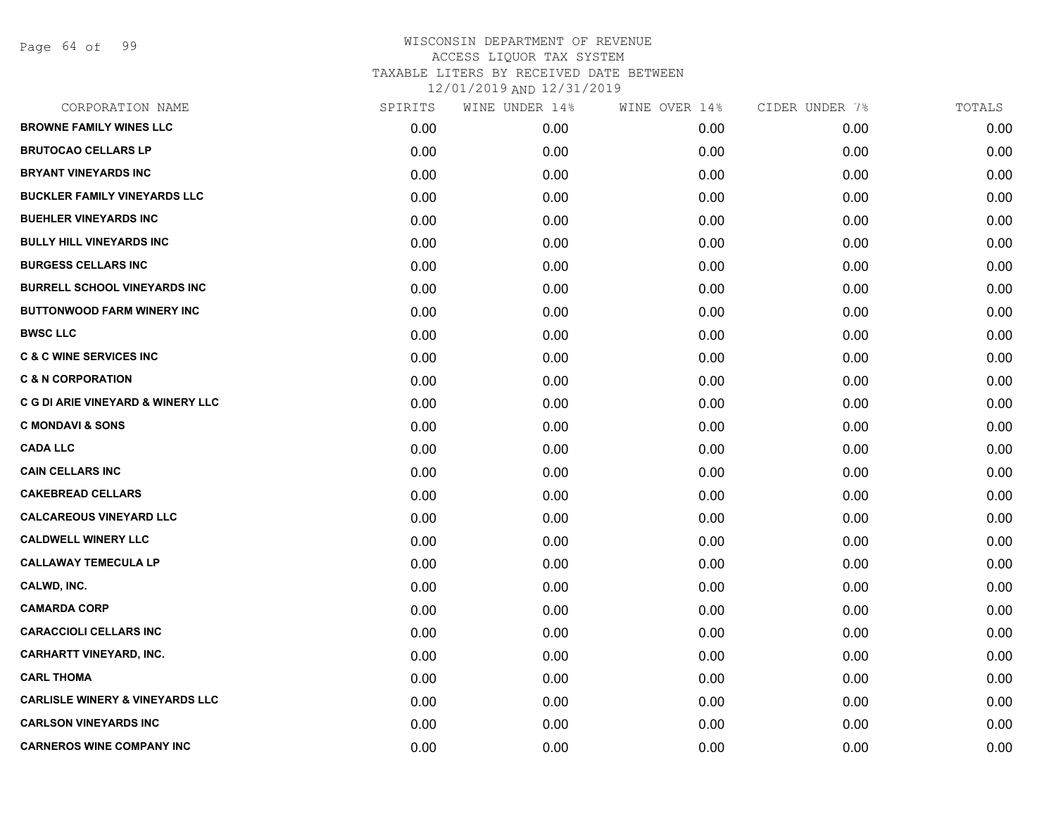WISCONSIN DEPARTMENT OF REVENUE
ACCESS LIQUOR TAX SYSTEM
TAXABLE LITERS BY RECEIVED DATE BETWEEN
12/01/2019 AND 12/31/2019

| CORPORATION NAME | SPIRITS | WINE UNDER 14% | WINE OVER 14% | CIDER UNDER 7% | TOTALS |
|---|---|---|---|---|---|
| BROWNE FAMILY WINES LLC | 0.00 | 0.00 | 0.00 | 0.00 | 0.00 |
| BRUTOCAO CELLARS LP | 0.00 | 0.00 | 0.00 | 0.00 | 0.00 |
| BRYANT VINEYARDS INC | 0.00 | 0.00 | 0.00 | 0.00 | 0.00 |
| BUCKLER FAMILY VINEYARDS LLC | 0.00 | 0.00 | 0.00 | 0.00 | 0.00 |
| BUEHLER VINEYARDS INC | 0.00 | 0.00 | 0.00 | 0.00 | 0.00 |
| BULLY HILL VINEYARDS INC | 0.00 | 0.00 | 0.00 | 0.00 | 0.00 |
| BURGESS CELLARS INC | 0.00 | 0.00 | 0.00 | 0.00 | 0.00 |
| BURRELL SCHOOL VINEYARDS INC | 0.00 | 0.00 | 0.00 | 0.00 | 0.00 |
| BUTTONWOOD FARM WINERY INC | 0.00 | 0.00 | 0.00 | 0.00 | 0.00 |
| BWSC LLC | 0.00 | 0.00 | 0.00 | 0.00 | 0.00 |
| C & C WINE SERVICES INC | 0.00 | 0.00 | 0.00 | 0.00 | 0.00 |
| C & N CORPORATION | 0.00 | 0.00 | 0.00 | 0.00 | 0.00 |
| C G DI ARIE VINEYARD & WINERY LLC | 0.00 | 0.00 | 0.00 | 0.00 | 0.00 |
| C MONDAVI & SONS | 0.00 | 0.00 | 0.00 | 0.00 | 0.00 |
| CADA LLC | 0.00 | 0.00 | 0.00 | 0.00 | 0.00 |
| CAIN CELLARS INC | 0.00 | 0.00 | 0.00 | 0.00 | 0.00 |
| CAKEBREAD CELLARS | 0.00 | 0.00 | 0.00 | 0.00 | 0.00 |
| CALCAREOUS VINEYARD LLC | 0.00 | 0.00 | 0.00 | 0.00 | 0.00 |
| CALDWELL WINERY LLC | 0.00 | 0.00 | 0.00 | 0.00 | 0.00 |
| CALLAWAY TEMECULA LP | 0.00 | 0.00 | 0.00 | 0.00 | 0.00 |
| CALWD, INC. | 0.00 | 0.00 | 0.00 | 0.00 | 0.00 |
| CAMARDA CORP | 0.00 | 0.00 | 0.00 | 0.00 | 0.00 |
| CARACCIOLI CELLARS INC | 0.00 | 0.00 | 0.00 | 0.00 | 0.00 |
| CARHARTT VINEYARD, INC. | 0.00 | 0.00 | 0.00 | 0.00 | 0.00 |
| CARL THOMA | 0.00 | 0.00 | 0.00 | 0.00 | 0.00 |
| CARLISLE WINERY & VINEYARDS LLC | 0.00 | 0.00 | 0.00 | 0.00 | 0.00 |
| CARLSON VINEYARDS INC | 0.00 | 0.00 | 0.00 | 0.00 | 0.00 |
| CARNEROS WINE COMPANY INC | 0.00 | 0.00 | 0.00 | 0.00 | 0.00 |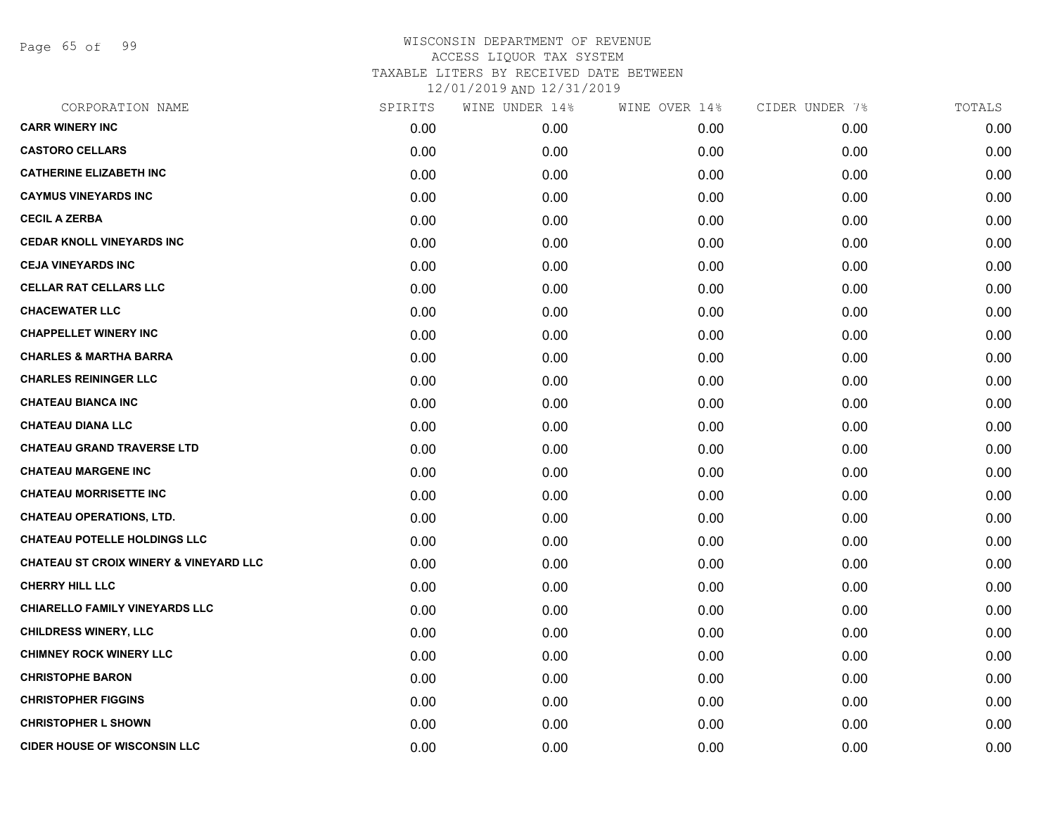WISCONSIN DEPARTMENT OF REVENUE
ACCESS LIQUOR TAX SYSTEM
TAXABLE LITERS BY RECEIVED DATE BETWEEN
12/01/2019 AND 12/31/2019

| CORPORATION NAME | SPIRITS | WINE UNDER 14% | WINE OVER 14% | CIDER UNDER 7% | TOTALS |
|---|---|---|---|---|---|
| **CARR WINERY INC** | 0.00 | 0.00 | 0.00 | 0.00 | 0.00 |
| **CASTORO CELLARS** | 0.00 | 0.00 | 0.00 | 0.00 | 0.00 |
| **CATHERINE ELIZABETH INC** | 0.00 | 0.00 | 0.00 | 0.00 | 0.00 |
| **CAYMUS VINEYARDS INC** | 0.00 | 0.00 | 0.00 | 0.00 | 0.00 |
| **CECIL A ZERBA** | 0.00 | 0.00 | 0.00 | 0.00 | 0.00 |
| **CEDAR KNOLL VINEYARDS INC** | 0.00 | 0.00 | 0.00 | 0.00 | 0.00 |
| **CEJA VINEYARDS INC** | 0.00 | 0.00 | 0.00 | 0.00 | 0.00 |
| **CELLAR RAT CELLARS LLC** | 0.00 | 0.00 | 0.00 | 0.00 | 0.00 |
| **CHACEWATER LLC** | 0.00 | 0.00 | 0.00 | 0.00 | 0.00 |
| **CHAPPELLET WINERY INC** | 0.00 | 0.00 | 0.00 | 0.00 | 0.00 |
| **CHARLES & MARTHA BARRA** | 0.00 | 0.00 | 0.00 | 0.00 | 0.00 |
| **CHARLES REININGER LLC** | 0.00 | 0.00 | 0.00 | 0.00 | 0.00 |
| **CHATEAU BIANCA INC** | 0.00 | 0.00 | 0.00 | 0.00 | 0.00 |
| **CHATEAU DIANA LLC** | 0.00 | 0.00 | 0.00 | 0.00 | 0.00 |
| **CHATEAU GRAND TRAVERSE LTD** | 0.00 | 0.00 | 0.00 | 0.00 | 0.00 |
| **CHATEAU MARGENE INC** | 0.00 | 0.00 | 0.00 | 0.00 | 0.00 |
| **CHATEAU MORRISETTE INC** | 0.00 | 0.00 | 0.00 | 0.00 | 0.00 |
| **CHATEAU OPERATIONS, LTD.** | 0.00 | 0.00 | 0.00 | 0.00 | 0.00 |
| **CHATEAU POTELLE HOLDINGS LLC** | 0.00 | 0.00 | 0.00 | 0.00 | 0.00 |
| **CHATEAU ST CROIX WINERY & VINEYARD LLC** | 0.00 | 0.00 | 0.00 | 0.00 | 0.00 |
| **CHERRY HILL LLC** | 0.00 | 0.00 | 0.00 | 0.00 | 0.00 |
| **CHIARELLO FAMILY VINEYARDS LLC** | 0.00 | 0.00 | 0.00 | 0.00 | 0.00 |
| **CHILDRESS WINERY, LLC** | 0.00 | 0.00 | 0.00 | 0.00 | 0.00 |
| **CHIMNEY ROCK WINERY LLC** | 0.00 | 0.00 | 0.00 | 0.00 | 0.00 |
| **CHRISTOPHE BARON** | 0.00 | 0.00 | 0.00 | 0.00 | 0.00 |
| **CHRISTOPHER FIGGINS** | 0.00 | 0.00 | 0.00 | 0.00 | 0.00 |
| **CHRISTOPHER L SHOWN** | 0.00 | 0.00 | 0.00 | 0.00 | 0.00 |
| **CIDER HOUSE OF WISCONSIN LLC** | 0.00 | 0.00 | 0.00 | 0.00 | 0.00 |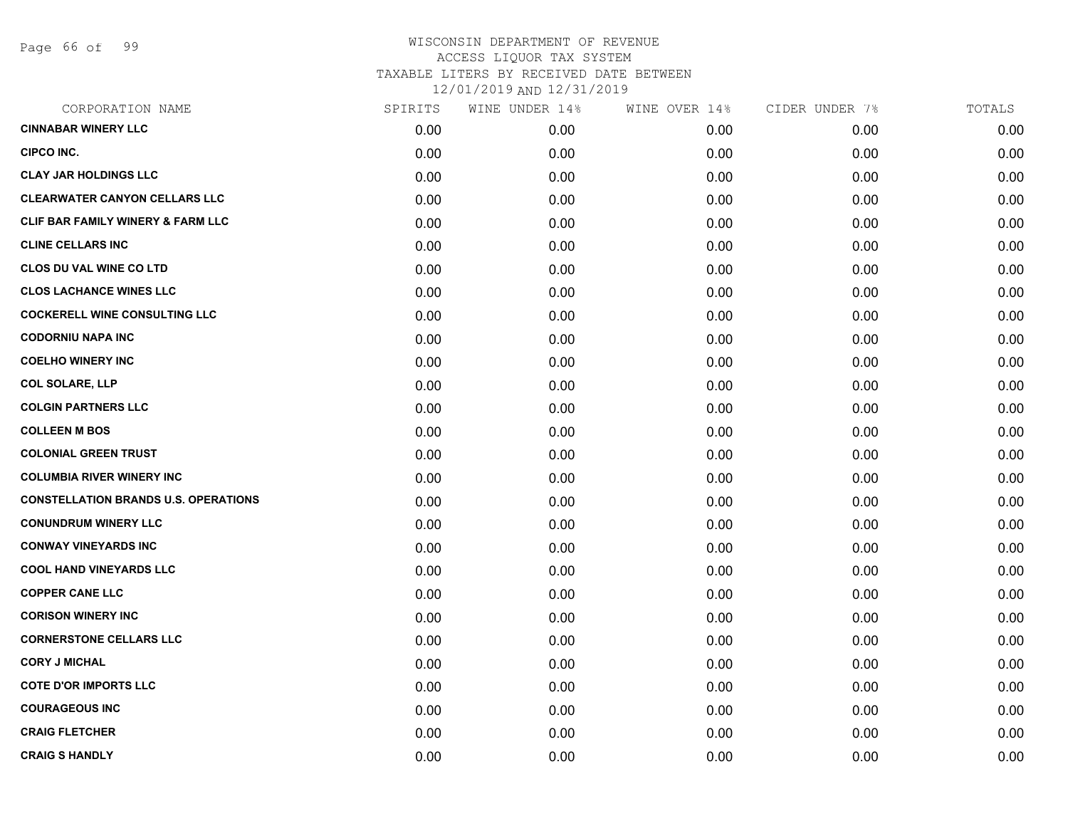WISCONSIN DEPARTMENT OF REVENUE
ACCESS LIQUOR TAX SYSTEM
TAXABLE LITERS BY RECEIVED DATE BETWEEN
12/01/2019 AND 12/31/2019

| CORPORATION NAME | SPIRITS | WINE UNDER 14% | WINE OVER 14% | CIDER UNDER 7% | TOTALS |
|---|---|---|---|---|---|
| CINNABAR WINERY LLC | 0.00 | 0.00 | 0.00 | 0.00 | 0.00 |
| CIPCO INC. | 0.00 | 0.00 | 0.00 | 0.00 | 0.00 |
| CLAY JAR HOLDINGS LLC | 0.00 | 0.00 | 0.00 | 0.00 | 0.00 |
| CLEARWATER CANYON CELLARS LLC | 0.00 | 0.00 | 0.00 | 0.00 | 0.00 |
| CLIF BAR FAMILY WINERY & FARM LLC | 0.00 | 0.00 | 0.00 | 0.00 | 0.00 |
| CLINE CELLARS INC | 0.00 | 0.00 | 0.00 | 0.00 | 0.00 |
| CLOS DU VAL WINE CO LTD | 0.00 | 0.00 | 0.00 | 0.00 | 0.00 |
| CLOS LACHANCE WINES LLC | 0.00 | 0.00 | 0.00 | 0.00 | 0.00 |
| COCKERELL WINE CONSULTING LLC | 0.00 | 0.00 | 0.00 | 0.00 | 0.00 |
| CODORNIU NAPA INC | 0.00 | 0.00 | 0.00 | 0.00 | 0.00 |
| COELHO WINERY INC | 0.00 | 0.00 | 0.00 | 0.00 | 0.00 |
| COL SOLARE, LLP | 0.00 | 0.00 | 0.00 | 0.00 | 0.00 |
| COLGIN PARTNERS LLC | 0.00 | 0.00 | 0.00 | 0.00 | 0.00 |
| COLLEEN M BOS | 0.00 | 0.00 | 0.00 | 0.00 | 0.00 |
| COLONIAL GREEN TRUST | 0.00 | 0.00 | 0.00 | 0.00 | 0.00 |
| COLUMBIA RIVER WINERY INC | 0.00 | 0.00 | 0.00 | 0.00 | 0.00 |
| CONSTELLATION BRANDS U.S. OPERATIONS | 0.00 | 0.00 | 0.00 | 0.00 | 0.00 |
| CONUNDRUM WINERY LLC | 0.00 | 0.00 | 0.00 | 0.00 | 0.00 |
| CONWAY VINEYARDS INC | 0.00 | 0.00 | 0.00 | 0.00 | 0.00 |
| COOL HAND VINEYARDS LLC | 0.00 | 0.00 | 0.00 | 0.00 | 0.00 |
| COPPER CANE LLC | 0.00 | 0.00 | 0.00 | 0.00 | 0.00 |
| CORISON WINERY INC | 0.00 | 0.00 | 0.00 | 0.00 | 0.00 |
| CORNERSTONE CELLARS LLC | 0.00 | 0.00 | 0.00 | 0.00 | 0.00 |
| CORY J MICHAL | 0.00 | 0.00 | 0.00 | 0.00 | 0.00 |
| COTE D'OR IMPORTS LLC | 0.00 | 0.00 | 0.00 | 0.00 | 0.00 |
| COURAGEOUS INC | 0.00 | 0.00 | 0.00 | 0.00 | 0.00 |
| CRAIG FLETCHER | 0.00 | 0.00 | 0.00 | 0.00 | 0.00 |
| CRAIG S HANDLY | 0.00 | 0.00 | 0.00 | 0.00 | 0.00 |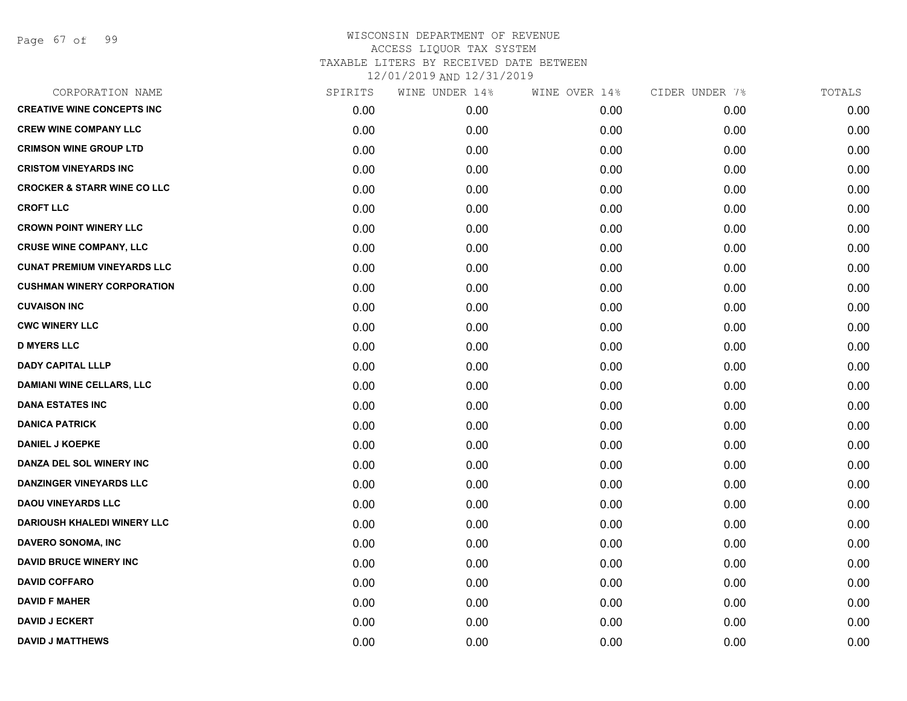WISCONSIN DEPARTMENT OF REVENUE
ACCESS LIQUOR TAX SYSTEM
TAXABLE LITERS BY RECEIVED DATE BETWEEN
12/01/2019 AND 12/31/2019

| CORPORATION NAME | SPIRITS | WINE UNDER 14% | WINE OVER 14% | CIDER UNDER 7% | TOTALS |
|---|---|---|---|---|---|
| CREATIVE WINE CONCEPTS INC | 0.00 | 0.00 | 0.00 | 0.00 | 0.00 |
| CREW WINE COMPANY LLC | 0.00 | 0.00 | 0.00 | 0.00 | 0.00 |
| CRIMSON WINE GROUP LTD | 0.00 | 0.00 | 0.00 | 0.00 | 0.00 |
| CRISTOM VINEYARDS INC | 0.00 | 0.00 | 0.00 | 0.00 | 0.00 |
| CROCKER & STARR WINE CO LLC | 0.00 | 0.00 | 0.00 | 0.00 | 0.00 |
| CROFT LLC | 0.00 | 0.00 | 0.00 | 0.00 | 0.00 |
| CROWN POINT WINERY LLC | 0.00 | 0.00 | 0.00 | 0.00 | 0.00 |
| CRUSE WINE COMPANY, LLC | 0.00 | 0.00 | 0.00 | 0.00 | 0.00 |
| CUNAT PREMIUM VINEYARDS LLC | 0.00 | 0.00 | 0.00 | 0.00 | 0.00 |
| CUSHMAN WINERY CORPORATION | 0.00 | 0.00 | 0.00 | 0.00 | 0.00 |
| CUVAISON INC | 0.00 | 0.00 | 0.00 | 0.00 | 0.00 |
| CWC WINERY LLC | 0.00 | 0.00 | 0.00 | 0.00 | 0.00 |
| D MYERS LLC | 0.00 | 0.00 | 0.00 | 0.00 | 0.00 |
| DADY CAPITAL LLLP | 0.00 | 0.00 | 0.00 | 0.00 | 0.00 |
| DAMIANI WINE CELLARS, LLC | 0.00 | 0.00 | 0.00 | 0.00 | 0.00 |
| DANA ESTATES INC | 0.00 | 0.00 | 0.00 | 0.00 | 0.00 |
| DANICA PATRICK | 0.00 | 0.00 | 0.00 | 0.00 | 0.00 |
| DANIEL J KOEPKE | 0.00 | 0.00 | 0.00 | 0.00 | 0.00 |
| DANZA DEL SOL WINERY INC | 0.00 | 0.00 | 0.00 | 0.00 | 0.00 |
| DANZINGER VINEYARDS LLC | 0.00 | 0.00 | 0.00 | 0.00 | 0.00 |
| DAOU VINEYARDS LLC | 0.00 | 0.00 | 0.00 | 0.00 | 0.00 |
| DARIOUSH KHALEDI WINERY LLC | 0.00 | 0.00 | 0.00 | 0.00 | 0.00 |
| DAVERO SONOMA, INC | 0.00 | 0.00 | 0.00 | 0.00 | 0.00 |
| DAVID BRUCE WINERY INC | 0.00 | 0.00 | 0.00 | 0.00 | 0.00 |
| DAVID COFFARO | 0.00 | 0.00 | 0.00 | 0.00 | 0.00 |
| DAVID F MAHER | 0.00 | 0.00 | 0.00 | 0.00 | 0.00 |
| DAVID J ECKERT | 0.00 | 0.00 | 0.00 | 0.00 | 0.00 |
| DAVID J MATTHEWS | 0.00 | 0.00 | 0.00 | 0.00 | 0.00 |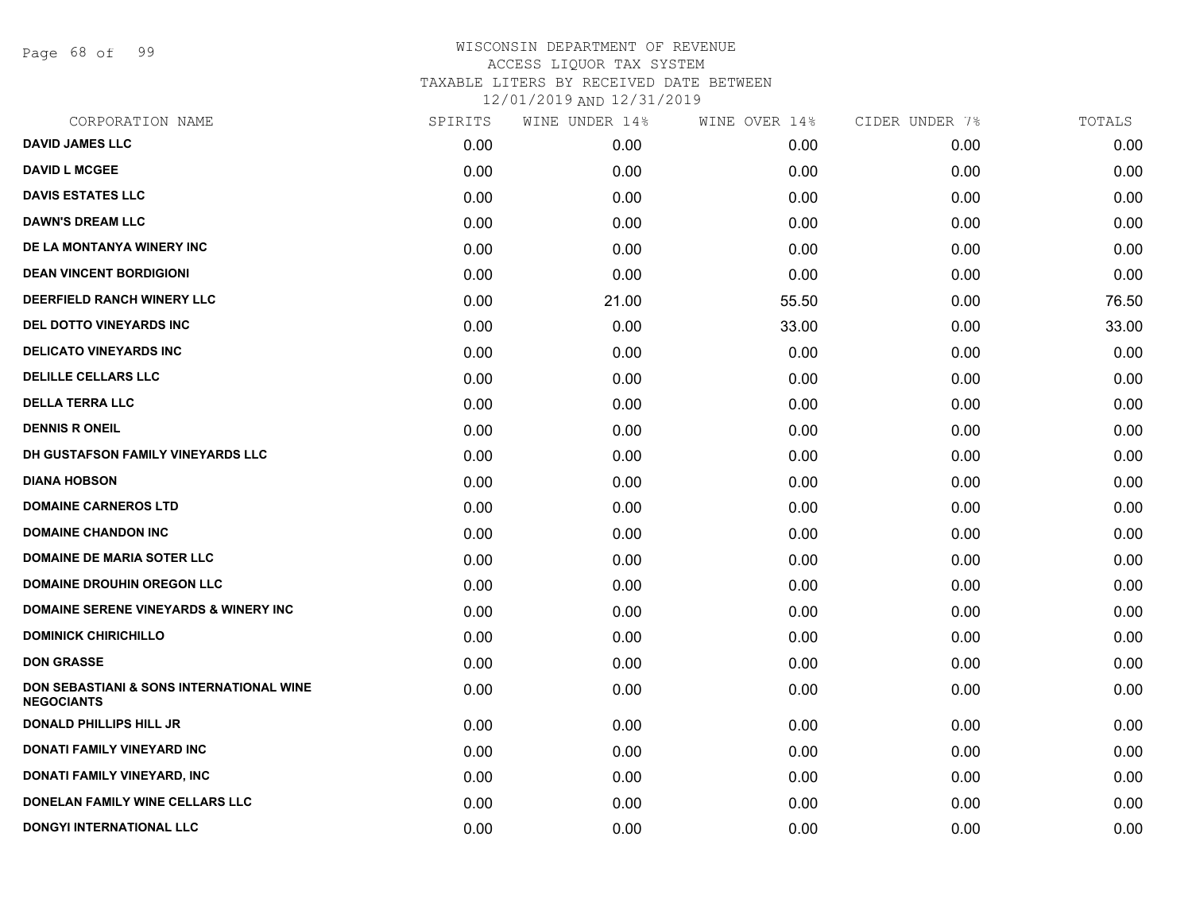WISCONSIN DEPARTMENT OF REVENUE
ACCESS LIQUOR TAX SYSTEM
TAXABLE LITERS BY RECEIVED DATE BETWEEN
12/01/2019 AND 12/31/2019

| CORPORATION NAME | SPIRITS | WINE UNDER 14% | WINE OVER 14% | CIDER UNDER 7% | TOTALS |
|---|---|---|---|---|---|
| DAVID JAMES LLC | 0.00 | 0.00 | 0.00 | 0.00 | 0.00 |
| DAVID L MCGEE | 0.00 | 0.00 | 0.00 | 0.00 | 0.00 |
| DAVIS ESTATES LLC | 0.00 | 0.00 | 0.00 | 0.00 | 0.00 |
| DAWN'S DREAM LLC | 0.00 | 0.00 | 0.00 | 0.00 | 0.00 |
| DE LA MONTANYA WINERY INC | 0.00 | 0.00 | 0.00 | 0.00 | 0.00 |
| DEAN VINCENT BORDIGIONI | 0.00 | 0.00 | 0.00 | 0.00 | 0.00 |
| DEERFIELD RANCH WINERY LLC | 0.00 | 21.00 | 55.50 | 0.00 | 76.50 |
| DEL DOTTO VINEYARDS INC | 0.00 | 0.00 | 33.00 | 0.00 | 33.00 |
| DELICATO VINEYARDS INC | 0.00 | 0.00 | 0.00 | 0.00 | 0.00 |
| DELILLE CELLARS LLC | 0.00 | 0.00 | 0.00 | 0.00 | 0.00 |
| DELLA TERRA LLC | 0.00 | 0.00 | 0.00 | 0.00 | 0.00 |
| DENNIS R ONEIL | 0.00 | 0.00 | 0.00 | 0.00 | 0.00 |
| DH GUSTAFSON FAMILY VINEYARDS LLC | 0.00 | 0.00 | 0.00 | 0.00 | 0.00 |
| DIANA HOBSON | 0.00 | 0.00 | 0.00 | 0.00 | 0.00 |
| DOMAINE CARNEROS LTD | 0.00 | 0.00 | 0.00 | 0.00 | 0.00 |
| DOMAINE CHANDON INC | 0.00 | 0.00 | 0.00 | 0.00 | 0.00 |
| DOMAINE DE MARIA SOTER LLC | 0.00 | 0.00 | 0.00 | 0.00 | 0.00 |
| DOMAINE DROUHIN OREGON LLC | 0.00 | 0.00 | 0.00 | 0.00 | 0.00 |
| DOMAINE SERENE VINEYARDS & WINERY INC | 0.00 | 0.00 | 0.00 | 0.00 | 0.00 |
| DOMINICK CHIRICHILLO | 0.00 | 0.00 | 0.00 | 0.00 | 0.00 |
| DON GRASSE | 0.00 | 0.00 | 0.00 | 0.00 | 0.00 |
| DON SEBASTIANI & SONS INTERNATIONAL WINE NEGOCIANTS | 0.00 | 0.00 | 0.00 | 0.00 | 0.00 |
| DONALD PHILLIPS HILL JR | 0.00 | 0.00 | 0.00 | 0.00 | 0.00 |
| DONATI FAMILY VINEYARD INC | 0.00 | 0.00 | 0.00 | 0.00 | 0.00 |
| DONATI FAMILY VINEYARD, INC | 0.00 | 0.00 | 0.00 | 0.00 | 0.00 |
| DONELAN FAMILY WINE CELLARS LLC | 0.00 | 0.00 | 0.00 | 0.00 | 0.00 |
| DONGYI INTERNATIONAL LLC | 0.00 | 0.00 | 0.00 | 0.00 | 0.00 |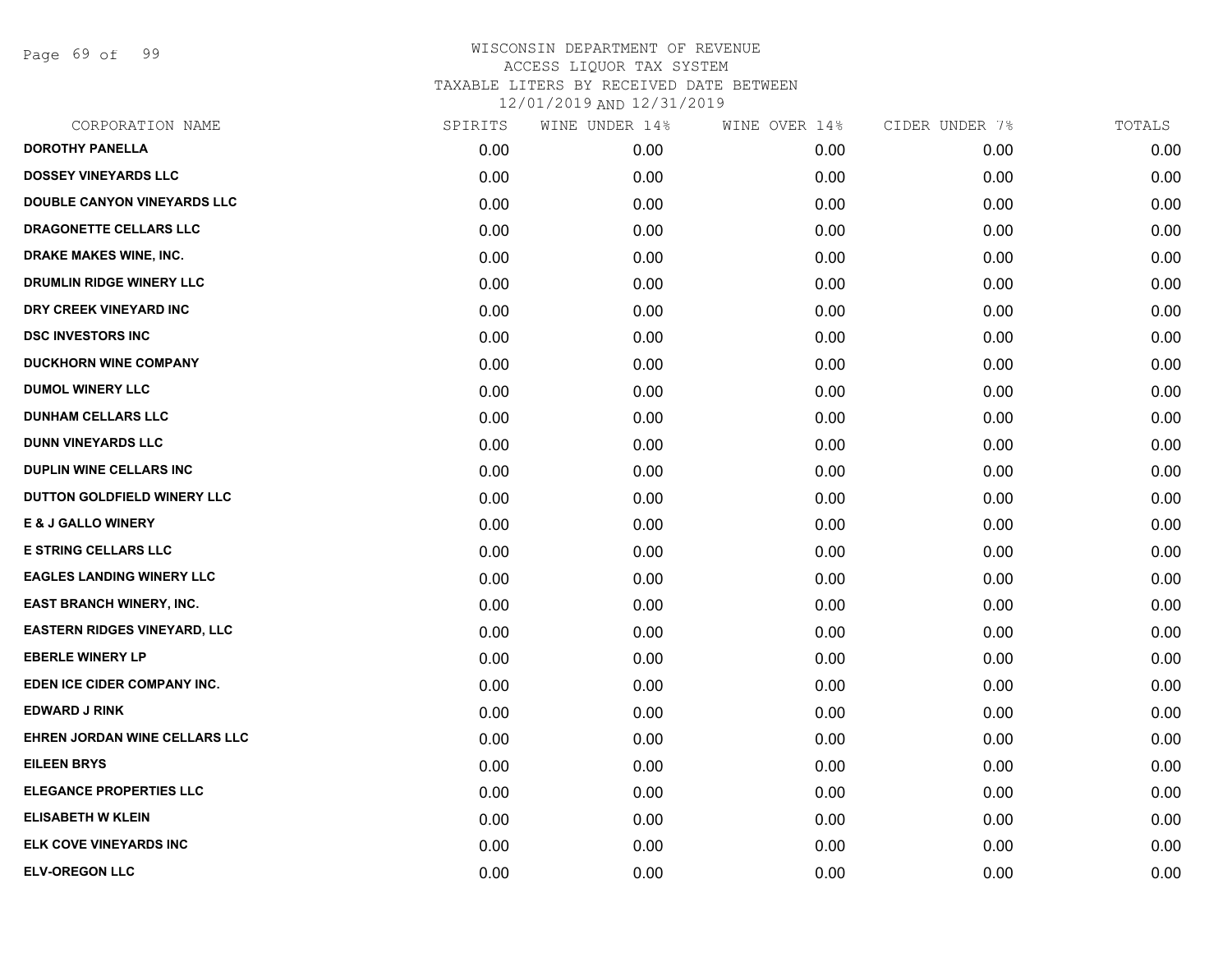WISCONSIN DEPARTMENT OF REVENUE
ACCESS LIQUOR TAX SYSTEM
TAXABLE LITERS BY RECEIVED DATE BETWEEN
12/01/2019 AND 12/31/2019

| CORPORATION NAME | SPIRITS | WINE UNDER 14% | WINE OVER 14% | CIDER UNDER 7% | TOTALS |
|---|---|---|---|---|---|
| DOROTHY PANELLA | 0.00 | 0.00 | 0.00 | 0.00 | 0.00 |
| DOSSEY VINEYARDS LLC | 0.00 | 0.00 | 0.00 | 0.00 | 0.00 |
| DOUBLE CANYON VINEYARDS LLC | 0.00 | 0.00 | 0.00 | 0.00 | 0.00 |
| DRAGONETTE CELLARS LLC | 0.00 | 0.00 | 0.00 | 0.00 | 0.00 |
| DRAKE MAKES WINE, INC. | 0.00 | 0.00 | 0.00 | 0.00 | 0.00 |
| DRUMLIN RIDGE WINERY LLC | 0.00 | 0.00 | 0.00 | 0.00 | 0.00 |
| DRY CREEK VINEYARD INC | 0.00 | 0.00 | 0.00 | 0.00 | 0.00 |
| DSC INVESTORS INC | 0.00 | 0.00 | 0.00 | 0.00 | 0.00 |
| DUCKHORN WINE COMPANY | 0.00 | 0.00 | 0.00 | 0.00 | 0.00 |
| DUMOL WINERY LLC | 0.00 | 0.00 | 0.00 | 0.00 | 0.00 |
| DUNHAM CELLARS LLC | 0.00 | 0.00 | 0.00 | 0.00 | 0.00 |
| DUNN VINEYARDS LLC | 0.00 | 0.00 | 0.00 | 0.00 | 0.00 |
| DUPLIN WINE CELLARS INC | 0.00 | 0.00 | 0.00 | 0.00 | 0.00 |
| DUTTON GOLDFIELD WINERY LLC | 0.00 | 0.00 | 0.00 | 0.00 | 0.00 |
| E & J GALLO WINERY | 0.00 | 0.00 | 0.00 | 0.00 | 0.00 |
| E STRING CELLARS LLC | 0.00 | 0.00 | 0.00 | 0.00 | 0.00 |
| EAGLES LANDING WINERY LLC | 0.00 | 0.00 | 0.00 | 0.00 | 0.00 |
| EAST BRANCH WINERY, INC. | 0.00 | 0.00 | 0.00 | 0.00 | 0.00 |
| EASTERN RIDGES VINEYARD, LLC | 0.00 | 0.00 | 0.00 | 0.00 | 0.00 |
| EBERLE WINERY LP | 0.00 | 0.00 | 0.00 | 0.00 | 0.00 |
| EDEN ICE CIDER COMPANY INC. | 0.00 | 0.00 | 0.00 | 0.00 | 0.00 |
| EDWARD J RINK | 0.00 | 0.00 | 0.00 | 0.00 | 0.00 |
| EHREN JORDAN WINE CELLARS LLC | 0.00 | 0.00 | 0.00 | 0.00 | 0.00 |
| EILEEN BRYS | 0.00 | 0.00 | 0.00 | 0.00 | 0.00 |
| ELEGANCE PROPERTIES LLC | 0.00 | 0.00 | 0.00 | 0.00 | 0.00 |
| ELISABETH W KLEIN | 0.00 | 0.00 | 0.00 | 0.00 | 0.00 |
| ELK COVE VINEYARDS INC | 0.00 | 0.00 | 0.00 | 0.00 | 0.00 |
| ELV-OREGON LLC | 0.00 | 0.00 | 0.00 | 0.00 | 0.00 |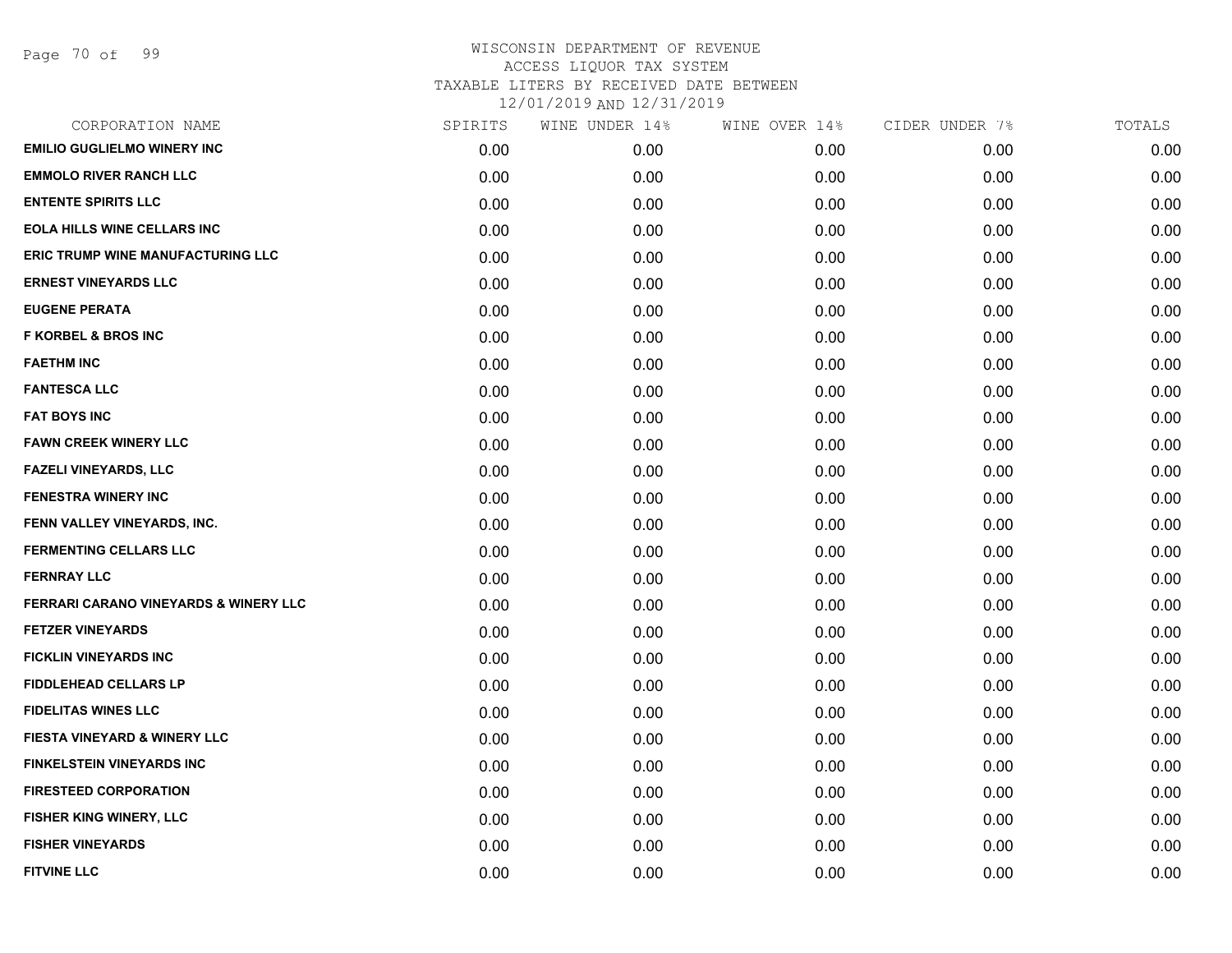WISCONSIN DEPARTMENT OF REVENUE
ACCESS LIQUOR TAX SYSTEM
TAXABLE LITERS BY RECEIVED DATE BETWEEN
12/01/2019 AND 12/31/2019

| CORPORATION NAME | SPIRITS | WINE UNDER 14% | WINE OVER 14% | CIDER UNDER 7% | TOTALS |
|---|---|---|---|---|---|
| EMILIO GUGLIELMO WINERY INC | 0.00 | 0.00 | 0.00 | 0.00 | 0.00 |
| EMMOLO RIVER RANCH LLC | 0.00 | 0.00 | 0.00 | 0.00 | 0.00 |
| ENTENTE SPIRITS LLC | 0.00 | 0.00 | 0.00 | 0.00 | 0.00 |
| EOLA HILLS WINE CELLARS INC | 0.00 | 0.00 | 0.00 | 0.00 | 0.00 |
| ERIC TRUMP WINE MANUFACTURING LLC | 0.00 | 0.00 | 0.00 | 0.00 | 0.00 |
| ERNEST VINEYARDS LLC | 0.00 | 0.00 | 0.00 | 0.00 | 0.00 |
| EUGENE PERATA | 0.00 | 0.00 | 0.00 | 0.00 | 0.00 |
| F KORBEL & BROS INC | 0.00 | 0.00 | 0.00 | 0.00 | 0.00 |
| FAETHM INC | 0.00 | 0.00 | 0.00 | 0.00 | 0.00 |
| FANTESCA LLC | 0.00 | 0.00 | 0.00 | 0.00 | 0.00 |
| FAT BOYS INC | 0.00 | 0.00 | 0.00 | 0.00 | 0.00 |
| FAWN CREEK WINERY LLC | 0.00 | 0.00 | 0.00 | 0.00 | 0.00 |
| FAZELI VINEYARDS, LLC | 0.00 | 0.00 | 0.00 | 0.00 | 0.00 |
| FENESTRA WINERY INC | 0.00 | 0.00 | 0.00 | 0.00 | 0.00 |
| FENN VALLEY VINEYARDS, INC. | 0.00 | 0.00 | 0.00 | 0.00 | 0.00 |
| FERMENTING CELLARS LLC | 0.00 | 0.00 | 0.00 | 0.00 | 0.00 |
| FERNRAY LLC | 0.00 | 0.00 | 0.00 | 0.00 | 0.00 |
| FERRARI CARANO VINEYARDS & WINERY LLC | 0.00 | 0.00 | 0.00 | 0.00 | 0.00 |
| FETZER VINEYARDS | 0.00 | 0.00 | 0.00 | 0.00 | 0.00 |
| FICKLIN VINEYARDS INC | 0.00 | 0.00 | 0.00 | 0.00 | 0.00 |
| FIDDLEHEAD CELLARS LP | 0.00 | 0.00 | 0.00 | 0.00 | 0.00 |
| FIDELITAS WINES LLC | 0.00 | 0.00 | 0.00 | 0.00 | 0.00 |
| FIESTA VINEYARD & WINERY LLC | 0.00 | 0.00 | 0.00 | 0.00 | 0.00 |
| FINKELSTEIN VINEYARDS INC | 0.00 | 0.00 | 0.00 | 0.00 | 0.00 |
| FIRESTEED CORPORATION | 0.00 | 0.00 | 0.00 | 0.00 | 0.00 |
| FISHER KING WINERY, LLC | 0.00 | 0.00 | 0.00 | 0.00 | 0.00 |
| FISHER VINEYARDS | 0.00 | 0.00 | 0.00 | 0.00 | 0.00 |
| FITVINE LLC | 0.00 | 0.00 | 0.00 | 0.00 | 0.00 |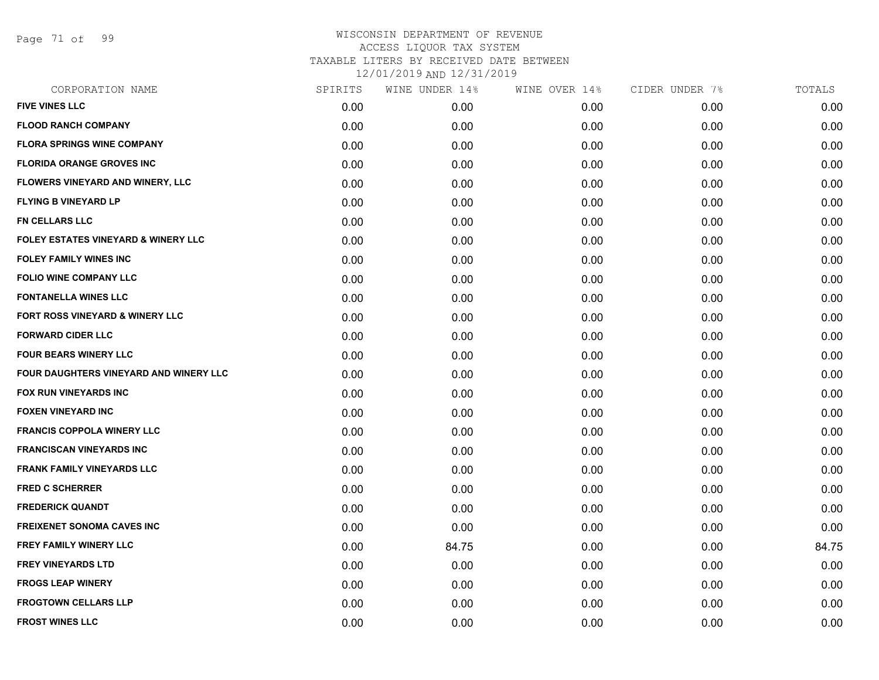# WISCONSIN DEPARTMENT OF REVENUE
## ACCESS LIQUOR TAX SYSTEM
### TAXABLE LITERS BY RECEIVED DATE BETWEEN 12/01/2019 AND 12/31/2019

| CORPORATION NAME | SPIRITS | WINE UNDER 14% | WINE OVER 14% | CIDER UNDER 7% | TOTALS |
|---|---|---|---|---|---|
| FIVE VINES LLC | 0.00 | 0.00 | 0.00 | 0.00 | 0.00 |
| FLOOD RANCH COMPANY | 0.00 | 0.00 | 0.00 | 0.00 | 0.00 |
| FLORA SPRINGS WINE COMPANY | 0.00 | 0.00 | 0.00 | 0.00 | 0.00 |
| FLORIDA ORANGE GROVES INC | 0.00 | 0.00 | 0.00 | 0.00 | 0.00 |
| FLOWERS VINEYARD AND WINERY, LLC | 0.00 | 0.00 | 0.00 | 0.00 | 0.00 |
| FLYING B VINEYARD LP | 0.00 | 0.00 | 0.00 | 0.00 | 0.00 |
| FN CELLARS LLC | 0.00 | 0.00 | 0.00 | 0.00 | 0.00 |
| FOLEY ESTATES VINEYARD & WINERY LLC | 0.00 | 0.00 | 0.00 | 0.00 | 0.00 |
| FOLEY FAMILY WINES INC | 0.00 | 0.00 | 0.00 | 0.00 | 0.00 |
| FOLIO WINE COMPANY LLC | 0.00 | 0.00 | 0.00 | 0.00 | 0.00 |
| FONTANELLA WINES LLC | 0.00 | 0.00 | 0.00 | 0.00 | 0.00 |
| FORT ROSS VINEYARD & WINERY LLC | 0.00 | 0.00 | 0.00 | 0.00 | 0.00 |
| FORWARD CIDER LLC | 0.00 | 0.00 | 0.00 | 0.00 | 0.00 |
| FOUR BEARS WINERY LLC | 0.00 | 0.00 | 0.00 | 0.00 | 0.00 |
| FOUR DAUGHTERS VINEYARD AND WINERY LLC | 0.00 | 0.00 | 0.00 | 0.00 | 0.00 |
| FOX RUN VINEYARDS INC | 0.00 | 0.00 | 0.00 | 0.00 | 0.00 |
| FOXEN VINEYARD INC | 0.00 | 0.00 | 0.00 | 0.00 | 0.00 |
| FRANCIS COPPOLA WINERY LLC | 0.00 | 0.00 | 0.00 | 0.00 | 0.00 |
| FRANCISCAN VINEYARDS INC | 0.00 | 0.00 | 0.00 | 0.00 | 0.00 |
| FRANK FAMILY VINEYARDS LLC | 0.00 | 0.00 | 0.00 | 0.00 | 0.00 |
| FRED C SCHERRER | 0.00 | 0.00 | 0.00 | 0.00 | 0.00 |
| FREDERICK QUANDT | 0.00 | 0.00 | 0.00 | 0.00 | 0.00 |
| FREIXENET SONOMA CAVES INC | 0.00 | 0.00 | 0.00 | 0.00 | 0.00 |
| FREY FAMILY WINERY LLC | 0.00 | 84.75 | 0.00 | 0.00 | 84.75 |
| FREY VINEYARDS LTD | 0.00 | 0.00 | 0.00 | 0.00 | 0.00 |
| FROGS LEAP WINERY | 0.00 | 0.00 | 0.00 | 0.00 | 0.00 |
| FROGTOWN CELLARS LLP | 0.00 | 0.00 | 0.00 | 0.00 | 0.00 |
| FROST WINES LLC | 0.00 | 0.00 | 0.00 | 0.00 | 0.00 |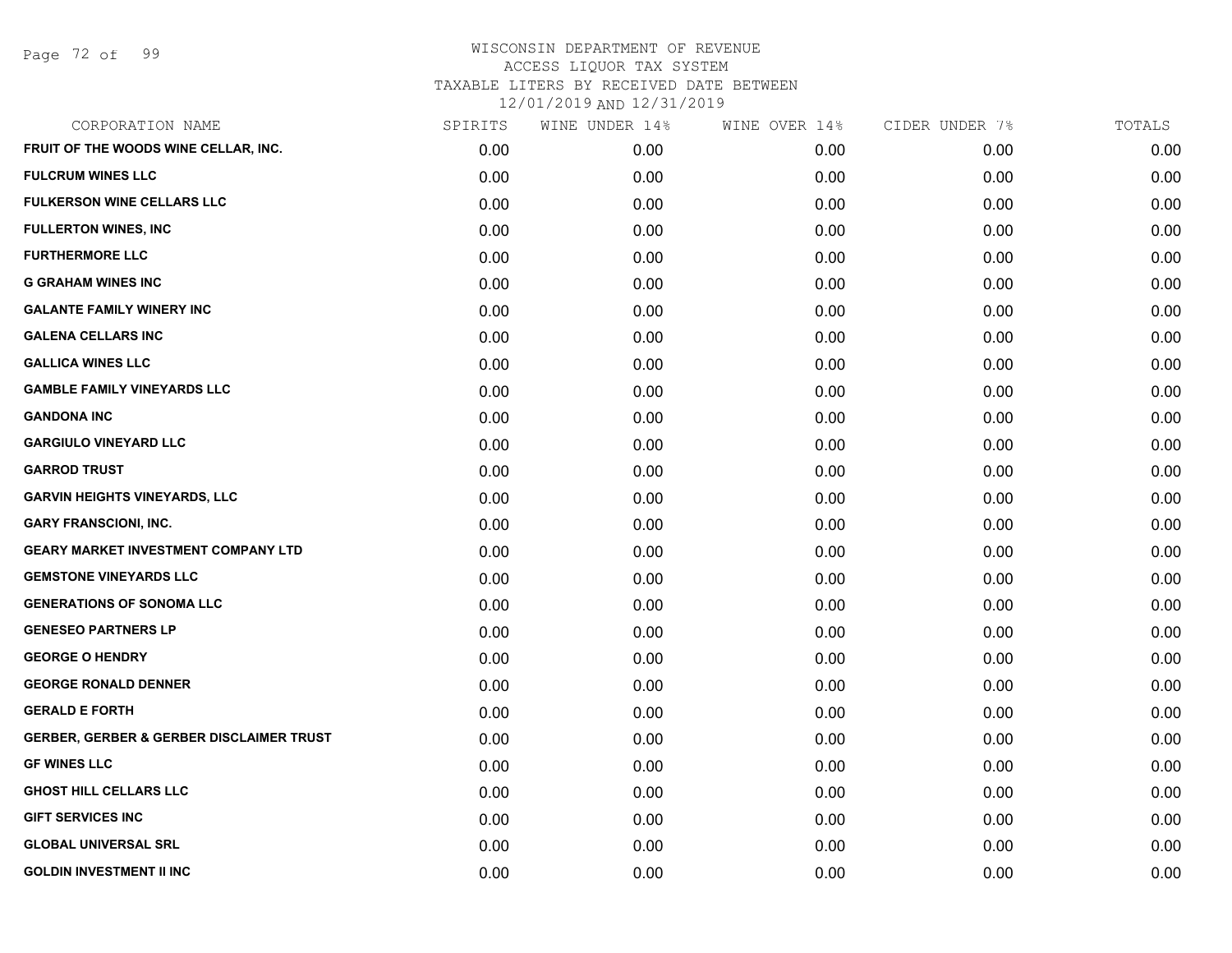WISCONSIN DEPARTMENT OF REVENUE
ACCESS LIQUOR TAX SYSTEM
TAXABLE LITERS BY RECEIVED DATE BETWEEN
12/01/2019 AND 12/31/2019

| CORPORATION NAME | SPIRITS | WINE UNDER 14% | WINE OVER 14% | CIDER UNDER 7% | TOTALS |
|---|---|---|---|---|---|
| FRUIT OF THE WOODS WINE CELLAR, INC. | 0.00 | 0.00 | 0.00 | 0.00 | 0.00 |
| FULCRUM WINES LLC | 0.00 | 0.00 | 0.00 | 0.00 | 0.00 |
| FULKERSON WINE CELLARS LLC | 0.00 | 0.00 | 0.00 | 0.00 | 0.00 |
| FULLERTON WINES, INC | 0.00 | 0.00 | 0.00 | 0.00 | 0.00 |
| FURTHERMORE LLC | 0.00 | 0.00 | 0.00 | 0.00 | 0.00 |
| G GRAHAM WINES INC | 0.00 | 0.00 | 0.00 | 0.00 | 0.00 |
| GALANTE FAMILY WINERY INC | 0.00 | 0.00 | 0.00 | 0.00 | 0.00 |
| GALENA CELLARS INC | 0.00 | 0.00 | 0.00 | 0.00 | 0.00 |
| GALLICA WINES LLC | 0.00 | 0.00 | 0.00 | 0.00 | 0.00 |
| GAMBLE FAMILY VINEYARDS LLC | 0.00 | 0.00 | 0.00 | 0.00 | 0.00 |
| GANDONA INC | 0.00 | 0.00 | 0.00 | 0.00 | 0.00 |
| GARGIULO VINEYARD LLC | 0.00 | 0.00 | 0.00 | 0.00 | 0.00 |
| GARROD TRUST | 0.00 | 0.00 | 0.00 | 0.00 | 0.00 |
| GARVIN HEIGHTS VINEYARDS, LLC | 0.00 | 0.00 | 0.00 | 0.00 | 0.00 |
| GARY FRANSCIONI, INC. | 0.00 | 0.00 | 0.00 | 0.00 | 0.00 |
| GEARY MARKET INVESTMENT COMPANY LTD | 0.00 | 0.00 | 0.00 | 0.00 | 0.00 |
| GEMSTONE VINEYARDS LLC | 0.00 | 0.00 | 0.00 | 0.00 | 0.00 |
| GENERATIONS OF SONOMA LLC | 0.00 | 0.00 | 0.00 | 0.00 | 0.00 |
| GENESEO PARTNERS LP | 0.00 | 0.00 | 0.00 | 0.00 | 0.00 |
| GEORGE O HENDRY | 0.00 | 0.00 | 0.00 | 0.00 | 0.00 |
| GEORGE RONALD DENNER | 0.00 | 0.00 | 0.00 | 0.00 | 0.00 |
| GERALD E FORTH | 0.00 | 0.00 | 0.00 | 0.00 | 0.00 |
| GERBER, GERBER & GERBER DISCLAIMER TRUST | 0.00 | 0.00 | 0.00 | 0.00 | 0.00 |
| GF WINES LLC | 0.00 | 0.00 | 0.00 | 0.00 | 0.00 |
| GHOST HILL CELLARS LLC | 0.00 | 0.00 | 0.00 | 0.00 | 0.00 |
| GIFT SERVICES INC | 0.00 | 0.00 | 0.00 | 0.00 | 0.00 |
| GLOBAL UNIVERSAL SRL | 0.00 | 0.00 | 0.00 | 0.00 | 0.00 |
| GOLDIN INVESTMENT II INC | 0.00 | 0.00 | 0.00 | 0.00 | 0.00 |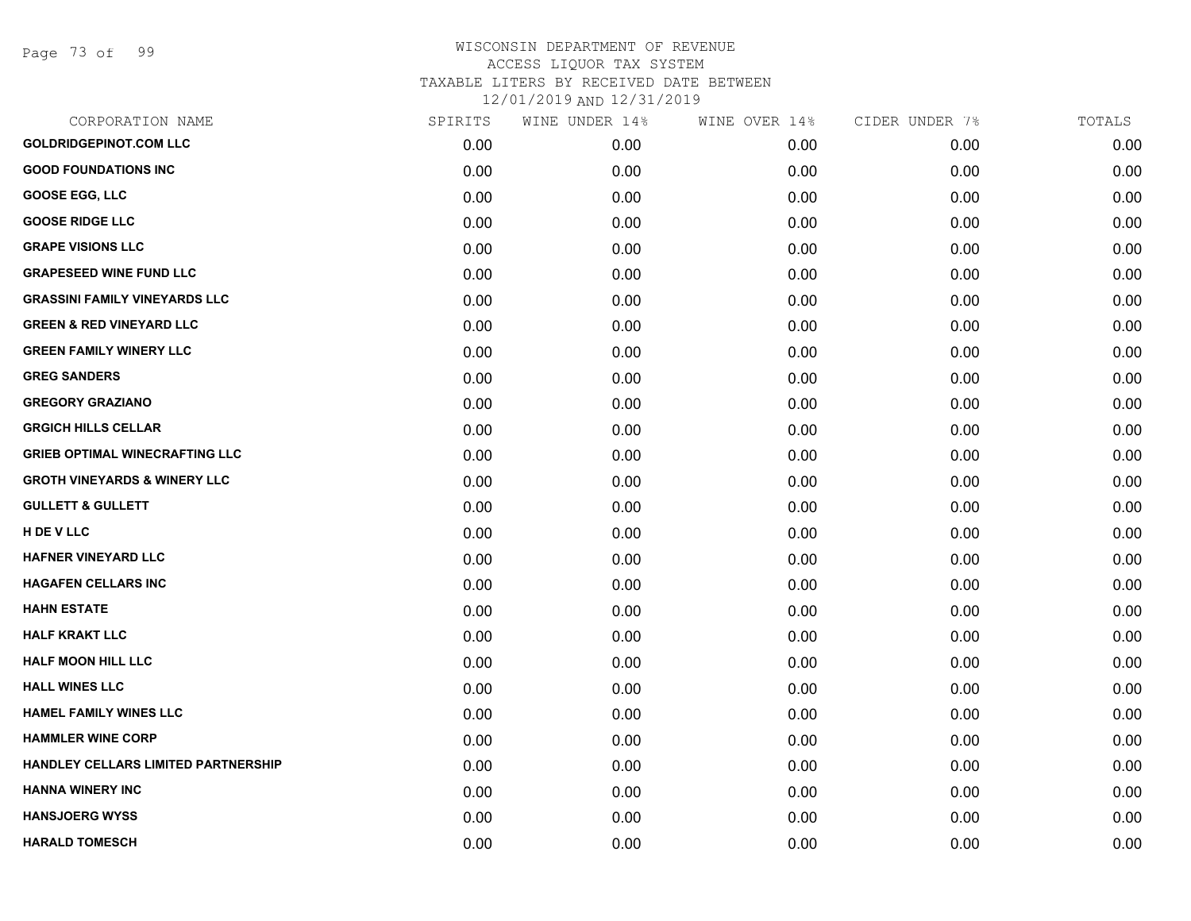WISCONSIN DEPARTMENT OF REVENUE
ACCESS LIQUOR TAX SYSTEM
TAXABLE LITERS BY RECEIVED DATE BETWEEN
12/01/2019 AND 12/31/2019

| CORPORATION NAME | SPIRITS | WINE UNDER 14% | WINE OVER 14% | CIDER UNDER 7% | TOTALS |
|---|---|---|---|---|---|
| GOLDRIDGEPINOT.COM LLC | 0.00 | 0.00 | 0.00 | 0.00 | 0.00 |
| GOOD FOUNDATIONS INC | 0.00 | 0.00 | 0.00 | 0.00 | 0.00 |
| GOOSE EGG, LLC | 0.00 | 0.00 | 0.00 | 0.00 | 0.00 |
| GOOSE RIDGE LLC | 0.00 | 0.00 | 0.00 | 0.00 | 0.00 |
| GRAPE VISIONS LLC | 0.00 | 0.00 | 0.00 | 0.00 | 0.00 |
| GRAPESEED WINE FUND LLC | 0.00 | 0.00 | 0.00 | 0.00 | 0.00 |
| GRASSINI FAMILY VINEYARDS LLC | 0.00 | 0.00 | 0.00 | 0.00 | 0.00 |
| GREEN & RED VINEYARD LLC | 0.00 | 0.00 | 0.00 | 0.00 | 0.00 |
| GREEN FAMILY WINERY LLC | 0.00 | 0.00 | 0.00 | 0.00 | 0.00 |
| GREG SANDERS | 0.00 | 0.00 | 0.00 | 0.00 | 0.00 |
| GREGORY GRAZIANO | 0.00 | 0.00 | 0.00 | 0.00 | 0.00 |
| GRGICH HILLS CELLAR | 0.00 | 0.00 | 0.00 | 0.00 | 0.00 |
| GRIEB OPTIMAL WINECRAFTING LLC | 0.00 | 0.00 | 0.00 | 0.00 | 0.00 |
| GROTH VINEYARDS & WINERY LLC | 0.00 | 0.00 | 0.00 | 0.00 | 0.00 |
| GULLETT & GULLETT | 0.00 | 0.00 | 0.00 | 0.00 | 0.00 |
| H DE V LLC | 0.00 | 0.00 | 0.00 | 0.00 | 0.00 |
| HAFNER VINEYARD LLC | 0.00 | 0.00 | 0.00 | 0.00 | 0.00 |
| HAGAFEN CELLARS INC | 0.00 | 0.00 | 0.00 | 0.00 | 0.00 |
| HAHN ESTATE | 0.00 | 0.00 | 0.00 | 0.00 | 0.00 |
| HALF KRAKT LLC | 0.00 | 0.00 | 0.00 | 0.00 | 0.00 |
| HALF MOON HILL LLC | 0.00 | 0.00 | 0.00 | 0.00 | 0.00 |
| HALL WINES LLC | 0.00 | 0.00 | 0.00 | 0.00 | 0.00 |
| HAMEL FAMILY WINES LLC | 0.00 | 0.00 | 0.00 | 0.00 | 0.00 |
| HAMMLER WINE CORP | 0.00 | 0.00 | 0.00 | 0.00 | 0.00 |
| HANDLEY CELLARS LIMITED PARTNERSHIP | 0.00 | 0.00 | 0.00 | 0.00 | 0.00 |
| HANNA WINERY INC | 0.00 | 0.00 | 0.00 | 0.00 | 0.00 |
| HANSJOERG WYSS | 0.00 | 0.00 | 0.00 | 0.00 | 0.00 |
| HARALD TOMESCH | 0.00 | 0.00 | 0.00 | 0.00 | 0.00 |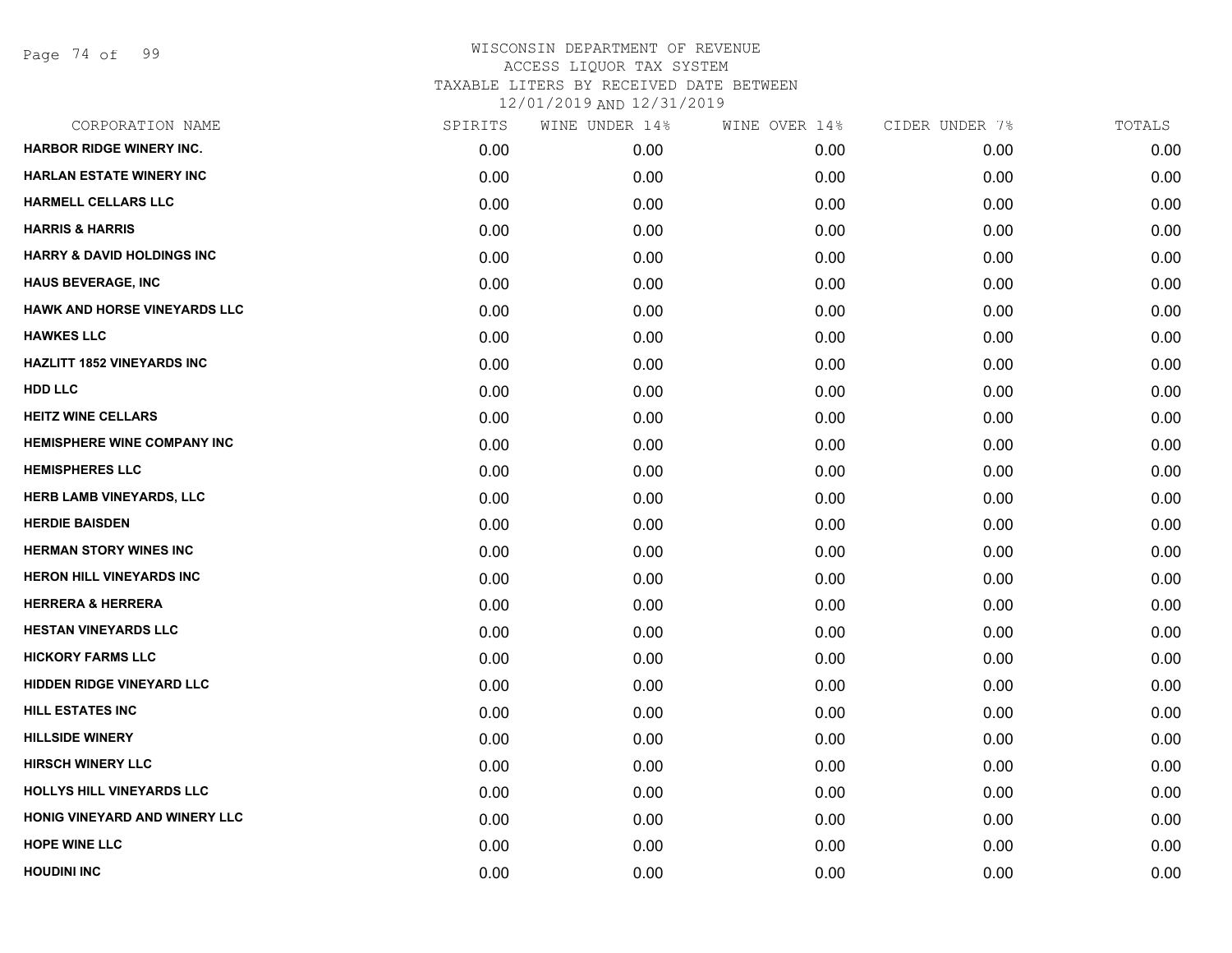# WISCONSIN DEPARTMENT OF REVENUE
ACCESS LIQUOR TAX SYSTEM
TAXABLE LITERS BY RECEIVED DATE BETWEEN
12/01/2019 AND 12/31/2019

| CORPORATION NAME | SPIRITS | WINE UNDER 14% | WINE OVER 14% | CIDER UNDER 7% | TOTALS |
|---|---|---|---|---|---|
| HARBOR RIDGE WINERY INC. | 0.00 | 0.00 | 0.00 | 0.00 | 0.00 |
| HARLAN ESTATE WINERY INC | 0.00 | 0.00 | 0.00 | 0.00 | 0.00 |
| HARMELL CELLARS LLC | 0.00 | 0.00 | 0.00 | 0.00 | 0.00 |
| HARRIS & HARRIS | 0.00 | 0.00 | 0.00 | 0.00 | 0.00 |
| HARRY & DAVID HOLDINGS INC | 0.00 | 0.00 | 0.00 | 0.00 | 0.00 |
| HAUS BEVERAGE, INC | 0.00 | 0.00 | 0.00 | 0.00 | 0.00 |
| HAWK AND HORSE VINEYARDS LLC | 0.00 | 0.00 | 0.00 | 0.00 | 0.00 |
| HAWKES LLC | 0.00 | 0.00 | 0.00 | 0.00 | 0.00 |
| HAZLITT 1852 VINEYARDS INC | 0.00 | 0.00 | 0.00 | 0.00 | 0.00 |
| HDD LLC | 0.00 | 0.00 | 0.00 | 0.00 | 0.00 |
| HEITZ WINE CELLARS | 0.00 | 0.00 | 0.00 | 0.00 | 0.00 |
| HEMISPHERE WINE COMPANY INC | 0.00 | 0.00 | 0.00 | 0.00 | 0.00 |
| HEMISPHERES LLC | 0.00 | 0.00 | 0.00 | 0.00 | 0.00 |
| HERB LAMB VINEYARDS, LLC | 0.00 | 0.00 | 0.00 | 0.00 | 0.00 |
| HERDIE BAISDEN | 0.00 | 0.00 | 0.00 | 0.00 | 0.00 |
| HERMAN STORY WINES INC | 0.00 | 0.00 | 0.00 | 0.00 | 0.00 |
| HERON HILL VINEYARDS INC | 0.00 | 0.00 | 0.00 | 0.00 | 0.00 |
| HERRERA & HERRERA | 0.00 | 0.00 | 0.00 | 0.00 | 0.00 |
| HESTAN VINEYARDS LLC | 0.00 | 0.00 | 0.00 | 0.00 | 0.00 |
| HICKORY FARMS LLC | 0.00 | 0.00 | 0.00 | 0.00 | 0.00 |
| HIDDEN RIDGE VINEYARD LLC | 0.00 | 0.00 | 0.00 | 0.00 | 0.00 |
| HILL ESTATES INC | 0.00 | 0.00 | 0.00 | 0.00 | 0.00 |
| HILLSIDE WINERY | 0.00 | 0.00 | 0.00 | 0.00 | 0.00 |
| HIRSCH WINERY LLC | 0.00 | 0.00 | 0.00 | 0.00 | 0.00 |
| HOLLYS HILL VINEYARDS LLC | 0.00 | 0.00 | 0.00 | 0.00 | 0.00 |
| HONIG VINEYARD AND WINERY LLC | 0.00 | 0.00 | 0.00 | 0.00 | 0.00 |
| HOPE WINE LLC | 0.00 | 0.00 | 0.00 | 0.00 | 0.00 |
| HOUDINI INC | 0.00 | 0.00 | 0.00 | 0.00 | 0.00 |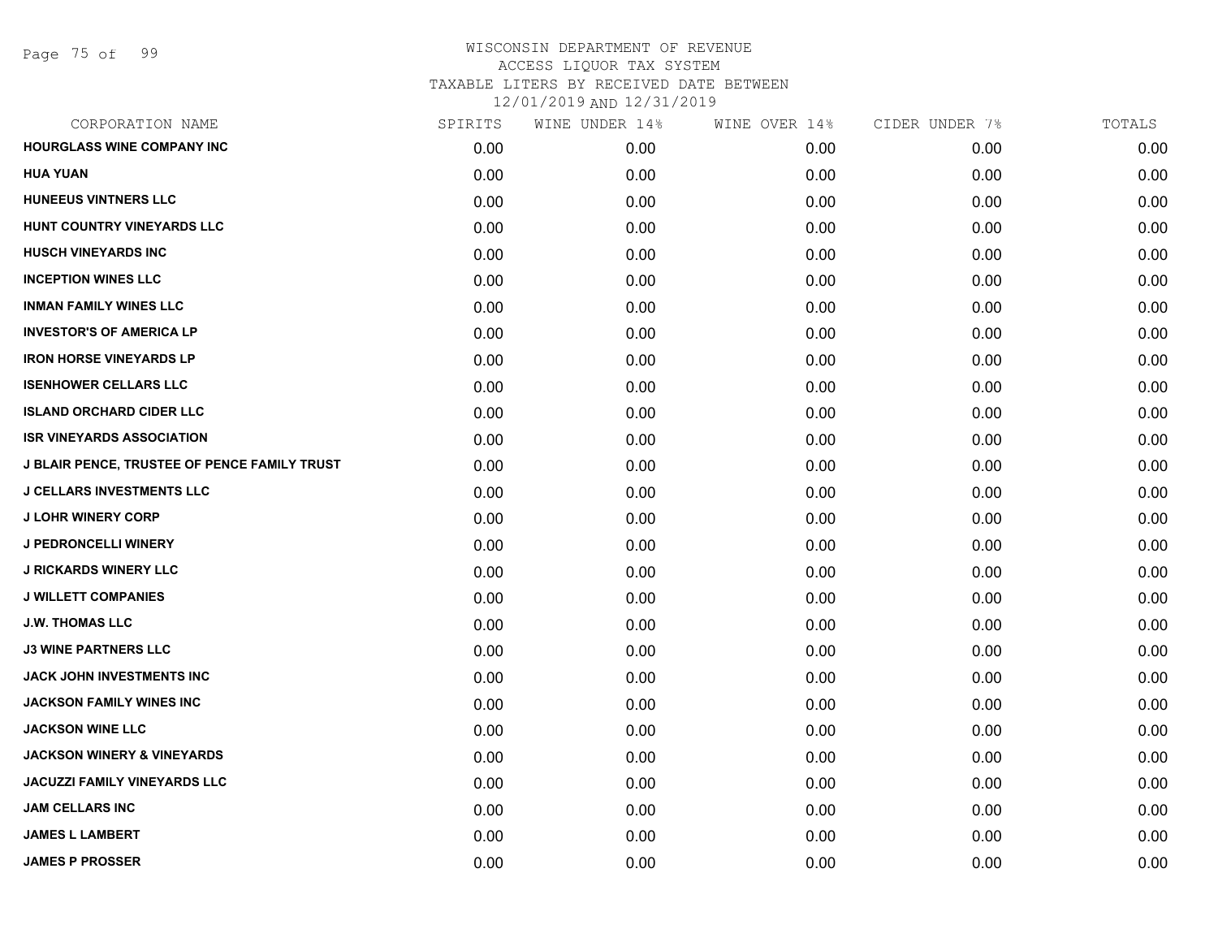# WISCONSIN DEPARTMENT OF REVENUE
## ACCESS LIQUOR TAX SYSTEM
### TAXABLE LITERS BY RECEIVED DATE BETWEEN 12/01/2019 AND 12/31/2019

| CORPORATION NAME | SPIRITS | WINE UNDER 14% | WINE OVER 14% | CIDER UNDER 7% | TOTALS |
|---|---|---|---|---|---|
| HOURGLASS WINE COMPANY INC | 0.00 | 0.00 | 0.00 | 0.00 | 0.00 |
| HUA YUAN | 0.00 | 0.00 | 0.00 | 0.00 | 0.00 |
| HUNEEUS VINTNERS LLC | 0.00 | 0.00 | 0.00 | 0.00 | 0.00 |
| HUNT COUNTRY VINEYARDS LLC | 0.00 | 0.00 | 0.00 | 0.00 | 0.00 |
| HUSCH VINEYARDS INC | 0.00 | 0.00 | 0.00 | 0.00 | 0.00 |
| INCEPTION WINES LLC | 0.00 | 0.00 | 0.00 | 0.00 | 0.00 |
| INMAN FAMILY WINES LLC | 0.00 | 0.00 | 0.00 | 0.00 | 0.00 |
| INVESTOR'S OF AMERICA LP | 0.00 | 0.00 | 0.00 | 0.00 | 0.00 |
| IRON HORSE VINEYARDS LP | 0.00 | 0.00 | 0.00 | 0.00 | 0.00 |
| ISENHOWER CELLARS LLC | 0.00 | 0.00 | 0.00 | 0.00 | 0.00 |
| ISLAND ORCHARD CIDER LLC | 0.00 | 0.00 | 0.00 | 0.00 | 0.00 |
| ISR VINEYARDS ASSOCIATION | 0.00 | 0.00 | 0.00 | 0.00 | 0.00 |
| J BLAIR PENCE, TRUSTEE OF PENCE FAMILY TRUST | 0.00 | 0.00 | 0.00 | 0.00 | 0.00 |
| J CELLARS INVESTMENTS LLC | 0.00 | 0.00 | 0.00 | 0.00 | 0.00 |
| J LOHR WINERY CORP | 0.00 | 0.00 | 0.00 | 0.00 | 0.00 |
| J PEDRONCELLI WINERY | 0.00 | 0.00 | 0.00 | 0.00 | 0.00 |
| J RICKARDS WINERY LLC | 0.00 | 0.00 | 0.00 | 0.00 | 0.00 |
| J WILLETT COMPANIES | 0.00 | 0.00 | 0.00 | 0.00 | 0.00 |
| J.W. THOMAS LLC | 0.00 | 0.00 | 0.00 | 0.00 | 0.00 |
| J3 WINE PARTNERS LLC | 0.00 | 0.00 | 0.00 | 0.00 | 0.00 |
| JACK JOHN INVESTMENTS INC | 0.00 | 0.00 | 0.00 | 0.00 | 0.00 |
| JACKSON FAMILY WINES INC | 0.00 | 0.00 | 0.00 | 0.00 | 0.00 |
| JACKSON WINE LLC | 0.00 | 0.00 | 0.00 | 0.00 | 0.00 |
| JACKSON WINERY & VINEYARDS | 0.00 | 0.00 | 0.00 | 0.00 | 0.00 |
| JACUZZI FAMILY VINEYARDS LLC | 0.00 | 0.00 | 0.00 | 0.00 | 0.00 |
| JAM CELLARS INC | 0.00 | 0.00 | 0.00 | 0.00 | 0.00 |
| JAMES L LAMBERT | 0.00 | 0.00 | 0.00 | 0.00 | 0.00 |
| JAMES P PROSSER | 0.00 | 0.00 | 0.00 | 0.00 | 0.00 |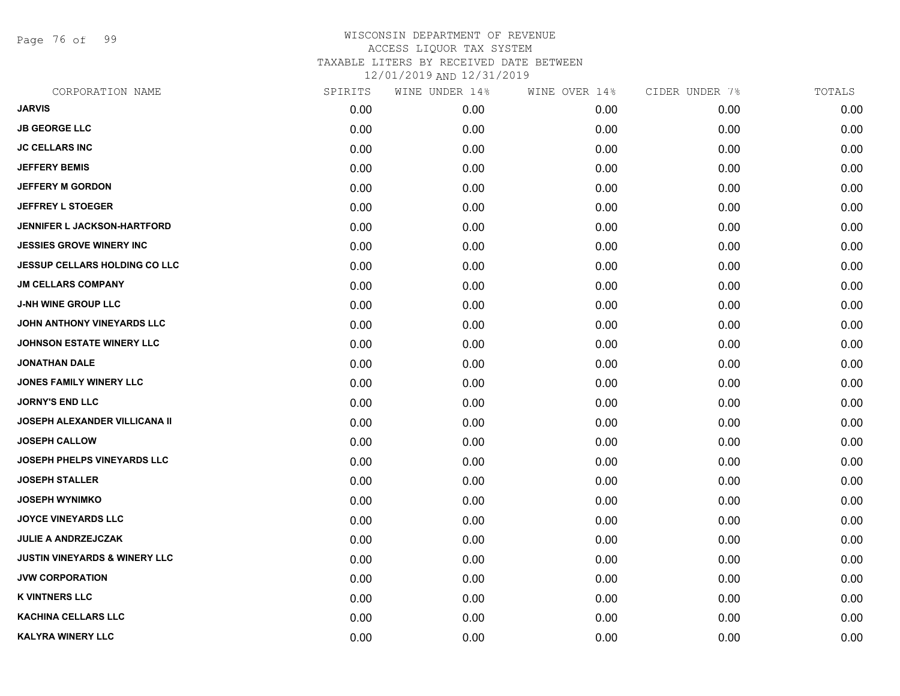# WISCONSIN DEPARTMENT OF REVENUE
## ACCESS LIQUOR TAX SYSTEM
### TAXABLE LITERS BY RECEIVED DATE BETWEEN 12/01/2019 AND 12/31/2019

| CORPORATION NAME | SPIRITS | WINE UNDER 14% | WINE OVER 14% | CIDER UNDER 7% | TOTALS |
|---|---|---|---|---|---|
| JARVIS | 0.00 | 0.00 | 0.00 | 0.00 | 0.00 |
| JB GEORGE LLC | 0.00 | 0.00 | 0.00 | 0.00 | 0.00 |
| JC CELLARS INC | 0.00 | 0.00 | 0.00 | 0.00 | 0.00 |
| JEFFERY BEMIS | 0.00 | 0.00 | 0.00 | 0.00 | 0.00 |
| JEFFERY M GORDON | 0.00 | 0.00 | 0.00 | 0.00 | 0.00 |
| JEFFREY L STOEGER | 0.00 | 0.00 | 0.00 | 0.00 | 0.00 |
| JENNIFER L JACKSON-HARTFORD | 0.00 | 0.00 | 0.00 | 0.00 | 0.00 |
| JESSIES GROVE WINERY INC | 0.00 | 0.00 | 0.00 | 0.00 | 0.00 |
| JESSUP CELLARS HOLDING CO LLC | 0.00 | 0.00 | 0.00 | 0.00 | 0.00 |
| JM CELLARS COMPANY | 0.00 | 0.00 | 0.00 | 0.00 | 0.00 |
| J-NH WINE GROUP LLC | 0.00 | 0.00 | 0.00 | 0.00 | 0.00 |
| JOHN ANTHONY VINEYARDS LLC | 0.00 | 0.00 | 0.00 | 0.00 | 0.00 |
| JOHNSON ESTATE WINERY LLC | 0.00 | 0.00 | 0.00 | 0.00 | 0.00 |
| JONATHAN DALE | 0.00 | 0.00 | 0.00 | 0.00 | 0.00 |
| JONES FAMILY WINERY LLC | 0.00 | 0.00 | 0.00 | 0.00 | 0.00 |
| JORNY'S END LLC | 0.00 | 0.00 | 0.00 | 0.00 | 0.00 |
| JOSEPH ALEXANDER VILLICANA II | 0.00 | 0.00 | 0.00 | 0.00 | 0.00 |
| JOSEPH CALLOW | 0.00 | 0.00 | 0.00 | 0.00 | 0.00 |
| JOSEPH PHELPS VINEYARDS LLC | 0.00 | 0.00 | 0.00 | 0.00 | 0.00 |
| JOSEPH STALLER | 0.00 | 0.00 | 0.00 | 0.00 | 0.00 |
| JOSEPH WYNIMKO | 0.00 | 0.00 | 0.00 | 0.00 | 0.00 |
| JOYCE VINEYARDS LLC | 0.00 | 0.00 | 0.00 | 0.00 | 0.00 |
| JULIE A ANDRZEJCZAK | 0.00 | 0.00 | 0.00 | 0.00 | 0.00 |
| JUSTIN VINEYARDS & WINERY LLC | 0.00 | 0.00 | 0.00 | 0.00 | 0.00 |
| JVW CORPORATION | 0.00 | 0.00 | 0.00 | 0.00 | 0.00 |
| K VINTNERS LLC | 0.00 | 0.00 | 0.00 | 0.00 | 0.00 |
| KACHINA CELLARS LLC | 0.00 | 0.00 | 0.00 | 0.00 | 0.00 |
| KALYRA WINERY LLC | 0.00 | 0.00 | 0.00 | 0.00 | 0.00 |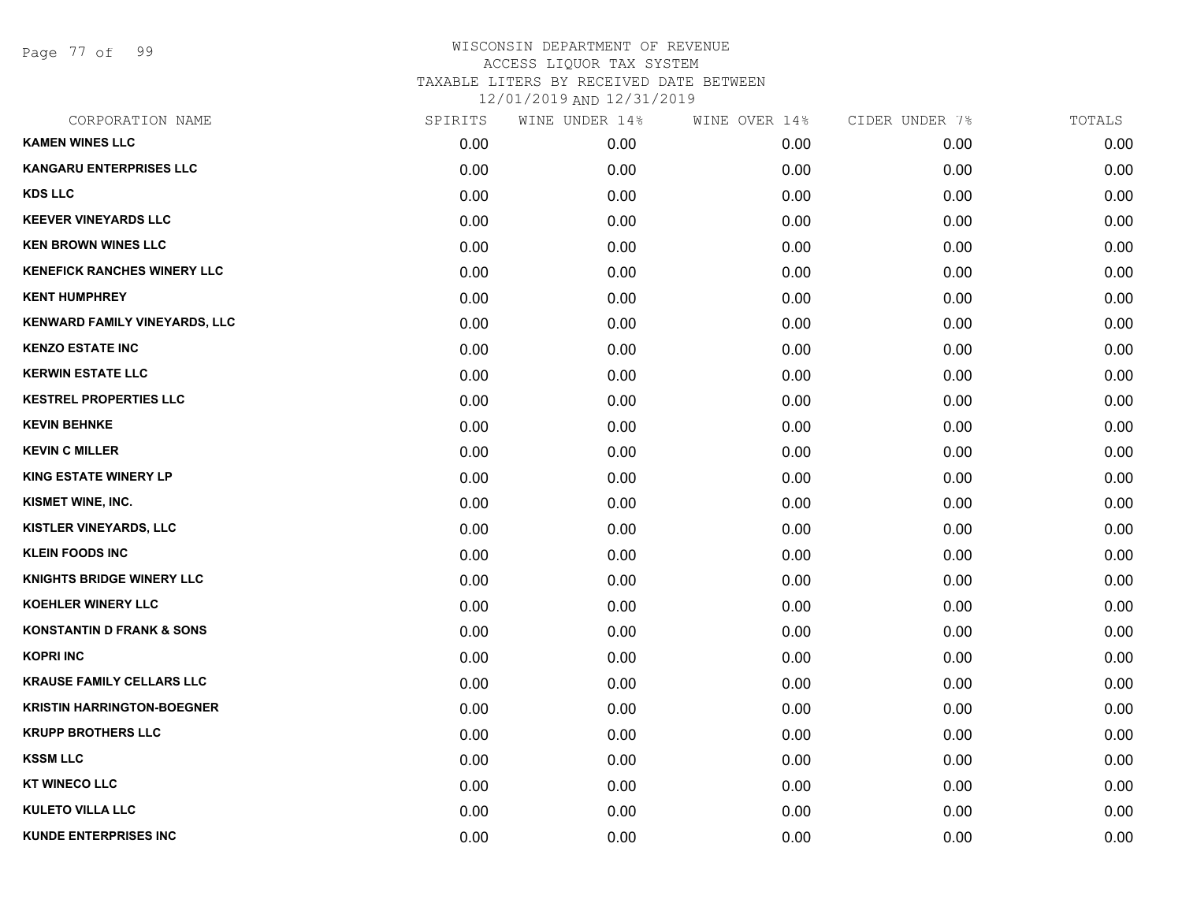# WISCONSIN DEPARTMENT OF REVENUE
## ACCESS LIQUOR TAX SYSTEM
### TAXABLE LITERS BY RECEIVED DATE BETWEEN 12/01/2019 AND 12/31/2019

| CORPORATION NAME | SPIRITS | WINE UNDER 14% | WINE OVER 14% | CIDER UNDER 7% | TOTALS |
|---|---|---|---|---|---|
| KAMEN WINES LLC | 0.00 | 0.00 | 0.00 | 0.00 | 0.00 |
| KANGARU ENTERPRISES LLC | 0.00 | 0.00 | 0.00 | 0.00 | 0.00 |
| KDS LLC | 0.00 | 0.00 | 0.00 | 0.00 | 0.00 |
| KEEVER VINEYARDS LLC | 0.00 | 0.00 | 0.00 | 0.00 | 0.00 |
| KEN BROWN WINES LLC | 0.00 | 0.00 | 0.00 | 0.00 | 0.00 |
| KENEFICK RANCHES WINERY LLC | 0.00 | 0.00 | 0.00 | 0.00 | 0.00 |
| KENT HUMPHREY | 0.00 | 0.00 | 0.00 | 0.00 | 0.00 |
| KENWARD FAMILY VINEYARDS, LLC | 0.00 | 0.00 | 0.00 | 0.00 | 0.00 |
| KENZO ESTATE INC | 0.00 | 0.00 | 0.00 | 0.00 | 0.00 |
| KERWIN ESTATE LLC | 0.00 | 0.00 | 0.00 | 0.00 | 0.00 |
| KESTREL PROPERTIES LLC | 0.00 | 0.00 | 0.00 | 0.00 | 0.00 |
| KEVIN BEHNKE | 0.00 | 0.00 | 0.00 | 0.00 | 0.00 |
| KEVIN C MILLER | 0.00 | 0.00 | 0.00 | 0.00 | 0.00 |
| KING ESTATE WINERY LP | 0.00 | 0.00 | 0.00 | 0.00 | 0.00 |
| KISMET WINE, INC. | 0.00 | 0.00 | 0.00 | 0.00 | 0.00 |
| KISTLER VINEYARDS, LLC | 0.00 | 0.00 | 0.00 | 0.00 | 0.00 |
| KLEIN FOODS INC | 0.00 | 0.00 | 0.00 | 0.00 | 0.00 |
| KNIGHTS BRIDGE WINERY LLC | 0.00 | 0.00 | 0.00 | 0.00 | 0.00 |
| KOEHLER WINERY LLC | 0.00 | 0.00 | 0.00 | 0.00 | 0.00 |
| KONSTANTIN D FRANK & SONS | 0.00 | 0.00 | 0.00 | 0.00 | 0.00 |
| KOPRI INC | 0.00 | 0.00 | 0.00 | 0.00 | 0.00 |
| KRAUSE FAMILY CELLARS LLC | 0.00 | 0.00 | 0.00 | 0.00 | 0.00 |
| KRISTIN HARRINGTON-BOEGNER | 0.00 | 0.00 | 0.00 | 0.00 | 0.00 |
| KRUPP BROTHERS LLC | 0.00 | 0.00 | 0.00 | 0.00 | 0.00 |
| KSSM LLC | 0.00 | 0.00 | 0.00 | 0.00 | 0.00 |
| KT WINECO LLC | 0.00 | 0.00 | 0.00 | 0.00 | 0.00 |
| KULETO VILLA LLC | 0.00 | 0.00 | 0.00 | 0.00 | 0.00 |
| KUNDE ENTERPRISES INC | 0.00 | 0.00 | 0.00 | 0.00 | 0.00 |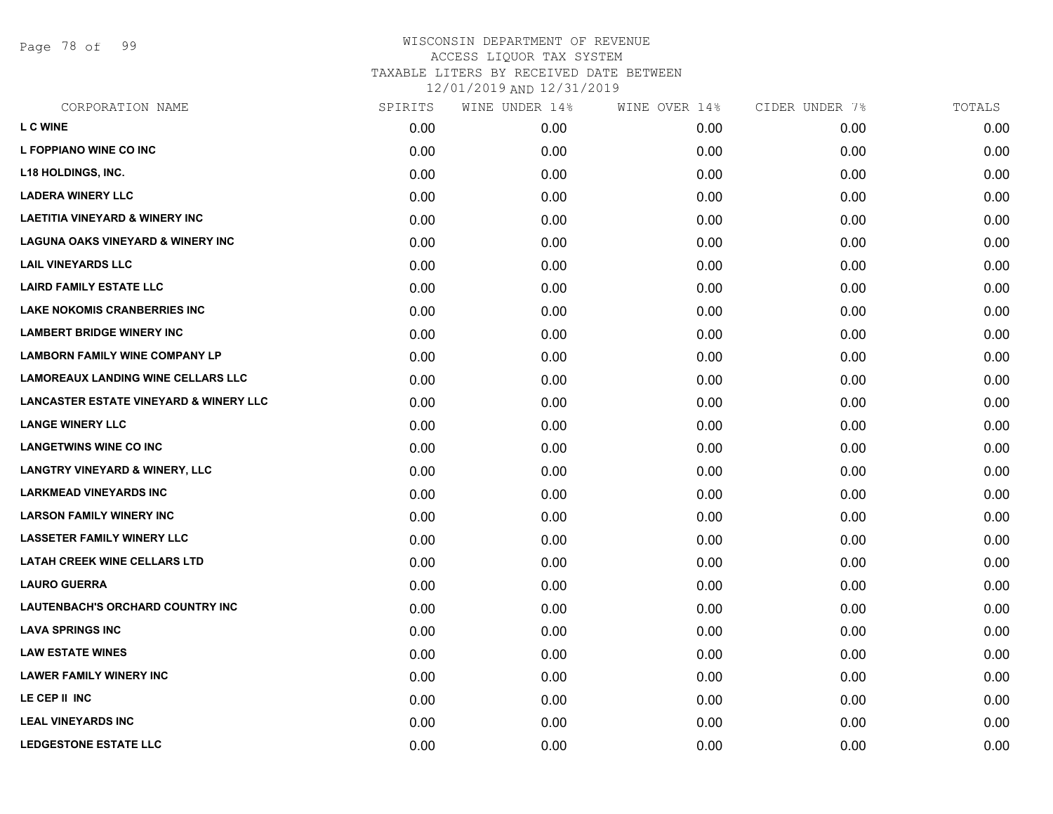WISCONSIN DEPARTMENT OF REVENUE
ACCESS LIQUOR TAX SYSTEM
TAXABLE LITERS BY RECEIVED DATE BETWEEN
12/01/2019 AND 12/31/2019

| CORPORATION NAME | SPIRITS | WINE UNDER 14% | WINE OVER 14% | CIDER UNDER 7% | TOTALS |
|---|---|---|---|---|---|
| L C WINE | 0.00 | 0.00 | 0.00 | 0.00 | 0.00 |
| L FOPPIANO WINE CO INC | 0.00 | 0.00 | 0.00 | 0.00 | 0.00 |
| L18 HOLDINGS, INC. | 0.00 | 0.00 | 0.00 | 0.00 | 0.00 |
| LADERA WINERY LLC | 0.00 | 0.00 | 0.00 | 0.00 | 0.00 |
| LAETITIA VINEYARD & WINERY INC | 0.00 | 0.00 | 0.00 | 0.00 | 0.00 |
| LAGUNA OAKS VINEYARD & WINERY INC | 0.00 | 0.00 | 0.00 | 0.00 | 0.00 |
| LAIL VINEYARDS LLC | 0.00 | 0.00 | 0.00 | 0.00 | 0.00 |
| LAIRD FAMILY ESTATE LLC | 0.00 | 0.00 | 0.00 | 0.00 | 0.00 |
| LAKE NOKOMIS CRANBERRIES INC | 0.00 | 0.00 | 0.00 | 0.00 | 0.00 |
| LAMBERT BRIDGE WINERY INC | 0.00 | 0.00 | 0.00 | 0.00 | 0.00 |
| LAMBORN FAMILY WINE COMPANY LP | 0.00 | 0.00 | 0.00 | 0.00 | 0.00 |
| LAMOREAUX LANDING WINE CELLARS LLC | 0.00 | 0.00 | 0.00 | 0.00 | 0.00 |
| LANCASTER ESTATE VINEYARD & WINERY LLC | 0.00 | 0.00 | 0.00 | 0.00 | 0.00 |
| LANGE WINERY LLC | 0.00 | 0.00 | 0.00 | 0.00 | 0.00 |
| LANGETWINS WINE CO INC | 0.00 | 0.00 | 0.00 | 0.00 | 0.00 |
| LANGTRY VINEYARD & WINERY, LLC | 0.00 | 0.00 | 0.00 | 0.00 | 0.00 |
| LARKMEAD VINEYARDS INC | 0.00 | 0.00 | 0.00 | 0.00 | 0.00 |
| LARSON FAMILY WINERY INC | 0.00 | 0.00 | 0.00 | 0.00 | 0.00 |
| LASSETER FAMILY WINERY LLC | 0.00 | 0.00 | 0.00 | 0.00 | 0.00 |
| LATAH CREEK WINE CELLARS LTD | 0.00 | 0.00 | 0.00 | 0.00 | 0.00 |
| LAURO GUERRA | 0.00 | 0.00 | 0.00 | 0.00 | 0.00 |
| LAUTENBACH'S ORCHARD COUNTRY INC | 0.00 | 0.00 | 0.00 | 0.00 | 0.00 |
| LAVA SPRINGS INC | 0.00 | 0.00 | 0.00 | 0.00 | 0.00 |
| LAW ESTATE WINES | 0.00 | 0.00 | 0.00 | 0.00 | 0.00 |
| LAWER FAMILY WINERY INC | 0.00 | 0.00 | 0.00 | 0.00 | 0.00 |
| LE CEP II INC | 0.00 | 0.00 | 0.00 | 0.00 | 0.00 |
| LEAL VINEYARDS INC | 0.00 | 0.00 | 0.00 | 0.00 | 0.00 |
| LEDGESTONE ESTATE LLC | 0.00 | 0.00 | 0.00 | 0.00 | 0.00 |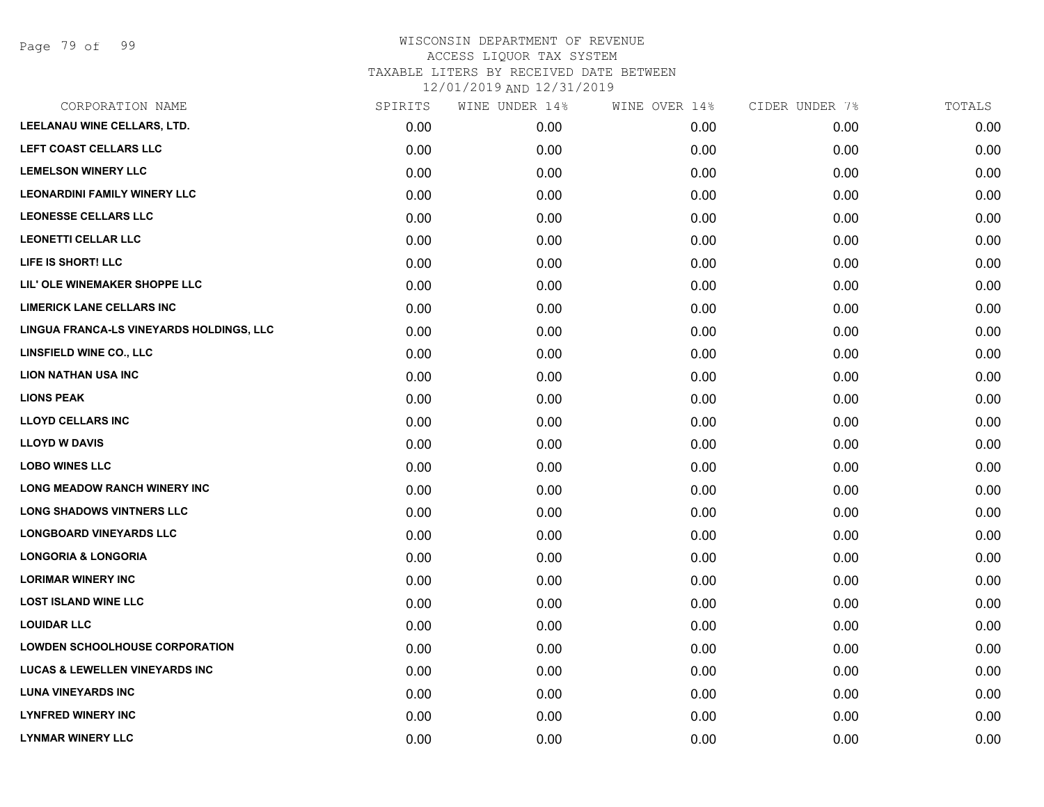WISCONSIN DEPARTMENT OF REVENUE
ACCESS LIQUOR TAX SYSTEM
TAXABLE LITERS BY RECEIVED DATE BETWEEN
12/01/2019 AND 12/31/2019

| CORPORATION NAME | SPIRITS | WINE UNDER 14% | WINE OVER 14% | CIDER UNDER 7% | TOTALS |
|---|---|---|---|---|---|
| LEELANAU WINE CELLARS, LTD. | 0.00 | 0.00 | 0.00 | 0.00 | 0.00 |
| LEFT COAST CELLARS LLC | 0.00 | 0.00 | 0.00 | 0.00 | 0.00 |
| LEMELSON WINERY LLC | 0.00 | 0.00 | 0.00 | 0.00 | 0.00 |
| LEONARDINI FAMILY WINERY LLC | 0.00 | 0.00 | 0.00 | 0.00 | 0.00 |
| LEONESSE CELLARS LLC | 0.00 | 0.00 | 0.00 | 0.00 | 0.00 |
| LEONETTI CELLAR LLC | 0.00 | 0.00 | 0.00 | 0.00 | 0.00 |
| LIFE IS SHORT! LLC | 0.00 | 0.00 | 0.00 | 0.00 | 0.00 |
| LIL' OLE WINEMAKER SHOPPE LLC | 0.00 | 0.00 | 0.00 | 0.00 | 0.00 |
| LIMERICK LANE CELLARS INC | 0.00 | 0.00 | 0.00 | 0.00 | 0.00 |
| LINGUA FRANCA-LS VINEYARDS HOLDINGS, LLC | 0.00 | 0.00 | 0.00 | 0.00 | 0.00 |
| LINSFIELD WINE CO., LLC | 0.00 | 0.00 | 0.00 | 0.00 | 0.00 |
| LION NATHAN USA INC | 0.00 | 0.00 | 0.00 | 0.00 | 0.00 |
| LIONS PEAK | 0.00 | 0.00 | 0.00 | 0.00 | 0.00 |
| LLOYD CELLARS INC | 0.00 | 0.00 | 0.00 | 0.00 | 0.00 |
| LLOYD W DAVIS | 0.00 | 0.00 | 0.00 | 0.00 | 0.00 |
| LOBO WINES LLC | 0.00 | 0.00 | 0.00 | 0.00 | 0.00 |
| LONG MEADOW RANCH WINERY INC | 0.00 | 0.00 | 0.00 | 0.00 | 0.00 |
| LONG SHADOWS VINTNERS LLC | 0.00 | 0.00 | 0.00 | 0.00 | 0.00 |
| LONGBOARD VINEYARDS LLC | 0.00 | 0.00 | 0.00 | 0.00 | 0.00 |
| LONGORIA & LONGORIA | 0.00 | 0.00 | 0.00 | 0.00 | 0.00 |
| LORIMAR WINERY INC | 0.00 | 0.00 | 0.00 | 0.00 | 0.00 |
| LOST ISLAND WINE LLC | 0.00 | 0.00 | 0.00 | 0.00 | 0.00 |
| LOUIDAR LLC | 0.00 | 0.00 | 0.00 | 0.00 | 0.00 |
| LOWDEN SCHOOLHOUSE CORPORATION | 0.00 | 0.00 | 0.00 | 0.00 | 0.00 |
| LUCAS & LEWELLEN VINEYARDS INC | 0.00 | 0.00 | 0.00 | 0.00 | 0.00 |
| LUNA VINEYARDS INC | 0.00 | 0.00 | 0.00 | 0.00 | 0.00 |
| LYNFRED WINERY INC | 0.00 | 0.00 | 0.00 | 0.00 | 0.00 |
| LYNMAR WINERY LLC | 0.00 | 0.00 | 0.00 | 0.00 | 0.00 |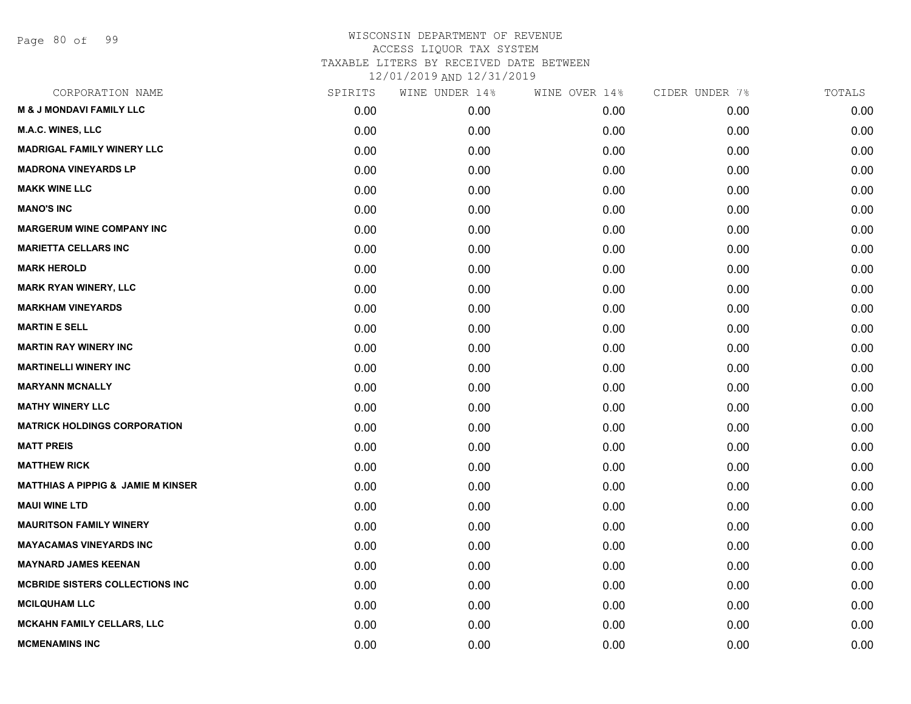WISCONSIN DEPARTMENT OF REVENUE
ACCESS LIQUOR TAX SYSTEM
TAXABLE LITERS BY RECEIVED DATE BETWEEN
12/01/2019 AND 12/31/2019

| CORPORATION NAME | SPIRITS | WINE UNDER 14% | WINE OVER 14% | CIDER UNDER 7% | TOTALS |
|---|---|---|---|---|---|
| **M & J MONDAVI FAMILY LLC** | 0.00 | 0.00 | 0.00 | 0.00 | 0.00 |
| **M.A.C. WINES, LLC** | 0.00 | 0.00 | 0.00 | 0.00 | 0.00 |
| **MADRIGAL FAMILY WINERY LLC** | 0.00 | 0.00 | 0.00 | 0.00 | 0.00 |
| **MADRONA VINEYARDS LP** | 0.00 | 0.00 | 0.00 | 0.00 | 0.00 |
| **MAKK WINE LLC** | 0.00 | 0.00 | 0.00 | 0.00 | 0.00 |
| **MANO'S INC** | 0.00 | 0.00 | 0.00 | 0.00 | 0.00 |
| **MARGERUM WINE COMPANY INC** | 0.00 | 0.00 | 0.00 | 0.00 | 0.00 |
| **MARIETTA CELLARS INC** | 0.00 | 0.00 | 0.00 | 0.00 | 0.00 |
| **MARK HEROLD** | 0.00 | 0.00 | 0.00 | 0.00 | 0.00 |
| **MARK RYAN WINERY, LLC** | 0.00 | 0.00 | 0.00 | 0.00 | 0.00 |
| **MARKHAM VINEYARDS** | 0.00 | 0.00 | 0.00 | 0.00 | 0.00 |
| **MARTIN E SELL** | 0.00 | 0.00 | 0.00 | 0.00 | 0.00 |
| **MARTIN RAY WINERY INC** | 0.00 | 0.00 | 0.00 | 0.00 | 0.00 |
| **MARTINELLI WINERY INC** | 0.00 | 0.00 | 0.00 | 0.00 | 0.00 |
| **MARYANN MCNALLY** | 0.00 | 0.00 | 0.00 | 0.00 | 0.00 |
| **MATHY WINERY LLC** | 0.00 | 0.00 | 0.00 | 0.00 | 0.00 |
| **MATRICK HOLDINGS CORPORATION** | 0.00 | 0.00 | 0.00 | 0.00 | 0.00 |
| **MATT PREIS** | 0.00 | 0.00 | 0.00 | 0.00 | 0.00 |
| **MATTHEW RICK** | 0.00 | 0.00 | 0.00 | 0.00 | 0.00 |
| **MATTHIAS A PIPPIG & JAMIE M KINSER** | 0.00 | 0.00 | 0.00 | 0.00 | 0.00 |
| **MAUI WINE LTD** | 0.00 | 0.00 | 0.00 | 0.00 | 0.00 |
| **MAURITSON FAMILY WINERY** | 0.00 | 0.00 | 0.00 | 0.00 | 0.00 |
| **MAYACAMAS VINEYARDS INC** | 0.00 | 0.00 | 0.00 | 0.00 | 0.00 |
| **MAYNARD JAMES KEENAN** | 0.00 | 0.00 | 0.00 | 0.00 | 0.00 |
| **MCBRIDE SISTERS COLLECTIONS INC** | 0.00 | 0.00 | 0.00 | 0.00 | 0.00 |
| **MCILQUHAM LLC** | 0.00 | 0.00 | 0.00 | 0.00 | 0.00 |
| **MCKAHN FAMILY CELLARS, LLC** | 0.00 | 0.00 | 0.00 | 0.00 | 0.00 |
| **MCMENAMINS INC** | 0.00 | 0.00 | 0.00 | 0.00 | 0.00 |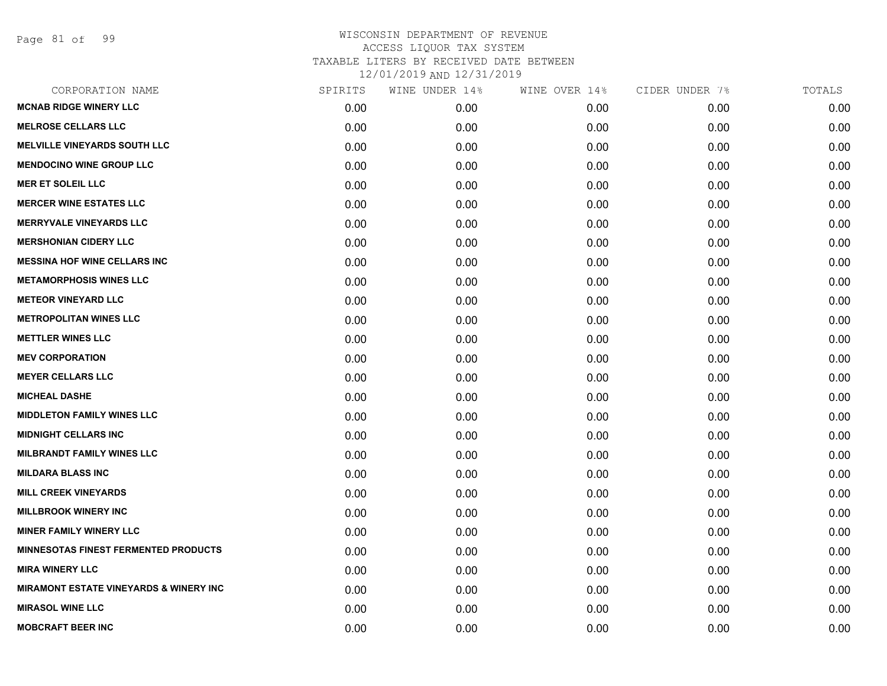WISCONSIN DEPARTMENT OF REVENUE
ACCESS LIQUOR TAX SYSTEM
TAXABLE LITERS BY RECEIVED DATE BETWEEN
12/01/2019 AND 12/31/2019

| CORPORATION NAME | SPIRITS | WINE UNDER 14% | WINE OVER 14% | CIDER UNDER 7% | TOTALS |
|---|---|---|---|---|---|
| **MCNAB RIDGE WINERY LLC** | 0.00 | 0.00 | 0.00 | 0.00 | 0.00 |
| **MELROSE CELLARS LLC** | 0.00 | 0.00 | 0.00 | 0.00 | 0.00 |
| **MELVILLE VINEYARDS SOUTH LLC** | 0.00 | 0.00 | 0.00 | 0.00 | 0.00 |
| **MENDOCINO WINE GROUP LLC** | 0.00 | 0.00 | 0.00 | 0.00 | 0.00 |
| **MER ET SOLEIL LLC** | 0.00 | 0.00 | 0.00 | 0.00 | 0.00 |
| **MERCER WINE ESTATES LLC** | 0.00 | 0.00 | 0.00 | 0.00 | 0.00 |
| **MERRYVALE VINEYARDS LLC** | 0.00 | 0.00 | 0.00 | 0.00 | 0.00 |
| **MERSHONIAN CIDERY LLC** | 0.00 | 0.00 | 0.00 | 0.00 | 0.00 |
| **MESSINA HOF WINE CELLARS INC** | 0.00 | 0.00 | 0.00 | 0.00 | 0.00 |
| **METAMORPHOSIS WINES LLC** | 0.00 | 0.00 | 0.00 | 0.00 | 0.00 |
| **METEOR VINEYARD LLC** | 0.00 | 0.00 | 0.00 | 0.00 | 0.00 |
| **METROPOLITAN WINES LLC** | 0.00 | 0.00 | 0.00 | 0.00 | 0.00 |
| **METTLER WINES LLC** | 0.00 | 0.00 | 0.00 | 0.00 | 0.00 |
| **MEV CORPORATION** | 0.00 | 0.00 | 0.00 | 0.00 | 0.00 |
| **MEYER CELLARS LLC** | 0.00 | 0.00 | 0.00 | 0.00 | 0.00 |
| **MICHEAL DASHE** | 0.00 | 0.00 | 0.00 | 0.00 | 0.00 |
| **MIDDLETON FAMILY WINES LLC** | 0.00 | 0.00 | 0.00 | 0.00 | 0.00 |
| **MIDNIGHT CELLARS INC** | 0.00 | 0.00 | 0.00 | 0.00 | 0.00 |
| **MILBRANDT FAMILY WINES LLC** | 0.00 | 0.00 | 0.00 | 0.00 | 0.00 |
| **MILDARA BLASS INC** | 0.00 | 0.00 | 0.00 | 0.00 | 0.00 |
| **MILL CREEK VINEYARDS** | 0.00 | 0.00 | 0.00 | 0.00 | 0.00 |
| **MILLBROOK WINERY INC** | 0.00 | 0.00 | 0.00 | 0.00 | 0.00 |
| **MINER FAMILY WINERY LLC** | 0.00 | 0.00 | 0.00 | 0.00 | 0.00 |
| **MINNESOTAS FINEST FERMENTED PRODUCTS** | 0.00 | 0.00 | 0.00 | 0.00 | 0.00 |
| **MIRA WINERY LLC** | 0.00 | 0.00 | 0.00 | 0.00 | 0.00 |
| **MIRAMONT ESTATE VINEYARDS & WINERY INC** | 0.00 | 0.00 | 0.00 | 0.00 | 0.00 |
| **MIRASOL WINE LLC** | 0.00 | 0.00 | 0.00 | 0.00 | 0.00 |
| **MOBCRAFT BEER INC** | 0.00 | 0.00 | 0.00 | 0.00 | 0.00 |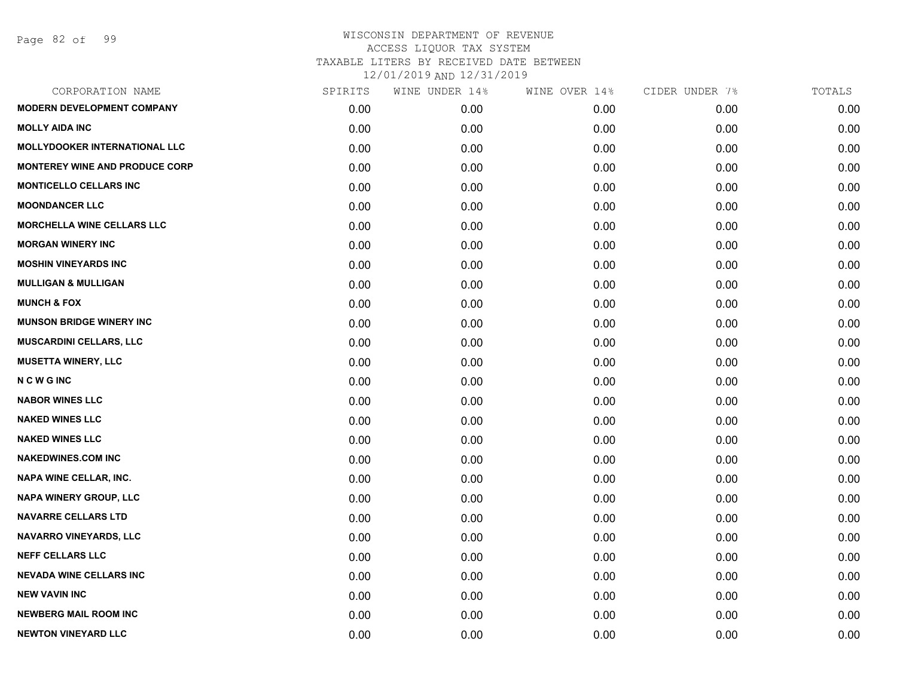WISCONSIN DEPARTMENT OF REVENUE
ACCESS LIQUOR TAX SYSTEM
TAXABLE LITERS BY RECEIVED DATE BETWEEN
12/01/2019 AND 12/31/2019

| CORPORATION NAME | SPIRITS | WINE UNDER 14% | WINE OVER 14% | CIDER UNDER 7% | TOTALS |
|---|---|---|---|---|---|
| MODERN DEVELOPMENT COMPANY | 0.00 | 0.00 | 0.00 | 0.00 | 0.00 |
| MOLLY AIDA INC | 0.00 | 0.00 | 0.00 | 0.00 | 0.00 |
| MOLLYDOOKER INTERNATIONAL LLC | 0.00 | 0.00 | 0.00 | 0.00 | 0.00 |
| MONTEREY WINE AND PRODUCE CORP | 0.00 | 0.00 | 0.00 | 0.00 | 0.00 |
| MONTICELLO CELLARS INC | 0.00 | 0.00 | 0.00 | 0.00 | 0.00 |
| MOONDANCER LLC | 0.00 | 0.00 | 0.00 | 0.00 | 0.00 |
| MORCHELLA WINE CELLARS LLC | 0.00 | 0.00 | 0.00 | 0.00 | 0.00 |
| MORGAN WINERY INC | 0.00 | 0.00 | 0.00 | 0.00 | 0.00 |
| MOSHIN VINEYARDS INC | 0.00 | 0.00 | 0.00 | 0.00 | 0.00 |
| MULLIGAN & MULLIGAN | 0.00 | 0.00 | 0.00 | 0.00 | 0.00 |
| MUNCH & FOX | 0.00 | 0.00 | 0.00 | 0.00 | 0.00 |
| MUNSON BRIDGE WINERY INC | 0.00 | 0.00 | 0.00 | 0.00 | 0.00 |
| MUSCARDINI CELLARS, LLC | 0.00 | 0.00 | 0.00 | 0.00 | 0.00 |
| MUSETTA WINERY, LLC | 0.00 | 0.00 | 0.00 | 0.00 | 0.00 |
| N C W G INC | 0.00 | 0.00 | 0.00 | 0.00 | 0.00 |
| NABOR WINES LLC | 0.00 | 0.00 | 0.00 | 0.00 | 0.00 |
| NAKED WINES LLC | 0.00 | 0.00 | 0.00 | 0.00 | 0.00 |
| NAKED WINES LLC | 0.00 | 0.00 | 0.00 | 0.00 | 0.00 |
| NAKEDWINES.COM INC | 0.00 | 0.00 | 0.00 | 0.00 | 0.00 |
| NAPA WINE CELLAR, INC. | 0.00 | 0.00 | 0.00 | 0.00 | 0.00 |
| NAPA WINERY GROUP, LLC | 0.00 | 0.00 | 0.00 | 0.00 | 0.00 |
| NAVARRE CELLARS LTD | 0.00 | 0.00 | 0.00 | 0.00 | 0.00 |
| NAVARRO VINEYARDS, LLC | 0.00 | 0.00 | 0.00 | 0.00 | 0.00 |
| NEFF CELLARS LLC | 0.00 | 0.00 | 0.00 | 0.00 | 0.00 |
| NEVADA WINE CELLARS INC | 0.00 | 0.00 | 0.00 | 0.00 | 0.00 |
| NEW VAVIN INC | 0.00 | 0.00 | 0.00 | 0.00 | 0.00 |
| NEWBERG MAIL ROOM INC | 0.00 | 0.00 | 0.00 | 0.00 | 0.00 |
| NEWTON VINEYARD LLC | 0.00 | 0.00 | 0.00 | 0.00 | 0.00 |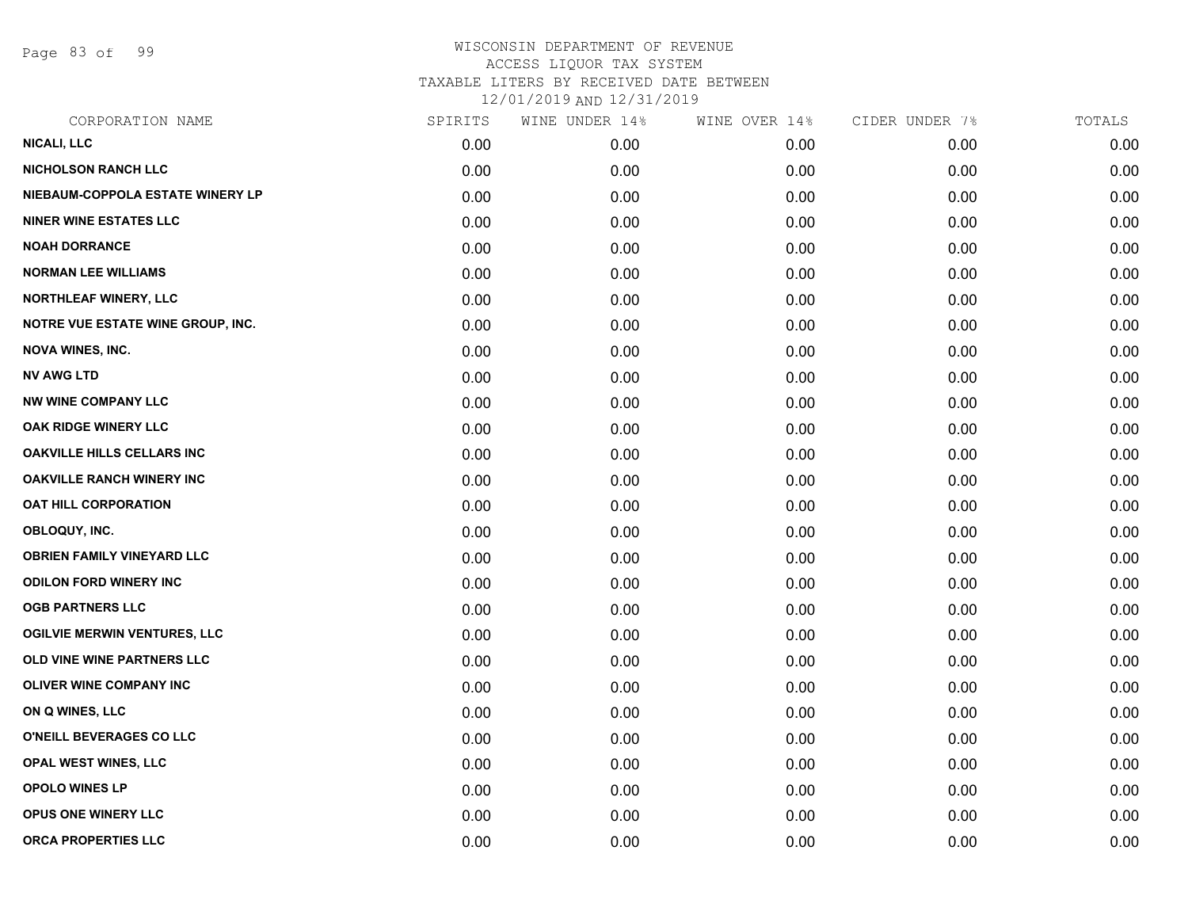# WISCONSIN DEPARTMENT OF REVENUE
## ACCESS LIQUOR TAX SYSTEM
### TAXABLE LITERS BY RECEIVED DATE BETWEEN 12/01/2019 AND 12/31/2019

| CORPORATION NAME | SPIRITS | WINE UNDER 14% | WINE OVER 14% | CIDER UNDER 7% | TOTALS |
|---|---|---|---|---|---|
| NICALI, LLC | 0.00 | 0.00 | 0.00 | 0.00 | 0.00 |
| NICHOLSON RANCH LLC | 0.00 | 0.00 | 0.00 | 0.00 | 0.00 |
| NIEBAUM-COPPOLA ESTATE WINERY LP | 0.00 | 0.00 | 0.00 | 0.00 | 0.00 |
| NINER WINE ESTATES LLC | 0.00 | 0.00 | 0.00 | 0.00 | 0.00 |
| NOAH DORRANCE | 0.00 | 0.00 | 0.00 | 0.00 | 0.00 |
| NORMAN LEE WILLIAMS | 0.00 | 0.00 | 0.00 | 0.00 | 0.00 |
| NORTHLEAF WINERY, LLC | 0.00 | 0.00 | 0.00 | 0.00 | 0.00 |
| NOTRE VUE ESTATE WINE GROUP, INC. | 0.00 | 0.00 | 0.00 | 0.00 | 0.00 |
| NOVA WINES, INC. | 0.00 | 0.00 | 0.00 | 0.00 | 0.00 |
| NV AWG LTD | 0.00 | 0.00 | 0.00 | 0.00 | 0.00 |
| NW WINE COMPANY LLC | 0.00 | 0.00 | 0.00 | 0.00 | 0.00 |
| OAK RIDGE WINERY LLC | 0.00 | 0.00 | 0.00 | 0.00 | 0.00 |
| OAKVILLE HILLS CELLARS INC | 0.00 | 0.00 | 0.00 | 0.00 | 0.00 |
| OAKVILLE RANCH WINERY INC | 0.00 | 0.00 | 0.00 | 0.00 | 0.00 |
| OAT HILL CORPORATION | 0.00 | 0.00 | 0.00 | 0.00 | 0.00 |
| OBLOQUY, INC. | 0.00 | 0.00 | 0.00 | 0.00 | 0.00 |
| OBRIEN FAMILY VINEYARD LLC | 0.00 | 0.00 | 0.00 | 0.00 | 0.00 |
| ODILON FORD WINERY INC | 0.00 | 0.00 | 0.00 | 0.00 | 0.00 |
| OGB PARTNERS LLC | 0.00 | 0.00 | 0.00 | 0.00 | 0.00 |
| OGILVIE MERWIN VENTURES, LLC | 0.00 | 0.00 | 0.00 | 0.00 | 0.00 |
| OLD VINE WINE PARTNERS LLC | 0.00 | 0.00 | 0.00 | 0.00 | 0.00 |
| OLIVER WINE COMPANY INC | 0.00 | 0.00 | 0.00 | 0.00 | 0.00 |
| ON Q WINES, LLC | 0.00 | 0.00 | 0.00 | 0.00 | 0.00 |
| O'NEILL BEVERAGES CO LLC | 0.00 | 0.00 | 0.00 | 0.00 | 0.00 |
| OPAL WEST WINES, LLC | 0.00 | 0.00 | 0.00 | 0.00 | 0.00 |
| OPOLO WINES LP | 0.00 | 0.00 | 0.00 | 0.00 | 0.00 |
| OPUS ONE WINERY LLC | 0.00 | 0.00 | 0.00 | 0.00 | 0.00 |
| ORCA PROPERTIES LLC | 0.00 | 0.00 | 0.00 | 0.00 | 0.00 |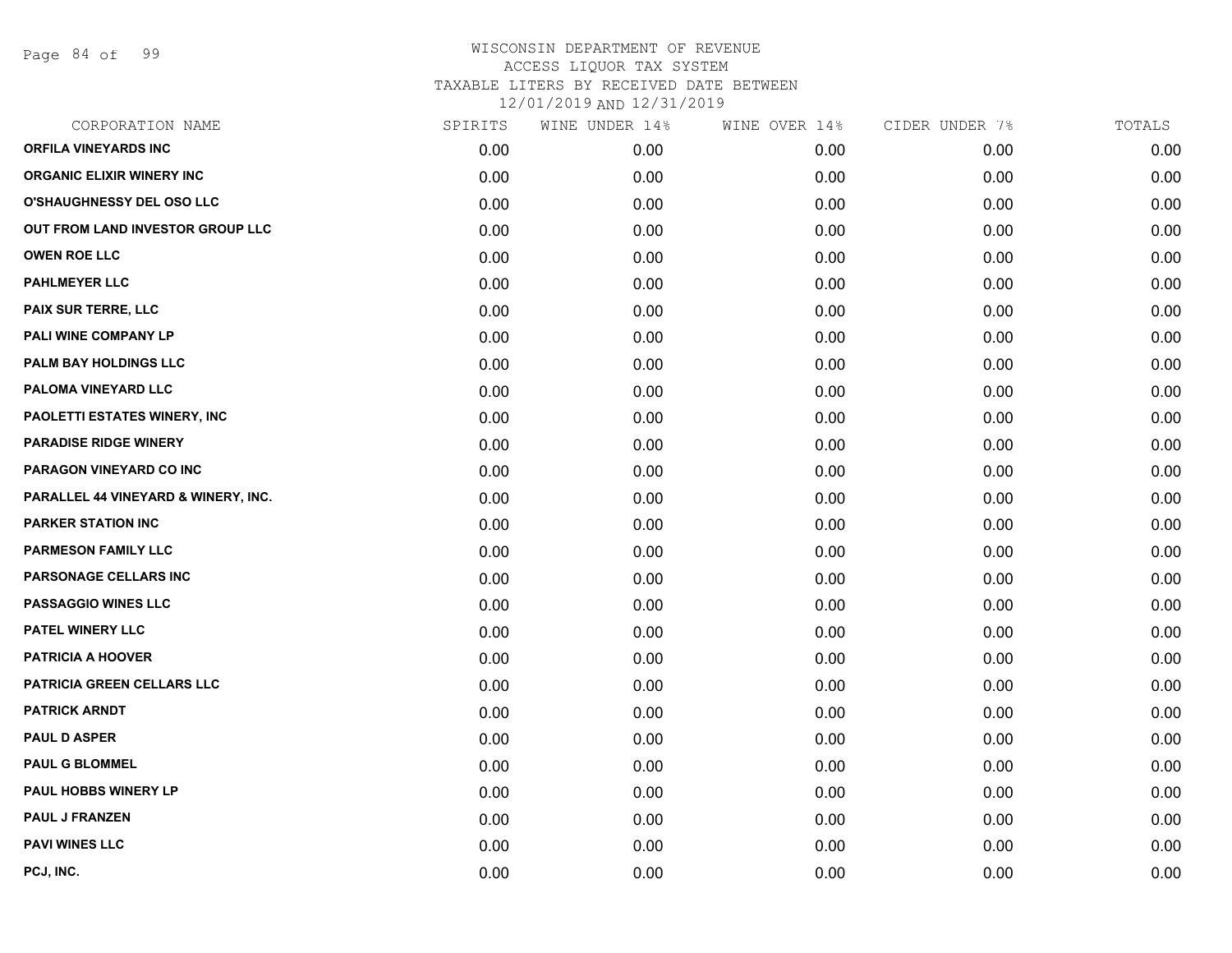# WISCONSIN DEPARTMENT OF REVENUE
## ACCESS LIQUOR TAX SYSTEM
### TAXABLE LITERS BY RECEIVED DATE BETWEEN 12/01/2019 AND 12/31/2019

| CORPORATION NAME | SPIRITS | WINE UNDER 14% | WINE OVER 14% | CIDER UNDER 7% | TOTALS |
|---|---|---|---|---|---|
| ORFILA VINEYARDS INC | 0.00 | 0.00 | 0.00 | 0.00 | 0.00 |
| ORGANIC ELIXIR WINERY INC | 0.00 | 0.00 | 0.00 | 0.00 | 0.00 |
| O'SHAUGHNESSY DEL OSO LLC | 0.00 | 0.00 | 0.00 | 0.00 | 0.00 |
| OUT FROM LAND INVESTOR GROUP LLC | 0.00 | 0.00 | 0.00 | 0.00 | 0.00 |
| OWEN ROE LLC | 0.00 | 0.00 | 0.00 | 0.00 | 0.00 |
| PAHLMEYER LLC | 0.00 | 0.00 | 0.00 | 0.00 | 0.00 |
| PAIX SUR TERRE, LLC | 0.00 | 0.00 | 0.00 | 0.00 | 0.00 |
| PALI WINE COMPANY LP | 0.00 | 0.00 | 0.00 | 0.00 | 0.00 |
| PALM BAY HOLDINGS LLC | 0.00 | 0.00 | 0.00 | 0.00 | 0.00 |
| PALOMA VINEYARD LLC | 0.00 | 0.00 | 0.00 | 0.00 | 0.00 |
| PAOLETTI ESTATES WINERY, INC | 0.00 | 0.00 | 0.00 | 0.00 | 0.00 |
| PARADISE RIDGE WINERY | 0.00 | 0.00 | 0.00 | 0.00 | 0.00 |
| PARAGON VINEYARD CO INC | 0.00 | 0.00 | 0.00 | 0.00 | 0.00 |
| PARALLEL 44 VINEYARD & WINERY, INC. | 0.00 | 0.00 | 0.00 | 0.00 | 0.00 |
| PARKER STATION INC | 0.00 | 0.00 | 0.00 | 0.00 | 0.00 |
| PARMESON FAMILY LLC | 0.00 | 0.00 | 0.00 | 0.00 | 0.00 |
| PARSONAGE CELLARS INC | 0.00 | 0.00 | 0.00 | 0.00 | 0.00 |
| PASSAGGIO WINES LLC | 0.00 | 0.00 | 0.00 | 0.00 | 0.00 |
| PATEL WINERY LLC | 0.00 | 0.00 | 0.00 | 0.00 | 0.00 |
| PATRICIA A HOOVER | 0.00 | 0.00 | 0.00 | 0.00 | 0.00 |
| PATRICIA GREEN CELLARS LLC | 0.00 | 0.00 | 0.00 | 0.00 | 0.00 |
| PATRICK ARNDT | 0.00 | 0.00 | 0.00 | 0.00 | 0.00 |
| PAUL D ASPER | 0.00 | 0.00 | 0.00 | 0.00 | 0.00 |
| PAUL G BLOMMEL | 0.00 | 0.00 | 0.00 | 0.00 | 0.00 |
| PAUL HOBBS WINERY LP | 0.00 | 0.00 | 0.00 | 0.00 | 0.00 |
| PAUL J FRANZEN | 0.00 | 0.00 | 0.00 | 0.00 | 0.00 |
| PAVI WINES LLC | 0.00 | 0.00 | 0.00 | 0.00 | 0.00 |
| PCJ, INC. | 0.00 | 0.00 | 0.00 | 0.00 | 0.00 |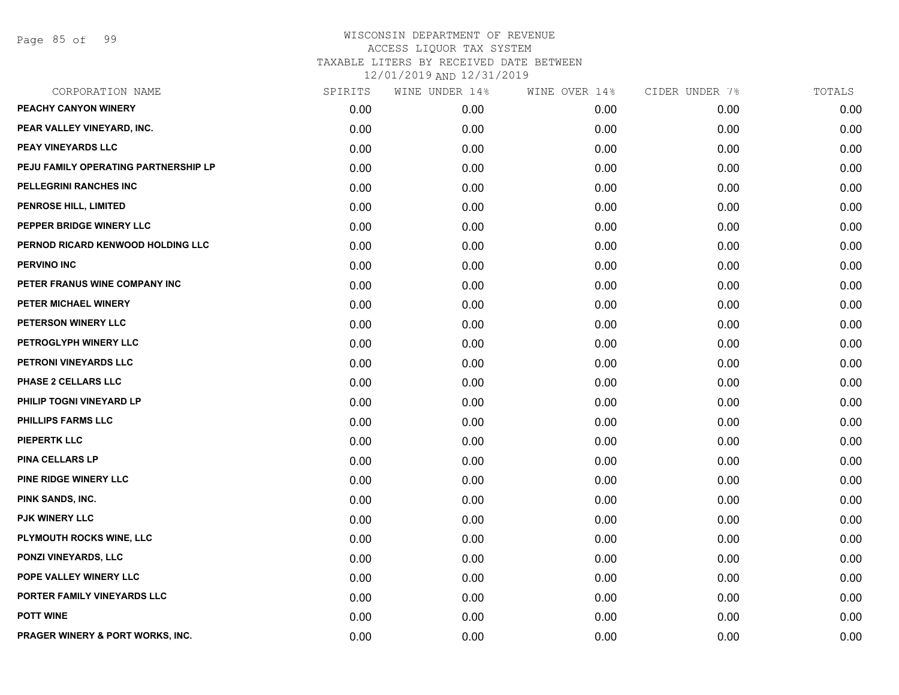# WISCONSIN DEPARTMENT OF REVENUE
## ACCESS LIQUOR TAX SYSTEM
## TAXABLE LITERS BY RECEIVED DATE BETWEEN
## 12/01/2019 AND 12/31/2019

| CORPORATION NAME | SPIRITS | WINE UNDER 14% | WINE OVER 14% | CIDER UNDER 7% | TOTALS |
|---|---|---|---|---|---|
| PEACHY CANYON WINERY | 0.00 | 0.00 | 0.00 | 0.00 | 0.00 |
| PEAR VALLEY VINEYARD, INC. | 0.00 | 0.00 | 0.00 | 0.00 | 0.00 |
| PEAY VINEYARDS LLC | 0.00 | 0.00 | 0.00 | 0.00 | 0.00 |
| PEJU FAMILY OPERATING PARTNERSHIP LP | 0.00 | 0.00 | 0.00 | 0.00 | 0.00 |
| PELLEGRINI RANCHES INC | 0.00 | 0.00 | 0.00 | 0.00 | 0.00 |
| PENROSE HILL, LIMITED | 0.00 | 0.00 | 0.00 | 0.00 | 0.00 |
| PEPPER BRIDGE WINERY LLC | 0.00 | 0.00 | 0.00 | 0.00 | 0.00 |
| PERNOD RICARD KENWOOD HOLDING LLC | 0.00 | 0.00 | 0.00 | 0.00 | 0.00 |
| PERVINO INC | 0.00 | 0.00 | 0.00 | 0.00 | 0.00 |
| PETER FRANUS WINE COMPANY INC | 0.00 | 0.00 | 0.00 | 0.00 | 0.00 |
| PETER MICHAEL WINERY | 0.00 | 0.00 | 0.00 | 0.00 | 0.00 |
| PETERSON WINERY LLC | 0.00 | 0.00 | 0.00 | 0.00 | 0.00 |
| PETROGLYPH WINERY LLC | 0.00 | 0.00 | 0.00 | 0.00 | 0.00 |
| PETRONI VINEYARDS LLC | 0.00 | 0.00 | 0.00 | 0.00 | 0.00 |
| PHASE 2 CELLARS LLC | 0.00 | 0.00 | 0.00 | 0.00 | 0.00 |
| PHILIP TOGNI VINEYARD LP | 0.00 | 0.00 | 0.00 | 0.00 | 0.00 |
| PHILLIPS FARMS LLC | 0.00 | 0.00 | 0.00 | 0.00 | 0.00 |
| PIEPERTK LLC | 0.00 | 0.00 | 0.00 | 0.00 | 0.00 |
| PINA CELLARS LP | 0.00 | 0.00 | 0.00 | 0.00 | 0.00 |
| PINE RIDGE WINERY LLC | 0.00 | 0.00 | 0.00 | 0.00 | 0.00 |
| PINK SANDS, INC. | 0.00 | 0.00 | 0.00 | 0.00 | 0.00 |
| PJK WINERY LLC | 0.00 | 0.00 | 0.00 | 0.00 | 0.00 |
| PLYMOUTH ROCKS WINE, LLC | 0.00 | 0.00 | 0.00 | 0.00 | 0.00 |
| PONZI VINEYARDS, LLC | 0.00 | 0.00 | 0.00 | 0.00 | 0.00 |
| POPE VALLEY WINERY LLC | 0.00 | 0.00 | 0.00 | 0.00 | 0.00 |
| PORTER FAMILY VINEYARDS LLC | 0.00 | 0.00 | 0.00 | 0.00 | 0.00 |
| POTT WINE | 0.00 | 0.00 | 0.00 | 0.00 | 0.00 |
| PRAGER WINERY & PORT WORKS, INC. | 0.00 | 0.00 | 0.00 | 0.00 | 0.00 |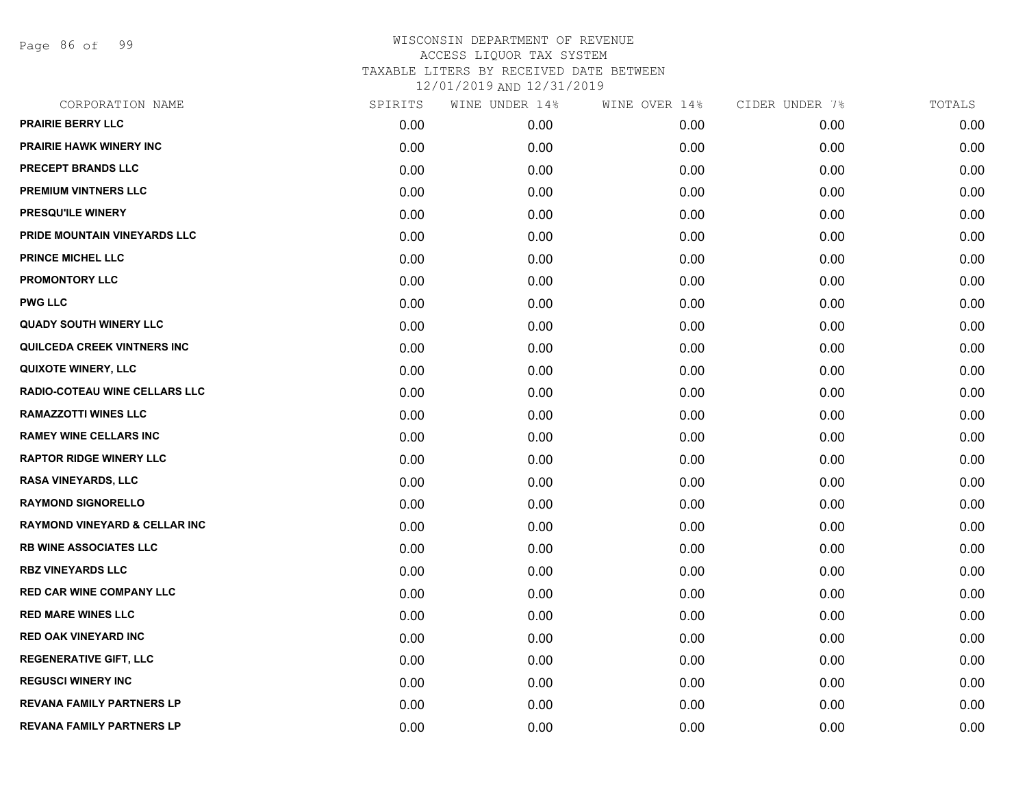WISCONSIN DEPARTMENT OF REVENUE
ACCESS LIQUOR TAX SYSTEM
TAXABLE LITERS BY RECEIVED DATE BETWEEN
12/01/2019 AND 12/31/2019

| CORPORATION NAME | SPIRITS | WINE UNDER 14% | WINE OVER 14% | CIDER UNDER 7% | TOTALS |
|---|---|---|---|---|---|
| PRAIRIE BERRY LLC | 0.00 | 0.00 | 0.00 | 0.00 | 0.00 |
| PRAIRIE HAWK WINERY INC | 0.00 | 0.00 | 0.00 | 0.00 | 0.00 |
| PRECEPT BRANDS LLC | 0.00 | 0.00 | 0.00 | 0.00 | 0.00 |
| PREMIUM VINTNERS LLC | 0.00 | 0.00 | 0.00 | 0.00 | 0.00 |
| PRESQU'ILE WINERY | 0.00 | 0.00 | 0.00 | 0.00 | 0.00 |
| PRIDE MOUNTAIN VINEYARDS LLC | 0.00 | 0.00 | 0.00 | 0.00 | 0.00 |
| PRINCE MICHEL LLC | 0.00 | 0.00 | 0.00 | 0.00 | 0.00 |
| PROMONTORY LLC | 0.00 | 0.00 | 0.00 | 0.00 | 0.00 |
| PWG LLC | 0.00 | 0.00 | 0.00 | 0.00 | 0.00 |
| QUADY SOUTH WINERY LLC | 0.00 | 0.00 | 0.00 | 0.00 | 0.00 |
| QUILCEDA CREEK VINTNERS INC | 0.00 | 0.00 | 0.00 | 0.00 | 0.00 |
| QUIXOTE WINERY, LLC | 0.00 | 0.00 | 0.00 | 0.00 | 0.00 |
| RADIO-COTEAU WINE CELLARS LLC | 0.00 | 0.00 | 0.00 | 0.00 | 0.00 |
| RAMAZZOTTI WINES LLC | 0.00 | 0.00 | 0.00 | 0.00 | 0.00 |
| RAMEY WINE CELLARS INC | 0.00 | 0.00 | 0.00 | 0.00 | 0.00 |
| RAPTOR RIDGE WINERY LLC | 0.00 | 0.00 | 0.00 | 0.00 | 0.00 |
| RASA VINEYARDS, LLC | 0.00 | 0.00 | 0.00 | 0.00 | 0.00 |
| RAYMOND SIGNORELLO | 0.00 | 0.00 | 0.00 | 0.00 | 0.00 |
| RAYMOND VINEYARD & CELLAR INC | 0.00 | 0.00 | 0.00 | 0.00 | 0.00 |
| RB WINE ASSOCIATES LLC | 0.00 | 0.00 | 0.00 | 0.00 | 0.00 |
| RBZ VINEYARDS LLC | 0.00 | 0.00 | 0.00 | 0.00 | 0.00 |
| RED CAR WINE COMPANY LLC | 0.00 | 0.00 | 0.00 | 0.00 | 0.00 |
| RED MARE WINES LLC | 0.00 | 0.00 | 0.00 | 0.00 | 0.00 |
| RED OAK VINEYARD INC | 0.00 | 0.00 | 0.00 | 0.00 | 0.00 |
| REGENERATIVE GIFT, LLC | 0.00 | 0.00 | 0.00 | 0.00 | 0.00 |
| REGUSCI WINERY INC | 0.00 | 0.00 | 0.00 | 0.00 | 0.00 |
| REVANA FAMILY PARTNERS LP | 0.00 | 0.00 | 0.00 | 0.00 | 0.00 |
| REVANA FAMILY PARTNERS LP | 0.00 | 0.00 | 0.00 | 0.00 | 0.00 |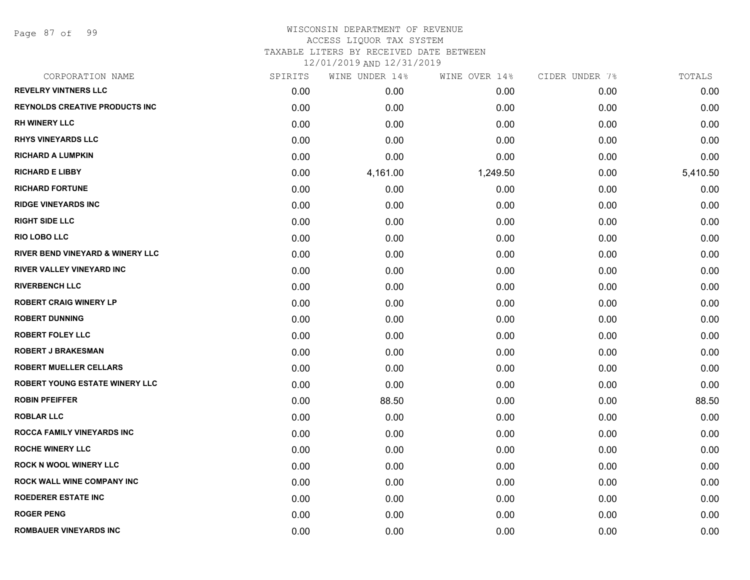WISCONSIN DEPARTMENT OF REVENUE
ACCESS LIQUOR TAX SYSTEM
TAXABLE LITERS BY RECEIVED DATE BETWEEN
12/01/2019 AND 12/31/2019

| CORPORATION NAME | SPIRITS | WINE UNDER 14% | WINE OVER 14% | CIDER UNDER 7% | TOTALS |
|---|---|---|---|---|---|
| REVELRY VINTNERS LLC | 0.00 | 0.00 | 0.00 | 0.00 | 0.00 |
| REYNOLDS CREATIVE PRODUCTS INC | 0.00 | 0.00 | 0.00 | 0.00 | 0.00 |
| RH WINERY LLC | 0.00 | 0.00 | 0.00 | 0.00 | 0.00 |
| RHYS VINEYARDS LLC | 0.00 | 0.00 | 0.00 | 0.00 | 0.00 |
| RICHARD A LUMPKIN | 0.00 | 0.00 | 0.00 | 0.00 | 0.00 |
| RICHARD E LIBBY | 0.00 | 4,161.00 | 1,249.50 | 0.00 | 5,410.50 |
| RICHARD FORTUNE | 0.00 | 0.00 | 0.00 | 0.00 | 0.00 |
| RIDGE VINEYARDS INC | 0.00 | 0.00 | 0.00 | 0.00 | 0.00 |
| RIGHT SIDE LLC | 0.00 | 0.00 | 0.00 | 0.00 | 0.00 |
| RIO LOBO LLC | 0.00 | 0.00 | 0.00 | 0.00 | 0.00 |
| RIVER BEND VINEYARD & WINERY LLC | 0.00 | 0.00 | 0.00 | 0.00 | 0.00 |
| RIVER VALLEY VINEYARD INC | 0.00 | 0.00 | 0.00 | 0.00 | 0.00 |
| RIVERBENCH LLC | 0.00 | 0.00 | 0.00 | 0.00 | 0.00 |
| ROBERT CRAIG WINERY LP | 0.00 | 0.00 | 0.00 | 0.00 | 0.00 |
| ROBERT DUNNING | 0.00 | 0.00 | 0.00 | 0.00 | 0.00 |
| ROBERT FOLEY LLC | 0.00 | 0.00 | 0.00 | 0.00 | 0.00 |
| ROBERT J BRAKESMAN | 0.00 | 0.00 | 0.00 | 0.00 | 0.00 |
| ROBERT MUELLER CELLARS | 0.00 | 0.00 | 0.00 | 0.00 | 0.00 |
| ROBERT YOUNG ESTATE WINERY LLC | 0.00 | 0.00 | 0.00 | 0.00 | 0.00 |
| ROBIN PFEIFFER | 0.00 | 88.50 | 0.00 | 0.00 | 88.50 |
| ROBLAR LLC | 0.00 | 0.00 | 0.00 | 0.00 | 0.00 |
| ROCCA FAMILY VINEYARDS INC | 0.00 | 0.00 | 0.00 | 0.00 | 0.00 |
| ROCHE WINERY LLC | 0.00 | 0.00 | 0.00 | 0.00 | 0.00 |
| ROCK N WOOL WINERY LLC | 0.00 | 0.00 | 0.00 | 0.00 | 0.00 |
| ROCK WALL WINE COMPANY INC | 0.00 | 0.00 | 0.00 | 0.00 | 0.00 |
| ROEDERER ESTATE INC | 0.00 | 0.00 | 0.00 | 0.00 | 0.00 |
| ROGER PENG | 0.00 | 0.00 | 0.00 | 0.00 | 0.00 |
| ROMBAUER VINEYARDS INC | 0.00 | 0.00 | 0.00 | 0.00 | 0.00 |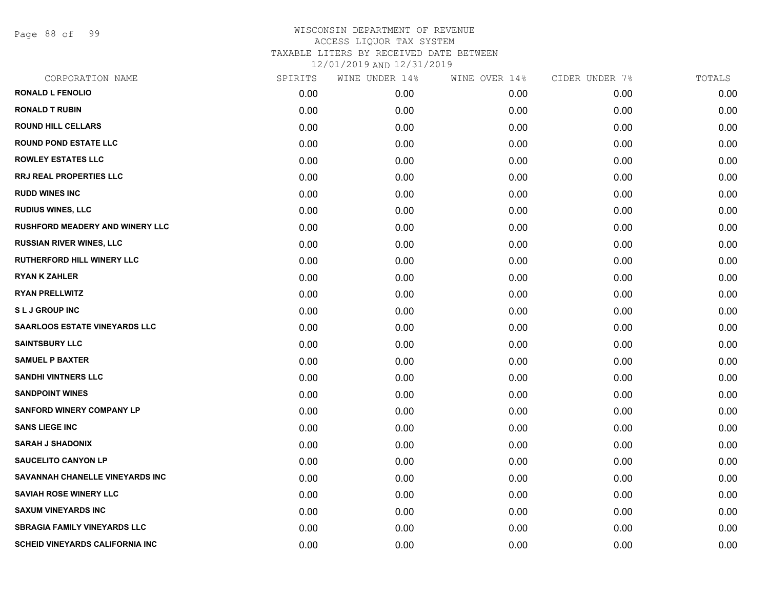# WISCONSIN DEPARTMENT OF REVENUE
ACCESS LIQUOR TAX SYSTEM
TAXABLE LITERS BY RECEIVED DATE BETWEEN
12/01/2019 AND 12/31/2019

| CORPORATION NAME | SPIRITS | WINE UNDER 14% | WINE OVER 14% | CIDER UNDER 7% | TOTALS |
|---|---|---|---|---|---|
| RONALD L FENOLIO | 0.00 | 0.00 | 0.00 | 0.00 | 0.00 |
| RONALD T RUBIN | 0.00 | 0.00 | 0.00 | 0.00 | 0.00 |
| ROUND HILL CELLARS | 0.00 | 0.00 | 0.00 | 0.00 | 0.00 |
| ROUND POND ESTATE LLC | 0.00 | 0.00 | 0.00 | 0.00 | 0.00 |
| ROWLEY ESTATES LLC | 0.00 | 0.00 | 0.00 | 0.00 | 0.00 |
| RRJ REAL PROPERTIES LLC | 0.00 | 0.00 | 0.00 | 0.00 | 0.00 |
| RUDD WINES INC | 0.00 | 0.00 | 0.00 | 0.00 | 0.00 |
| RUDIUS WINES, LLC | 0.00 | 0.00 | 0.00 | 0.00 | 0.00 |
| RUSHFORD MEADERY AND WINERY LLC | 0.00 | 0.00 | 0.00 | 0.00 | 0.00 |
| RUSSIAN RIVER WINES, LLC | 0.00 | 0.00 | 0.00 | 0.00 | 0.00 |
| RUTHERFORD HILL WINERY LLC | 0.00 | 0.00 | 0.00 | 0.00 | 0.00 |
| RYAN K ZAHLER | 0.00 | 0.00 | 0.00 | 0.00 | 0.00 |
| RYAN PRELLWITZ | 0.00 | 0.00 | 0.00 | 0.00 | 0.00 |
| S L J GROUP INC | 0.00 | 0.00 | 0.00 | 0.00 | 0.00 |
| SAARLOOS ESTATE VINEYARDS LLC | 0.00 | 0.00 | 0.00 | 0.00 | 0.00 |
| SAINTSBURY LLC | 0.00 | 0.00 | 0.00 | 0.00 | 0.00 |
| SAMUEL P BAXTER | 0.00 | 0.00 | 0.00 | 0.00 | 0.00 |
| SANDHI VINTNERS LLC | 0.00 | 0.00 | 0.00 | 0.00 | 0.00 |
| SANDPOINT WINES | 0.00 | 0.00 | 0.00 | 0.00 | 0.00 |
| SANFORD WINERY COMPANY LP | 0.00 | 0.00 | 0.00 | 0.00 | 0.00 |
| SANS LIEGE INC | 0.00 | 0.00 | 0.00 | 0.00 | 0.00 |
| SARAH J SHADONIX | 0.00 | 0.00 | 0.00 | 0.00 | 0.00 |
| SAUCELITO CANYON LP | 0.00 | 0.00 | 0.00 | 0.00 | 0.00 |
| SAVANNAH CHANELLE VINEYARDS INC | 0.00 | 0.00 | 0.00 | 0.00 | 0.00 |
| SAVIAH ROSE WINERY LLC | 0.00 | 0.00 | 0.00 | 0.00 | 0.00 |
| SAXUM VINEYARDS INC | 0.00 | 0.00 | 0.00 | 0.00 | 0.00 |
| SBRAGIA FAMILY VINEYARDS LLC | 0.00 | 0.00 | 0.00 | 0.00 | 0.00 |
| SCHEID VINEYARDS CALIFORNIA INC | 0.00 | 0.00 | 0.00 | 0.00 | 0.00 |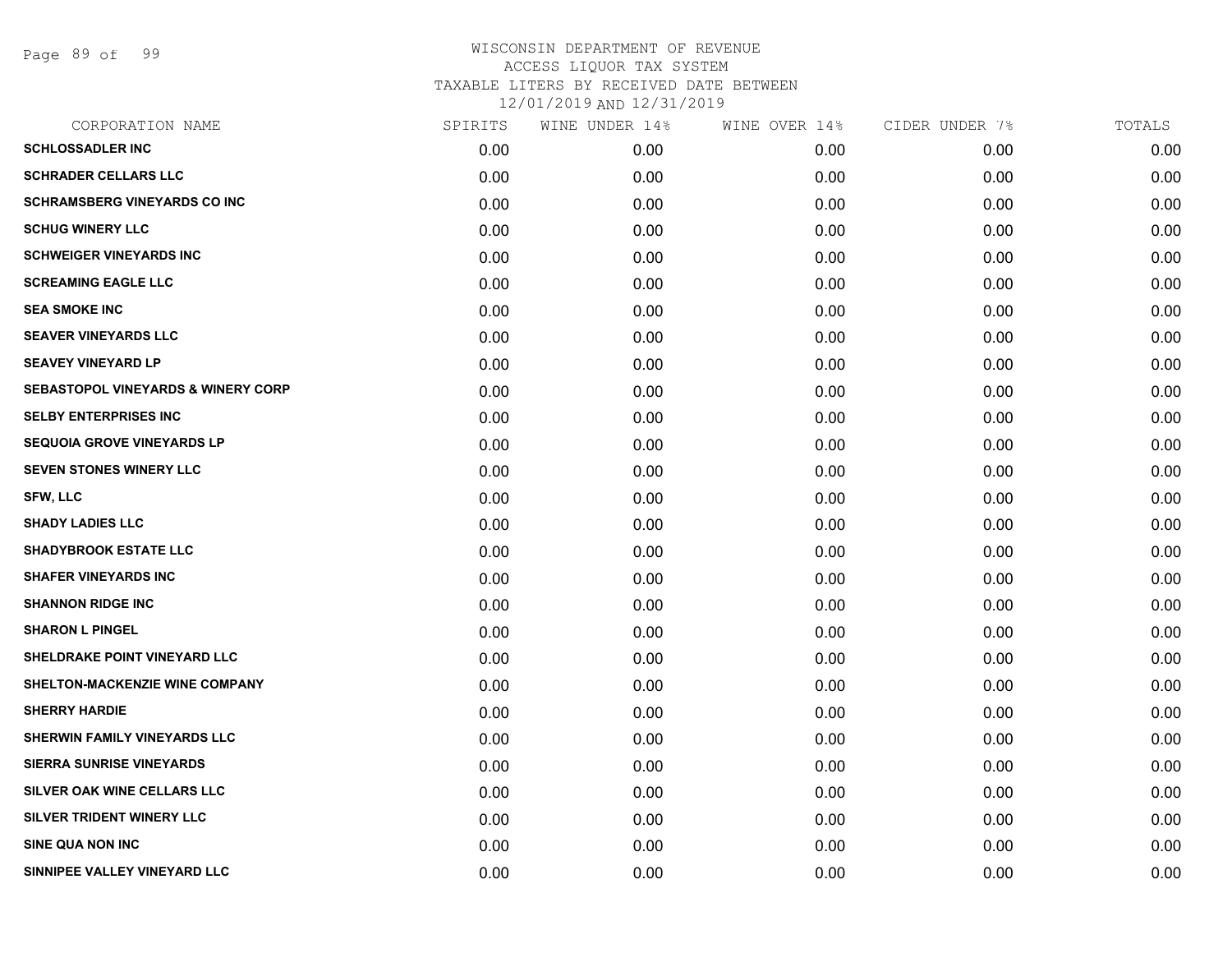WISCONSIN DEPARTMENT OF REVENUE
ACCESS LIQUOR TAX SYSTEM
TAXABLE LITERS BY RECEIVED DATE BETWEEN
12/01/2019 AND 12/31/2019

| CORPORATION NAME | SPIRITS | WINE UNDER 14% | WINE OVER 14% | CIDER UNDER 7% | TOTALS |
|---|---|---|---|---|---|
| SCHLOSSADLER INC | 0.00 | 0.00 | 0.00 | 0.00 | 0.00 |
| SCHRADER CELLARS LLC | 0.00 | 0.00 | 0.00 | 0.00 | 0.00 |
| SCHRAMSBERG VINEYARDS CO INC | 0.00 | 0.00 | 0.00 | 0.00 | 0.00 |
| SCHUG WINERY LLC | 0.00 | 0.00 | 0.00 | 0.00 | 0.00 |
| SCHWEIGER VINEYARDS INC | 0.00 | 0.00 | 0.00 | 0.00 | 0.00 |
| SCREAMING EAGLE LLC | 0.00 | 0.00 | 0.00 | 0.00 | 0.00 |
| SEA SMOKE INC | 0.00 | 0.00 | 0.00 | 0.00 | 0.00 |
| SEAVER VINEYARDS LLC | 0.00 | 0.00 | 0.00 | 0.00 | 0.00 |
| SEAVEY VINEYARD LP | 0.00 | 0.00 | 0.00 | 0.00 | 0.00 |
| SEBASTOPOL VINEYARDS & WINERY CORP | 0.00 | 0.00 | 0.00 | 0.00 | 0.00 |
| SELBY ENTERPRISES INC | 0.00 | 0.00 | 0.00 | 0.00 | 0.00 |
| SEQUOIA GROVE VINEYARDS LP | 0.00 | 0.00 | 0.00 | 0.00 | 0.00 |
| SEVEN STONES WINERY LLC | 0.00 | 0.00 | 0.00 | 0.00 | 0.00 |
| SFW, LLC | 0.00 | 0.00 | 0.00 | 0.00 | 0.00 |
| SHADY LADIES LLC | 0.00 | 0.00 | 0.00 | 0.00 | 0.00 |
| SHADYBROOK ESTATE LLC | 0.00 | 0.00 | 0.00 | 0.00 | 0.00 |
| SHAFER VINEYARDS INC | 0.00 | 0.00 | 0.00 | 0.00 | 0.00 |
| SHANNON RIDGE INC | 0.00 | 0.00 | 0.00 | 0.00 | 0.00 |
| SHARON L PINGEL | 0.00 | 0.00 | 0.00 | 0.00 | 0.00 |
| SHELDRAKE POINT VINEYARD LLC | 0.00 | 0.00 | 0.00 | 0.00 | 0.00 |
| SHELTON-MACKENZIE WINE COMPANY | 0.00 | 0.00 | 0.00 | 0.00 | 0.00 |
| SHERRY HARDIE | 0.00 | 0.00 | 0.00 | 0.00 | 0.00 |
| SHERWIN FAMILY VINEYARDS LLC | 0.00 | 0.00 | 0.00 | 0.00 | 0.00 |
| SIERRA SUNRISE VINEYARDS | 0.00 | 0.00 | 0.00 | 0.00 | 0.00 |
| SILVER OAK WINE CELLARS LLC | 0.00 | 0.00 | 0.00 | 0.00 | 0.00 |
| SILVER TRIDENT WINERY LLC | 0.00 | 0.00 | 0.00 | 0.00 | 0.00 |
| SINE QUA NON INC | 0.00 | 0.00 | 0.00 | 0.00 | 0.00 |
| SINNIPEE VALLEY VINEYARD LLC | 0.00 | 0.00 | 0.00 | 0.00 | 0.00 |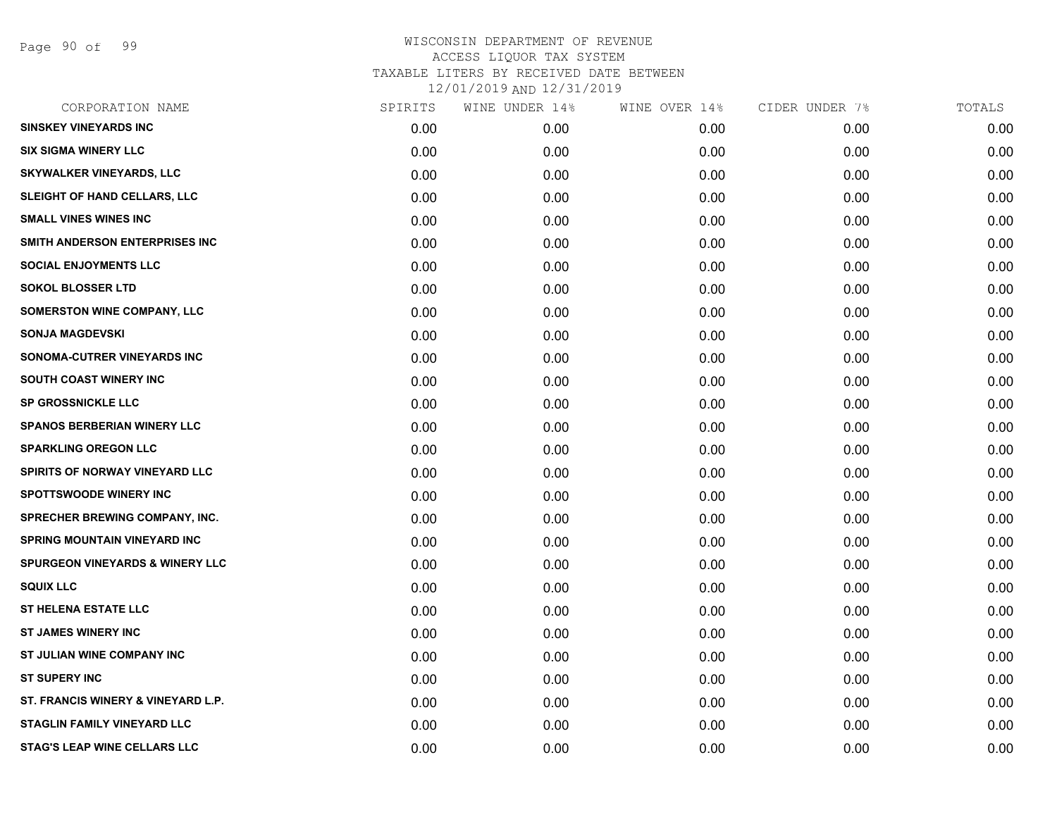WISCONSIN DEPARTMENT OF REVENUE
ACCESS LIQUOR TAX SYSTEM
TAXABLE LITERS BY RECEIVED DATE BETWEEN
12/01/2019 AND 12/31/2019

| CORPORATION NAME | SPIRITS | WINE UNDER 14% | WINE OVER 14% | CIDER UNDER 7% | TOTALS |
|---|---|---|---|---|---|
| SINSKEY VINEYARDS INC | 0.00 | 0.00 | 0.00 | 0.00 | 0.00 |
| SIX SIGMA WINERY LLC | 0.00 | 0.00 | 0.00 | 0.00 | 0.00 |
| SKYWALKER VINEYARDS, LLC | 0.00 | 0.00 | 0.00 | 0.00 | 0.00 |
| SLEIGHT OF HAND CELLARS, LLC | 0.00 | 0.00 | 0.00 | 0.00 | 0.00 |
| SMALL VINES WINES INC | 0.00 | 0.00 | 0.00 | 0.00 | 0.00 |
| SMITH ANDERSON ENTERPRISES INC | 0.00 | 0.00 | 0.00 | 0.00 | 0.00 |
| SOCIAL ENJOYMENTS LLC | 0.00 | 0.00 | 0.00 | 0.00 | 0.00 |
| SOKOL BLOSSER LTD | 0.00 | 0.00 | 0.00 | 0.00 | 0.00 |
| SOMERSTON WINE COMPANY, LLC | 0.00 | 0.00 | 0.00 | 0.00 | 0.00 |
| SONJA MAGDEVSKI | 0.00 | 0.00 | 0.00 | 0.00 | 0.00 |
| SONOMA-CUTRER VINEYARDS INC | 0.00 | 0.00 | 0.00 | 0.00 | 0.00 |
| SOUTH COAST WINERY INC | 0.00 | 0.00 | 0.00 | 0.00 | 0.00 |
| SP GROSSNICKLE LLC | 0.00 | 0.00 | 0.00 | 0.00 | 0.00 |
| SPANOS BERBERIAN WINERY LLC | 0.00 | 0.00 | 0.00 | 0.00 | 0.00 |
| SPARKLING OREGON LLC | 0.00 | 0.00 | 0.00 | 0.00 | 0.00 |
| SPIRITS OF NORWAY VINEYARD LLC | 0.00 | 0.00 | 0.00 | 0.00 | 0.00 |
| SPOTTSWOODE WINERY INC | 0.00 | 0.00 | 0.00 | 0.00 | 0.00 |
| SPRECHER BREWING COMPANY, INC. | 0.00 | 0.00 | 0.00 | 0.00 | 0.00 |
| SPRING MOUNTAIN VINEYARD INC | 0.00 | 0.00 | 0.00 | 0.00 | 0.00 |
| SPURGEON VINEYARDS & WINERY LLC | 0.00 | 0.00 | 0.00 | 0.00 | 0.00 |
| SQUIX LLC | 0.00 | 0.00 | 0.00 | 0.00 | 0.00 |
| ST HELENA ESTATE LLC | 0.00 | 0.00 | 0.00 | 0.00 | 0.00 |
| ST JAMES WINERY INC | 0.00 | 0.00 | 0.00 | 0.00 | 0.00 |
| ST JULIAN WINE COMPANY INC | 0.00 | 0.00 | 0.00 | 0.00 | 0.00 |
| ST SUPERY INC | 0.00 | 0.00 | 0.00 | 0.00 | 0.00 |
| ST. FRANCIS WINERY & VINEYARD L.P. | 0.00 | 0.00 | 0.00 | 0.00 | 0.00 |
| STAGLIN FAMILY VINEYARD LLC | 0.00 | 0.00 | 0.00 | 0.00 | 0.00 |
| STAG'S LEAP WINE CELLARS LLC | 0.00 | 0.00 | 0.00 | 0.00 | 0.00 |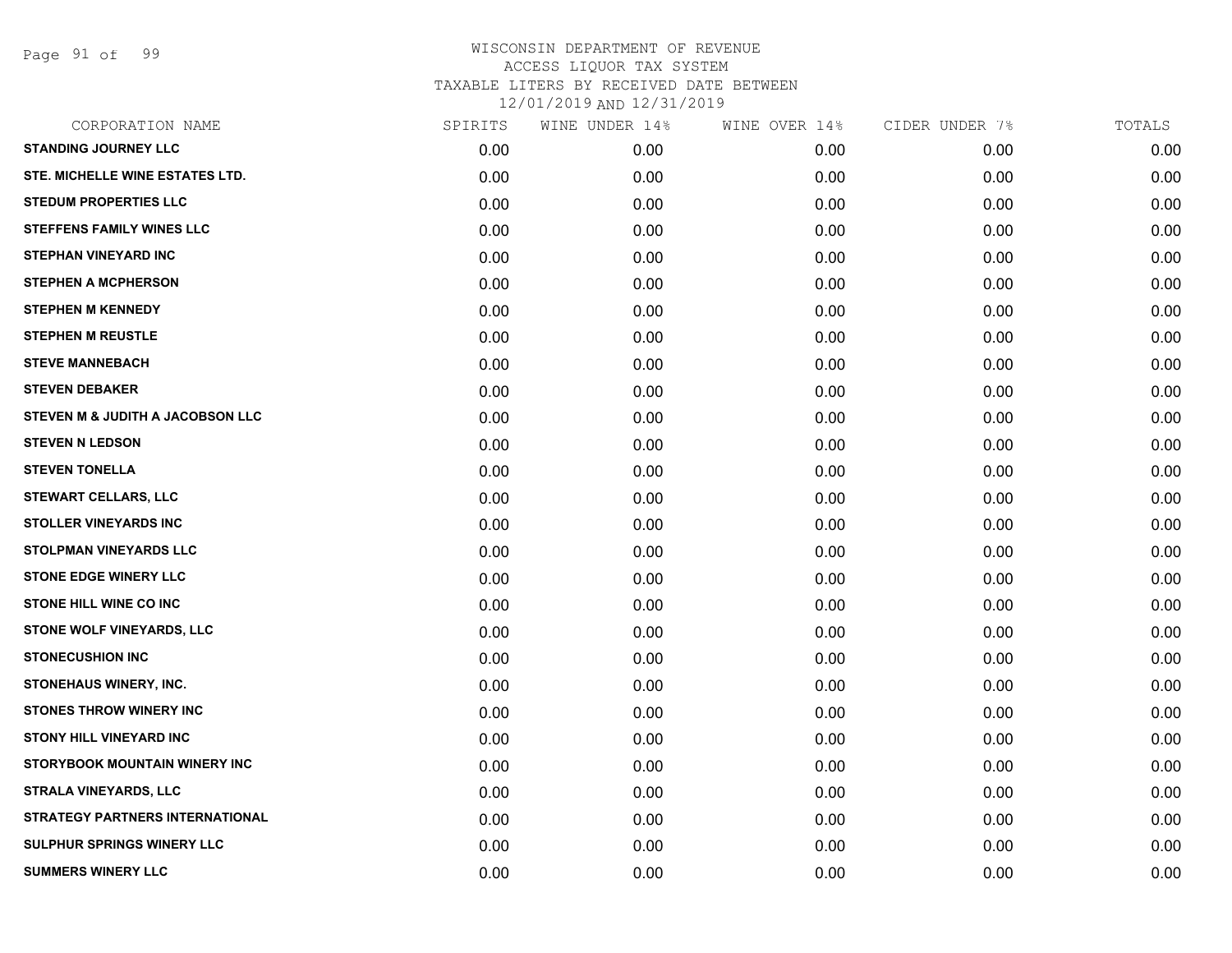WISCONSIN DEPARTMENT OF REVENUE
ACCESS LIQUOR TAX SYSTEM
TAXABLE LITERS BY RECEIVED DATE BETWEEN
12/01/2019 AND 12/31/2019

| CORPORATION NAME | SPIRITS | WINE UNDER 14% | WINE OVER 14% | CIDER UNDER 7% | TOTALS |
|---|---|---|---|---|---|
| STANDING JOURNEY LLC | 0.00 | 0.00 | 0.00 | 0.00 | 0.00 |
| STE. MICHELLE WINE ESTATES LTD. | 0.00 | 0.00 | 0.00 | 0.00 | 0.00 |
| STEDUM PROPERTIES LLC | 0.00 | 0.00 | 0.00 | 0.00 | 0.00 |
| STEFFENS FAMILY WINES LLC | 0.00 | 0.00 | 0.00 | 0.00 | 0.00 |
| STEPHAN VINEYARD INC | 0.00 | 0.00 | 0.00 | 0.00 | 0.00 |
| STEPHEN A MCPHERSON | 0.00 | 0.00 | 0.00 | 0.00 | 0.00 |
| STEPHEN M KENNEDY | 0.00 | 0.00 | 0.00 | 0.00 | 0.00 |
| STEPHEN M REUSTLE | 0.00 | 0.00 | 0.00 | 0.00 | 0.00 |
| STEVE MANNEBACH | 0.00 | 0.00 | 0.00 | 0.00 | 0.00 |
| STEVEN DEBAKER | 0.00 | 0.00 | 0.00 | 0.00 | 0.00 |
| STEVEN M & JUDITH A JACOBSON LLC | 0.00 | 0.00 | 0.00 | 0.00 | 0.00 |
| STEVEN N LEDSON | 0.00 | 0.00 | 0.00 | 0.00 | 0.00 |
| STEVEN TONELLA | 0.00 | 0.00 | 0.00 | 0.00 | 0.00 |
| STEWART CELLARS, LLC | 0.00 | 0.00 | 0.00 | 0.00 | 0.00 |
| STOLLER VINEYARDS INC | 0.00 | 0.00 | 0.00 | 0.00 | 0.00 |
| STOLPMAN VINEYARDS LLC | 0.00 | 0.00 | 0.00 | 0.00 | 0.00 |
| STONE EDGE WINERY LLC | 0.00 | 0.00 | 0.00 | 0.00 | 0.00 |
| STONE HILL WINE CO INC | 0.00 | 0.00 | 0.00 | 0.00 | 0.00 |
| STONE WOLF VINEYARDS, LLC | 0.00 | 0.00 | 0.00 | 0.00 | 0.00 |
| STONECUSHION INC | 0.00 | 0.00 | 0.00 | 0.00 | 0.00 |
| STONEHAUS WINERY, INC. | 0.00 | 0.00 | 0.00 | 0.00 | 0.00 |
| STONES THROW WINERY INC | 0.00 | 0.00 | 0.00 | 0.00 | 0.00 |
| STONY HILL VINEYARD INC | 0.00 | 0.00 | 0.00 | 0.00 | 0.00 |
| STORYBOOK MOUNTAIN WINERY INC | 0.00 | 0.00 | 0.00 | 0.00 | 0.00 |
| STRALA VINEYARDS, LLC | 0.00 | 0.00 | 0.00 | 0.00 | 0.00 |
| STRATEGY PARTNERS INTERNATIONAL | 0.00 | 0.00 | 0.00 | 0.00 | 0.00 |
| SULPHUR SPRINGS WINERY LLC | 0.00 | 0.00 | 0.00 | 0.00 | 0.00 |
| SUMMERS WINERY LLC | 0.00 | 0.00 | 0.00 | 0.00 | 0.00 |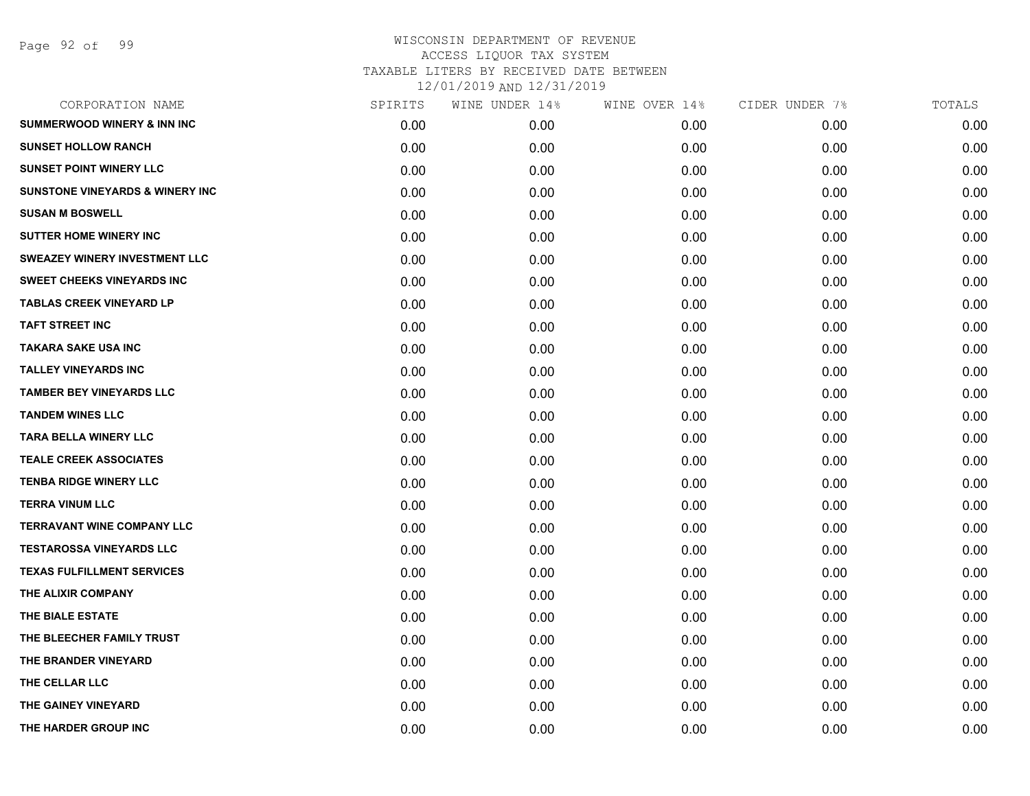WISCONSIN DEPARTMENT OF REVENUE
ACCESS LIQUOR TAX SYSTEM
TAXABLE LITERS BY RECEIVED DATE BETWEEN
12/01/2019 AND 12/31/2019

| CORPORATION NAME | SPIRITS | WINE UNDER 14% | WINE OVER 14% | CIDER UNDER 7% | TOTALS |
|---|---|---|---|---|---|
| SUMMERWOOD WINERY & INN INC | 0.00 | 0.00 | 0.00 | 0.00 | 0.00 |
| SUNSET HOLLOW RANCH | 0.00 | 0.00 | 0.00 | 0.00 | 0.00 |
| SUNSET POINT WINERY LLC | 0.00 | 0.00 | 0.00 | 0.00 | 0.00 |
| SUNSTONE VINEYARDS & WINERY INC | 0.00 | 0.00 | 0.00 | 0.00 | 0.00 |
| SUSAN M BOSWELL | 0.00 | 0.00 | 0.00 | 0.00 | 0.00 |
| SUTTER HOME WINERY INC | 0.00 | 0.00 | 0.00 | 0.00 | 0.00 |
| SWEAZEY WINERY INVESTMENT LLC | 0.00 | 0.00 | 0.00 | 0.00 | 0.00 |
| SWEET CHEEKS VINEYARDS INC | 0.00 | 0.00 | 0.00 | 0.00 | 0.00 |
| TABLAS CREEK VINEYARD LP | 0.00 | 0.00 | 0.00 | 0.00 | 0.00 |
| TAFT STREET INC | 0.00 | 0.00 | 0.00 | 0.00 | 0.00 |
| TAKARA SAKE USA INC | 0.00 | 0.00 | 0.00 | 0.00 | 0.00 |
| TALLEY VINEYARDS INC | 0.00 | 0.00 | 0.00 | 0.00 | 0.00 |
| TAMBER BEY VINEYARDS LLC | 0.00 | 0.00 | 0.00 | 0.00 | 0.00 |
| TANDEM WINES LLC | 0.00 | 0.00 | 0.00 | 0.00 | 0.00 |
| TARA BELLA WINERY LLC | 0.00 | 0.00 | 0.00 | 0.00 | 0.00 |
| TEALE CREEK ASSOCIATES | 0.00 | 0.00 | 0.00 | 0.00 | 0.00 |
| TENBA RIDGE WINERY LLC | 0.00 | 0.00 | 0.00 | 0.00 | 0.00 |
| TERRA VINUM LLC | 0.00 | 0.00 | 0.00 | 0.00 | 0.00 |
| TERRAVANT WINE COMPANY LLC | 0.00 | 0.00 | 0.00 | 0.00 | 0.00 |
| TESTAROSSA VINEYARDS LLC | 0.00 | 0.00 | 0.00 | 0.00 | 0.00 |
| TEXAS FULFILLMENT SERVICES | 0.00 | 0.00 | 0.00 | 0.00 | 0.00 |
| THE ALIXIR COMPANY | 0.00 | 0.00 | 0.00 | 0.00 | 0.00 |
| THE BIALE ESTATE | 0.00 | 0.00 | 0.00 | 0.00 | 0.00 |
| THE BLEECHER FAMILY TRUST | 0.00 | 0.00 | 0.00 | 0.00 | 0.00 |
| THE BRANDER VINEYARD | 0.00 | 0.00 | 0.00 | 0.00 | 0.00 |
| THE CELLAR LLC | 0.00 | 0.00 | 0.00 | 0.00 | 0.00 |
| THE GAINEY VINEYARD | 0.00 | 0.00 | 0.00 | 0.00 | 0.00 |
| THE HARDER GROUP INC | 0.00 | 0.00 | 0.00 | 0.00 | 0.00 |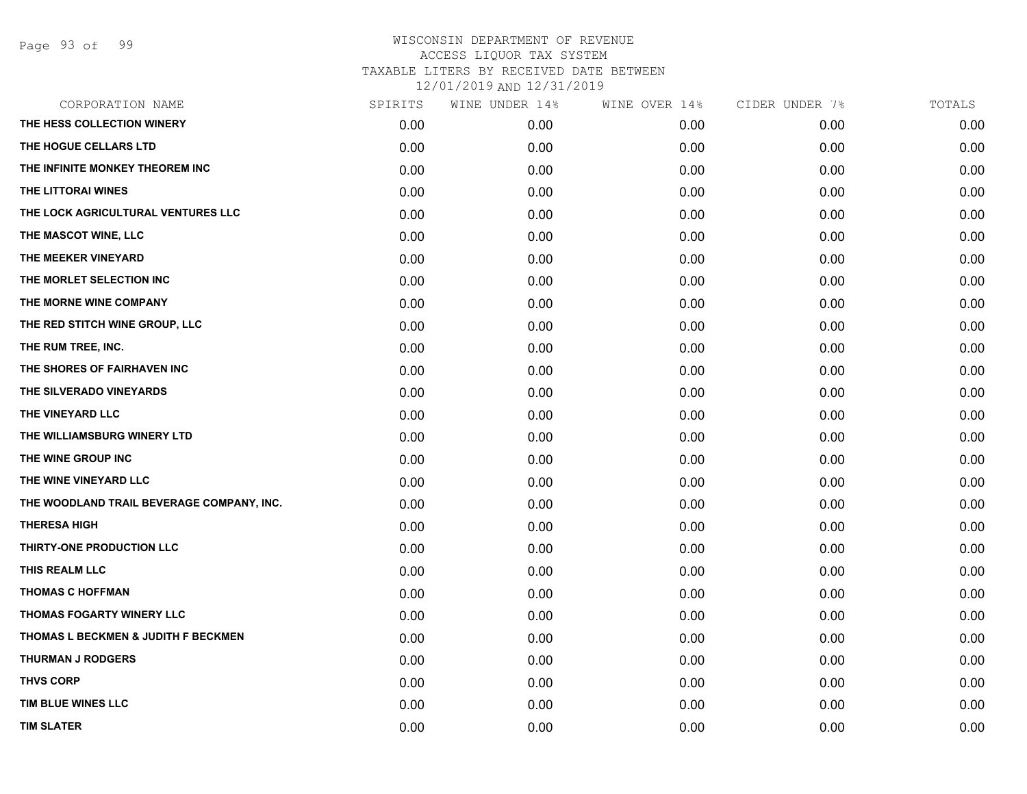WISCONSIN DEPARTMENT OF REVENUE
ACCESS LIQUOR TAX SYSTEM
TAXABLE LITERS BY RECEIVED DATE BETWEEN
12/01/2019 AND 12/31/2019

| CORPORATION NAME | SPIRITS | WINE UNDER 14% | WINE OVER 14% | CIDER UNDER 7% | TOTALS |
|---|---|---|---|---|---|
| THE HESS COLLECTION WINERY | 0.00 | 0.00 | 0.00 | 0.00 | 0.00 |
| THE HOGUE CELLARS LTD | 0.00 | 0.00 | 0.00 | 0.00 | 0.00 |
| THE INFINITE MONKEY THEOREM INC | 0.00 | 0.00 | 0.00 | 0.00 | 0.00 |
| THE LITTORAI WINES | 0.00 | 0.00 | 0.00 | 0.00 | 0.00 |
| THE LOCK AGRICULTURAL VENTURES LLC | 0.00 | 0.00 | 0.00 | 0.00 | 0.00 |
| THE MASCOT WINE, LLC | 0.00 | 0.00 | 0.00 | 0.00 | 0.00 |
| THE MEEKER VINEYARD | 0.00 | 0.00 | 0.00 | 0.00 | 0.00 |
| THE MORLET SELECTION INC | 0.00 | 0.00 | 0.00 | 0.00 | 0.00 |
| THE MORNE WINE COMPANY | 0.00 | 0.00 | 0.00 | 0.00 | 0.00 |
| THE RED STITCH WINE GROUP, LLC | 0.00 | 0.00 | 0.00 | 0.00 | 0.00 |
| THE RUM TREE, INC. | 0.00 | 0.00 | 0.00 | 0.00 | 0.00 |
| THE SHORES OF FAIRHAVEN INC | 0.00 | 0.00 | 0.00 | 0.00 | 0.00 |
| THE SILVERADO VINEYARDS | 0.00 | 0.00 | 0.00 | 0.00 | 0.00 |
| THE VINEYARD LLC | 0.00 | 0.00 | 0.00 | 0.00 | 0.00 |
| THE WILLIAMSBURG WINERY LTD | 0.00 | 0.00 | 0.00 | 0.00 | 0.00 |
| THE WINE GROUP INC | 0.00 | 0.00 | 0.00 | 0.00 | 0.00 |
| THE WINE VINEYARD LLC | 0.00 | 0.00 | 0.00 | 0.00 | 0.00 |
| THE WOODLAND TRAIL BEVERAGE COMPANY, INC. | 0.00 | 0.00 | 0.00 | 0.00 | 0.00 |
| THERESA HIGH | 0.00 | 0.00 | 0.00 | 0.00 | 0.00 |
| THIRTY-ONE PRODUCTION LLC | 0.00 | 0.00 | 0.00 | 0.00 | 0.00 |
| THIS REALM LLC | 0.00 | 0.00 | 0.00 | 0.00 | 0.00 |
| THOMAS C HOFFMAN | 0.00 | 0.00 | 0.00 | 0.00 | 0.00 |
| THOMAS FOGARTY WINERY LLC | 0.00 | 0.00 | 0.00 | 0.00 | 0.00 |
| THOMAS L BECKMEN & JUDITH F BECKMEN | 0.00 | 0.00 | 0.00 | 0.00 | 0.00 |
| THURMAN J RODGERS | 0.00 | 0.00 | 0.00 | 0.00 | 0.00 |
| THVS CORP | 0.00 | 0.00 | 0.00 | 0.00 | 0.00 |
| TIM BLUE WINES LLC | 0.00 | 0.00 | 0.00 | 0.00 | 0.00 |
| TIM SLATER | 0.00 | 0.00 | 0.00 | 0.00 | 0.00 |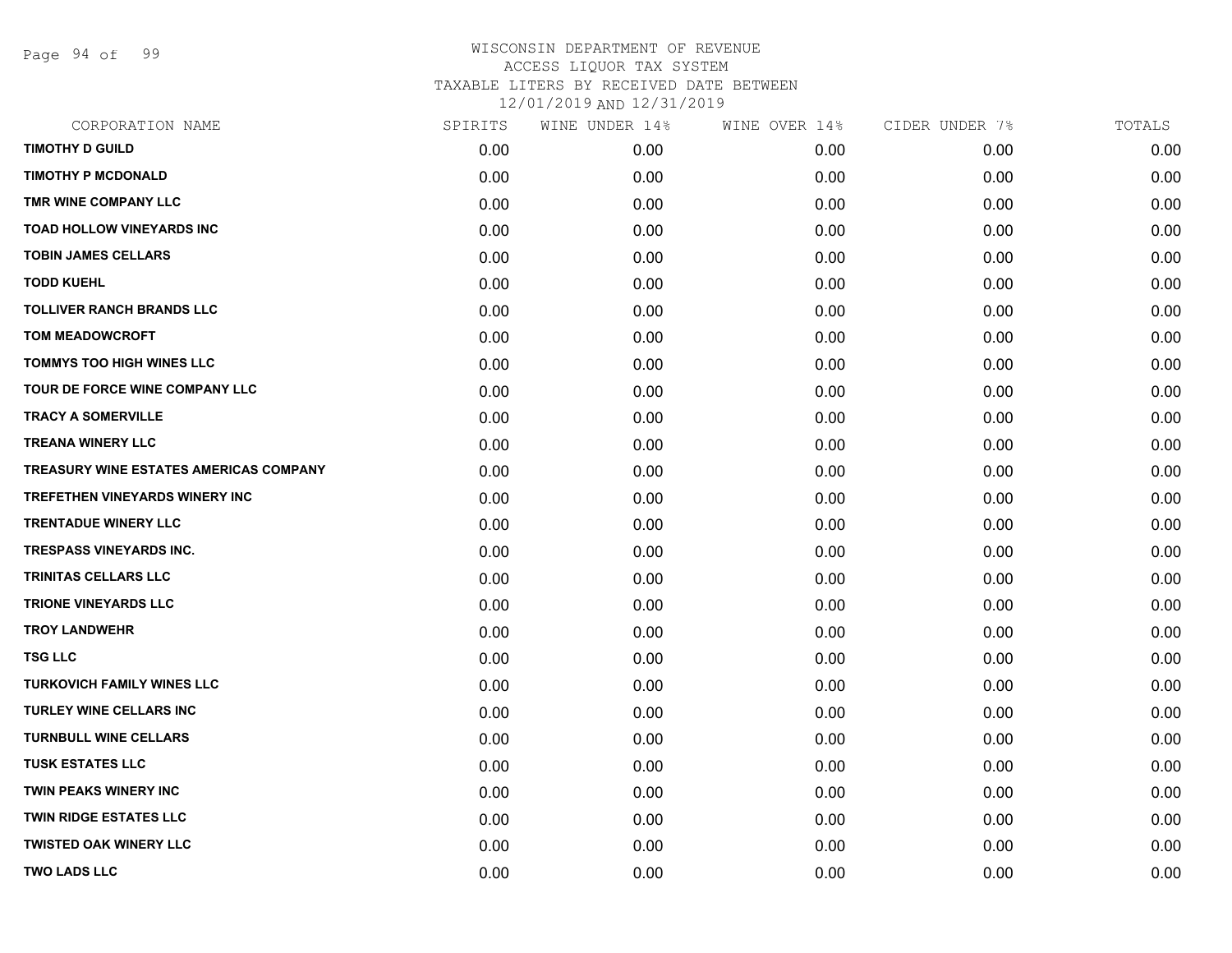WISCONSIN DEPARTMENT OF REVENUE
ACCESS LIQUOR TAX SYSTEM
TAXABLE LITERS BY RECEIVED DATE BETWEEN
12/01/2019 AND 12/31/2019

| CORPORATION NAME | SPIRITS | WINE UNDER 14% | WINE OVER 14% | CIDER UNDER 7% | TOTALS |
|---|---|---|---|---|---|
| **TIMOTHY D GUILD** | 0.00 | 0.00 | 0.00 | 0.00 | 0.00 |
| **TIMOTHY P MCDONALD** | 0.00 | 0.00 | 0.00 | 0.00 | 0.00 |
| **TMR WINE COMPANY LLC** | 0.00 | 0.00 | 0.00 | 0.00 | 0.00 |
| **TOAD HOLLOW VINEYARDS INC** | 0.00 | 0.00 | 0.00 | 0.00 | 0.00 |
| **TOBIN JAMES CELLARS** | 0.00 | 0.00 | 0.00 | 0.00 | 0.00 |
| **TODD KUEHL** | 0.00 | 0.00 | 0.00 | 0.00 | 0.00 |
| **TOLLIVER RANCH BRANDS LLC** | 0.00 | 0.00 | 0.00 | 0.00 | 0.00 |
| **TOM MEADOWCROFT** | 0.00 | 0.00 | 0.00 | 0.00 | 0.00 |
| **TOMMYS TOO HIGH WINES LLC** | 0.00 | 0.00 | 0.00 | 0.00 | 0.00 |
| **TOUR DE FORCE WINE COMPANY LLC** | 0.00 | 0.00 | 0.00 | 0.00 | 0.00 |
| **TRACY A SOMERVILLE** | 0.00 | 0.00 | 0.00 | 0.00 | 0.00 |
| **TREANA WINERY LLC** | 0.00 | 0.00 | 0.00 | 0.00 | 0.00 |
| **TREASURY WINE ESTATES AMERICAS COMPANY** | 0.00 | 0.00 | 0.00 | 0.00 | 0.00 |
| **TREFETHEN VINEYARDS WINERY INC** | 0.00 | 0.00 | 0.00 | 0.00 | 0.00 |
| **TRENTADUE WINERY LLC** | 0.00 | 0.00 | 0.00 | 0.00 | 0.00 |
| **TRESPASS VINEYARDS INC.** | 0.00 | 0.00 | 0.00 | 0.00 | 0.00 |
| **TRINITAS CELLARS LLC** | 0.00 | 0.00 | 0.00 | 0.00 | 0.00 |
| **TRIONE VINEYARDS LLC** | 0.00 | 0.00 | 0.00 | 0.00 | 0.00 |
| **TROY LANDWEHR** | 0.00 | 0.00 | 0.00 | 0.00 | 0.00 |
| **TSG LLC** | 0.00 | 0.00 | 0.00 | 0.00 | 0.00 |
| **TURKOVICH FAMILY WINES LLC** | 0.00 | 0.00 | 0.00 | 0.00 | 0.00 |
| **TURLEY WINE CELLARS INC** | 0.00 | 0.00 | 0.00 | 0.00 | 0.00 |
| **TURNBULL WINE CELLARS** | 0.00 | 0.00 | 0.00 | 0.00 | 0.00 |
| **TUSK ESTATES LLC** | 0.00 | 0.00 | 0.00 | 0.00 | 0.00 |
| **TWIN PEAKS WINERY INC** | 0.00 | 0.00 | 0.00 | 0.00 | 0.00 |
| **TWIN RIDGE ESTATES LLC** | 0.00 | 0.00 | 0.00 | 0.00 | 0.00 |
| **TWISTED OAK WINERY LLC** | 0.00 | 0.00 | 0.00 | 0.00 | 0.00 |
| **TWO LADS LLC** | 0.00 | 0.00 | 0.00 | 0.00 | 0.00 |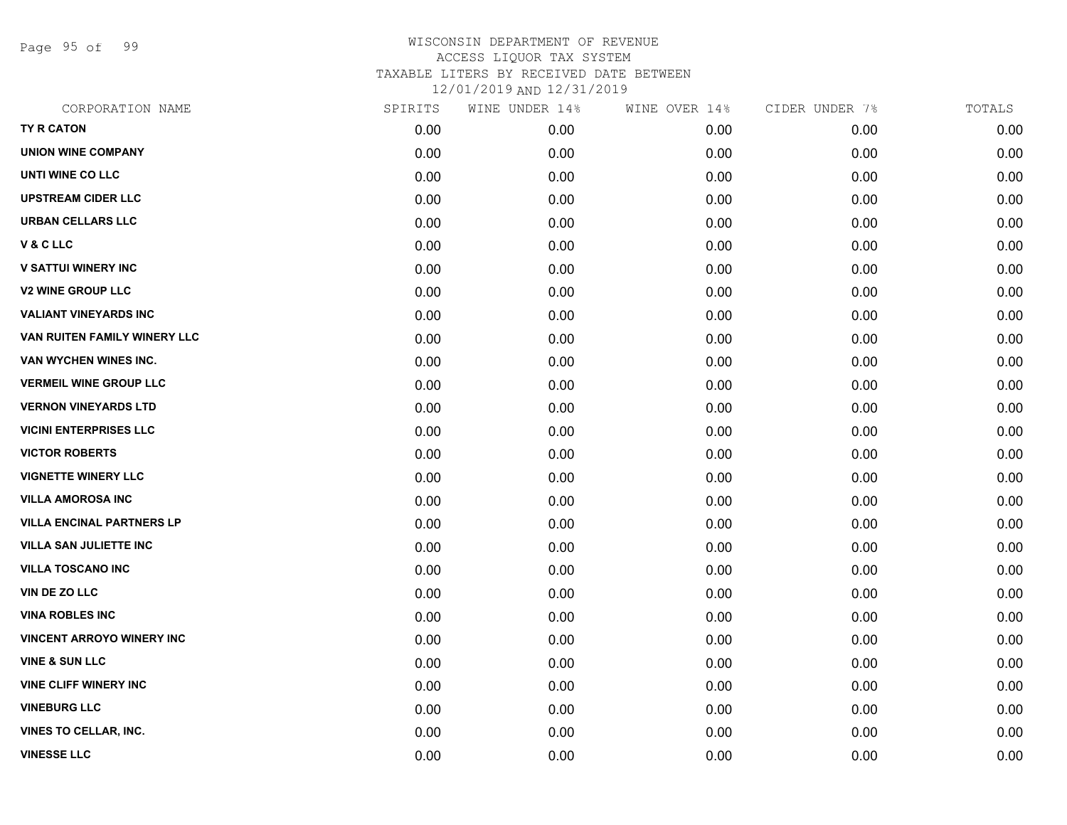WISCONSIN DEPARTMENT OF REVENUE
ACCESS LIQUOR TAX SYSTEM
TAXABLE LITERS BY RECEIVED DATE BETWEEN
12/01/2019 AND 12/31/2019

| CORPORATION NAME | SPIRITS | WINE UNDER 14% | WINE OVER 14% | CIDER UNDER 7% | TOTALS |
|---|---|---|---|---|---|
| TY R CATON | 0.00 | 0.00 | 0.00 | 0.00 | 0.00 |
| UNION WINE COMPANY | 0.00 | 0.00 | 0.00 | 0.00 | 0.00 |
| UNTI WINE CO LLC | 0.00 | 0.00 | 0.00 | 0.00 | 0.00 |
| UPSTREAM CIDER LLC | 0.00 | 0.00 | 0.00 | 0.00 | 0.00 |
| URBAN CELLARS LLC | 0.00 | 0.00 | 0.00 | 0.00 | 0.00 |
| V & C LLC | 0.00 | 0.00 | 0.00 | 0.00 | 0.00 |
| V SATTUI WINERY INC | 0.00 | 0.00 | 0.00 | 0.00 | 0.00 |
| V2 WINE GROUP LLC | 0.00 | 0.00 | 0.00 | 0.00 | 0.00 |
| VALIANT VINEYARDS INC | 0.00 | 0.00 | 0.00 | 0.00 | 0.00 |
| VAN RUITEN FAMILY WINERY LLC | 0.00 | 0.00 | 0.00 | 0.00 | 0.00 |
| VAN WYCHEN WINES INC. | 0.00 | 0.00 | 0.00 | 0.00 | 0.00 |
| VERMEIL WINE GROUP LLC | 0.00 | 0.00 | 0.00 | 0.00 | 0.00 |
| VERNON VINEYARDS LTD | 0.00 | 0.00 | 0.00 | 0.00 | 0.00 |
| VICINI ENTERPRISES LLC | 0.00 | 0.00 | 0.00 | 0.00 | 0.00 |
| VICTOR ROBERTS | 0.00 | 0.00 | 0.00 | 0.00 | 0.00 |
| VIGNETTE WINERY LLC | 0.00 | 0.00 | 0.00 | 0.00 | 0.00 |
| VILLA AMOROSA INC | 0.00 | 0.00 | 0.00 | 0.00 | 0.00 |
| VILLA ENCINAL PARTNERS LP | 0.00 | 0.00 | 0.00 | 0.00 | 0.00 |
| VILLA SAN JULIETTE INC | 0.00 | 0.00 | 0.00 | 0.00 | 0.00 |
| VILLA TOSCANO INC | 0.00 | 0.00 | 0.00 | 0.00 | 0.00 |
| VIN DE ZO LLC | 0.00 | 0.00 | 0.00 | 0.00 | 0.00 |
| VINA ROBLES INC | 0.00 | 0.00 | 0.00 | 0.00 | 0.00 |
| VINCENT ARROYO WINERY INC | 0.00 | 0.00 | 0.00 | 0.00 | 0.00 |
| VINE & SUN LLC | 0.00 | 0.00 | 0.00 | 0.00 | 0.00 |
| VINE CLIFF WINERY INC | 0.00 | 0.00 | 0.00 | 0.00 | 0.00 |
| VINEBURG LLC | 0.00 | 0.00 | 0.00 | 0.00 | 0.00 |
| VINES TO CELLAR, INC. | 0.00 | 0.00 | 0.00 | 0.00 | 0.00 |
| VINESSE LLC | 0.00 | 0.00 | 0.00 | 0.00 | 0.00 |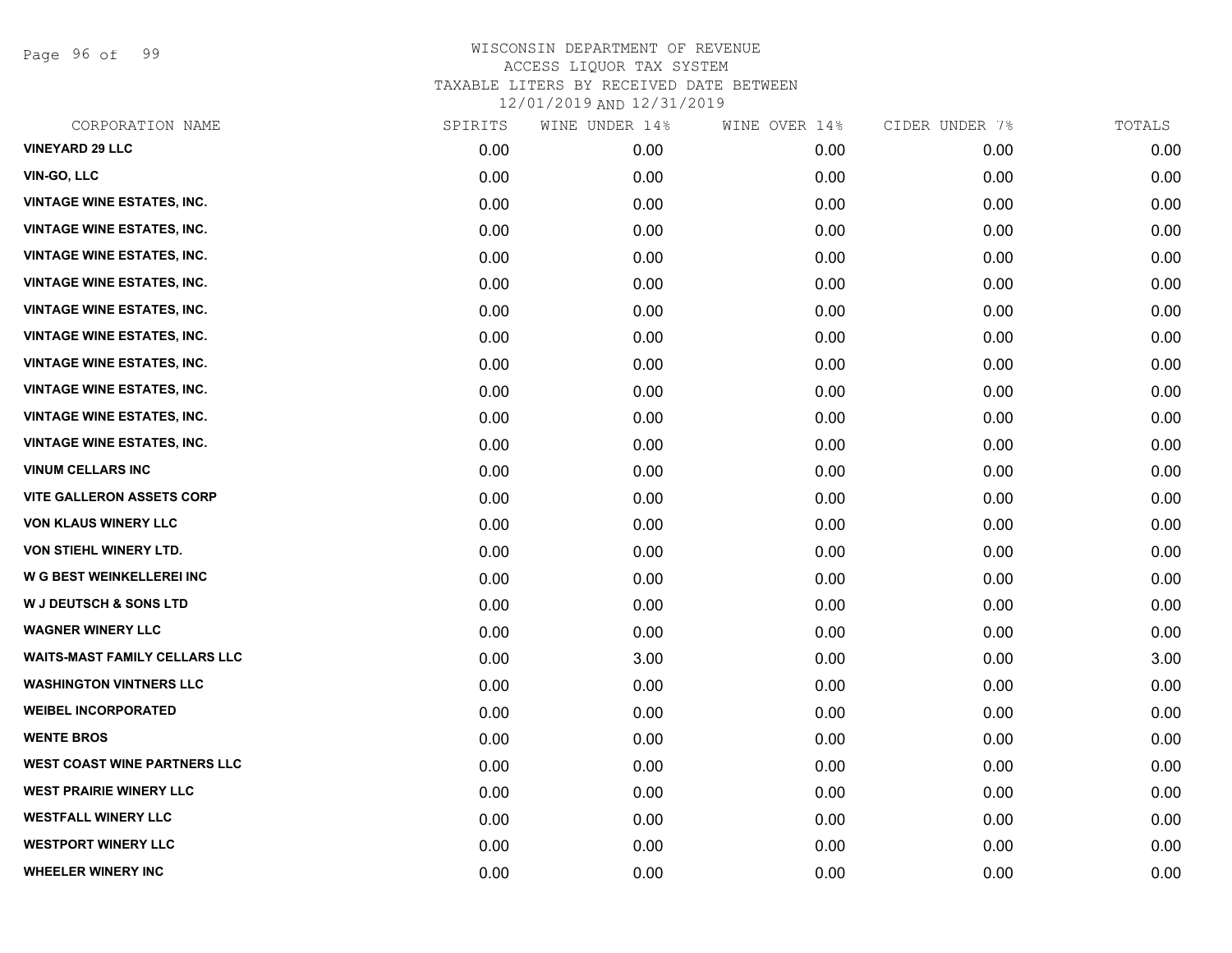# WISCONSIN DEPARTMENT OF REVENUE
## ACCESS LIQUOR TAX SYSTEM
### TAXABLE LITERS BY RECEIVED DATE BETWEEN 12/01/2019 AND 12/31/2019

| CORPORATION NAME | SPIRITS | WINE UNDER 14% | WINE OVER 14% | CIDER UNDER 7% | TOTALS |
|---|---|---|---|---|---|
| VINEYARD 29 LLC | 0.00 | 0.00 | 0.00 | 0.00 | 0.00 |
| VIN-GO, LLC | 0.00 | 0.00 | 0.00 | 0.00 | 0.00 |
| VINTAGE WINE ESTATES, INC. | 0.00 | 0.00 | 0.00 | 0.00 | 0.00 |
| VINTAGE WINE ESTATES, INC. | 0.00 | 0.00 | 0.00 | 0.00 | 0.00 |
| VINTAGE WINE ESTATES, INC. | 0.00 | 0.00 | 0.00 | 0.00 | 0.00 |
| VINTAGE WINE ESTATES, INC. | 0.00 | 0.00 | 0.00 | 0.00 | 0.00 |
| VINTAGE WINE ESTATES, INC. | 0.00 | 0.00 | 0.00 | 0.00 | 0.00 |
| VINTAGE WINE ESTATES, INC. | 0.00 | 0.00 | 0.00 | 0.00 | 0.00 |
| VINTAGE WINE ESTATES, INC. | 0.00 | 0.00 | 0.00 | 0.00 | 0.00 |
| VINTAGE WINE ESTATES, INC. | 0.00 | 0.00 | 0.00 | 0.00 | 0.00 |
| VINTAGE WINE ESTATES, INC. | 0.00 | 0.00 | 0.00 | 0.00 | 0.00 |
| VINTAGE WINE ESTATES, INC. | 0.00 | 0.00 | 0.00 | 0.00 | 0.00 |
| VINUM CELLARS INC | 0.00 | 0.00 | 0.00 | 0.00 | 0.00 |
| VITE GALLERON ASSETS CORP | 0.00 | 0.00 | 0.00 | 0.00 | 0.00 |
| VON KLAUS WINERY LLC | 0.00 | 0.00 | 0.00 | 0.00 | 0.00 |
| VON STIEHL WINERY LTD. | 0.00 | 0.00 | 0.00 | 0.00 | 0.00 |
| W G BEST WEINKELLEREI INC | 0.00 | 0.00 | 0.00 | 0.00 | 0.00 |
| W J DEUTSCH & SONS LTD | 0.00 | 0.00 | 0.00 | 0.00 | 0.00 |
| WAGNER WINERY LLC | 0.00 | 0.00 | 0.00 | 0.00 | 0.00 |
| WAITS-MAST FAMILY CELLARS LLC | 0.00 | 3.00 | 0.00 | 0.00 | 3.00 |
| WASHINGTON VINTNERS LLC | 0.00 | 0.00 | 0.00 | 0.00 | 0.00 |
| WEIBEL INCORPORATED | 0.00 | 0.00 | 0.00 | 0.00 | 0.00 |
| WENTE BROS | 0.00 | 0.00 | 0.00 | 0.00 | 0.00 |
| WEST COAST WINE PARTNERS LLC | 0.00 | 0.00 | 0.00 | 0.00 | 0.00 |
| WEST PRAIRIE WINERY LLC | 0.00 | 0.00 | 0.00 | 0.00 | 0.00 |
| WESTFALL WINERY LLC | 0.00 | 0.00 | 0.00 | 0.00 | 0.00 |
| WESTPORT WINERY LLC | 0.00 | 0.00 | 0.00 | 0.00 | 0.00 |
| WHEELER WINERY INC | 0.00 | 0.00 | 0.00 | 0.00 | 0.00 |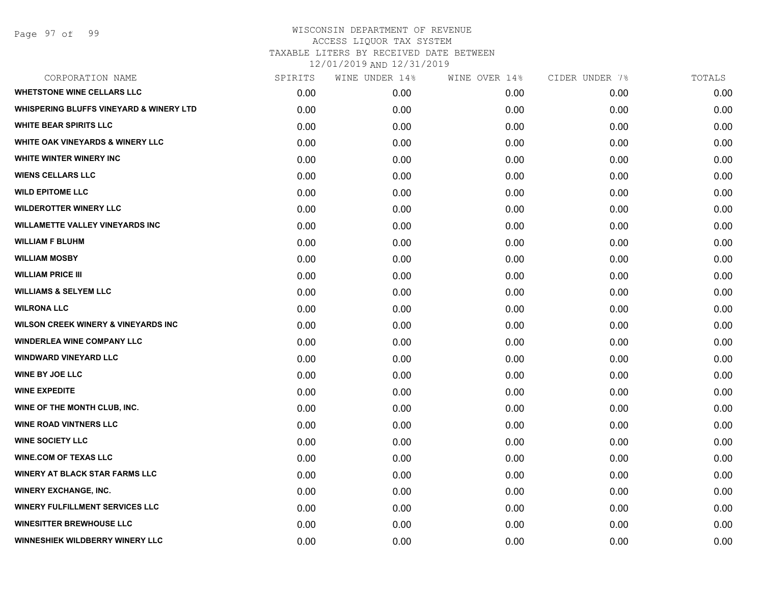WISCONSIN DEPARTMENT OF REVENUE
ACCESS LIQUOR TAX SYSTEM
TAXABLE LITERS BY RECEIVED DATE BETWEEN
12/01/2019 AND 12/31/2019

| CORPORATION NAME | SPIRITS | WINE UNDER 14% | WINE OVER 14% | CIDER UNDER 7% | TOTALS |
|---|---|---|---|---|---|
| WHETSTONE WINE CELLARS LLC | 0.00 | 0.00 | 0.00 | 0.00 | 0.00 |
| WHISPERING BLUFFS VINEYARD & WINERY LTD | 0.00 | 0.00 | 0.00 | 0.00 | 0.00 |
| WHITE BEAR SPIRITS LLC | 0.00 | 0.00 | 0.00 | 0.00 | 0.00 |
| WHITE OAK VINEYARDS & WINERY LLC | 0.00 | 0.00 | 0.00 | 0.00 | 0.00 |
| WHITE WINTER WINERY INC | 0.00 | 0.00 | 0.00 | 0.00 | 0.00 |
| WIENS CELLARS LLC | 0.00 | 0.00 | 0.00 | 0.00 | 0.00 |
| WILD EPITOME LLC | 0.00 | 0.00 | 0.00 | 0.00 | 0.00 |
| WILDEROTTER WINERY LLC | 0.00 | 0.00 | 0.00 | 0.00 | 0.00 |
| WILLAMETTE VALLEY VINEYARDS INC | 0.00 | 0.00 | 0.00 | 0.00 | 0.00 |
| WILLIAM F BLUHM | 0.00 | 0.00 | 0.00 | 0.00 | 0.00 |
| WILLIAM MOSBY | 0.00 | 0.00 | 0.00 | 0.00 | 0.00 |
| WILLIAM PRICE III | 0.00 | 0.00 | 0.00 | 0.00 | 0.00 |
| WILLIAMS & SELYEM LLC | 0.00 | 0.00 | 0.00 | 0.00 | 0.00 |
| WILRONA LLC | 0.00 | 0.00 | 0.00 | 0.00 | 0.00 |
| WILSON CREEK WINERY & VINEYARDS INC | 0.00 | 0.00 | 0.00 | 0.00 | 0.00 |
| WINDERLEA WINE COMPANY LLC | 0.00 | 0.00 | 0.00 | 0.00 | 0.00 |
| WINDWARD VINEYARD LLC | 0.00 | 0.00 | 0.00 | 0.00 | 0.00 |
| WINE BY JOE LLC | 0.00 | 0.00 | 0.00 | 0.00 | 0.00 |
| WINE EXPEDITE | 0.00 | 0.00 | 0.00 | 0.00 | 0.00 |
| WINE OF THE MONTH CLUB, INC. | 0.00 | 0.00 | 0.00 | 0.00 | 0.00 |
| WINE ROAD VINTNERS LLC | 0.00 | 0.00 | 0.00 | 0.00 | 0.00 |
| WINE SOCIETY LLC | 0.00 | 0.00 | 0.00 | 0.00 | 0.00 |
| WINE.COM OF TEXAS LLC | 0.00 | 0.00 | 0.00 | 0.00 | 0.00 |
| WINERY AT BLACK STAR FARMS LLC | 0.00 | 0.00 | 0.00 | 0.00 | 0.00 |
| WINERY EXCHANGE, INC. | 0.00 | 0.00 | 0.00 | 0.00 | 0.00 |
| WINERY FULFILLMENT SERVICES LLC | 0.00 | 0.00 | 0.00 | 0.00 | 0.00 |
| WINESITTER BREWHOUSE LLC | 0.00 | 0.00 | 0.00 | 0.00 | 0.00 |
| WINNESHIEK WILDBERRY WINERY LLC | 0.00 | 0.00 | 0.00 | 0.00 | 0.00 |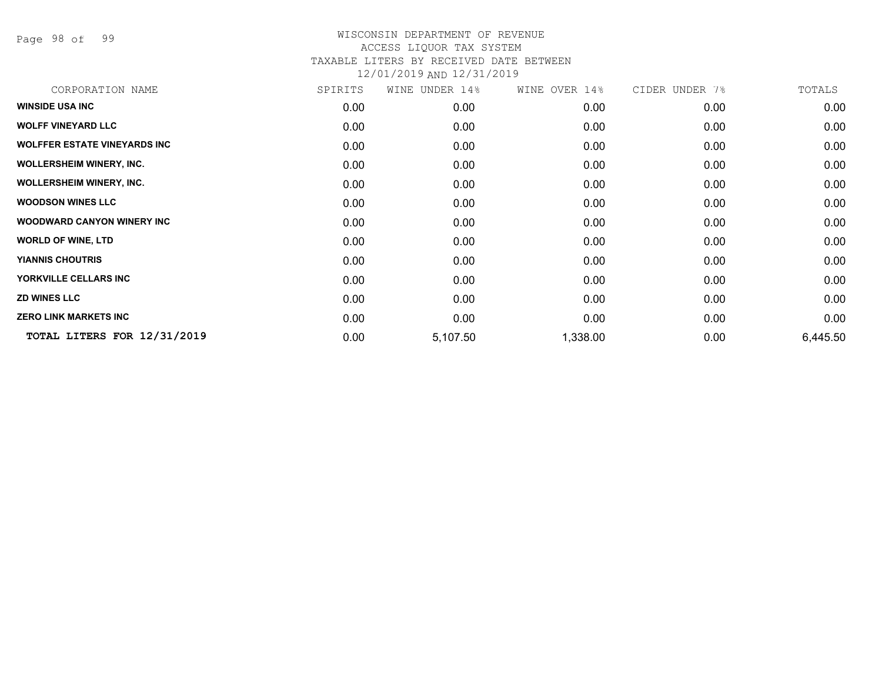WISCONSIN DEPARTMENT OF REVENUE
ACCESS LIQUOR TAX SYSTEM
TAXABLE LITERS BY RECEIVED DATE BETWEEN
12/01/2019 AND 12/31/2019

| CORPORATION NAME | SPIRITS | WINE UNDER 14% | WINE OVER 14% | CIDER UNDER 7% | TOTALS |
|---|---|---|---|---|---|
| **WINSIDE USA INC** | 0.00 | 0.00 | 0.00 | 0.00 | 0.00 |
| **WOLFF VINEYARD LLC** | 0.00 | 0.00 | 0.00 | 0.00 | 0.00 |
| **WOLFFER ESTATE VINEYARDS INC** | 0.00 | 0.00 | 0.00 | 0.00 | 0.00 |
| **WOLLERSHEIM WINERY, INC.** | 0.00 | 0.00 | 0.00 | 0.00 | 0.00 |
| **WOLLERSHEIM WINERY, INC.** | 0.00 | 0.00 | 0.00 | 0.00 | 0.00 |
| **WOODSON WINES LLC** | 0.00 | 0.00 | 0.00 | 0.00 | 0.00 |
| **WOODWARD CANYON WINERY INC** | 0.00 | 0.00 | 0.00 | 0.00 | 0.00 |
| **WORLD OF WINE, LTD** | 0.00 | 0.00 | 0.00 | 0.00 | 0.00 |
| **YIANNIS CHOUTRIS** | 0.00 | 0.00 | 0.00 | 0.00 | 0.00 |
| **YORKVILLE CELLARS INC** | 0.00 | 0.00 | 0.00 | 0.00 | 0.00 |
| **ZD WINES LLC** | 0.00 | 0.00 | 0.00 | 0.00 | 0.00 |
| **ZERO LINK MARKETS INC** | 0.00 | 0.00 | 0.00 | 0.00 | 0.00 |
| **TOTAL LITERS FOR 12/31/2019** | 0.00 | 5,107.50 | 1,338.00 | 0.00 | 6,445.50 |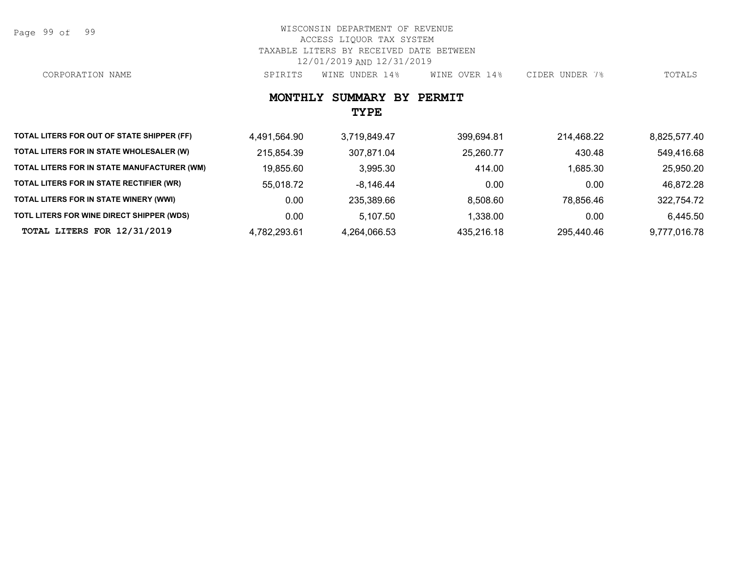WISCONSIN DEPARTMENT OF REVENUE
ACCESS LIQUOR TAX SYSTEM
TAXABLE LITERS BY RECEIVED DATE BETWEEN
12/01/2019 AND 12/31/2019

## MONTHLY SUMMARY BY PERMIT TYPE

| CORPORATION NAME | SPIRITS | WINE UNDER 14% | WINE OVER 14% | CIDER UNDER 7% | TOTALS |
|---|---|---|---|---|---|
| TOTAL LITERS FOR OUT OF STATE SHIPPER (FF) | 4,491,564.90 | 3,719,849.47 | 399,694.81 | 214,468.22 | 8,825,577.40 |
| TOTAL LITERS FOR IN STATE WHOLESALER (W) | 215,854.39 | 307,871.04 | 25,260.77 | 430.48 | 549,416.68 |
| TOTAL LITERS FOR IN STATE MANUFACTURER (WM) | 19,855.60 | 3,995.30 | 414.00 | 1,685.30 | 25,950.20 |
| TOTAL LITERS FOR IN STATE RECTIFIER (WR) | 55,018.72 | -8,146.44 | 0.00 | 0.00 | 46,872.28 |
| TOTAL LITERS FOR IN STATE WINERY (WWI) | 0.00 | 235,389.66 | 8,508.60 | 78,856.46 | 322,754.72 |
| TOTL LITERS FOR WINE DIRECT SHIPPER (WDS) | 0.00 | 5,107.50 | 1,338.00 | 0.00 | 6,445.50 |
| **TOTAL LITERS FOR 12/31/2019** | 4,782,293.61 | 4,264,066.53 | 435,216.18 | 295,440.46 | 9,777,016.78 |